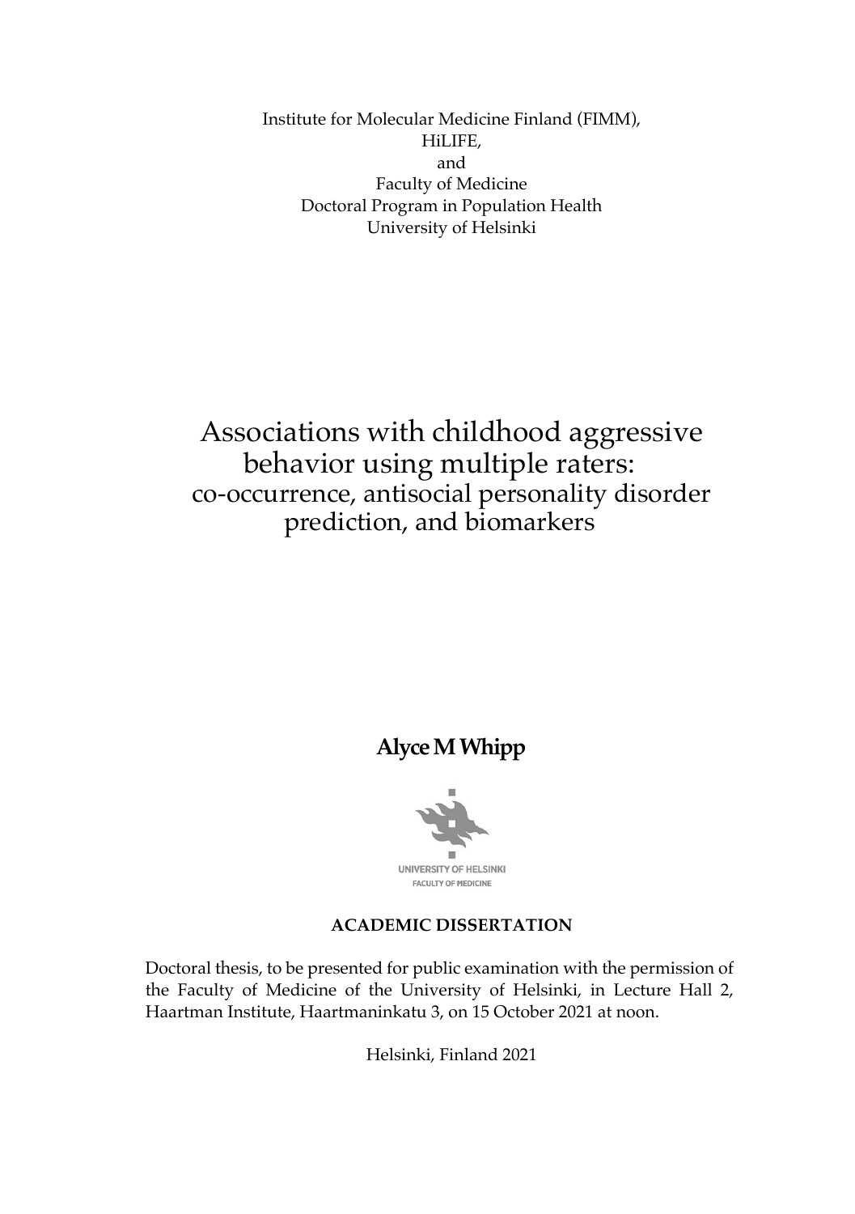Institute for Molecular Medicine Finland (FIMM),
HiLIFE,
and
Faculty of Medicine
Doctoral Program in Population Health
University of Helsinki

# Associations with childhood aggressive behavior using multiple raters: co-occurrence, antisocial personality disorder prediction, and biomarkers

**Alyce M Whipp**

UNIVERSITY OF HELSINKI
FACULTY OF MEDICINE

**ACADEMIC DISSERTATION**

Doctoral thesis, to be presented for public examination with the permission of the Faculty of Medicine of the University of Helsinki, in Lecture Hall 2, Haartman Institute, Haartmaninkatu 3, on 15 October 2021 at noon.

Helsinki, Finland 2021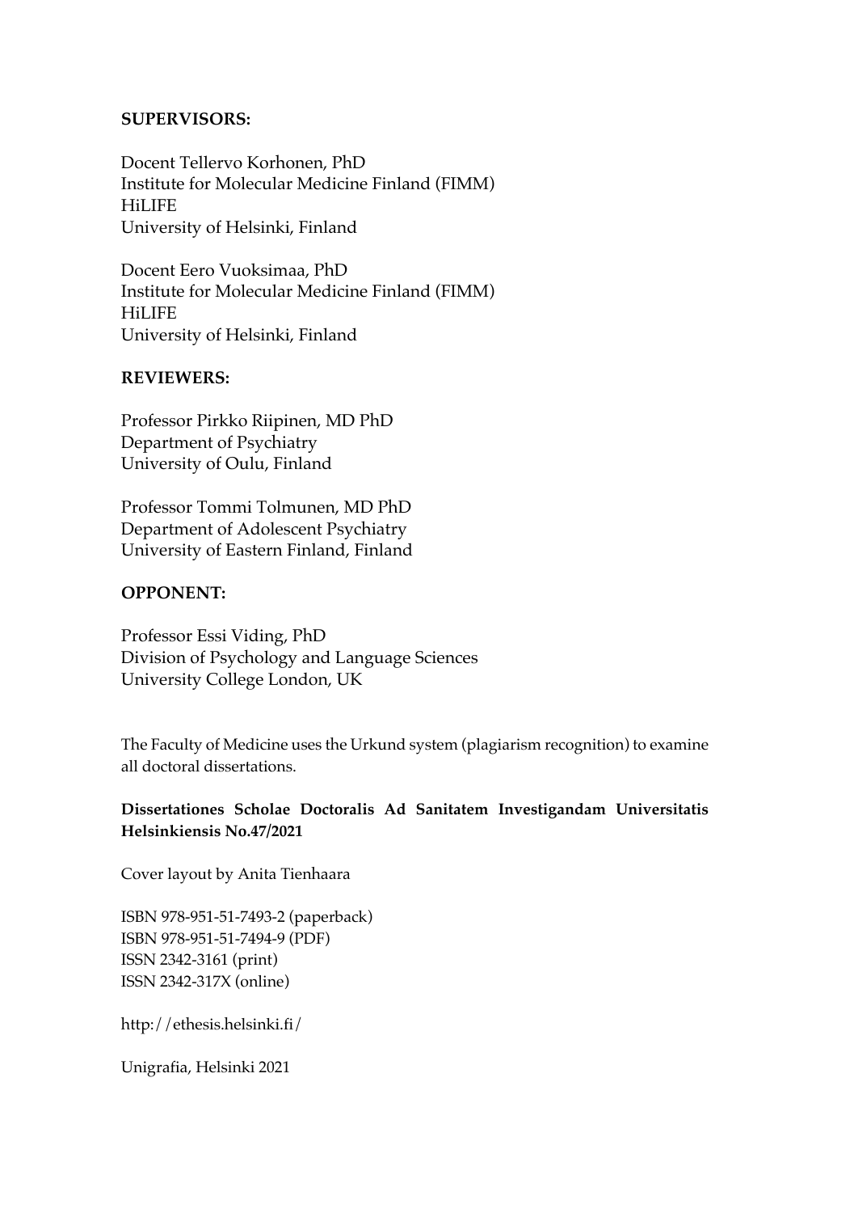**SUPERVISORS:**

Docent Tellervo Korhonen, PhD
Institute for Molecular Medicine Finland (FIMM)
HiLIFE
University of Helsinki, Finland

Docent Eero Vuoksimaa, PhD
Institute for Molecular Medicine Finland (FIMM)
HiLIFE
University of Helsinki, Finland

**REVIEWERS:**

Professor Pirkko Riipinen, MD PhD
Department of Psychiatry
University of Oulu, Finland

Professor Tommi Tolmunen, MD PhD
Department of Adolescent Psychiatry
University of Eastern Finland, Finland

**OPPONENT:**

Professor Essi Viding, PhD
Division of Psychology and Language Sciences
University College London, UK

The Faculty of Medicine uses the Urkund system (plagiarism recognition) to examine all doctoral dissertations.

**Dissertationes Scholae Doctoralis Ad Sanitatem Investigandam Universitatis Helsinkiensis No.47/2021**

Cover layout by Anita Tienhaara

ISBN 978-951-51-7493-2 (paperback)
ISBN 978-951-51-7494-9 (PDF)
ISSN 2342-3161 (print)
ISSN 2342-317X (online)

http://ethesis.helsinki.fi/

Unigrafia, Helsinki 2021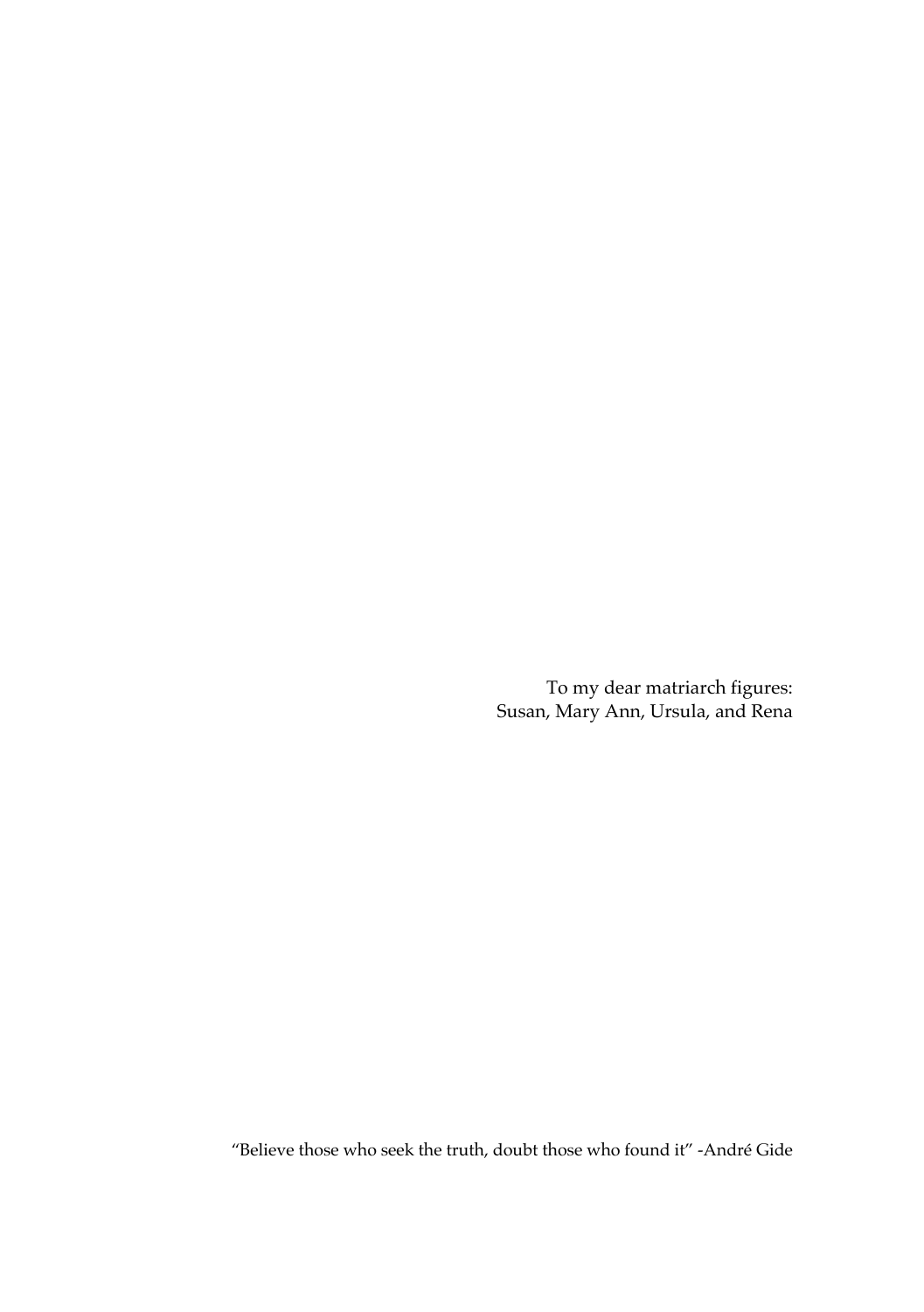To my dear matriarch figures:
Susan, Mary Ann, Ursula, and Rena

"Believe those who seek the truth, doubt those who found it" -André Gide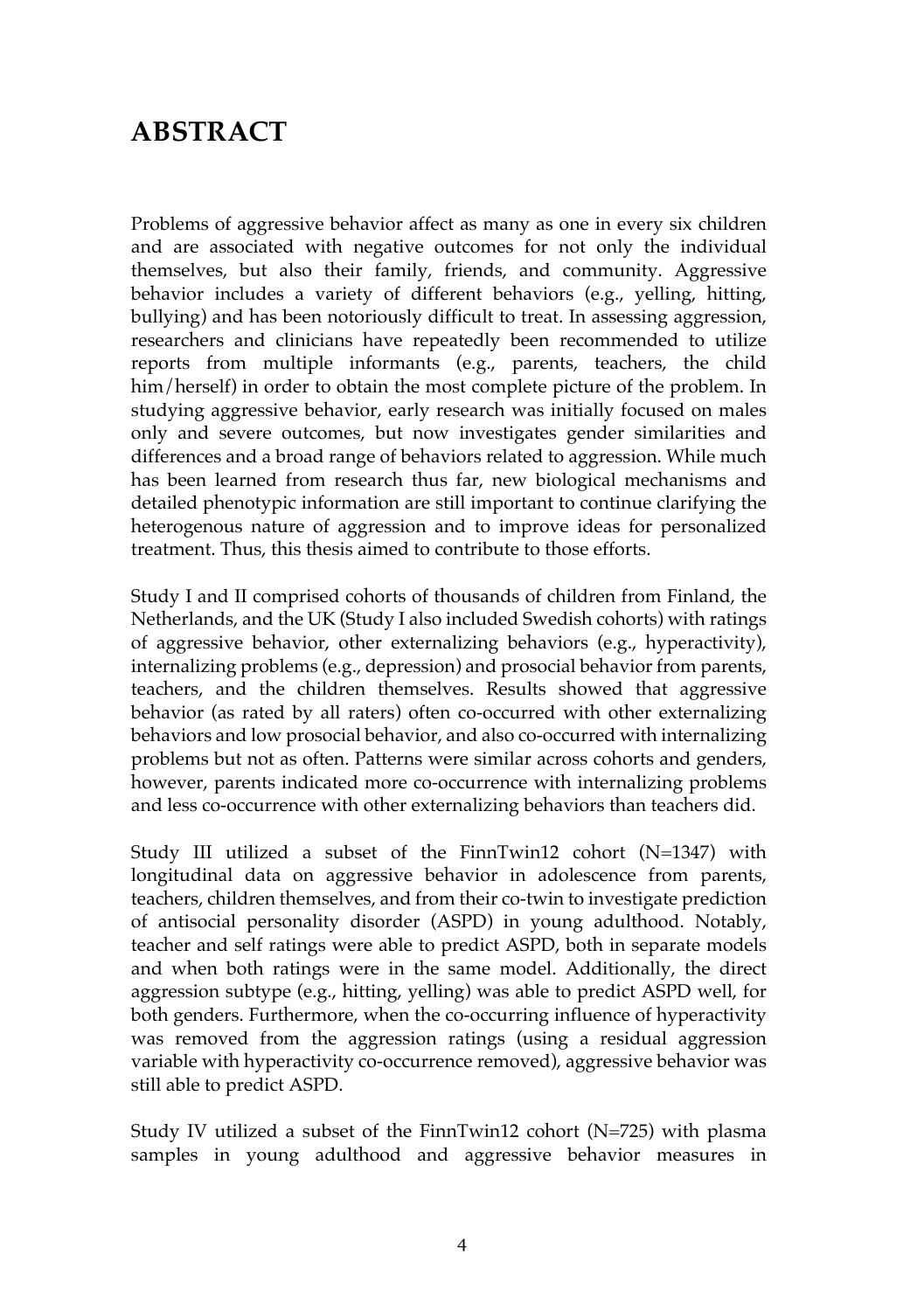# ABSTRACT

Problems of aggressive behavior affect as many as one in every six children and are associated with negative outcomes for not only the individual themselves, but also their family, friends, and community. Aggressive behavior includes a variety of different behaviors (e.g., yelling, hitting, bullying) and has been notoriously difficult to treat. In assessing aggression, researchers and clinicians have repeatedly been recommended to utilize reports from multiple informants (e.g., parents, teachers, the child him/herself) in order to obtain the most complete picture of the problem. In studying aggressive behavior, early research was initially focused on males only and severe outcomes, but now investigates gender similarities and differences and a broad range of behaviors related to aggression. While much has been learned from research thus far, new biological mechanisms and detailed phenotypic information are still important to continue clarifying the heterogenous nature of aggression and to improve ideas for personalized treatment. Thus, this thesis aimed to contribute to those efforts.

Study I and II comprised cohorts of thousands of children from Finland, the Netherlands, and the UK (Study I also included Swedish cohorts) with ratings of aggressive behavior, other externalizing behaviors (e.g., hyperactivity), internalizing problems (e.g., depression) and prosocial behavior from parents, teachers, and the children themselves. Results showed that aggressive behavior (as rated by all raters) often co-occurred with other externalizing behaviors and low prosocial behavior, and also co-occurred with internalizing problems but not as often. Patterns were similar across cohorts and genders, however, parents indicated more co-occurrence with internalizing problems and less co-occurrence with other externalizing behaviors than teachers did.

Study III utilized a subset of the FinnTwin12 cohort (N=1347) with longitudinal data on aggressive behavior in adolescence from parents, teachers, children themselves, and from their co-twin to investigate prediction of antisocial personality disorder (ASPD) in young adulthood. Notably, teacher and self ratings were able to predict ASPD, both in separate models and when both ratings were in the same model. Additionally, the direct aggression subtype (e.g., hitting, yelling) was able to predict ASPD well, for both genders. Furthermore, when the co-occurring influence of hyperactivity was removed from the aggression ratings (using a residual aggression variable with hyperactivity co-occurrence removed), aggressive behavior was still able to predict ASPD.

Study IV utilized a subset of the FinnTwin12 cohort (N=725) with plasma samples in young adulthood and aggressive behavior measures in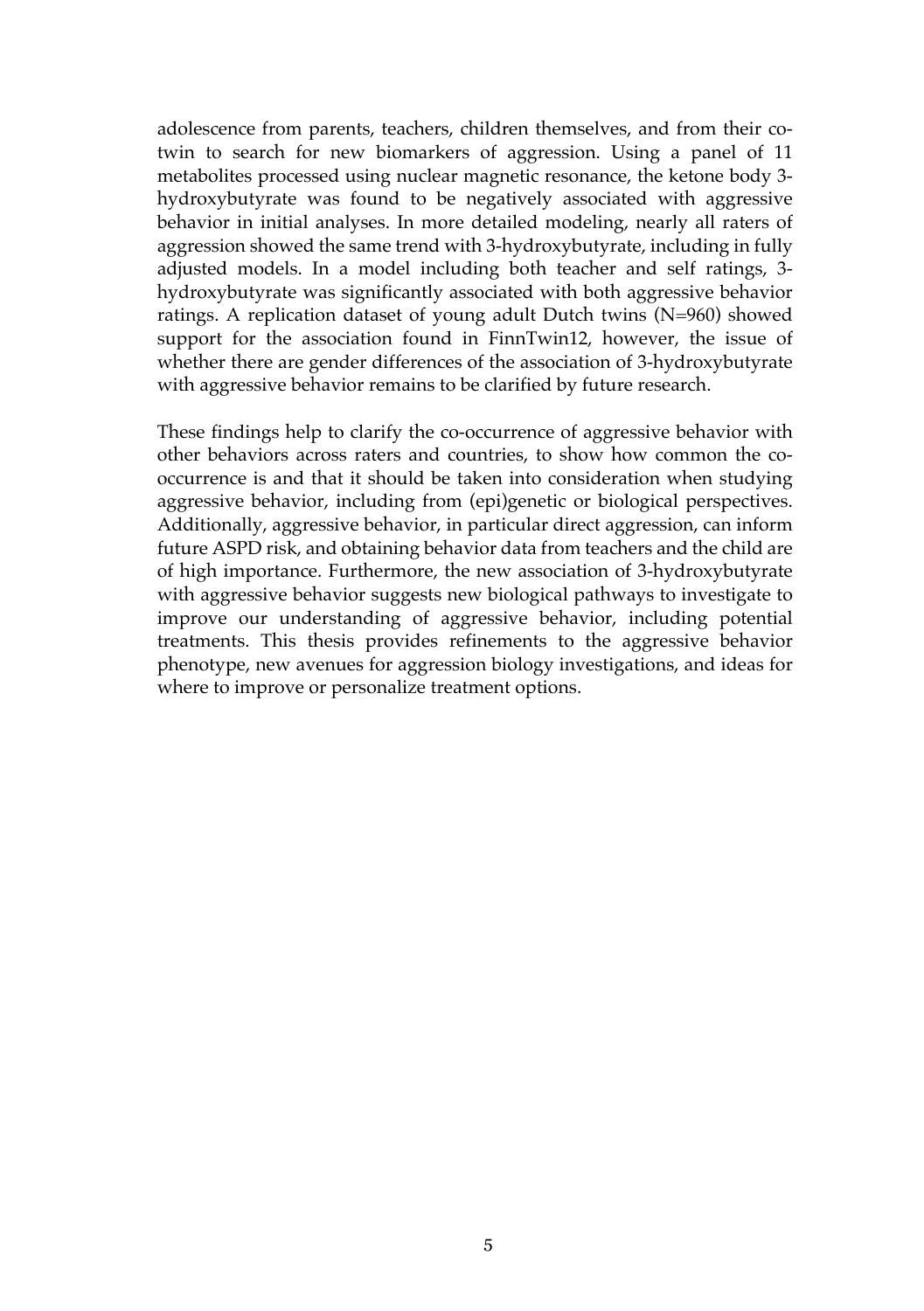adolescence from parents, teachers, children themselves, and from their co-twin to search for new biomarkers of aggression. Using a panel of 11 metabolites processed using nuclear magnetic resonance, the ketone body 3-hydroxybutyrate was found to be negatively associated with aggressive behavior in initial analyses. In more detailed modeling, nearly all raters of aggression showed the same trend with 3-hydroxybutyrate, including in fully adjusted models. In a model including both teacher and self ratings, 3-hydroxybutyrate was significantly associated with both aggressive behavior ratings. A replication dataset of young adult Dutch twins (N=960) showed support for the association found in FinnTwin12, however, the issue of whether there are gender differences of the association of 3-hydroxybutyrate with aggressive behavior remains to be clarified by future research.

These findings help to clarify the co-occurrence of aggressive behavior with other behaviors across raters and countries, to show how common the co-occurrence is and that it should be taken into consideration when studying aggressive behavior, including from (epi)genetic or biological perspectives. Additionally, aggressive behavior, in particular direct aggression, can inform future ASPD risk, and obtaining behavior data from teachers and the child are of high importance. Furthermore, the new association of 3-hydroxybutyrate with aggressive behavior suggests new biological pathways to investigate to improve our understanding of aggressive behavior, including potential treatments. This thesis provides refinements to the aggressive behavior phenotype, new avenues for aggression biology investigations, and ideas for where to improve or personalize treatment options.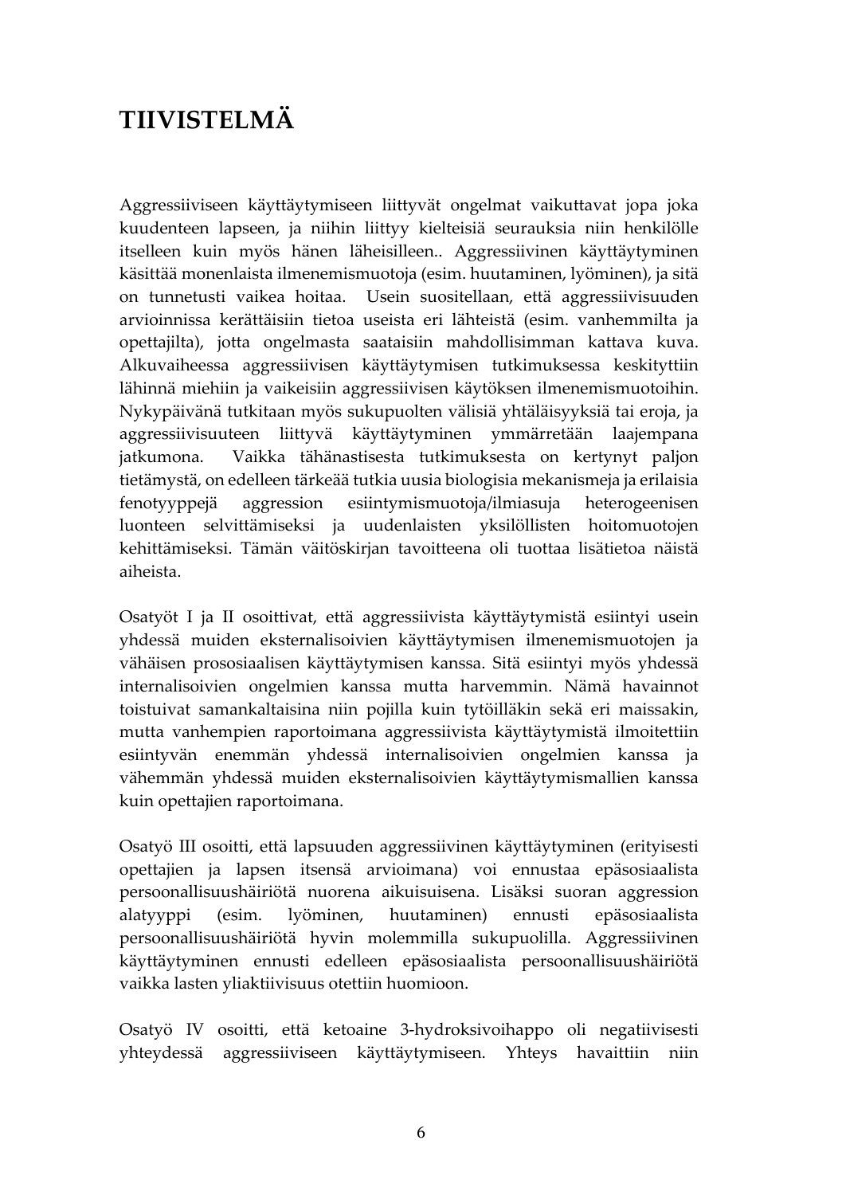# TIIVISTELMÄ

Aggressiiviseen käyttäytymiseen liittyvät ongelmat vaikuttavat jopa joka kuudenteen lapseen, ja niihin liittyy kielteisiä seurauksia niin henkilölle itselleen kuin myös hänen läheisilleen.. Aggressiivinen käyttäytyminen käsittää monenlaista ilmenemismuotoja (esim. huutaminen, lyöminen), ja sitä on tunnetusti vaikea hoitaa. Usein suositellaan, että aggressiivisuuden arvioinnissa kerättäisiin tietoa useista eri lähteistä (esim. vanhemmilta ja opettajilta), jotta ongelmasta saataisiin mahdollisimman kattava kuva. Alkuvaiheessa aggressiivisen käyttäytymisen tutkimuksessa keskityttiin lähinnä miehiin ja vaikeisiin aggressiivisen käytöksen ilmenemismuotoihin. Nykypäivänä tutkitaan myös sukupuolten välisiä yhtäläisyyksiä tai eroja, ja aggressiivisuuteen liittyvä käyttäytyminen ymmärretään laajempana jatkumona. Vaikka tähänastisesta tutkimuksesta on kertynyt paljon tietämystä, on edelleen tärkeää tutkia uusia biologisia mekanismeja ja erilaisia fenotyyppejä aggression esiintymismuotoja/ilmiasuja heterogeenisen luonteen selvittämiseksi ja uudenlaisten yksilöllisten hoitomuotojen kehittämiseksi. Tämän väitöskirjan tavoitteena oli tuottaa lisätietoa näistä aiheista.

Osatyöt I ja II osoittivat, että aggressiivista käyttäytymistä esiintyi usein yhdessä muiden eksternalisoivien käyttäytymisen ilmenemismuotojen ja vähäisen prososiaalisen käyttäytymisen kanssa. Sitä esiintyi myös yhdessä internalisoivien ongelmien kanssa mutta harvemmin. Nämä havainnot toistuivat samankaltaisina niin pojilla kuin tytöilläkin sekä eri maissakin, mutta vanhempien raportoimana aggressiivista käyttäytymistä ilmoitettiin esiintyvän enemmän yhdessä internalisoivien ongelmien kanssa ja vähemmän yhdessä muiden eksternalisoivien käyttäytymismallien kanssa kuin opettajien raportoimana.

Osatyö III osoitti, että lapsuuden aggressiivinen käyttäytyminen (erityisesti opettajien ja lapsen itsensä arvioimana) voi ennustaa epäsosiaalista persoonallisuushäiriötä nuorena aikuisuisena. Lisäksi suoran aggression alatyyppi (esim. lyöminen, huutaminen) ennusti epäsosiaalista persoonallisuushäiriötä hyvin molemmilla sukupuolilla. Aggressiivinen käyttäytyminen ennusti edelleen epäsosiaalista persoonallisuushäiriötä vaikka lasten yliaktiivisuus otettiin huomioon.

Osatyö IV osoitti, että ketoaine 3-hydroksivoihappo oli negatiivisesti yhteydessä aggressiiviseen käyttäytymiseen. Yhteys havaittiin niin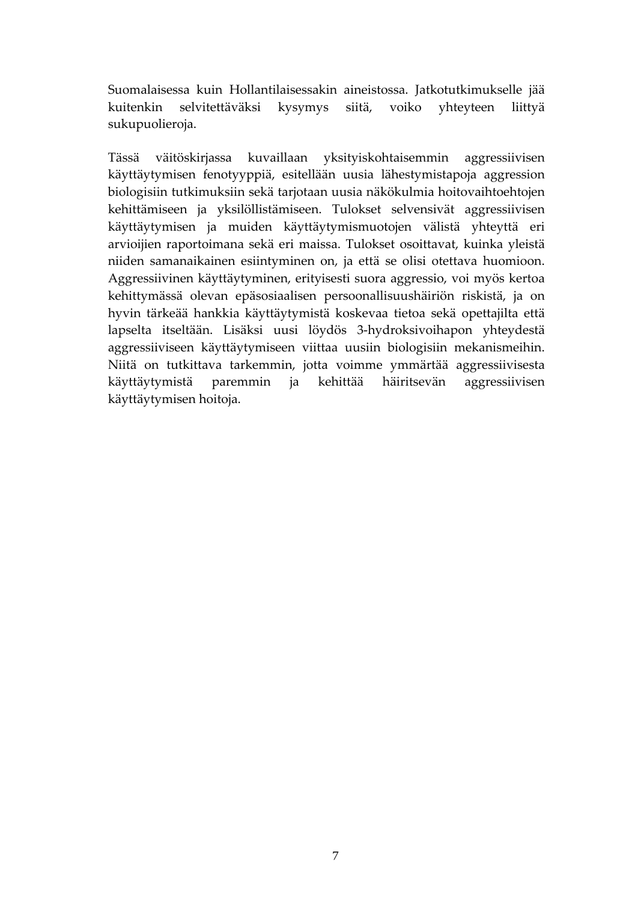Suomalaisessa kuin Hollantilaisessakin aineistossa. Jatkotutkimukselle jää kuitenkin selvitettäväksi kysymys siitä, voiko yhteyteen liittyä sukupuolieroja.

Tässä väitöskirjassa kuvaillaan yksityiskohtaisemmin aggressiivisen käyttäytymisen fenotyyppiä, esitellään uusia lähestymistapoja aggression biologisiin tutkimuksiin sekä tarjotaan uusia näkökulmia hoitovaihtoehtojen kehittämiseen ja yksilöllistämiseen. Tulokset selvensivät aggressiivisen käyttäytymisen ja muiden käyttäytymismuotojen välistä yhteyttä eri arvioijien raportoimana sekä eri maissa. Tulokset osoittavat, kuinka yleistä niiden samanaikainen esiintyminen on, ja että se olisi otettava huomioon. Aggressiivinen käyttäytyminen, erityisesti suora aggressio, voi myös kertoa kehittymässä olevan epäsosiaalisen persoonallisuushäiriön riskistä, ja on hyvin tärkeää hankkia käyttäytymistä koskevaa tietoa sekä opettajilta että lapselta itseltään. Lisäksi uusi löydös 3-hydroksivoihapon yhteydestä aggressiiviseen käyttäytymiseen viittaa uusiin biologisiin mekanismeihin. Niitä on tutkittava tarkemmin, jotta voimme ymmärtää aggressiivisesta käyttäytymistä paremmin ja kehittää häiritsevän aggressiivisen käyttäytymisen hoitoja.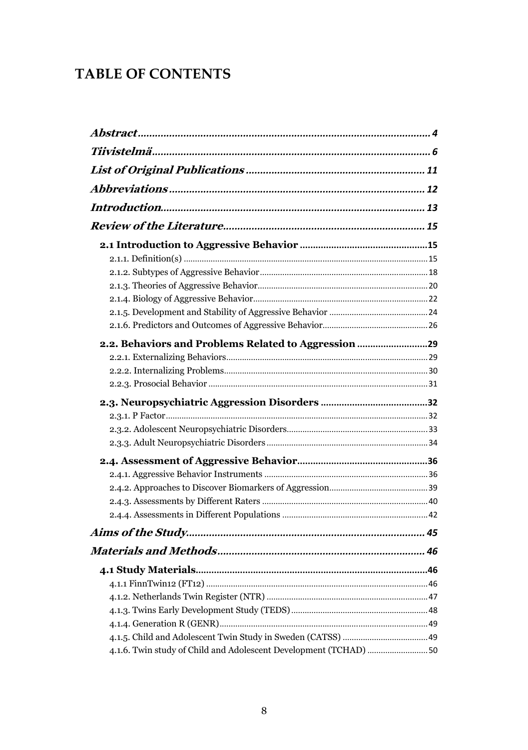# TABLE OF CONTENTS

| | |
|---|---|
| ***Abstract*** | **4** |
| ***Tiivistelmä*** | **6** |
| ***List of Original Publications*** | **11** |
| ***Abbreviations*** | **12** |
| ***Introduction*** | **13** |
| ***Review of the Literature*** | **15** |
| **2.1 Introduction to Aggressive Behavior** | **15** |
| 2.1.1. Definition(s) | 15 |
| 2.1.2. Subtypes of Aggressive Behavior | 18 |
| 2.1.3. Theories of Aggressive Behavior | 20 |
| 2.1.4. Biology of Aggressive Behavior | 22 |
| 2.1.5. Development and Stability of Aggressive Behavior | 24 |
| 2.1.6. Predictors and Outcomes of Aggressive Behavior | 26 |
| **2.2. Behaviors and Problems Related to Aggression** | **29** |
| 2.2.1. Externalizing Behaviors | 29 |
| 2.2.2. Internalizing Problems | 30 |
| 2.2.3. Prosocial Behavior | 31 |
| **2.3. Neuropsychiatric Aggression Disorders** | **32** |
| 2.3.1. P Factor | 32 |
| 2.3.2. Adolescent Neuropsychiatric Disorders | 33 |
| 2.3.3. Adult Neuropsychiatric Disorders | 34 |
| **2.4. Assessment of Aggressive Behavior** | **36** |
| 2.4.1. Aggressive Behavior Instruments | 36 |
| 2.4.2. Approaches to Discover Biomarkers of Aggression | 39 |
| 2.4.3. Assessments by Different Raters | 40 |
| 2.4.4. Assessments in Different Populations | 42 |
| ***Aims of the Study*** | **45** |
| ***Materials and Methods*** | **46** |
| **4.1 Study Materials** | **46** |
| 4.1.1 FinnTwin12 (FT12) | 46 |
| 4.1.2. Netherlands Twin Register (NTR) | 47 |
| 4.1.3. Twins Early Development Study (TEDS) | 48 |
| 4.1.4. Generation R (GENR) | 49 |
| 4.1.5. Child and Adolescent Twin Study in Sweden (CATSS) | 49 |
| 4.1.6. Twin study of Child and Adolescent Development (TCHAD) | 50 |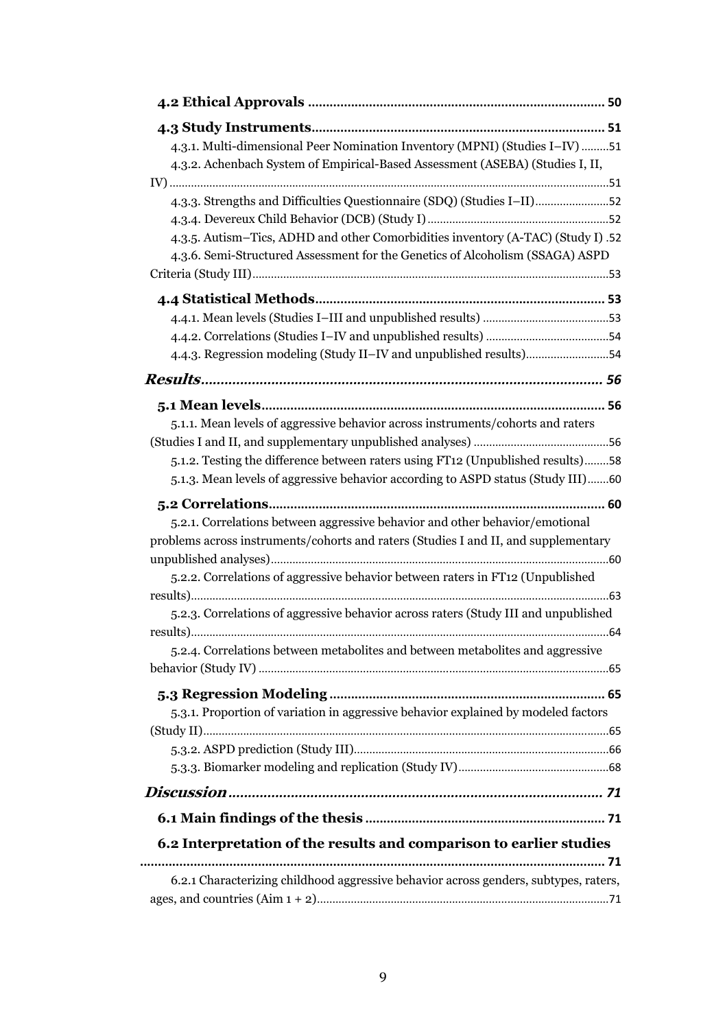**4.2 Ethical Approvals** ................................................................................ 50

**4.3 Study Instruments** ................................................................................ 51

4.3.1. Multi-dimensional Peer Nomination Inventory (MPNI) (Studies I–IV) .........51

4.3.2. Achenbach System of Empirical-Based Assessment (ASEBA) (Studies I, II, IV) .........51

4.3.3. Strengths and Difficulties Questionnaire (SDQ) (Studies I–II) .........52

4.3.4. Devereux Child Behavior (DCB) (Study I) .........52

4.3.5. Autism–Tics, ADHD and other Comorbidities inventory (A-TAC) (Study I) .52

4.3.6. Semi-Structured Assessment for the Genetics of Alcoholism (SSAGA) ASPD Criteria (Study III) .........53

**4.4 Statistical Methods** ................................................................................ 53

4.4.1. Mean levels (Studies I–III and unpublished results) .........53

4.4.2. Correlations (Studies I–IV and unpublished results) .........54

4.4.3. Regression modeling (Study II–IV and unpublished results) .........54

***Results*** ................................................................................ 56

**5.1 Mean levels** ................................................................................ 56

5.1.1. Mean levels of aggressive behavior across instruments/cohorts and raters (Studies I and II, and supplementary unpublished analyses) .........56

5.1.2. Testing the difference between raters using FT12 (Unpublished results) .........58

5.1.3. Mean levels of aggressive behavior according to ASPD status (Study III) .........60

**5.2 Correlations** ................................................................................ 60

5.2.1. Correlations between aggressive behavior and other behavior/emotional problems across instruments/cohorts and raters (Studies I and II, and supplementary unpublished analyses) .........60

5.2.2. Correlations of aggressive behavior between raters in FT12 (Unpublished results) .........63

5.2.3. Correlations of aggressive behavior across raters (Study III and unpublished results) .........64

5.2.4. Correlations between metabolites and between metabolites and aggressive behavior (Study IV) .........65

**5.3 Regression Modeling** ................................................................................ 65

5.3.1. Proportion of variation in aggressive behavior explained by modeled factors (Study II) .........65

5.3.2. ASPD prediction (Study III) .........66

5.3.3. Biomarker modeling and replication (Study IV) .........68

***Discussion*** ................................................................................ 71

**6.1 Main findings of the thesis** ................................................................................ 71

**6.2 Interpretation of the results and comparison to earlier studies** ................................................................................ 71

6.2.1 Characterizing childhood aggressive behavior across genders, subtypes, raters, ages, and countries (Aim 1 + 2) .........71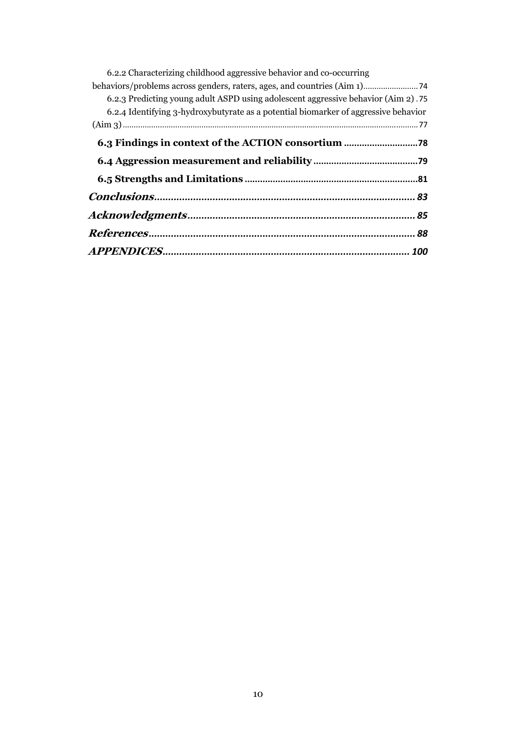6.2.2 Characterizing childhood aggressive behavior and co-occurring behaviors/problems across genders, raters, ages, and countries (Aim 1) ........ 74

6.2.3 Predicting young adult ASPD using adolescent aggressive behavior (Aim 2) . 75

6.2.4 Identifying 3-hydroxybutyrate as a potential biomarker of aggressive behavior (Aim 3) ........ 77

**6.3 Findings in context of the ACTION consortium ........ 78**

**6.4 Aggression measurement and reliability ........ 79**

**6.5 Strengths and Limitations ........ 81**

***Conclusions........ 83***

***Acknowledgments........ 85***

***References........ 88***

***APPENDICES........ 100***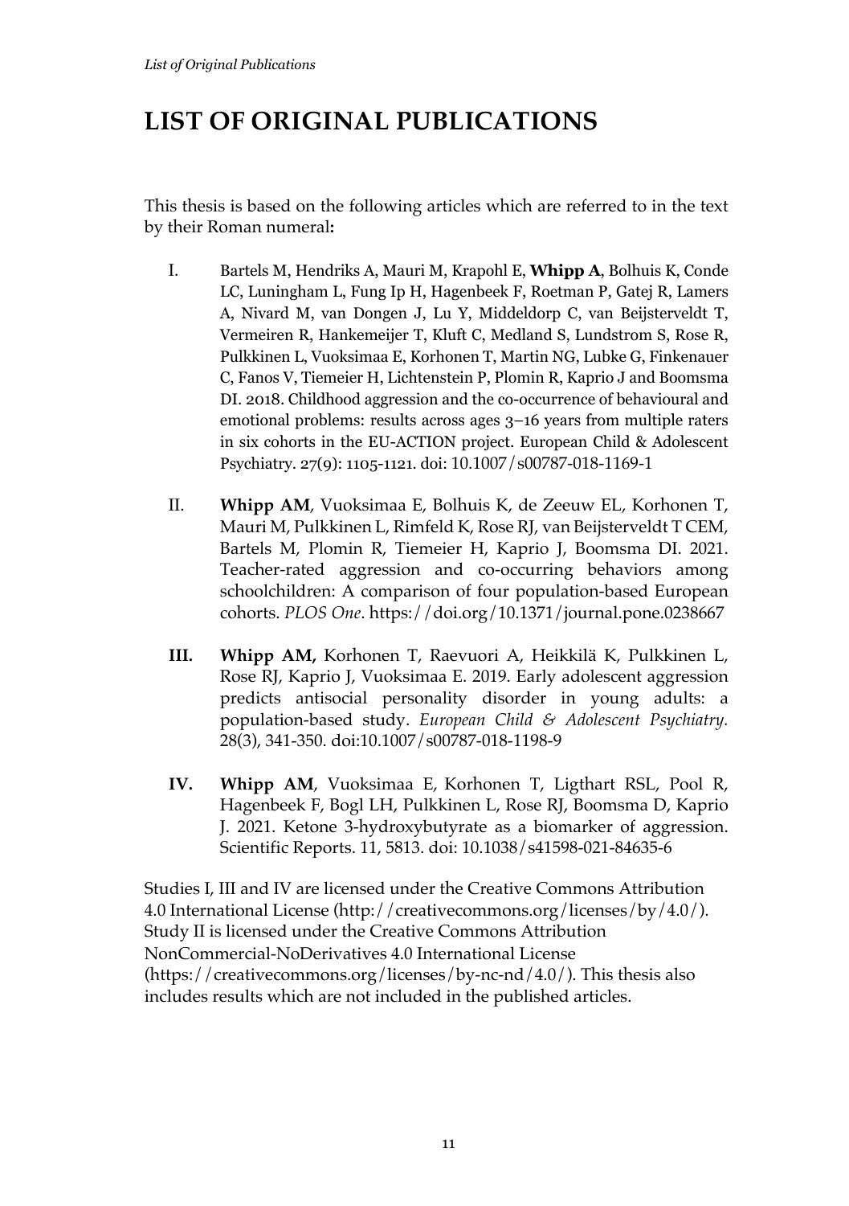# LIST OF ORIGINAL PUBLICATIONS

This thesis is based on the following articles which are referred to in the text by their Roman numeral**:**

I. Bartels M, Hendriks A, Mauri M, Krapohl E, **Whipp A**, Bolhuis K, Conde LC, Luningham L, Fung Ip H, Hagenbeek F, Roetman P, Gatej R, Lamers A, Nivard M, van Dongen J, Lu Y, Middeldorp C, van Beijsterveldt T, Vermeiren R, Hankemeijer T, Kluft C, Medland S, Lundstrom S, Rose R, Pulkkinen L, Vuoksimaa E, Korhonen T, Martin NG, Lubke G, Finkenauer C, Fanos V, Tiemeier H, Lichtenstein P, Plomin R, Kaprio J and Boomsma DI. 2018. Childhood aggression and the co-occurrence of behavioural and emotional problems: results across ages 3–16 years from multiple raters in six cohorts in the EU-ACTION project. European Child & Adolescent Psychiatry. 27(9): 1105-1121. doi: 10.1007/s00787-018-1169-1

II. **Whipp AM**, Vuoksimaa E, Bolhuis K, de Zeeuw EL, Korhonen T, Mauri M, Pulkkinen L, Rimfeld K, Rose RJ, van Beijsterveldt T CEM, Bartels M, Plomin R, Tiemeier H, Kaprio J, Boomsma DI. 2021. Teacher-rated aggression and co-occurring behaviors among schoolchildren: A comparison of four population-based European cohorts. *PLOS One*. https://doi.org/10.1371/journal.pone.0238667

**III.** **Whipp AM,** Korhonen T, Raevuori A, Heikkilä K, Pulkkinen L, Rose RJ, Kaprio J, Vuoksimaa E. 2019. Early adolescent aggression predicts antisocial personality disorder in young adults: a population-based study. *European Child & Adolescent Psychiatry.* 28(3), 341-350. doi:10.1007/s00787-018-1198-9

**IV.** **Whipp AM**, Vuoksimaa E, Korhonen T, Ligthart RSL, Pool R, Hagenbeek F, Bogl LH, Pulkkinen L, Rose RJ, Boomsma D, Kaprio J. 2021. Ketone 3-hydroxybutyrate as a biomarker of aggression. Scientific Reports. 11, 5813. doi: 10.1038/s41598-021-84635-6

Studies I, III and IV are licensed under the Creative Commons Attribution 4.0 International License (http://creativecommons.org/licenses/by/4.0/). Study II is licensed under the Creative Commons Attribution NonCommercial-NoDerivatives 4.0 International License (https://creativecommons.org/licenses/by-nc-nd/4.0/). This thesis also includes results which are not included in the published articles.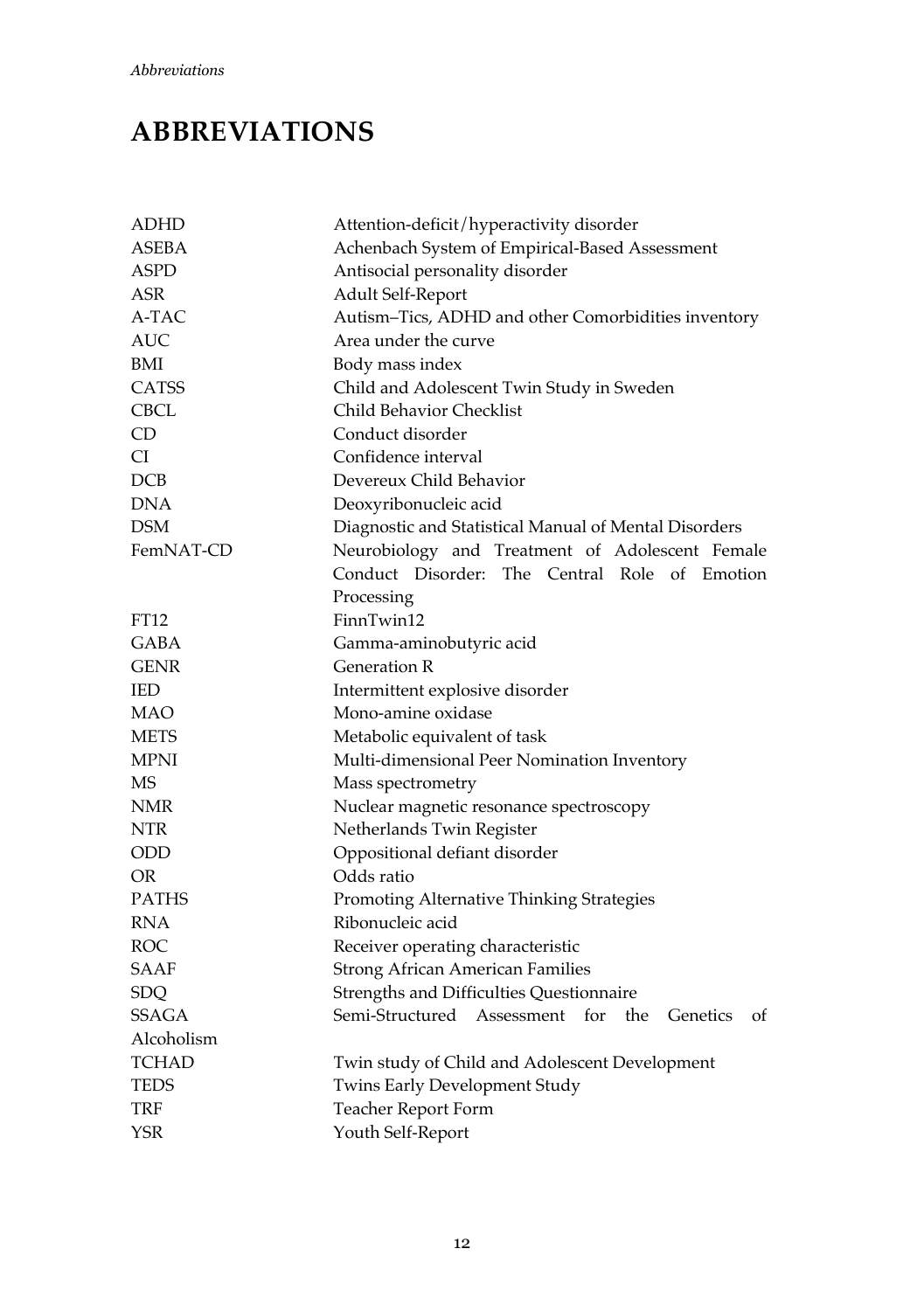# ABBREVIATIONS

| | |
|---|---|
| ADHD | Attention-deficit/hyperactivity disorder |
| ASEBA | Achenbach System of Empirical-Based Assessment |
| ASPD | Antisocial personality disorder |
| ASR | Adult Self-Report |
| A-TAC | Autism–Tics, ADHD and other Comorbidities inventory |
| AUC | Area under the curve |
| BMI | Body mass index |
| CATSS | Child and Adolescent Twin Study in Sweden |
| CBCL | Child Behavior Checklist |
| CD | Conduct disorder |
| CI | Confidence interval |
| DCB | Devereux Child Behavior |
| DNA | Deoxyribonucleic acid |
| DSM | Diagnostic and Statistical Manual of Mental Disorders |
| FemNAT-CD | Neurobiology and Treatment of Adolescent Female Conduct Disorder: The Central Role of Emotion Processing |
| FT12 | FinnTwin12 |
| GABA | Gamma-aminobutyric acid |
| GENR | Generation R |
| IED | Intermittent explosive disorder |
| MAO | Mono-amine oxidase |
| METS | Metabolic equivalent of task |
| MPNI | Multi-dimensional Peer Nomination Inventory |
| MS | Mass spectrometry |
| NMR | Nuclear magnetic resonance spectroscopy |
| NTR | Netherlands Twin Register |
| ODD | Oppositional defiant disorder |
| OR | Odds ratio |
| PATHS | Promoting Alternative Thinking Strategies |
| RNA | Ribonucleic acid |
| ROC | Receiver operating characteristic |
| SAAF | Strong African American Families |
| SDQ | Strengths and Difficulties Questionnaire |
| SSAGA | Semi-Structured Assessment for the Genetics of Alcoholism |
| TCHAD | Twin study of Child and Adolescent Development |
| TEDS | Twins Early Development Study |
| TRF | Teacher Report Form |
| YSR | Youth Self-Report |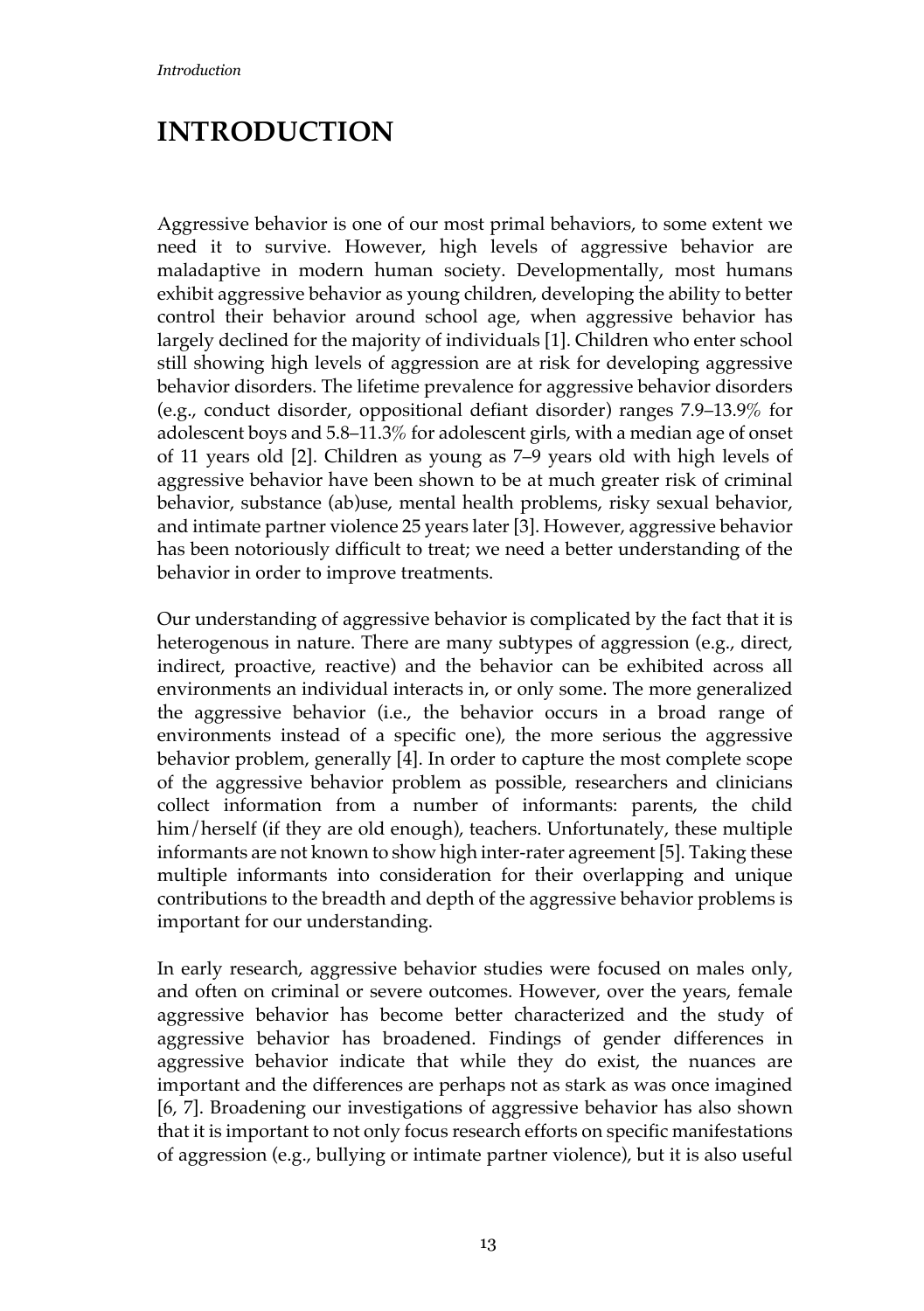# INTRODUCTION

Aggressive behavior is one of our most primal behaviors, to some extent we need it to survive. However, high levels of aggressive behavior are maladaptive in modern human society. Developmentally, most humans exhibit aggressive behavior as young children, developing the ability to better control their behavior around school age, when aggressive behavior has largely declined for the majority of individuals [1]. Children who enter school still showing high levels of aggression are at risk for developing aggressive behavior disorders. The lifetime prevalence for aggressive behavior disorders (e.g., conduct disorder, oppositional defiant disorder) ranges 7.9–13.9% for adolescent boys and 5.8–11.3% for adolescent girls, with a median age of onset of 11 years old [2]. Children as young as 7–9 years old with high levels of aggressive behavior have been shown to be at much greater risk of criminal behavior, substance (ab)use, mental health problems, risky sexual behavior, and intimate partner violence 25 years later [3]. However, aggressive behavior has been notoriously difficult to treat; we need a better understanding of the behavior in order to improve treatments.

Our understanding of aggressive behavior is complicated by the fact that it is heterogenous in nature. There are many subtypes of aggression (e.g., direct, indirect, proactive, reactive) and the behavior can be exhibited across all environments an individual interacts in, or only some. The more generalized the aggressive behavior (i.e., the behavior occurs in a broad range of environments instead of a specific one), the more serious the aggressive behavior problem, generally [4]. In order to capture the most complete scope of the aggressive behavior problem as possible, researchers and clinicians collect information from a number of informants: parents, the child him/herself (if they are old enough), teachers. Unfortunately, these multiple informants are not known to show high inter-rater agreement [5]. Taking these multiple informants into consideration for their overlapping and unique contributions to the breadth and depth of the aggressive behavior problems is important for our understanding.

In early research, aggressive behavior studies were focused on males only, and often on criminal or severe outcomes. However, over the years, female aggressive behavior has become better characterized and the study of aggressive behavior has broadened. Findings of gender differences in aggressive behavior indicate that while they do exist, the nuances are important and the differences are perhaps not as stark as was once imagined [6, 7]. Broadening our investigations of aggressive behavior has also shown that it is important to not only focus research efforts on specific manifestations of aggression (e.g., bullying or intimate partner violence), but it is also useful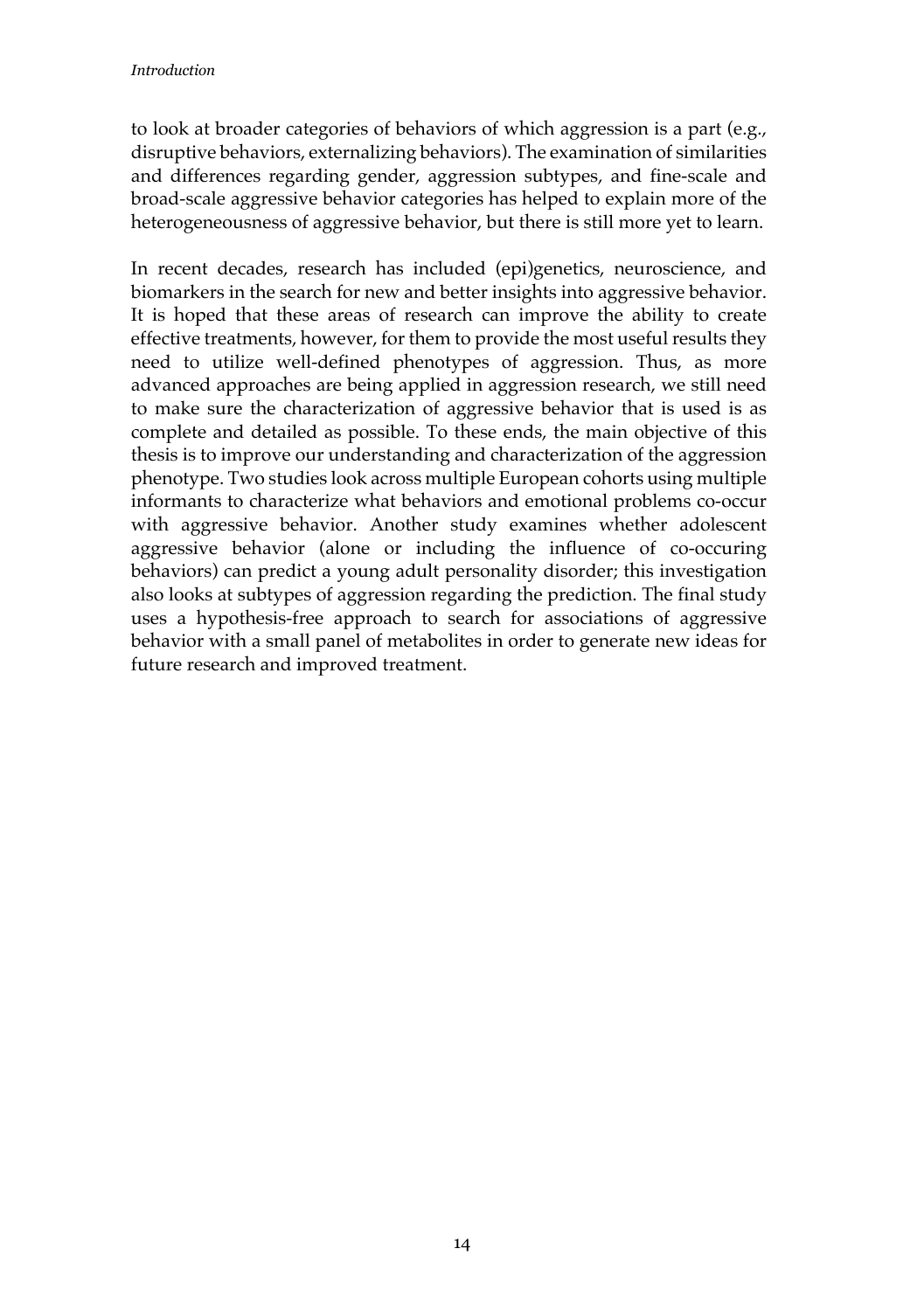to look at broader categories of behaviors of which aggression is a part (e.g., disruptive behaviors, externalizing behaviors). The examination of similarities and differences regarding gender, aggression subtypes, and fine-scale and broad-scale aggressive behavior categories has helped to explain more of the heterogeneousness of aggressive behavior, but there is still more yet to learn.

In recent decades, research has included (epi)genetics, neuroscience, and biomarkers in the search for new and better insights into aggressive behavior. It is hoped that these areas of research can improve the ability to create effective treatments, however, for them to provide the most useful results they need to utilize well-defined phenotypes of aggression. Thus, as more advanced approaches are being applied in aggression research, we still need to make sure the characterization of aggressive behavior that is used is as complete and detailed as possible. To these ends, the main objective of this thesis is to improve our understanding and characterization of the aggression phenotype. Two studies look across multiple European cohorts using multiple informants to characterize what behaviors and emotional problems co-occur with aggressive behavior. Another study examines whether adolescent aggressive behavior (alone or including the influence of co-occuring behaviors) can predict a young adult personality disorder; this investigation also looks at subtypes of aggression regarding the prediction. The final study uses a hypothesis-free approach to search for associations of aggressive behavior with a small panel of metabolites in order to generate new ideas for future research and improved treatment.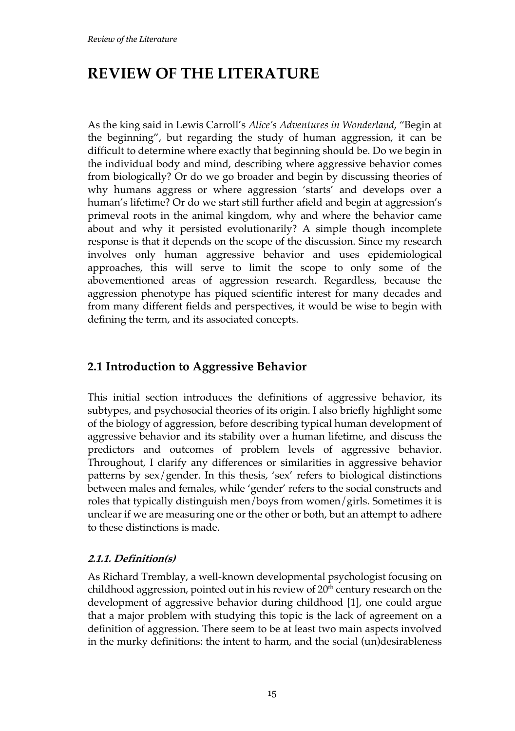# REVIEW OF THE LITERATURE

As the king said in Lewis Carroll's *Alice's Adventures in Wonderland*, "Begin at the beginning", but regarding the study of human aggression, it can be difficult to determine where exactly that beginning should be. Do we begin in the individual body and mind, describing where aggressive behavior comes from biologically? Or do we go broader and begin by discussing theories of why humans aggress or where aggression 'starts' and develops over a human's lifetime? Or do we start still further afield and begin at aggression's primeval roots in the animal kingdom, why and where the behavior came about and why it persisted evolutionarily? A simple though incomplete response is that it depends on the scope of the discussion. Since my research involves only human aggressive behavior and uses epidemiological approaches, this will serve to limit the scope to only some of the abovementioned areas of aggression research. Regardless, because the aggression phenotype has piqued scientific interest for many decades and from many different fields and perspectives, it would be wise to begin with defining the term, and its associated concepts.

## 2.1 Introduction to Aggressive Behavior

This initial section introduces the definitions of aggressive behavior, its subtypes, and psychosocial theories of its origin. I also briefly highlight some of the biology of aggression, before describing typical human development of aggressive behavior and its stability over a human lifetime, and discuss the predictors and outcomes of problem levels of aggressive behavior. Throughout, I clarify any differences or similarities in aggressive behavior patterns by sex/gender. In this thesis, 'sex' refers to biological distinctions between males and females, while 'gender' refers to the social constructs and roles that typically distinguish men/boys from women/girls. Sometimes it is unclear if we are measuring one or the other or both, but an attempt to adhere to these distinctions is made.

### *2.1.1. Definition(s)*

As Richard Tremblay, a well-known developmental psychologist focusing on childhood aggression, pointed out in his review of 20th century research on the development of aggressive behavior during childhood [1], one could argue that a major problem with studying this topic is the lack of agreement on a definition of aggression. There seem to be at least two main aspects involved in the murky definitions: the intent to harm, and the social (un)desirableness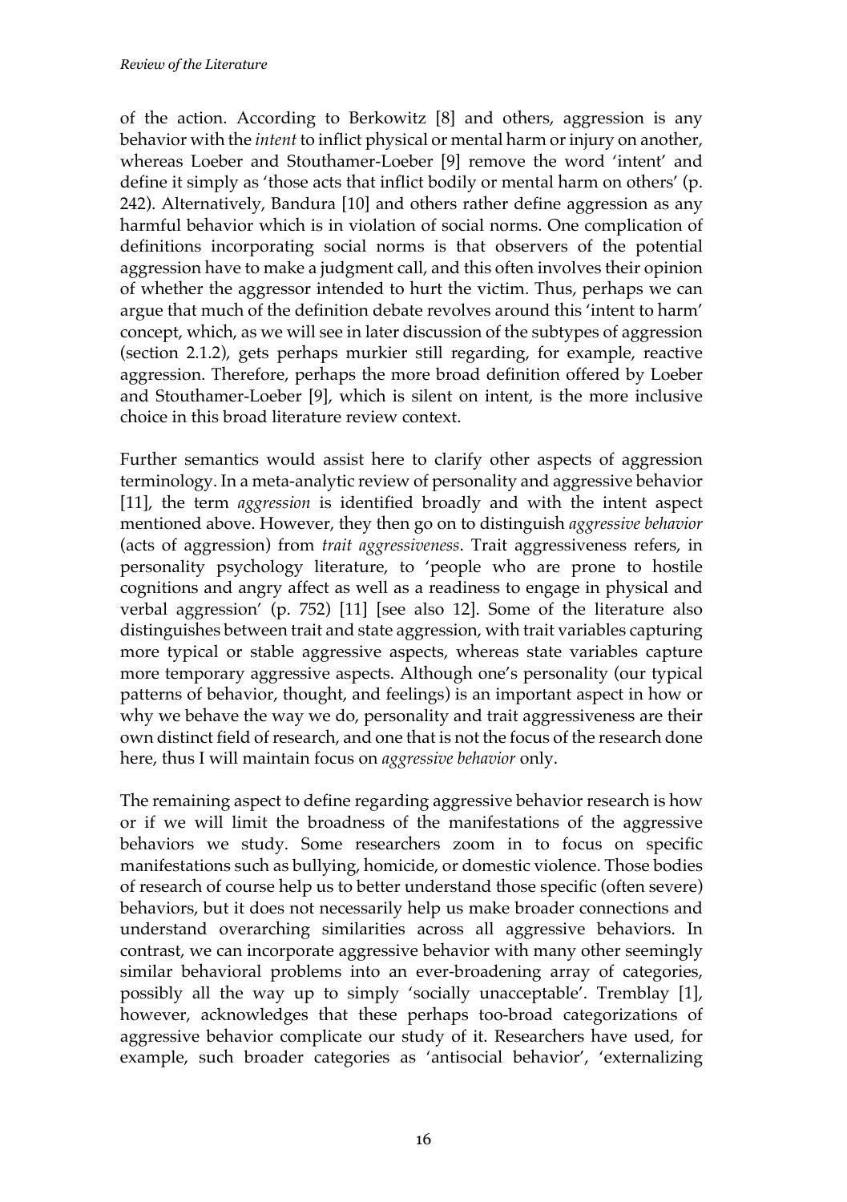of the action. According to Berkowitz [8] and others, aggression is any behavior with the *intent* to inflict physical or mental harm or injury on another, whereas Loeber and Stouthamer-Loeber [9] remove the word 'intent' and define it simply as 'those acts that inflict bodily or mental harm on others' (p. 242). Alternatively, Bandura [10] and others rather define aggression as any harmful behavior which is in violation of social norms. One complication of definitions incorporating social norms is that observers of the potential aggression have to make a judgment call, and this often involves their opinion of whether the aggressor intended to hurt the victim. Thus, perhaps we can argue that much of the definition debate revolves around this 'intent to harm' concept, which, as we will see in later discussion of the subtypes of aggression (section 2.1.2), gets perhaps murkier still regarding, for example, reactive aggression. Therefore, perhaps the more broad definition offered by Loeber and Stouthamer-Loeber [9], which is silent on intent, is the more inclusive choice in this broad literature review context.

Further semantics would assist here to clarify other aspects of aggression terminology. In a meta-analytic review of personality and aggressive behavior [11], the term *aggression* is identified broadly and with the intent aspect mentioned above. However, they then go on to distinguish *aggressive behavior* (acts of aggression) from *trait aggressiveness*. Trait aggressiveness refers, in personality psychology literature, to 'people who are prone to hostile cognitions and angry affect as well as a readiness to engage in physical and verbal aggression' (p. 752) [11] [see also 12]. Some of the literature also distinguishes between trait and state aggression, with trait variables capturing more typical or stable aggressive aspects, whereas state variables capture more temporary aggressive aspects. Although one's personality (our typical patterns of behavior, thought, and feelings) is an important aspect in how or why we behave the way we do, personality and trait aggressiveness are their own distinct field of research, and one that is not the focus of the research done here, thus I will maintain focus on *aggressive behavior* only.

The remaining aspect to define regarding aggressive behavior research is how or if we will limit the broadness of the manifestations of the aggressive behaviors we study. Some researchers zoom in to focus on specific manifestations such as bullying, homicide, or domestic violence. Those bodies of research of course help us to better understand those specific (often severe) behaviors, but it does not necessarily help us make broader connections and understand overarching similarities across all aggressive behaviors. In contrast, we can incorporate aggressive behavior with many other seemingly similar behavioral problems into an ever-broadening array of categories, possibly all the way up to simply 'socially unacceptable'. Tremblay [1], however, acknowledges that these perhaps too-broad categorizations of aggressive behavior complicate our study of it. Researchers have used, for example, such broader categories as 'antisocial behavior', 'externalizing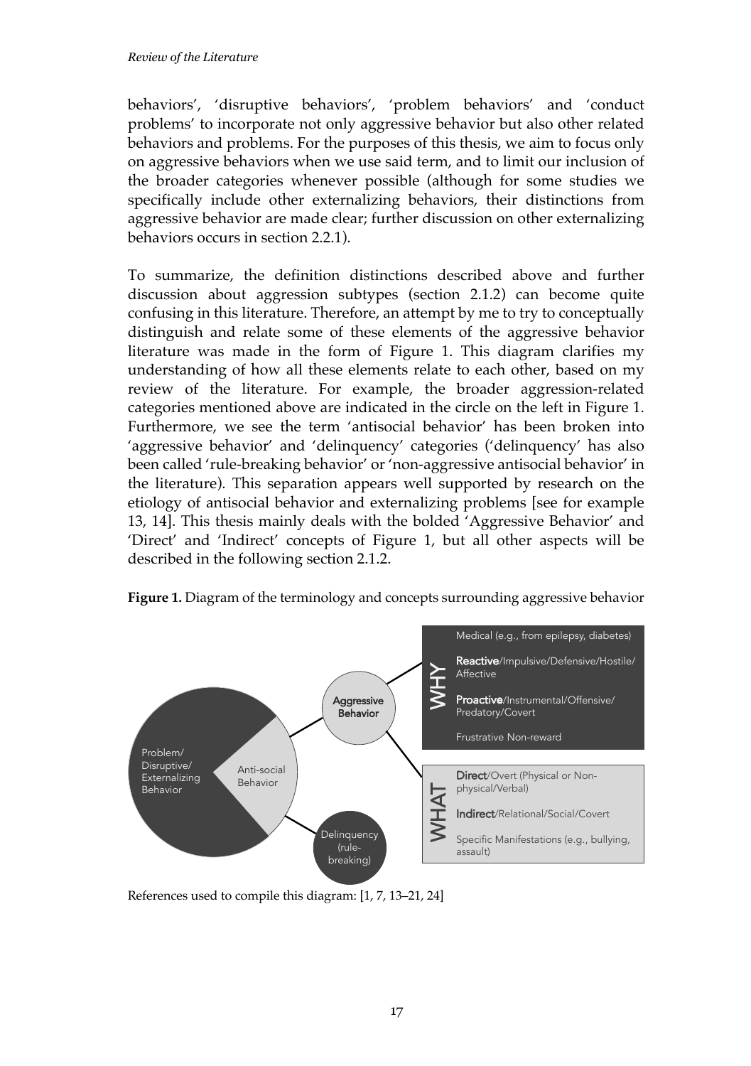behaviors', 'disruptive behaviors', 'problem behaviors' and 'conduct problems' to incorporate not only aggressive behavior but also other related behaviors and problems. For the purposes of this thesis, we aim to focus only on aggressive behaviors when we use said term, and to limit our inclusion of the broader categories whenever possible (although for some studies we specifically include other externalizing behaviors, their distinctions from aggressive behavior are made clear; further discussion on other externalizing behaviors occurs in section 2.2.1).

To summarize, the definition distinctions described above and further discussion about aggression subtypes (section 2.1.2) can become quite confusing in this literature. Therefore, an attempt by me to try to conceptually distinguish and relate some of these elements of the aggressive behavior literature was made in the form of Figure 1. This diagram clarifies my understanding of how all these elements relate to each other, based on my review of the literature. For example, the broader aggression-related categories mentioned above are indicated in the circle on the left in Figure 1. Furthermore, we see the term 'antisocial behavior' has been broken into 'aggressive behavior' and 'delinquency' categories ('delinquency' has also been called 'rule-breaking behavior' or 'non-aggressive antisocial behavior' in the literature). This separation appears well supported by research on the etiology of antisocial behavior and externalizing problems [see for example 13, 14]. This thesis mainly deals with the bolded 'Aggressive Behavior' and 'Direct' and 'Indirect' concepts of Figure 1, but all other aspects will be described in the following section 2.1.2.

**Figure 1.** Diagram of the terminology and concepts surrounding aggressive behavior

- Problem/ Disruptive/ Externalizing Behavior
  - Anti-social Behavior
    - **Aggressive Behavior**
      - WHY
        - Medical (e.g., from epilepsy, diabetes)
        - **Reactive**/Impulsive/Defensive/Hostile/ Affective
        - **Proactive**/Instrumental/Offensive/ Predatory/Covert
        - Frustrative Non-reward
      - WHAT
        - **Direct**/Overt (Physical or Non-physical/Verbal)
        - **Indirect**/Relational/Social/Covert
        - Specific Manifestations (e.g., bullying, assault)
    - Delinquency (rule-breaking)

References used to compile this diagram: [1, 7, 13–21, 24]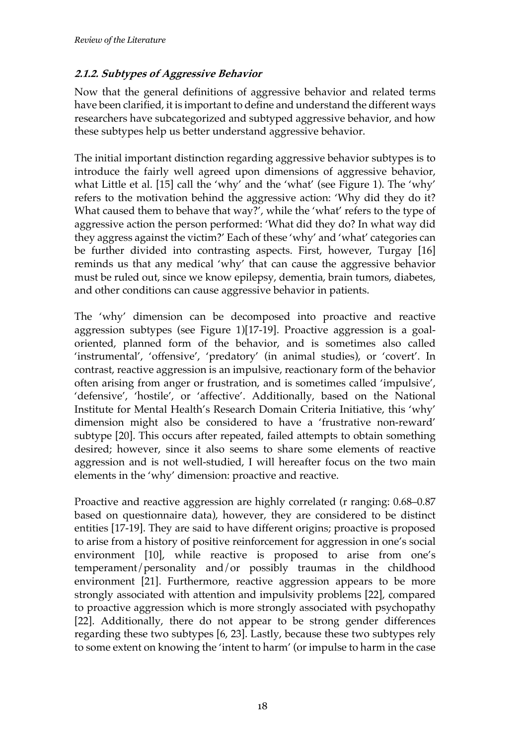### 2.1.2. Subtypes of Aggressive Behavior

Now that the general definitions of aggressive behavior and related terms have been clarified, it is important to define and understand the different ways researchers have subcategorized and subtyped aggressive behavior, and how these subtypes help us better understand aggressive behavior.

The initial important distinction regarding aggressive behavior subtypes is to introduce the fairly well agreed upon dimensions of aggressive behavior, what Little et al. [15] call the 'why' and the 'what' (see Figure 1). The 'why' refers to the motivation behind the aggressive action: 'Why did they do it? What caused them to behave that way?', while the 'what' refers to the type of aggressive action the person performed: 'What did they do? In what way did they aggress against the victim?' Each of these 'why' and 'what' categories can be further divided into contrasting aspects. First, however, Turgay [16] reminds us that any medical 'why' that can cause the aggressive behavior must be ruled out, since we know epilepsy, dementia, brain tumors, diabetes, and other conditions can cause aggressive behavior in patients.

The 'why' dimension can be decomposed into proactive and reactive aggression subtypes (see Figure 1)[17-19]. Proactive aggression is a goal-oriented, planned form of the behavior, and is sometimes also called 'instrumental', 'offensive', 'predatory' (in animal studies), or 'covert'. In contrast, reactive aggression is an impulsive, reactionary form of the behavior often arising from anger or frustration, and is sometimes called 'impulsive', 'defensive', 'hostile', or 'affective'. Additionally, based on the National Institute for Mental Health's Research Domain Criteria Initiative, this 'why' dimension might also be considered to have a 'frustrative non-reward' subtype [20]. This occurs after repeated, failed attempts to obtain something desired; however, since it also seems to share some elements of reactive aggression and is not well-studied, I will hereafter focus on the two main elements in the 'why' dimension: proactive and reactive.

Proactive and reactive aggression are highly correlated (r ranging: 0.68–0.87 based on questionnaire data), however, they are considered to be distinct entities [17-19]. They are said to have different origins; proactive is proposed to arise from a history of positive reinforcement for aggression in one's social environment [10], while reactive is proposed to arise from one's temperament/personality and/or possibly traumas in the childhood environment [21]. Furthermore, reactive aggression appears to be more strongly associated with attention and impulsivity problems [22], compared to proactive aggression which is more strongly associated with psychopathy [22]. Additionally, there do not appear to be strong gender differences regarding these two subtypes [6, 23]. Lastly, because these two subtypes rely to some extent on knowing the 'intent to harm' (or impulse to harm in the case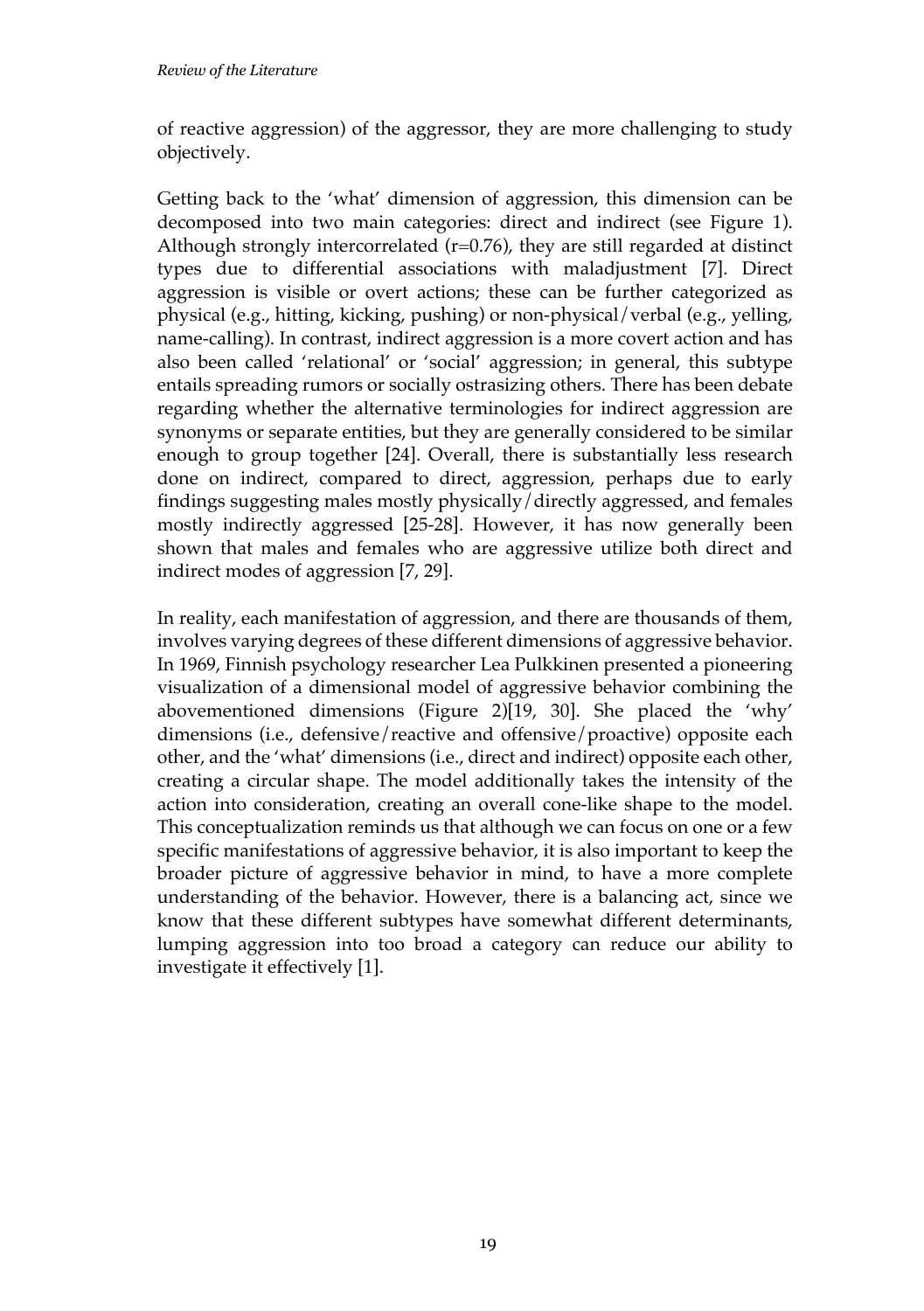of reactive aggression) of the aggressor, they are more challenging to study objectively.

Getting back to the 'what' dimension of aggression, this dimension can be decomposed into two main categories: direct and indirect (see Figure 1). Although strongly intercorrelated ($r=0.76$), they are still regarded at distinct types due to differential associations with maladjustment [7]. Direct aggression is visible or overt actions; these can be further categorized as physical (e.g., hitting, kicking, pushing) or non-physical/verbal (e.g., yelling, name-calling). In contrast, indirect aggression is a more covert action and has also been called 'relational' or 'social' aggression; in general, this subtype entails spreading rumors or socially ostrasizing others. There has been debate regarding whether the alternative terminologies for indirect aggression are synonyms or separate entities, but they are generally considered to be similar enough to group together [24]. Overall, there is substantially less research done on indirect, compared to direct, aggression, perhaps due to early findings suggesting males mostly physically/directly aggressed, and females mostly indirectly aggressed [25-28]. However, it has now generally been shown that males and females who are aggressive utilize both direct and indirect modes of aggression [7, 29].

In reality, each manifestation of aggression, and there are thousands of them, involves varying degrees of these different dimensions of aggressive behavior. In 1969, Finnish psychology researcher Lea Pulkkinen presented a pioneering visualization of a dimensional model of aggressive behavior combining the abovementioned dimensions (Figure 2)[19, 30]. She placed the 'why' dimensions (i.e., defensive/reactive and offensive/proactive) opposite each other, and the 'what' dimensions (i.e., direct and indirect) opposite each other, creating a circular shape. The model additionally takes the intensity of the action into consideration, creating an overall cone-like shape to the model. This conceptualization reminds us that although we can focus on one or a few specific manifestations of aggressive behavior, it is also important to keep the broader picture of aggressive behavior in mind, to have a more complete understanding of the behavior. However, there is a balancing act, since we know that these different subtypes have somewhat different determinants, lumping aggression into too broad a category can reduce our ability to investigate it effectively [1].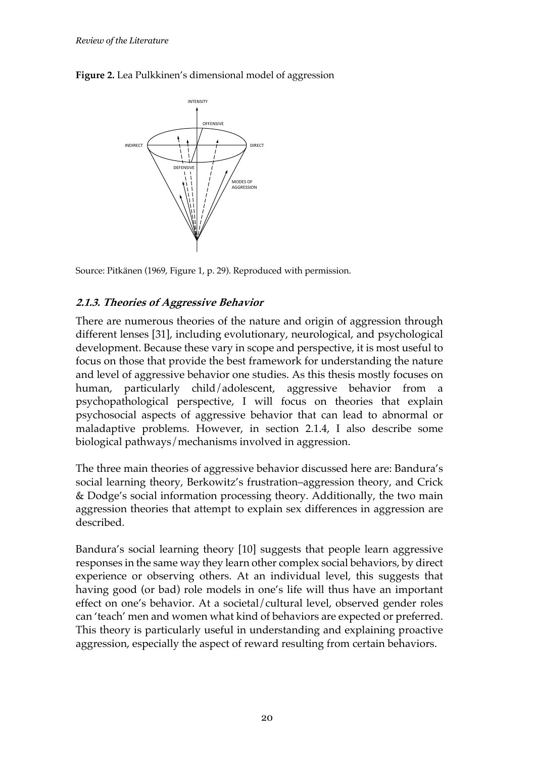**Figure 2.** Lea Pulkkinen's dimensional model of aggression

Source: Pitkänen (1969, Figure 1, p. 29). Reproduced with permission.

### 2.1.3. Theories of Aggressive Behavior

There are numerous theories of the nature and origin of aggression through different lenses [31], including evolutionary, neurological, and psychological development. Because these vary in scope and perspective, it is most useful to focus on those that provide the best framework for understanding the nature and level of aggressive behavior one studies. As this thesis mostly focuses on human, particularly child/adolescent, aggressive behavior from a psychopathological perspective, I will focus on theories that explain psychosocial aspects of aggressive behavior that can lead to abnormal or maladaptive problems. However, in section 2.1.4, I also describe some biological pathways/mechanisms involved in aggression.

The three main theories of aggressive behavior discussed here are: Bandura's social learning theory, Berkowitz's frustration–aggression theory, and Crick & Dodge's social information processing theory. Additionally, the two main aggression theories that attempt to explain sex differences in aggression are described.

Bandura's social learning theory [10] suggests that people learn aggressive responses in the same way they learn other complex social behaviors, by direct experience or observing others. At an individual level, this suggests that having good (or bad) role models in one's life will thus have an important effect on one's behavior. At a societal/cultural level, observed gender roles can 'teach' men and women what kind of behaviors are expected or preferred. This theory is particularly useful in understanding and explaining proactive aggression, especially the aspect of reward resulting from certain behaviors.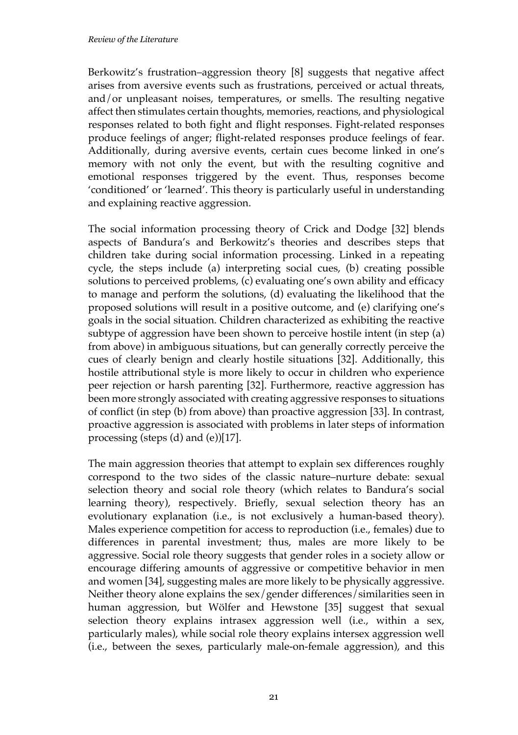Berkowitz's frustration–aggression theory [8] suggests that negative affect arises from aversive events such as frustrations, perceived or actual threats, and/or unpleasant noises, temperatures, or smells. The resulting negative affect then stimulates certain thoughts, memories, reactions, and physiological responses related to both fight and flight responses. Fight-related responses produce feelings of anger; flight-related responses produce feelings of fear. Additionally, during aversive events, certain cues become linked in one's memory with not only the event, but with the resulting cognitive and emotional responses triggered by the event. Thus, responses become 'conditioned' or 'learned'. This theory is particularly useful in understanding and explaining reactive aggression.

The social information processing theory of Crick and Dodge [32] blends aspects of Bandura's and Berkowitz's theories and describes steps that children take during social information processing. Linked in a repeating cycle, the steps include (a) interpreting social cues, (b) creating possible solutions to perceived problems, (c) evaluating one's own ability and efficacy to manage and perform the solutions, (d) evaluating the likelihood that the proposed solutions will result in a positive outcome, and (e) clarifying one's goals in the social situation. Children characterized as exhibiting the reactive subtype of aggression have been shown to perceive hostile intent (in step (a) from above) in ambiguous situations, but can generally correctly perceive the cues of clearly benign and clearly hostile situations [32]. Additionally, this hostile attributional style is more likely to occur in children who experience peer rejection or harsh parenting [32]. Furthermore, reactive aggression has been more strongly associated with creating aggressive responses to situations of conflict (in step (b) from above) than proactive aggression [33]. In contrast, proactive aggression is associated with problems in later steps of information processing (steps (d) and (e))[17].

The main aggression theories that attempt to explain sex differences roughly correspond to the two sides of the classic nature–nurture debate: sexual selection theory and social role theory (which relates to Bandura's social learning theory), respectively. Briefly, sexual selection theory has an evolutionary explanation (i.e., is not exclusively a human-based theory). Males experience competition for access to reproduction (i.e., females) due to differences in parental investment; thus, males are more likely to be aggressive. Social role theory suggests that gender roles in a society allow or encourage differing amounts of aggressive or competitive behavior in men and women [34], suggesting males are more likely to be physically aggressive. Neither theory alone explains the sex/gender differences/similarities seen in human aggression, but Wölfer and Hewstone [35] suggest that sexual selection theory explains intrasex aggression well (i.e., within a sex, particularly males), while social role theory explains intersex aggression well (i.e., between the sexes, particularly male-on-female aggression), and this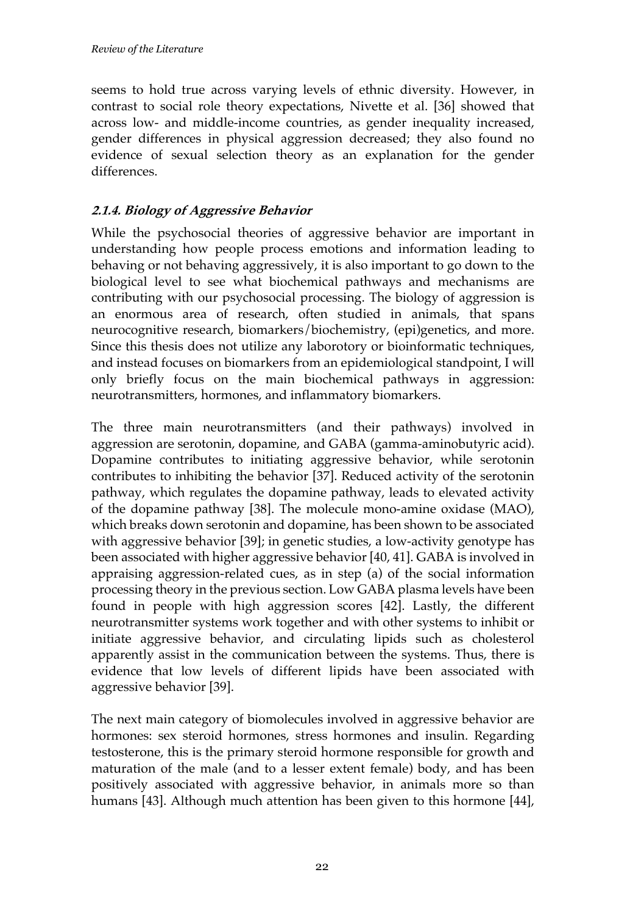seems to hold true across varying levels of ethnic diversity. However, in contrast to social role theory expectations, Nivette et al. [36] showed that across low- and middle-income countries, as gender inequality increased, gender differences in physical aggression decreased; they also found no evidence of sexual selection theory as an explanation for the gender differences.

### *2.1.4. Biology of Aggressive Behavior*

While the psychosocial theories of aggressive behavior are important in understanding how people process emotions and information leading to behaving or not behaving aggressively, it is also important to go down to the biological level to see what biochemical pathways and mechanisms are contributing with our psychosocial processing. The biology of aggression is an enormous area of research, often studied in animals, that spans neurocognitive research, biomarkers/biochemistry, (epi)genetics, and more. Since this thesis does not utilize any laborotory or bioinformatic techniques, and instead focuses on biomarkers from an epidemiological standpoint, I will only briefly focus on the main biochemical pathways in aggression: neurotransmitters, hormones, and inflammatory biomarkers.

The three main neurotransmitters (and their pathways) involved in aggression are serotonin, dopamine, and GABA (gamma-aminobutyric acid). Dopamine contributes to initiating aggressive behavior, while serotonin contributes to inhibiting the behavior [37]. Reduced activity of the serotonin pathway, which regulates the dopamine pathway, leads to elevated activity of the dopamine pathway [38]. The molecule mono-amine oxidase (MAO), which breaks down serotonin and dopamine, has been shown to be associated with aggressive behavior [39]; in genetic studies, a low-activity genotype has been associated with higher aggressive behavior [40, 41]. GABA is involved in appraising aggression-related cues, as in step (a) of the social information processing theory in the previous section. Low GABA plasma levels have been found in people with high aggression scores [42]. Lastly, the different neurotransmitter systems work together and with other systems to inhibit or initiate aggressive behavior, and circulating lipids such as cholesterol apparently assist in the communication between the systems. Thus, there is evidence that low levels of different lipids have been associated with aggressive behavior [39].

The next main category of biomolecules involved in aggressive behavior are hormones: sex steroid hormones, stress hormones and insulin. Regarding testosterone, this is the primary steroid hormone responsible for growth and maturation of the male (and to a lesser extent female) body, and has been positively associated with aggressive behavior, in animals more so than humans [43]. Although much attention has been given to this hormone [44],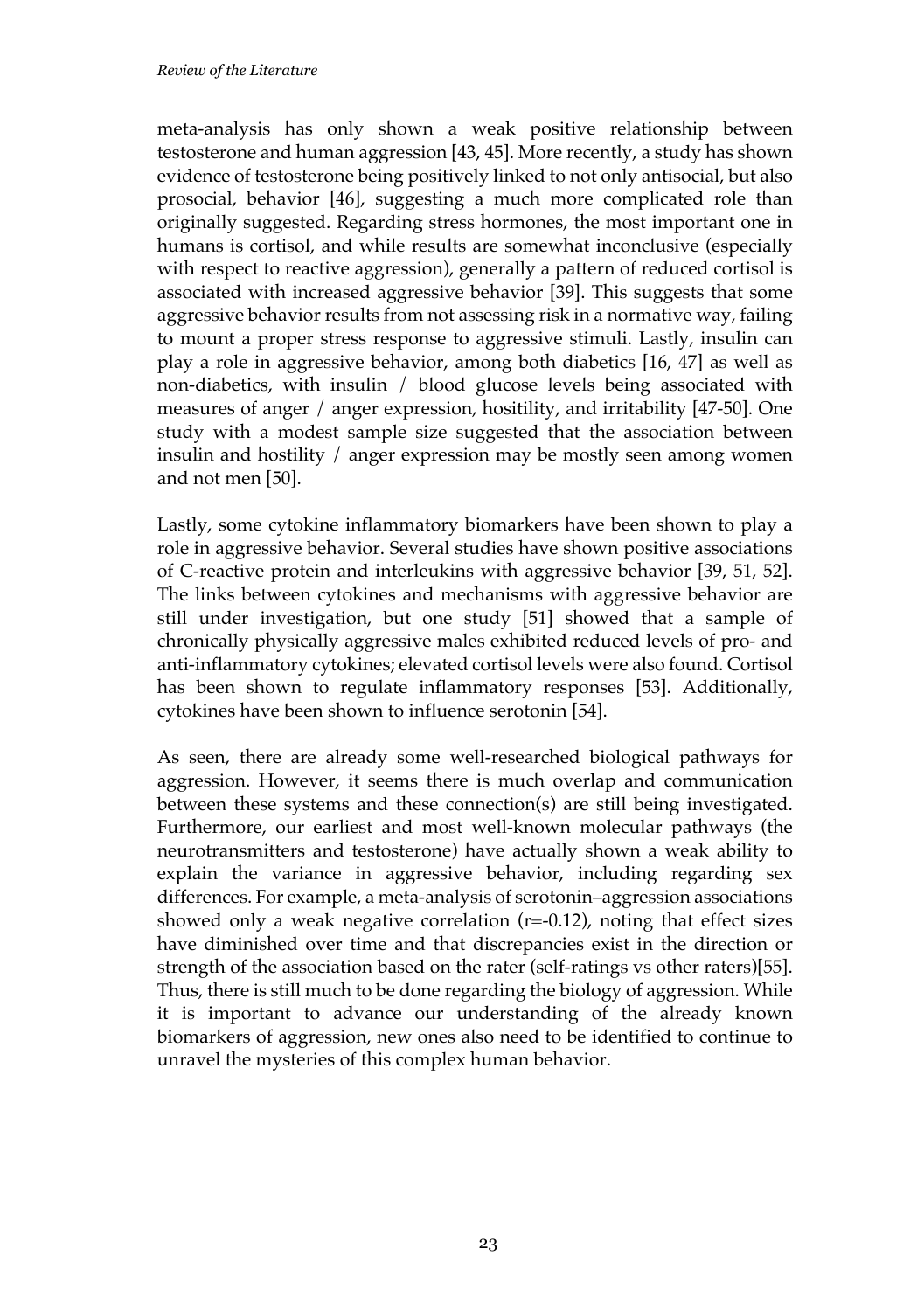meta-analysis has only shown a weak positive relationship between testosterone and human aggression [43, 45]. More recently, a study has shown evidence of testosterone being positively linked to not only antisocial, but also prosocial, behavior [46], suggesting a much more complicated role than originally suggested. Regarding stress hormones, the most important one in humans is cortisol, and while results are somewhat inconclusive (especially with respect to reactive aggression), generally a pattern of reduced cortisol is associated with increased aggressive behavior [39]. This suggests that some aggressive behavior results from not assessing risk in a normative way, failing to mount a proper stress response to aggressive stimuli. Lastly, insulin can play a role in aggressive behavior, among both diabetics [16, 47] as well as non-diabetics, with insulin / blood glucose levels being associated with measures of anger / anger expression, hositility, and irritability [47-50]. One study with a modest sample size suggested that the association between insulin and hostility / anger expression may be mostly seen among women and not men [50].

Lastly, some cytokine inflammatory biomarkers have been shown to play a role in aggressive behavior. Several studies have shown positive associations of C-reactive protein and interleukins with aggressive behavior [39, 51, 52]. The links between cytokines and mechanisms with aggressive behavior are still under investigation, but one study [51] showed that a sample of chronically physically aggressive males exhibited reduced levels of pro- and anti-inflammatory cytokines; elevated cortisol levels were also found. Cortisol has been shown to regulate inflammatory responses [53]. Additionally, cytokines have been shown to influence serotonin [54].

As seen, there are already some well-researched biological pathways for aggression. However, it seems there is much overlap and communication between these systems and these connection(s) are still being investigated. Furthermore, our earliest and most well-known molecular pathways (the neurotransmitters and testosterone) have actually shown a weak ability to explain the variance in aggressive behavior, including regarding sex differences. For example, a meta-analysis of serotonin–aggression associations showed only a weak negative correlation ($r=-0.12$), noting that effect sizes have diminished over time and that discrepancies exist in the direction or strength of the association based on the rater (self-ratings vs other raters)[55]. Thus, there is still much to be done regarding the biology of aggression. While it is important to advance our understanding of the already known biomarkers of aggression, new ones also need to be identified to continue to unravel the mysteries of this complex human behavior.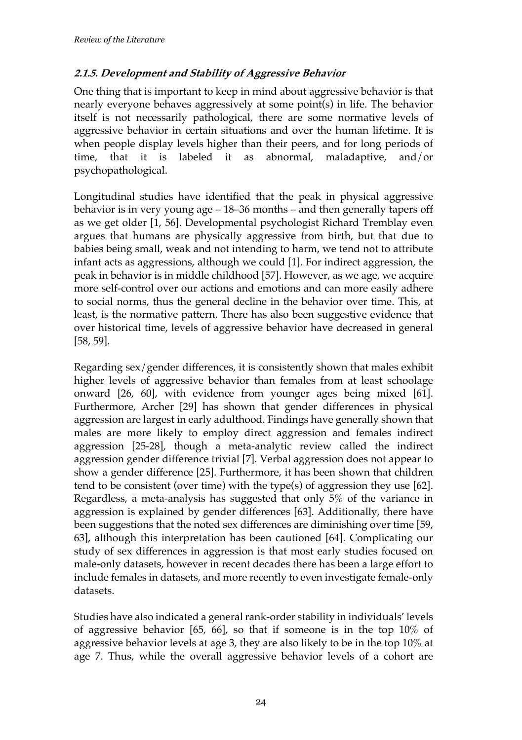### *2.1.5. Development and Stability of Aggressive Behavior*

One thing that is important to keep in mind about aggressive behavior is that nearly everyone behaves aggressively at some point(s) in life. The behavior itself is not necessarily pathological, there are some normative levels of aggressive behavior in certain situations and over the human lifetime. It is when people display levels higher than their peers, and for long periods of time, that it is labeled it as abnormal, maladaptive, and/or psychopathological.

Longitudinal studies have identified that the peak in physical aggressive behavior is in very young age – 18–36 months – and then generally tapers off as we get older [1, 56]. Developmental psychologist Richard Tremblay even argues that humans are physically aggressive from birth, but that due to babies being small, weak and not intending to harm, we tend not to attribute infant acts as aggressions, although we could [1]. For indirect aggression, the peak in behavior is in middle childhood [57]. However, as we age, we acquire more self-control over our actions and emotions and can more easily adhere to social norms, thus the general decline in the behavior over time. This, at least, is the normative pattern. There has also been suggestive evidence that over historical time, levels of aggressive behavior have decreased in general [58, 59].

Regarding sex/gender differences, it is consistently shown that males exhibit higher levels of aggressive behavior than females from at least schoolage onward [26, 60], with evidence from younger ages being mixed [61]. Furthermore, Archer [29] has shown that gender differences in physical aggression are largest in early adulthood. Findings have generally shown that males are more likely to employ direct aggression and females indirect aggression [25-28], though a meta-analytic review called the indirect aggression gender difference trivial [7]. Verbal aggression does not appear to show a gender difference [25]. Furthermore, it has been shown that children tend to be consistent (over time) with the type(s) of aggression they use [62]. Regardless, a meta-analysis has suggested that only 5% of the variance in aggression is explained by gender differences [63]. Additionally, there have been suggestions that the noted sex differences are diminishing over time [59, 63], although this interpretation has been cautioned [64]. Complicating our study of sex differences in aggression is that most early studies focused on male-only datasets, however in recent decades there has been a large effort to include females in datasets, and more recently to even investigate female-only datasets.

Studies have also indicated a general rank-order stability in individuals' levels of aggressive behavior [65, 66], so that if someone is in the top 10% of aggressive behavior levels at age 3, they are also likely to be in the top 10% at age 7. Thus, while the overall aggressive behavior levels of a cohort are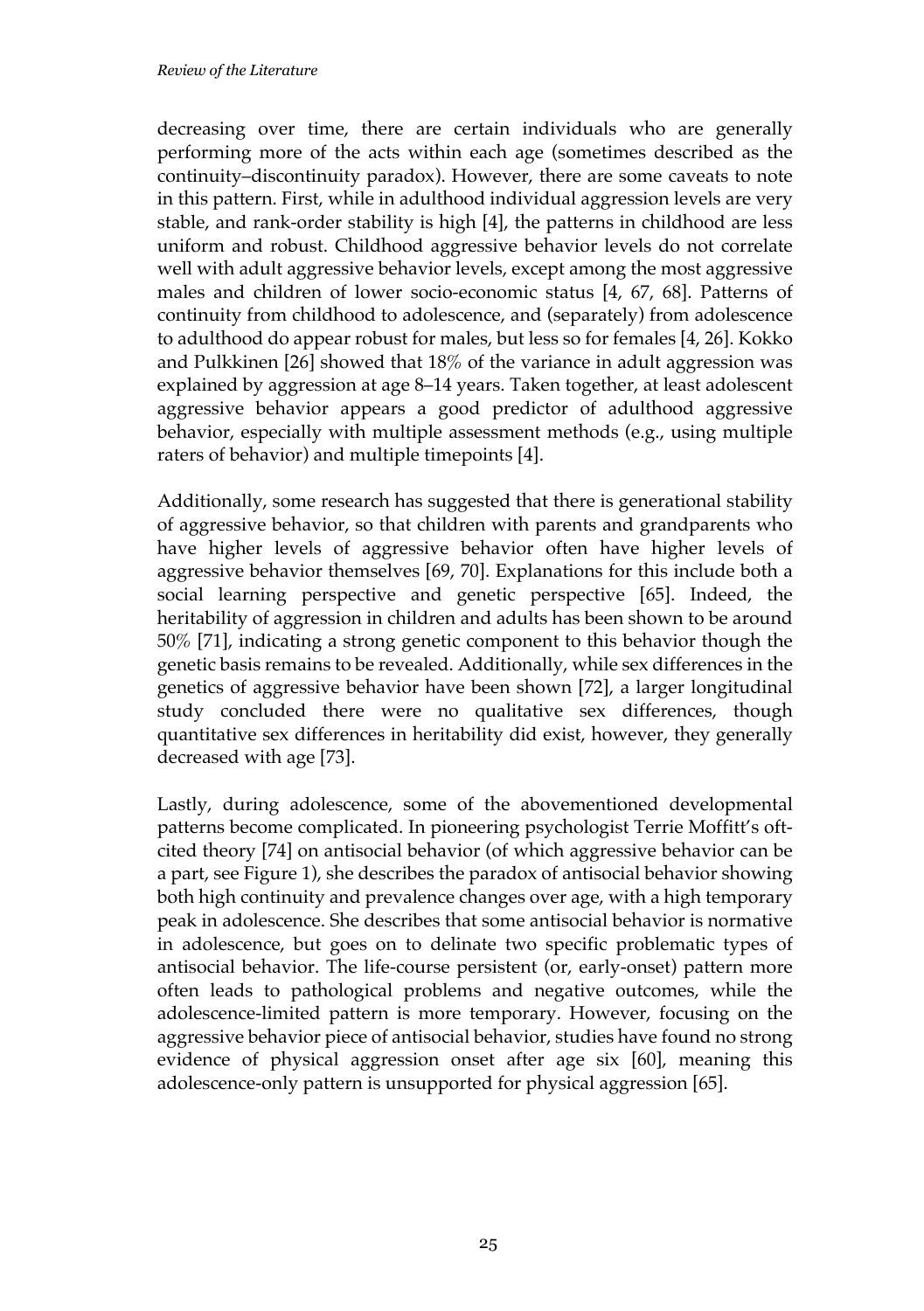decreasing over time, there are certain individuals who are generally performing more of the acts within each age (sometimes described as the continuity–discontinuity paradox). However, there are some caveats to note in this pattern. First, while in adulthood individual aggression levels are very stable, and rank-order stability is high [4], the patterns in childhood are less uniform and robust. Childhood aggressive behavior levels do not correlate well with adult aggressive behavior levels, except among the most aggressive males and children of lower socio-economic status [4, 67, 68]. Patterns of continuity from childhood to adolescence, and (separately) from adolescence to adulthood do appear robust for males, but less so for females [4, 26]. Kokko and Pulkkinen [26] showed that 18% of the variance in adult aggression was explained by aggression at age 8–14 years. Taken together, at least adolescent aggressive behavior appears a good predictor of adulthood aggressive behavior, especially with multiple assessment methods (e.g., using multiple raters of behavior) and multiple timepoints [4].

Additionally, some research has suggested that there is generational stability of aggressive behavior, so that children with parents and grandparents who have higher levels of aggressive behavior often have higher levels of aggressive behavior themselves [69, 70]. Explanations for this include both a social learning perspective and genetic perspective [65]. Indeed, the heritability of aggression in children and adults has been shown to be around 50% [71], indicating a strong genetic component to this behavior though the genetic basis remains to be revealed. Additionally, while sex differences in the genetics of aggressive behavior have been shown [72], a larger longitudinal study concluded there were no qualitative sex differences, though quantitative sex differences in heritability did exist, however, they generally decreased with age [73].

Lastly, during adolescence, some of the abovementioned developmental patterns become complicated. In pioneering psychologist Terrie Moffitt's oft-cited theory [74] on antisocial behavior (of which aggressive behavior can be a part, see Figure 1), she describes the paradox of antisocial behavior showing both high continuity and prevalence changes over age, with a high temporary peak in adolescence. She describes that some antisocial behavior is normative in adolescence, but goes on to delinate two specific problematic types of antisocial behavior. The life-course persistent (or, early-onset) pattern more often leads to pathological problems and negative outcomes, while the adolescence-limited pattern is more temporary. However, focusing on the aggressive behavior piece of antisocial behavior, studies have found no strong evidence of physical aggression onset after age six [60], meaning this adolescence-only pattern is unsupported for physical aggression [65].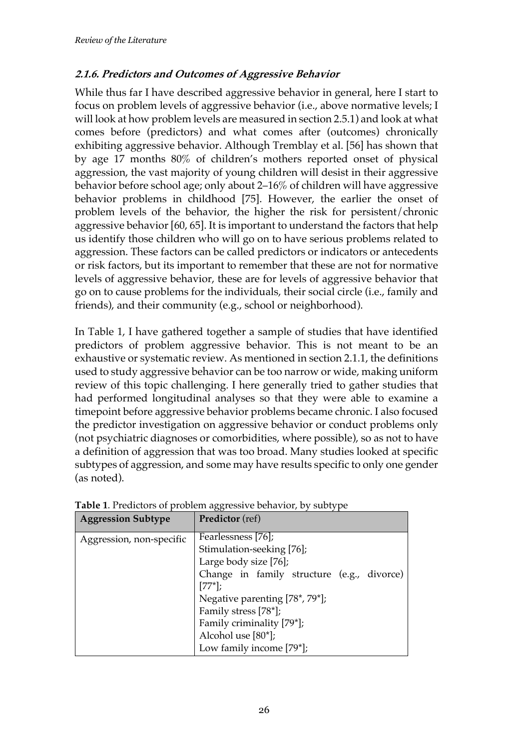### 2.1.6. Predictors and Outcomes of Aggressive Behavior

While thus far I have described aggressive behavior in general, here I start to focus on problem levels of aggressive behavior (i.e., above normative levels; I will look at how problem levels are measured in section 2.5.1) and look at what comes before (predictors) and what comes after (outcomes) chronically exhibiting aggressive behavior. Although Tremblay et al. [56] has shown that by age 17 months 80% of children's mothers reported onset of physical aggression, the vast majority of young children will desist in their aggressive behavior before school age; only about 2–16% of children will have aggressive behavior problems in childhood [75]. However, the earlier the onset of problem levels of the behavior, the higher the risk for persistent/chronic aggressive behavior [60, 65]. It is important to understand the factors that help us identify those children who will go on to have serious problems related to aggression. These factors can be called predictors or indicators or antecedents or risk factors, but its important to remember that these are not for normative levels of aggressive behavior, these are for levels of aggressive behavior that go on to cause problems for the individuals, their social circle (i.e., family and friends), and their community (e.g., school or neighborhood).

In Table 1, I have gathered together a sample of studies that have identified predictors of problem aggressive behavior. This is not meant to be an exhaustive or systematic review. As mentioned in section 2.1.1, the definitions used to study aggressive behavior can be too narrow or wide, making uniform review of this topic challenging. I here generally tried to gather studies that had performed longitudinal analyses so that they were able to examine a timepoint before aggressive behavior problems became chronic. I also focused the predictor investigation on aggressive behavior or conduct problems only (not psychiatric diagnoses or comorbidities, where possible), so as not to have a definition of aggression that was too broad. Many studies looked at specific subtypes of aggression, and some may have results specific to only one gender (as noted).

**Table 1**. Predictors of problem aggressive behavior, by subtype

| **Aggression Subtype** | **Predictor** (ref) |
|---|---|
| Aggression, non-specific | Fearlessness [76];<br>Stimulation-seeking [76];<br>Large body size [76];<br>Change in family structure (e.g., divorce) [77*];<br>Negative parenting [78*, 79*];<br>Family stress [78*];<br>Family criminality [79*];<br>Alcohol use [80*];<br>Low family income [79*]; |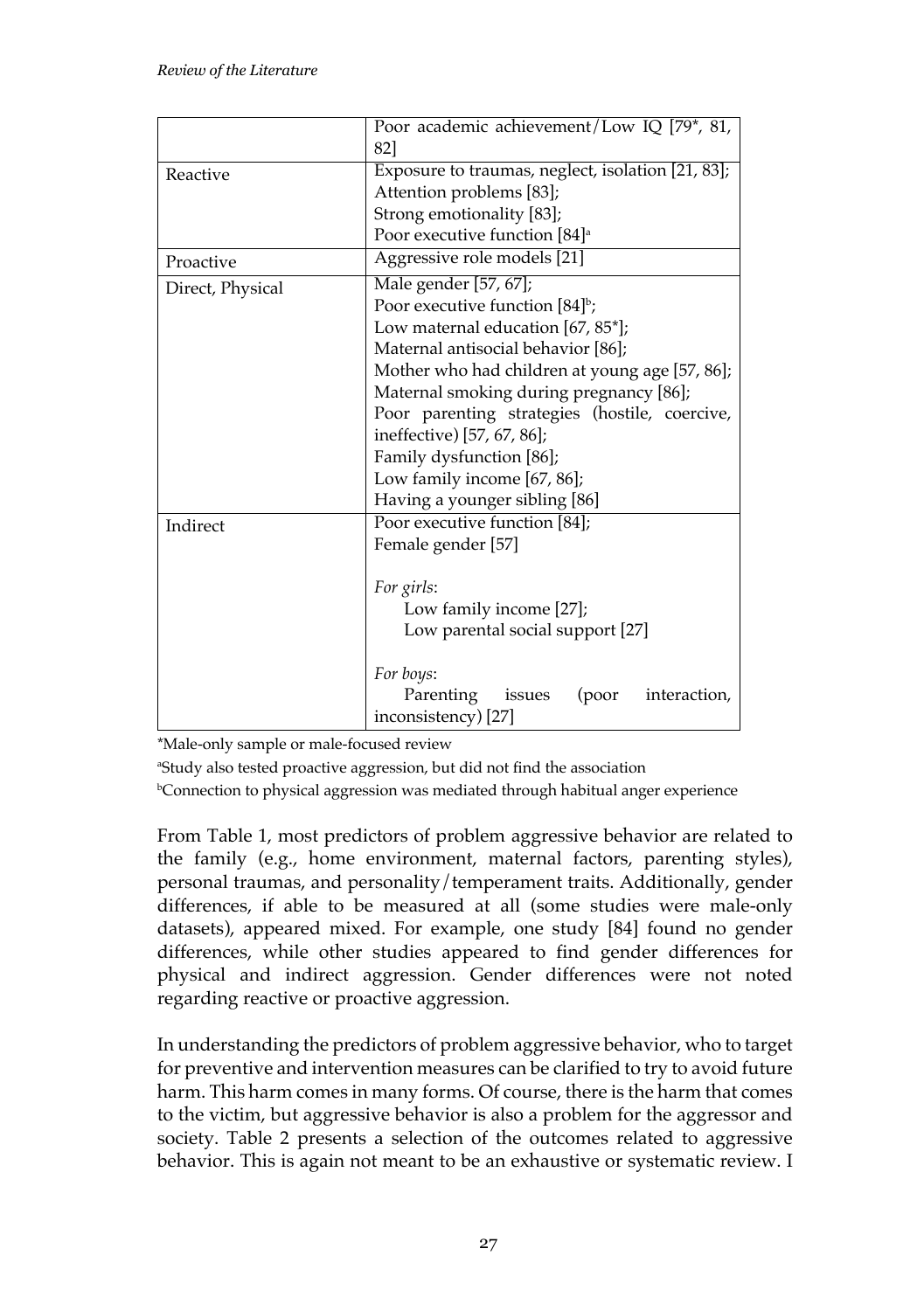| | |
|---|---|
| | Poor academic achievement/Low IQ [79*, 81, 82] |
| Reactive | Exposure to traumas, neglect, isolation [21, 83];<br>Attention problems [83];<br>Strong emotionality [83];<br>Poor executive function [84][a] |
| Proactive | Aggressive role models [21] |
| Direct, Physical | Male gender [57, 67];<br>Poor executive function [84][b];<br>Low maternal education [67, 85*];<br>Maternal antisocial behavior [86];<br>Mother who had children at young age [57, 86];<br>Maternal smoking during pregnancy [86];<br>Poor parenting strategies (hostile, coercive, ineffective) [57, 67, 86];<br>Family dysfunction [86];<br>Low family income [67, 86];<br>Having a younger sibling [86] |
| Indirect | Poor executive function [84];<br>Female gender [57]<br><br>*For girls*:<br>Low family income [27];<br>Low parental social support [27]<br><br>*For boys*:<br>Parenting issues (poor interaction, inconsistency) [27] |

*Male-only sample or male-focused review

[a]Study also tested proactive aggression, but did not find the association

[b]Connection to physical aggression was mediated through habitual anger experience

From Table 1, most predictors of problem aggressive behavior are related to the family (e.g., home environment, maternal factors, parenting styles), personal traumas, and personality/temperament traits. Additionally, gender differences, if able to be measured at all (some studies were male-only datasets), appeared mixed. For example, one study [84] found no gender differences, while other studies appeared to find gender differences for physical and indirect aggression. Gender differences were not noted regarding reactive or proactive aggression.

In understanding the predictors of problem aggressive behavior, who to target for preventive and intervention measures can be clarified to try to avoid future harm. This harm comes in many forms. Of course, there is the harm that comes to the victim, but aggressive behavior is also a problem for the aggressor and society. Table 2 presents a selection of the outcomes related to aggressive behavior. This is again not meant to be an exhaustive or systematic review. I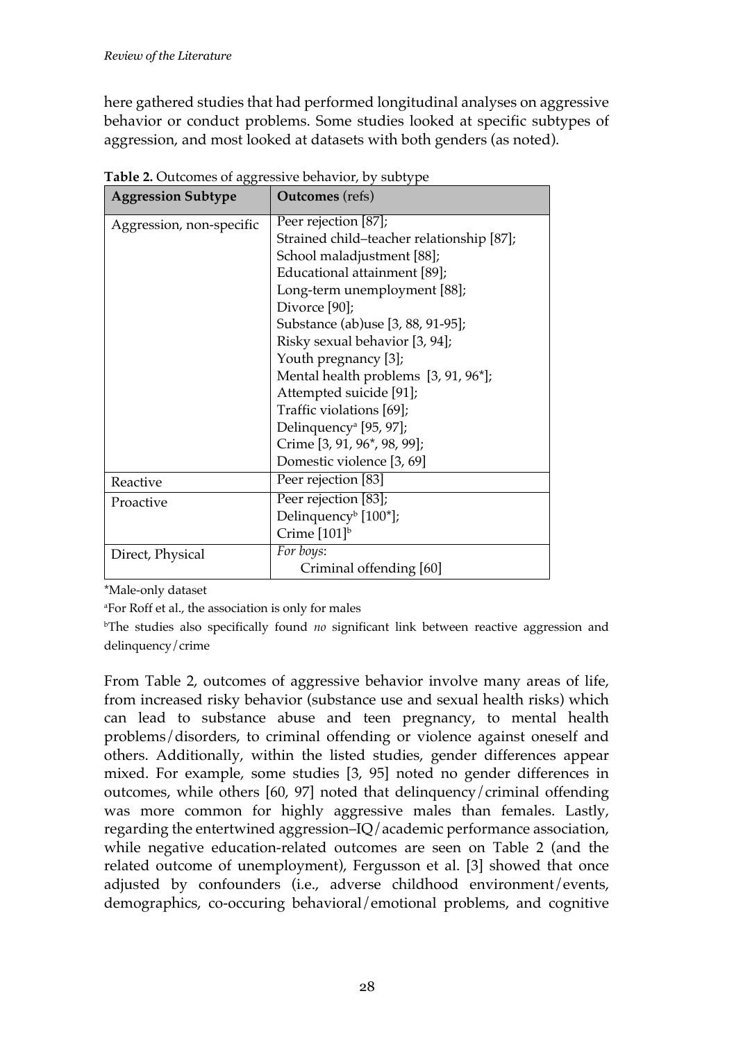here gathered studies that had performed longitudinal analyses on aggressive behavior or conduct problems. Some studies looked at specific subtypes of aggression, and most looked at datasets with both genders (as noted).

**Table 2.** Outcomes of aggressive behavior, by subtype

| **Aggression Subtype** | **Outcomes** (refs) |
|---|---|
| Aggression, non-specific | Peer rejection [87];<br>Strained child–teacher relationship [87];<br>School maladjustment [88];<br>Educational attainment [89];<br>Long-term unemployment [88];<br>Divorce [90];<br>Substance (ab)use [3, 88, 91-95];<br>Risky sexual behavior [3, 94];<br>Youth pregnancy [3];<br>Mental health problems [3, 91, 96*];<br>Attempted suicide [91];<br>Traffic violations [69];<br>Delinquency[a] [95, 97];<br>Crime [3, 91, 96*, 98, 99];<br>Domestic violence [3, 69] |
| Reactive | Peer rejection [83] |
| Proactive | Peer rejection [83];<br>Delinquency[b] [100*];<br>Crime [101][b] |
| Direct, Physical | *For boys*:<br>Criminal offending [60] |

*Male-only dataset

[a]For Roff et al., the association is only for males

[b]The studies also specifically found *no* significant link between reactive aggression and delinquency/crime

From Table 2, outcomes of aggressive behavior involve many areas of life, from increased risky behavior (substance use and sexual health risks) which can lead to substance abuse and teen pregnancy, to mental health problems/disorders, to criminal offending or violence against oneself and others. Additionally, within the listed studies, gender differences appear mixed. For example, some studies [3, 95] noted no gender differences in outcomes, while others [60, 97] noted that delinquency/criminal offending was more common for highly aggressive males than females. Lastly, regarding the entertwined aggression–IQ/academic performance association, while negative education-related outcomes are seen on Table 2 (and the related outcome of unemployment), Fergusson et al. [3] showed that once adjusted by confounders (i.e., adverse childhood environment/events, demographics, co-occuring behavioral/emotional problems, and cognitive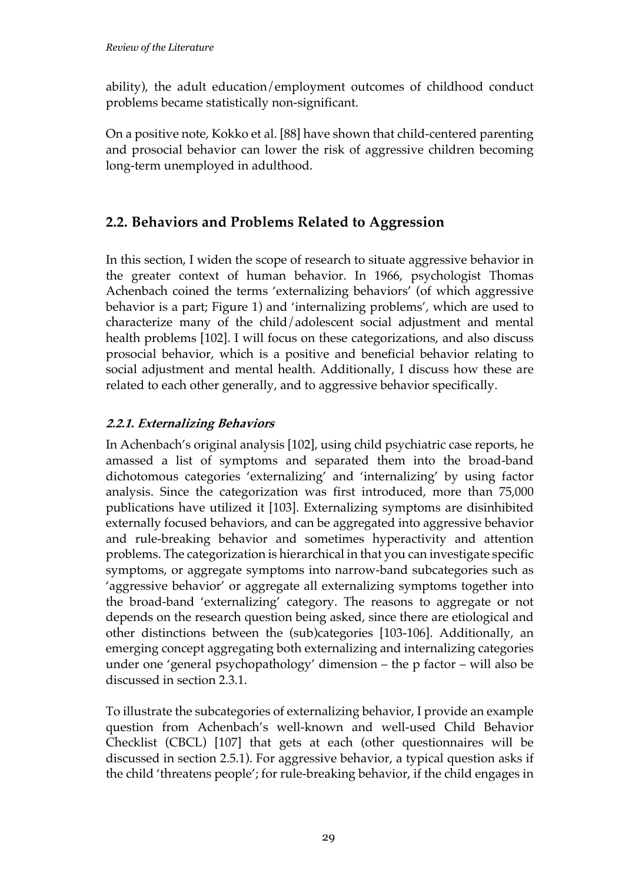ability), the adult education/employment outcomes of childhood conduct problems became statistically non-significant.

On a positive note, Kokko et al. [88] have shown that child-centered parenting and prosocial behavior can lower the risk of aggressive children becoming long-term unemployed in adulthood.

## 2.2. Behaviors and Problems Related to Aggression

In this section, I widen the scope of research to situate aggressive behavior in the greater context of human behavior. In 1966, psychologist Thomas Achenbach coined the terms 'externalizing behaviors' (of which aggressive behavior is a part; Figure 1) and 'internalizing problems', which are used to characterize many of the child/adolescent social adjustment and mental health problems [102]. I will focus on these categorizations, and also discuss prosocial behavior, which is a positive and beneficial behavior relating to social adjustment and mental health. Additionally, I discuss how these are related to each other generally, and to aggressive behavior specifically.

### *2.2.1. Externalizing Behaviors*

In Achenbach's original analysis [102], using child psychiatric case reports, he amassed a list of symptoms and separated them into the broad-band dichotomous categories 'externalizing' and 'internalizing' by using factor analysis. Since the categorization was first introduced, more than 75,000 publications have utilized it [103]. Externalizing symptoms are disinhibited externally focused behaviors, and can be aggregated into aggressive behavior and rule-breaking behavior and sometimes hyperactivity and attention problems. The categorization is hierarchical in that you can investigate specific symptoms, or aggregate symptoms into narrow-band subcategories such as 'aggressive behavior' or aggregate all externalizing symptoms together into the broad-band 'externalizing' category. The reasons to aggregate or not depends on the research question being asked, since there are etiological and other distinctions between the (sub)categories [103-106]. Additionally, an emerging concept aggregating both externalizing and internalizing categories under one 'general psychopathology' dimension – the p factor – will also be discussed in section 2.3.1.

To illustrate the subcategories of externalizing behavior, I provide an example question from Achenbach's well-known and well-used Child Behavior Checklist (CBCL) [107] that gets at each (other questionnaires will be discussed in section 2.5.1). For aggressive behavior, a typical question asks if the child 'threatens people'; for rule-breaking behavior, if the child engages in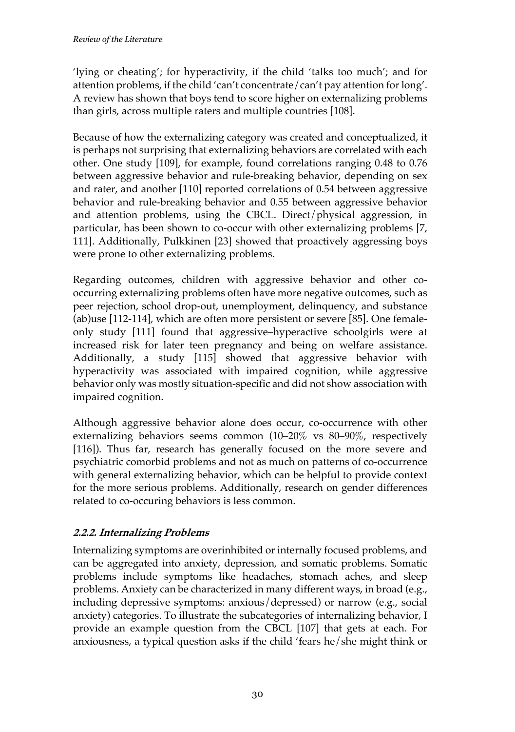'lying or cheating'; for hyperactivity, if the child 'talks too much'; and for attention problems, if the child 'can't concentrate/can't pay attention for long'. A review has shown that boys tend to score higher on externalizing problems than girls, across multiple raters and multiple countries [108].

Because of how the externalizing category was created and conceptualized, it is perhaps not surprising that externalizing behaviors are correlated with each other. One study [109], for example, found correlations ranging 0.48 to 0.76 between aggressive behavior and rule-breaking behavior, depending on sex and rater, and another [110] reported correlations of 0.54 between aggressive behavior and rule-breaking behavior and 0.55 between aggressive behavior and attention problems, using the CBCL. Direct/physical aggression, in particular, has been shown to co-occur with other externalizing problems [7, 111]. Additionally, Pulkkinen [23] showed that proactively aggressing boys were prone to other externalizing problems.

Regarding outcomes, children with aggressive behavior and other co-occurring externalizing problems often have more negative outcomes, such as peer rejection, school drop-out, unemployment, delinquency, and substance (ab)use [112-114], which are often more persistent or severe [85]. One female-only study [111] found that aggressive–hyperactive schoolgirls were at increased risk for later teen pregnancy and being on welfare assistance. Additionally, a study [115] showed that aggressive behavior with hyperactivity was associated with impaired cognition, while aggressive behavior only was mostly situation-specific and did not show association with impaired cognition.

Although aggressive behavior alone does occur, co-occurrence with other externalizing behaviors seems common (10–20% vs 80–90%, respectively [116]). Thus far, research has generally focused on the more severe and psychiatric comorbid problems and not as much on patterns of co-occurrence with general externalizing behavior, which can be helpful to provide context for the more serious problems. Additionally, research on gender differences related to co-occuring behaviors is less common.

### 2.2.2. Internalizing Problems

Internalizing symptoms are overinhibited or internally focused problems, and can be aggregated into anxiety, depression, and somatic problems. Somatic problems include symptoms like headaches, stomach aches, and sleep problems. Anxiety can be characterized in many different ways, in broad (e.g., including depressive symptoms: anxious/depressed) or narrow (e.g., social anxiety) categories. To illustrate the subcategories of internalizing behavior, I provide an example question from the CBCL [107] that gets at each. For anxiousness, a typical question asks if the child 'fears he/she might think or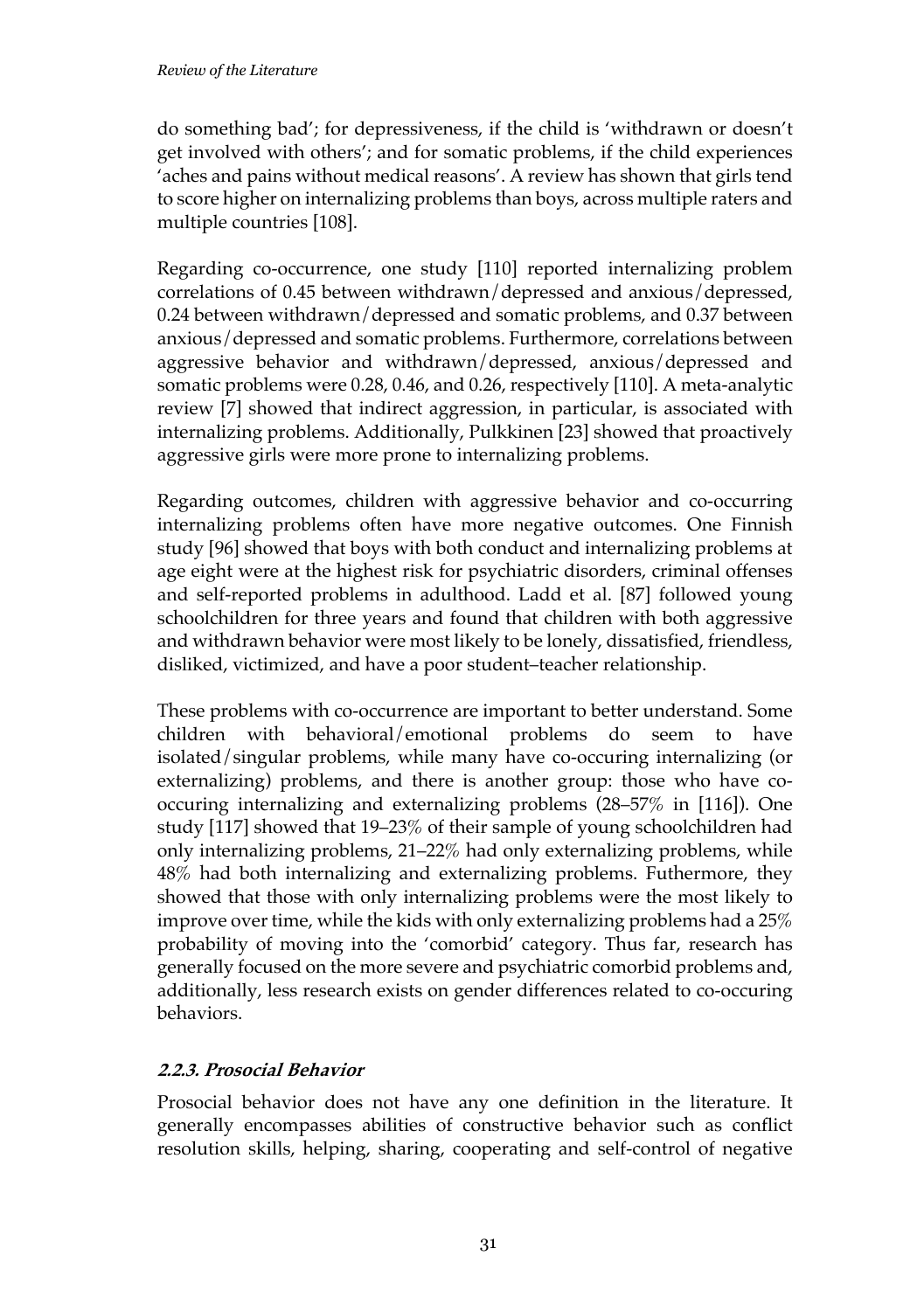do something bad'; for depressiveness, if the child is 'withdrawn or doesn't get involved with others'; and for somatic problems, if the child experiences 'aches and pains without medical reasons'. A review has shown that girls tend to score higher on internalizing problems than boys, across multiple raters and multiple countries [108].

Regarding co-occurrence, one study [110] reported internalizing problem correlations of 0.45 between withdrawn/depressed and anxious/depressed, 0.24 between withdrawn/depressed and somatic problems, and 0.37 between anxious/depressed and somatic problems. Furthermore, correlations between aggressive behavior and withdrawn/depressed, anxious/depressed and somatic problems were 0.28, 0.46, and 0.26, respectively [110]. A meta-analytic review [7] showed that indirect aggression, in particular, is associated with internalizing problems. Additionally, Pulkkinen [23] showed that proactively aggressive girls were more prone to internalizing problems.

Regarding outcomes, children with aggressive behavior and co-occurring internalizing problems often have more negative outcomes. One Finnish study [96] showed that boys with both conduct and internalizing problems at age eight were at the highest risk for psychiatric disorders, criminal offenses and self-reported problems in adulthood. Ladd et al. [87] followed young schoolchildren for three years and found that children with both aggressive and withdrawn behavior were most likely to be lonely, dissatisfied, friendless, disliked, victimized, and have a poor student–teacher relationship.

These problems with co-occurrence are important to better understand. Some children with behavioral/emotional problems do seem to have isolated/singular problems, while many have co-occuring internalizing (or externalizing) problems, and there is another group: those who have co-occuring internalizing and externalizing problems (28–57% in [116]). One study [117] showed that 19–23% of their sample of young schoolchildren had only internalizing problems, 21–22% had only externalizing problems, while 48% had both internalizing and externalizing problems. Futhermore, they showed that those with only internalizing problems were the most likely to improve over time, while the kids with only externalizing problems had a 25% probability of moving into the 'comorbid' category. Thus far, research has generally focused on the more severe and psychiatric comorbid problems and, additionally, less research exists on gender differences related to co-occuring behaviors.

### 2.2.3. Prosocial Behavior

Prosocial behavior does not have any one definition in the literature. It generally encompasses abilities of constructive behavior such as conflict resolution skills, helping, sharing, cooperating and self-control of negative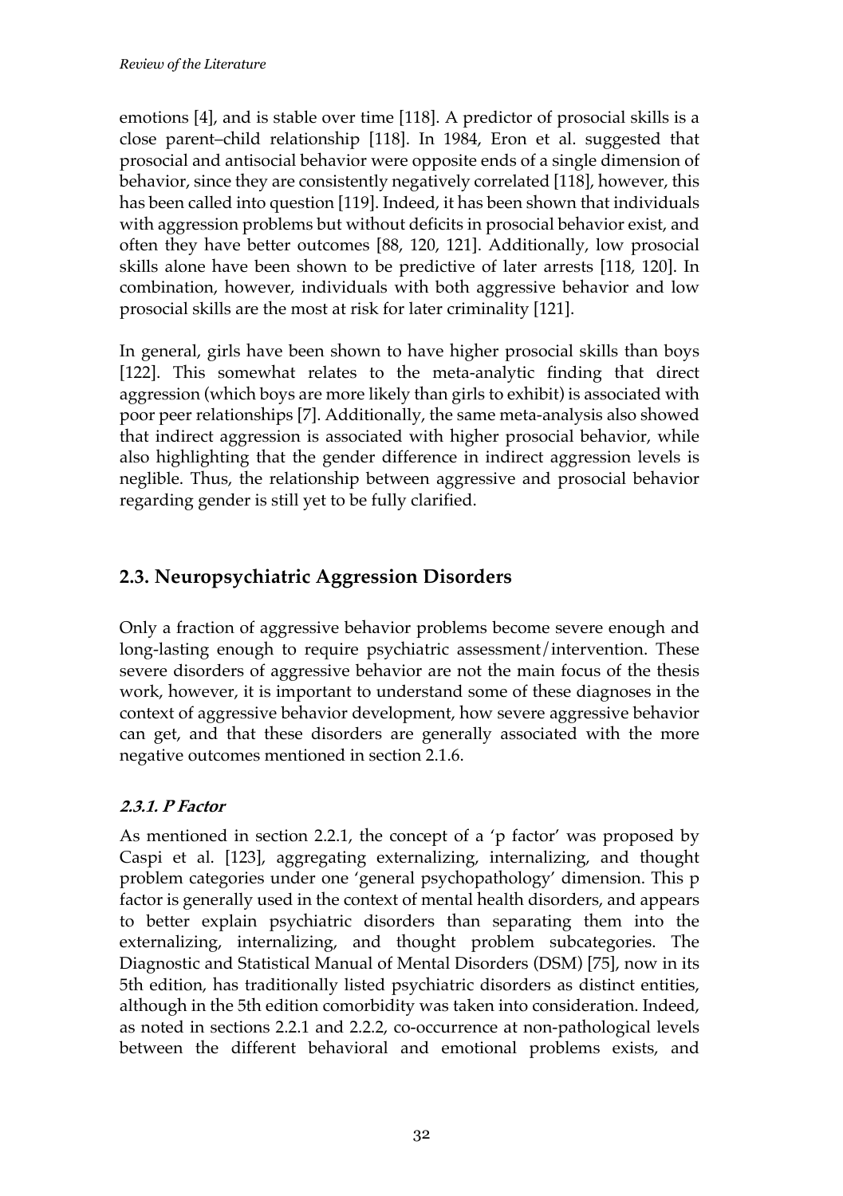emotions [4], and is stable over time [118]. A predictor of prosocial skills is a close parent–child relationship [118]. In 1984, Eron et al. suggested that prosocial and antisocial behavior were opposite ends of a single dimension of behavior, since they are consistently negatively correlated [118], however, this has been called into question [119]. Indeed, it has been shown that individuals with aggression problems but without deficits in prosocial behavior exist, and often they have better outcomes [88, 120, 121]. Additionally, low prosocial skills alone have been shown to be predictive of later arrests [118, 120]. In combination, however, individuals with both aggressive behavior and low prosocial skills are the most at risk for later criminality [121].

In general, girls have been shown to have higher prosocial skills than boys [122]. This somewhat relates to the meta-analytic finding that direct aggression (which boys are more likely than girls to exhibit) is associated with poor peer relationships [7]. Additionally, the same meta-analysis also showed that indirect aggression is associated with higher prosocial behavior, while also highlighting that the gender difference in indirect aggression levels is neglible. Thus, the relationship between aggressive and prosocial behavior regarding gender is still yet to be fully clarified.

## 2.3. Neuropsychiatric Aggression Disorders

Only a fraction of aggressive behavior problems become severe enough and long-lasting enough to require psychiatric assessment/intervention. These severe disorders of aggressive behavior are not the main focus of the thesis work, however, it is important to understand some of these diagnoses in the context of aggressive behavior development, how severe aggressive behavior can get, and that these disorders are generally associated with the more negative outcomes mentioned in section 2.1.6.

### *2.3.1. P Factor*

As mentioned in section 2.2.1, the concept of a 'p factor' was proposed by Caspi et al. [123], aggregating externalizing, internalizing, and thought problem categories under one 'general psychopathology' dimension. This p factor is generally used in the context of mental health disorders, and appears to better explain psychiatric disorders than separating them into the externalizing, internalizing, and thought problem subcategories. The Diagnostic and Statistical Manual of Mental Disorders (DSM) [75], now in its 5th edition, has traditionally listed psychiatric disorders as distinct entities, although in the 5th edition comorbidity was taken into consideration. Indeed, as noted in sections 2.2.1 and 2.2.2, co-occurrence at non-pathological levels between the different behavioral and emotional problems exists, and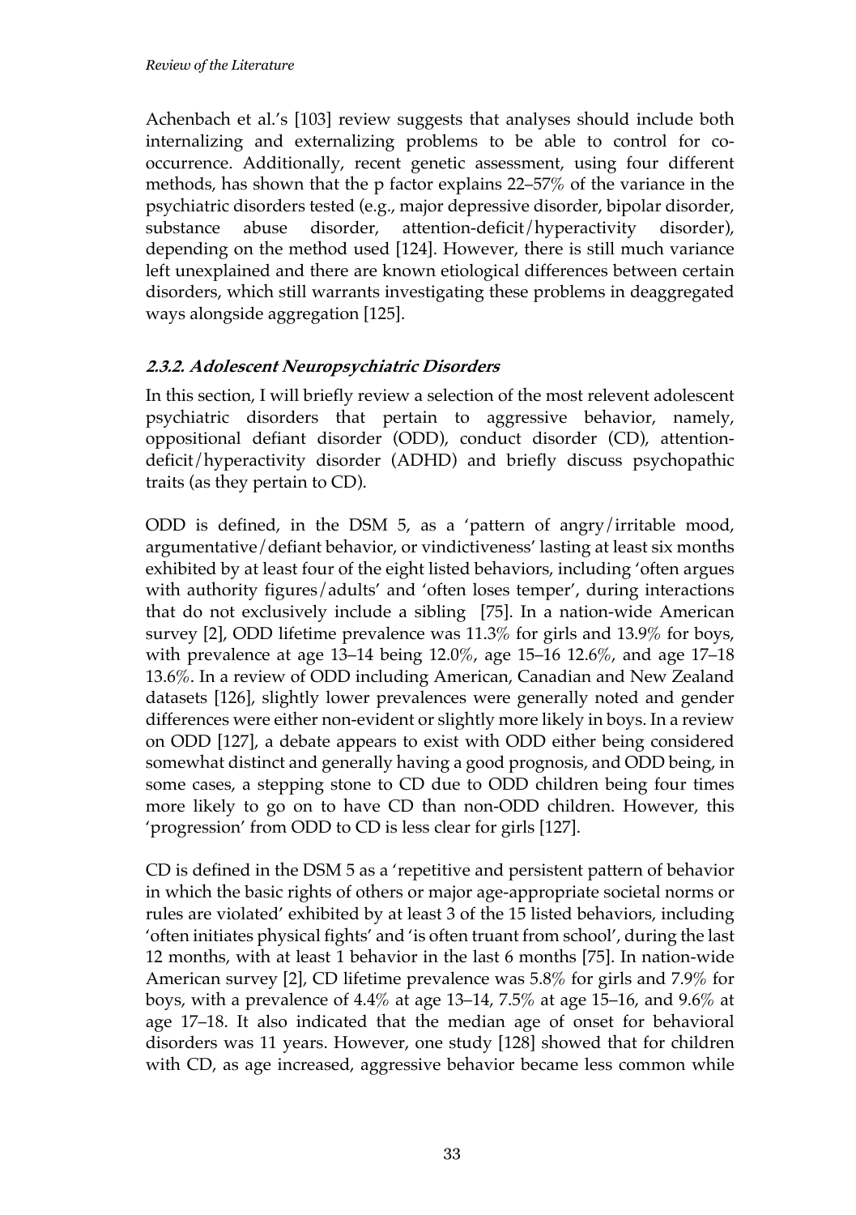Achenbach et al.'s [103] review suggests that analyses should include both internalizing and externalizing problems to be able to control for co-occurrence. Additionally, recent genetic assessment, using four different methods, has shown that the p factor explains 22–57% of the variance in the psychiatric disorders tested (e.g., major depressive disorder, bipolar disorder, substance abuse disorder, attention-deficit/hyperactivity disorder), depending on the method used [124]. However, there is still much variance left unexplained and there are known etiological differences between certain disorders, which still warrants investigating these problems in deaggregated ways alongside aggregation [125].

### 2.3.2. Adolescent Neuropsychiatric Disorders

In this section, I will briefly review a selection of the most relevent adolescent psychiatric disorders that pertain to aggressive behavior, namely, oppositional defiant disorder (ODD), conduct disorder (CD), attention-deficit/hyperactivity disorder (ADHD) and briefly discuss psychopathic traits (as they pertain to CD).

ODD is defined, in the DSM 5, as a 'pattern of angry/irritable mood, argumentative/defiant behavior, or vindictiveness' lasting at least six months exhibited by at least four of the eight listed behaviors, including 'often argues with authority figures/adults' and 'often loses temper', during interactions that do not exclusively include a sibling [75]. In a nation-wide American survey [2], ODD lifetime prevalence was 11.3% for girls and 13.9% for boys, with prevalence at age 13–14 being 12.0%, age 15–16 12.6%, and age 17–18 13.6%. In a review of ODD including American, Canadian and New Zealand datasets [126], slightly lower prevalences were generally noted and gender differences were either non-evident or slightly more likely in boys. In a review on ODD [127], a debate appears to exist with ODD either being considered somewhat distinct and generally having a good prognosis, and ODD being, in some cases, a stepping stone to CD due to ODD children being four times more likely to go on to have CD than non-ODD children. However, this 'progression' from ODD to CD is less clear for girls [127].

CD is defined in the DSM 5 as a 'repetitive and persistent pattern of behavior in which the basic rights of others or major age-appropriate societal norms or rules are violated' exhibited by at least 3 of the 15 listed behaviors, including 'often initiates physical fights' and 'is often truant from school', during the last 12 months, with at least 1 behavior in the last 6 months [75]. In nation-wide American survey [2], CD lifetime prevalence was 5.8% for girls and 7.9% for boys, with a prevalence of 4.4% at age 13–14, 7.5% at age 15–16, and 9.6% at age 17–18. It also indicated that the median age of onset for behavioral disorders was 11 years. However, one study [128] showed that for children with CD, as age increased, aggressive behavior became less common while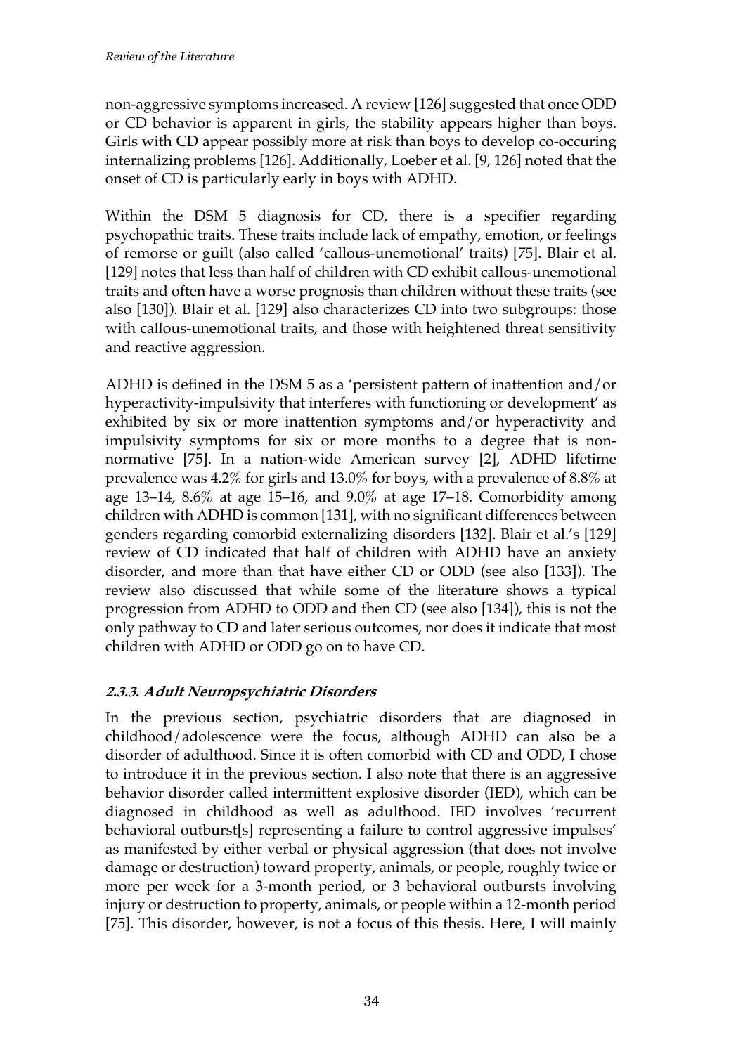non-aggressive symptoms increased. A review [126] suggested that once ODD or CD behavior is apparent in girls, the stability appears higher than boys. Girls with CD appear possibly more at risk than boys to develop co-occuring internalizing problems [126]. Additionally, Loeber et al. [9, 126] noted that the onset of CD is particularly early in boys with ADHD.

Within the DSM 5 diagnosis for CD, there is a specifier regarding psychopathic traits. These traits include lack of empathy, emotion, or feelings of remorse or guilt (also called 'callous-unemotional' traits) [75]. Blair et al. [129] notes that less than half of children with CD exhibit callous-unemotional traits and often have a worse prognosis than children without these traits (see also [130]). Blair et al. [129] also characterizes CD into two subgroups: those with callous-unemotional traits, and those with heightened threat sensitivity and reactive aggression.

ADHD is defined in the DSM 5 as a 'persistent pattern of inattention and/or hyperactivity-impulsivity that interferes with functioning or development' as exhibited by six or more inattention symptoms and/or hyperactivity and impulsivity symptoms for six or more months to a degree that is non-normative [75]. In a nation-wide American survey [2], ADHD lifetime prevalence was 4.2% for girls and 13.0% for boys, with a prevalence of 8.8% at age 13–14, 8.6% at age 15–16, and 9.0% at age 17–18. Comorbidity among children with ADHD is common [131], with no significant differences between genders regarding comorbid externalizing disorders [132]. Blair et al.'s [129] review of CD indicated that half of children with ADHD have an anxiety disorder, and more than that have either CD or ODD (see also [133]). The review also discussed that while some of the literature shows a typical progression from ADHD to ODD and then CD (see also [134]), this is not the only pathway to CD and later serious outcomes, nor does it indicate that most children with ADHD or ODD go on to have CD.

### 2.3.3. Adult Neuropsychiatric Disorders

In the previous section, psychiatric disorders that are diagnosed in childhood/adolescence were the focus, although ADHD can also be a disorder of adulthood. Since it is often comorbid with CD and ODD, I chose to introduce it in the previous section. I also note that there is an aggressive behavior disorder called intermittent explosive disorder (IED), which can be diagnosed in childhood as well as adulthood. IED involves 'recurrent behavioral outburst[s] representing a failure to control aggressive impulses' as manifested by either verbal or physical aggression (that does not involve damage or destruction) toward property, animals, or people, roughly twice or more per week for a 3-month period, or 3 behavioral outbursts involving injury or destruction to property, animals, or people within a 12-month period [75]. This disorder, however, is not a focus of this thesis. Here, I will mainly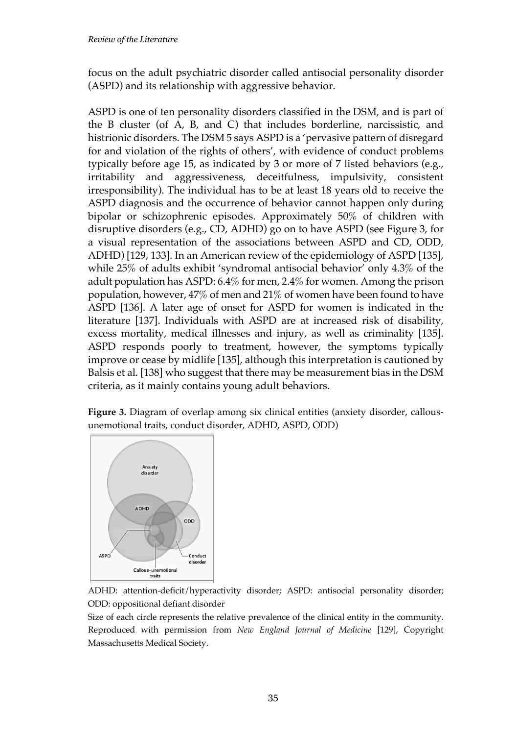focus on the adult psychiatric disorder called antisocial personality disorder (ASPD) and its relationship with aggressive behavior.

ASPD is one of ten personality disorders classified in the DSM, and is part of the B cluster (of A, B, and C) that includes borderline, narcissistic, and histrionic disorders. The DSM 5 says ASPD is a 'pervasive pattern of disregard for and violation of the rights of others', with evidence of conduct problems typically before age 15, as indicated by 3 or more of 7 listed behaviors (e.g., irritability and aggressiveness, deceitfulness, impulsivity, consistent irresponsibility). The individual has to be at least 18 years old to receive the ASPD diagnosis and the occurrence of behavior cannot happen only during bipolar or schizophrenic episodes. Approximately 50% of children with disruptive disorders (e.g., CD, ADHD) go on to have ASPD (see Figure 3, for a visual representation of the associations between ASPD and CD, ODD, ADHD) [129, 133]. In an American review of the epidemiology of ASPD [135], while 25% of adults exhibit 'syndromal antisocial behavior' only 4.3% of the adult population has ASPD: 6.4% for men, 2.4% for women. Among the prison population, however, 47% of men and 21% of women have been found to have ASPD [136]. A later age of onset for ASPD for women is indicated in the literature [137]. Individuals with ASPD are at increased risk of disability, excess mortality, medical illnesses and injury, as well as criminality [135]. ASPD responds poorly to treatment, however, the symptoms typically improve or cease by midlife [135], although this interpretation is cautioned by Balsis et al. [138] who suggest that there may be measurement bias in the DSM criteria, as it mainly contains young adult behaviors.

**Figure 3.** Diagram of overlap among six clinical entities (anxiety disorder, callous-unemotional traits, conduct disorder, ADHD, ASPD, ODD)

ADHD: attention-deficit/hyperactivity disorder; ASPD: antisocial personality disorder; ODD: oppositional defiant disorder

Size of each circle represents the relative prevalence of the clinical entity in the community. Reproduced with permission from *New England Journal of Medicine* [129], Copyright Massachusetts Medical Society.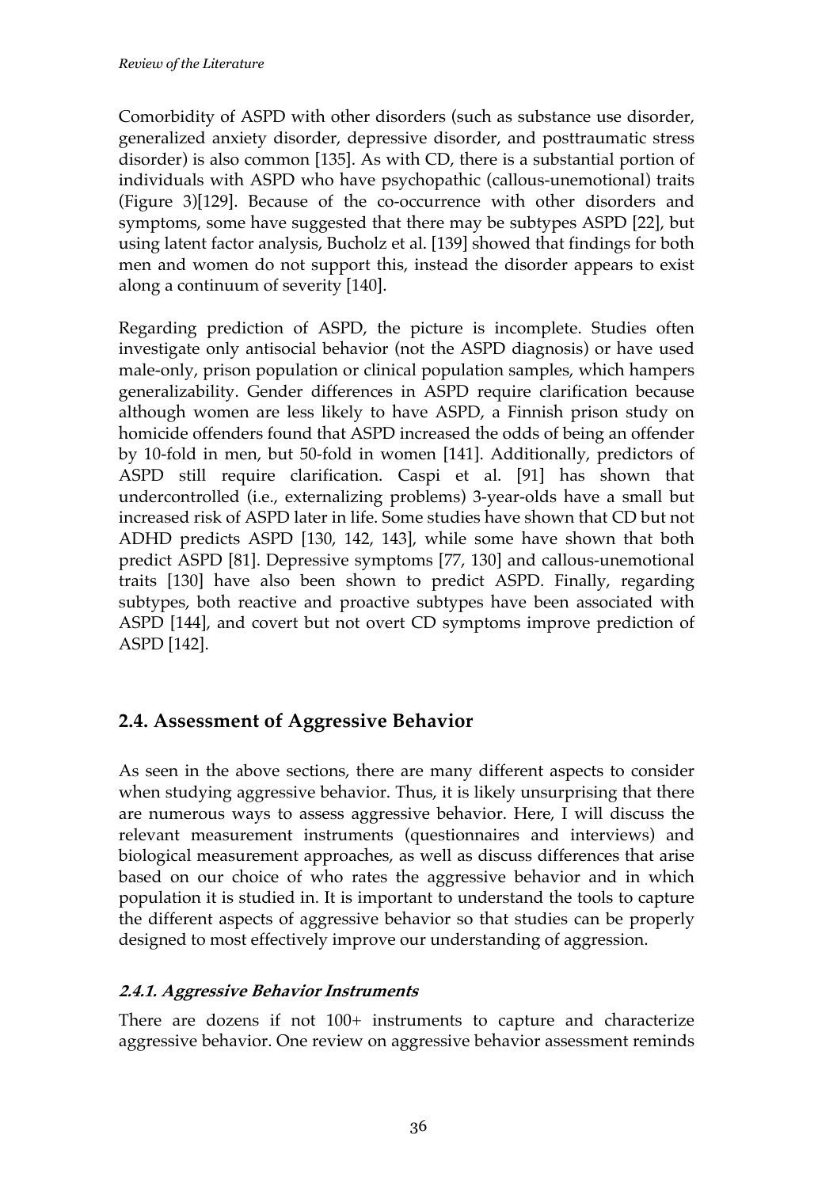Comorbidity of ASPD with other disorders (such as substance use disorder, generalized anxiety disorder, depressive disorder, and posttraumatic stress disorder) is also common [135]. As with CD, there is a substantial portion of individuals with ASPD who have psychopathic (callous-unemotional) traits (Figure 3)[129]. Because of the co-occurrence with other disorders and symptoms, some have suggested that there may be subtypes ASPD [22], but using latent factor analysis, Bucholz et al. [139] showed that findings for both men and women do not support this, instead the disorder appears to exist along a continuum of severity [140].

Regarding prediction of ASPD, the picture is incomplete. Studies often investigate only antisocial behavior (not the ASPD diagnosis) or have used male-only, prison population or clinical population samples, which hampers generalizability. Gender differences in ASPD require clarification because although women are less likely to have ASPD, a Finnish prison study on homicide offenders found that ASPD increased the odds of being an offender by 10-fold in men, but 50-fold in women [141]. Additionally, predictors of ASPD still require clarification. Caspi et al. [91] has shown that undercontrolled (i.e., externalizing problems) 3-year-olds have a small but increased risk of ASPD later in life. Some studies have shown that CD but not ADHD predicts ASPD [130, 142, 143], while some have shown that both predict ASPD [81]. Depressive symptoms [77, 130] and callous-unemotional traits [130] have also been shown to predict ASPD. Finally, regarding subtypes, both reactive and proactive subtypes have been associated with ASPD [144], and covert but not overt CD symptoms improve prediction of ASPD [142].

## 2.4. Assessment of Aggressive Behavior

As seen in the above sections, there are many different aspects to consider when studying aggressive behavior. Thus, it is likely unsurprising that there are numerous ways to assess aggressive behavior. Here, I will discuss the relevant measurement instruments (questionnaires and interviews) and biological measurement approaches, as well as discuss differences that arise based on our choice of who rates the aggressive behavior and in which population it is studied in. It is important to understand the tools to capture the different aspects of aggressive behavior so that studies can be properly designed to most effectively improve our understanding of aggression.

### *2.4.1. Aggressive Behavior Instruments*

There are dozens if not 100+ instruments to capture and characterize aggressive behavior. One review on aggressive behavior assessment reminds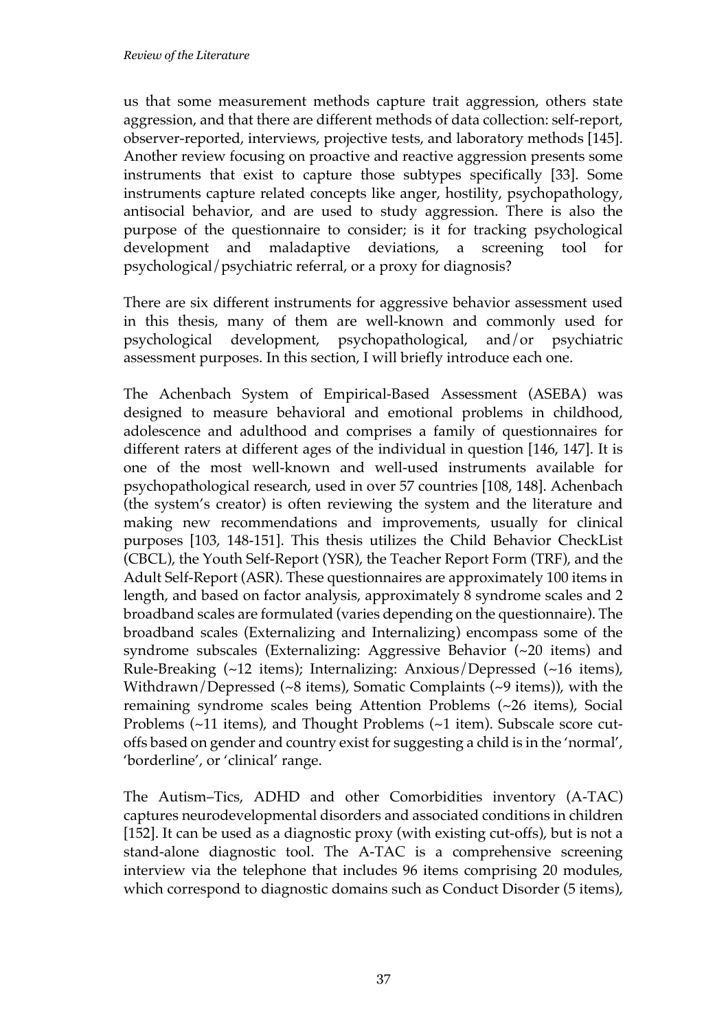us that some measurement methods capture trait aggression, others state aggression, and that there are different methods of data collection: self-report, observer-reported, interviews, projective tests, and laboratory methods [145]. Another review focusing on proactive and reactive aggression presents some instruments that exist to capture those subtypes specifically [33]. Some instruments capture related concepts like anger, hostility, psychopathology, antisocial behavior, and are used to study aggression. There is also the purpose of the questionnaire to consider; is it for tracking psychological development and maladaptive deviations, a screening tool for psychological/psychiatric referral, or a proxy for diagnosis?

There are six different instruments for aggressive behavior assessment used in this thesis, many of them are well-known and commonly used for psychological development, psychopathological, and/or psychiatric assessment purposes. In this section, I will briefly introduce each one.

The Achenbach System of Empirical-Based Assessment (ASEBA) was designed to measure behavioral and emotional problems in childhood, adolescence and adulthood and comprises a family of questionnaires for different raters at different ages of the individual in question [146, 147]. It is one of the most well-known and well-used instruments available for psychopathological research, used in over 57 countries [108, 148]. Achenbach (the system's creator) is often reviewing the system and the literature and making new recommendations and improvements, usually for clinical purposes [103, 148-151]. This thesis utilizes the Child Behavior CheckList (CBCL), the Youth Self-Report (YSR), the Teacher Report Form (TRF), and the Adult Self-Report (ASR). These questionnaires are approximately 100 items in length, and based on factor analysis, approximately 8 syndrome scales and 2 broadband scales are formulated (varies depending on the questionnaire). The broadband scales (Externalizing and Internalizing) encompass some of the syndrome subscales (Externalizing: Aggressive Behavior (~20 items) and Rule-Breaking (~12 items); Internalizing: Anxious/Depressed (~16 items), Withdrawn/Depressed (~8 items), Somatic Complaints (~9 items)), with the remaining syndrome scales being Attention Problems (~26 items), Social Problems (~11 items), and Thought Problems (~1 item). Subscale score cut-offs based on gender and country exist for suggesting a child is in the 'normal', 'borderline', or 'clinical' range.

The Autism–Tics, ADHD and other Comorbidities inventory (A-TAC) captures neurodevelopmental disorders and associated conditions in children [152]. It can be used as a diagnostic proxy (with existing cut-offs), but is not a stand-alone diagnostic tool. The A-TAC is a comprehensive screening interview via the telephone that includes 96 items comprising 20 modules, which correspond to diagnostic domains such as Conduct Disorder (5 items),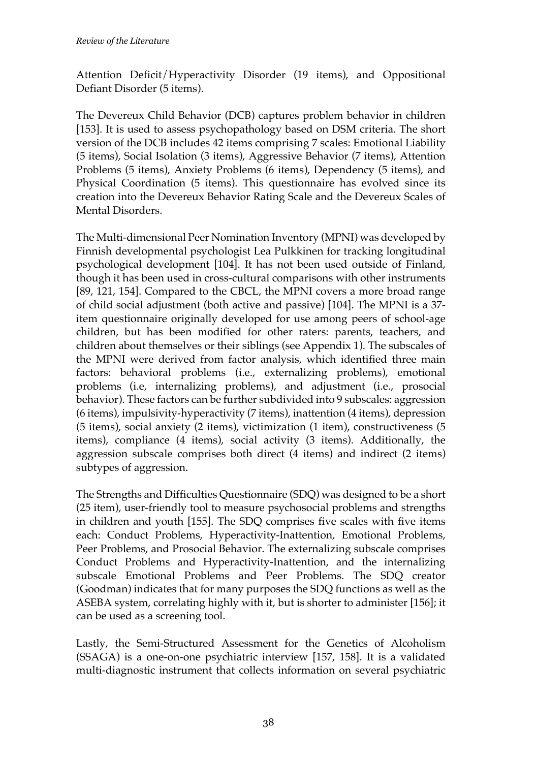Attention Deficit/Hyperactivity Disorder (19 items), and Oppositional Defiant Disorder (5 items).

The Devereux Child Behavior (DCB) captures problem behavior in children [153]. It is used to assess psychopathology based on DSM criteria. The short version of the DCB includes 42 items comprising 7 scales: Emotional Liability (5 items), Social Isolation (3 items), Aggressive Behavior (7 items), Attention Problems (5 items), Anxiety Problems (6 items), Dependency (5 items), and Physical Coordination (5 items). This questionnaire has evolved since its creation into the Devereux Behavior Rating Scale and the Devereux Scales of Mental Disorders.

The Multi-dimensional Peer Nomination Inventory (MPNI) was developed by Finnish developmental psychologist Lea Pulkkinen for tracking longitudinal psychological development [104]. It has not been used outside of Finland, though it has been used in cross-cultural comparisons with other instruments [89, 121, 154]. Compared to the CBCL, the MPNI covers a more broad range of child social adjustment (both active and passive) [104]. The MPNI is a 37-item questionnaire originally developed for use among peers of school-age children, but has been modified for other raters: parents, teachers, and children about themselves or their siblings (see Appendix 1). The subscales of the MPNI were derived from factor analysis, which identified three main factors: behavioral problems (i.e., externalizing problems), emotional problems (i.e, internalizing problems), and adjustment (i.e., prosocial behavior). These factors can be further subdivided into 9 subscales: aggression (6 items), impulsivity-hyperactivity (7 items), inattention (4 items), depression (5 items), social anxiety (2 items), victimization (1 item), constructiveness (5 items), compliance (4 items), social activity (3 items). Additionally, the aggression subscale comprises both direct (4 items) and indirect (2 items) subtypes of aggression.

The Strengths and Difficulties Questionnaire (SDQ) was designed to be a short (25 item), user-friendly tool to measure psychosocial problems and strengths in children and youth [155]. The SDQ comprises five scales with five items each: Conduct Problems, Hyperactivity-Inattention, Emotional Problems, Peer Problems, and Prosocial Behavior. The externalizing subscale comprises Conduct Problems and Hyperactivity-Inattention, and the internalizing subscale Emotional Problems and Peer Problems. The SDQ creator (Goodman) indicates that for many purposes the SDQ functions as well as the ASEBA system, correlating highly with it, but is shorter to administer [156]; it can be used as a screening tool.

Lastly, the Semi-Structured Assessment for the Genetics of Alcoholism (SSAGA) is a one-on-one psychiatric interview [157, 158]. It is a validated multi-diagnostic instrument that collects information on several psychiatric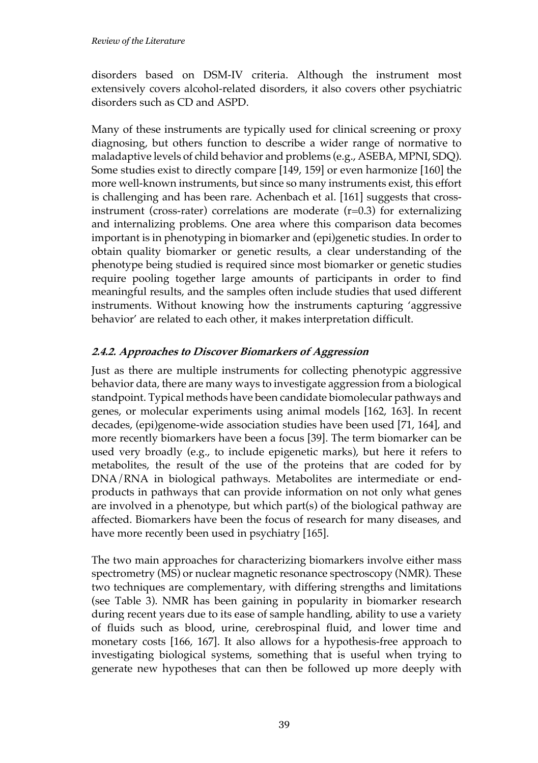disorders based on DSM-IV criteria. Although the instrument most extensively covers alcohol-related disorders, it also covers other psychiatric disorders such as CD and ASPD.

Many of these instruments are typically used for clinical screening or proxy diagnosing, but others function to describe a wider range of normative to maladaptive levels of child behavior and problems (e.g., ASEBA, MPNI, SDQ). Some studies exist to directly compare [149, 159] or even harmonize [160] the more well-known instruments, but since so many instruments exist, this effort is challenging and has been rare. Achenbach et al. [161] suggests that cross-instrument (cross-rater) correlations are moderate (r=0.3) for externalizing and internalizing problems. One area where this comparison data becomes important is in phenotyping in biomarker and (epi)genetic studies. In order to obtain quality biomarker or genetic results, a clear understanding of the phenotype being studied is required since most biomarker or genetic studies require pooling together large amounts of participants in order to find meaningful results, and the samples often include studies that used different instruments. Without knowing how the instruments capturing 'aggressive behavior' are related to each other, it makes interpretation difficult.

### ***2.4.2. Approaches to Discover Biomarkers of Aggression***

Just as there are multiple instruments for collecting phenotypic aggressive behavior data, there are many ways to investigate aggression from a biological standpoint. Typical methods have been candidate biomolecular pathways and genes, or molecular experiments using animal models [162, 163]. In recent decades, (epi)genome-wide association studies have been used [71, 164], and more recently biomarkers have been a focus [39]. The term biomarker can be used very broadly (e.g., to include epigenetic marks), but here it refers to metabolites, the result of the use of the proteins that are coded for by DNA/RNA in biological pathways. Metabolites are intermediate or end-products in pathways that can provide information on not only what genes are involved in a phenotype, but which part(s) of the biological pathway are affected. Biomarkers have been the focus of research for many diseases, and have more recently been used in psychiatry [165].

The two main approaches for characterizing biomarkers involve either mass spectrometry (MS) or nuclear magnetic resonance spectroscopy (NMR). These two techniques are complementary, with differing strengths and limitations (see Table 3). NMR has been gaining in popularity in biomarker research during recent years due to its ease of sample handling, ability to use a variety of fluids such as blood, urine, cerebrospinal fluid, and lower time and monetary costs [166, 167]. It also allows for a hypothesis-free approach to investigating biological systems, something that is useful when trying to generate new hypotheses that can then be followed up more deeply with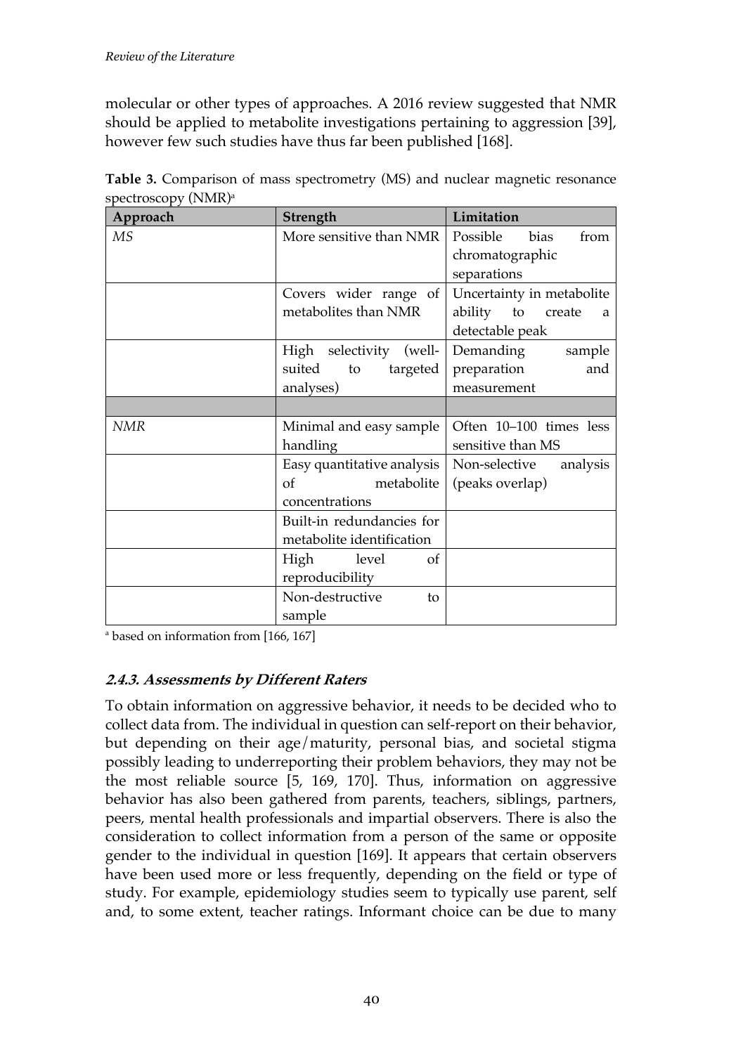molecular or other types of approaches. A 2016 review suggested that NMR should be applied to metabolite investigations pertaining to aggression [39], however few such studies have thus far been published [168].

**Table 3.** Comparison of mass spectrometry (MS) and nuclear magnetic resonance spectroscopy (NMR)[a]

| Approach | Strength | Limitation |
|---|---|---|
| *MS* | More sensitive than NMR | Possible bias from chromatographic separations |
| | Covers wider range of metabolites than NMR | Uncertainty in metabolite ability to create a detectable peak |
| | High selectivity (well-suited to targeted analyses) | Demanding sample preparation and measurement |
| | | |
| *NMR* | Minimal and easy sample handling | Often 10–100 times less sensitive than MS |
| | Easy quantitative analysis of metabolite concentrations | Non-selective analysis (peaks overlap) |
| | Built-in redundancies for metabolite identification | |
| | High level of reproducibility | |
| | Non-destructive to sample | |

[a] based on information from [166, 167]

### 2.4.3. Assessments by Different Raters

To obtain information on aggressive behavior, it needs to be decided who to collect data from. The individual in question can self-report on their behavior, but depending on their age/maturity, personal bias, and societal stigma possibly leading to underreporting their problem behaviors, they may not be the most reliable source [5, 169, 170]. Thus, information on aggressive behavior has also been gathered from parents, teachers, siblings, partners, peers, mental health professionals and impartial observers. There is also the consideration to collect information from a person of the same or opposite gender to the individual in question [169]. It appears that certain observers have been used more or less frequently, depending on the field or type of study. For example, epidemiology studies seem to typically use parent, self and, to some extent, teacher ratings. Informant choice can be due to many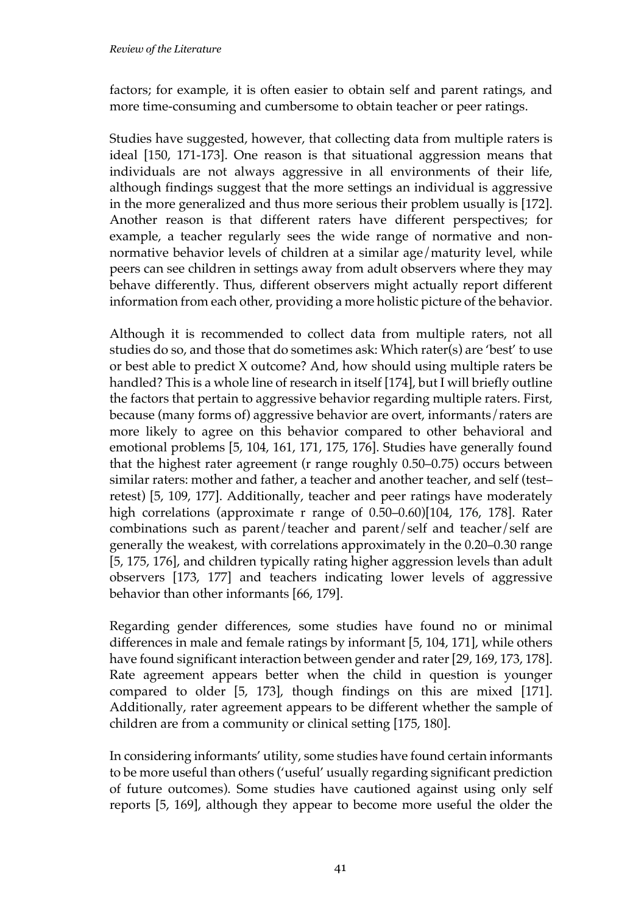factors; for example, it is often easier to obtain self and parent ratings, and more time-consuming and cumbersome to obtain teacher or peer ratings.

Studies have suggested, however, that collecting data from multiple raters is ideal [150, 171-173]. One reason is that situational aggression means that individuals are not always aggressive in all environments of their life, although findings suggest that the more settings an individual is aggressive in the more generalized and thus more serious their problem usually is [172]. Another reason is that different raters have different perspectives; for example, a teacher regularly sees the wide range of normative and non-normative behavior levels of children at a similar age/maturity level, while peers can see children in settings away from adult observers where they may behave differently. Thus, different observers might actually report different information from each other, providing a more holistic picture of the behavior.

Although it is recommended to collect data from multiple raters, not all studies do so, and those that do sometimes ask: Which rater(s) are 'best' to use or best able to predict X outcome? And, how should using multiple raters be handled? This is a whole line of research in itself [174], but I will briefly outline the factors that pertain to aggressive behavior regarding multiple raters. First, because (many forms of) aggressive behavior are overt, informants/raters are more likely to agree on this behavior compared to other behavioral and emotional problems [5, 104, 161, 171, 175, 176]. Studies have generally found that the highest rater agreement (r range roughly 0.50–0.75) occurs between similar raters: mother and father, a teacher and another teacher, and self (test–retest) [5, 109, 177]. Additionally, teacher and peer ratings have moderately high correlations (approximate r range of 0.50–0.60)[104, 176, 178]. Rater combinations such as parent/teacher and parent/self and teacher/self are generally the weakest, with correlations approximately in the 0.20–0.30 range [5, 175, 176], and children typically rating higher aggression levels than adult observers [173, 177] and teachers indicating lower levels of aggressive behavior than other informants [66, 179].

Regarding gender differences, some studies have found no or minimal differences in male and female ratings by informant [5, 104, 171], while others have found significant interaction between gender and rater [29, 169, 173, 178]. Rate agreement appears better when the child in question is younger compared to older [5, 173], though findings on this are mixed [171]. Additionally, rater agreement appears to be different whether the sample of children are from a community or clinical setting [175, 180].

In considering informants' utility, some studies have found certain informants to be more useful than others ('useful' usually regarding significant prediction of future outcomes). Some studies have cautioned against using only self reports [5, 169], although they appear to become more useful the older the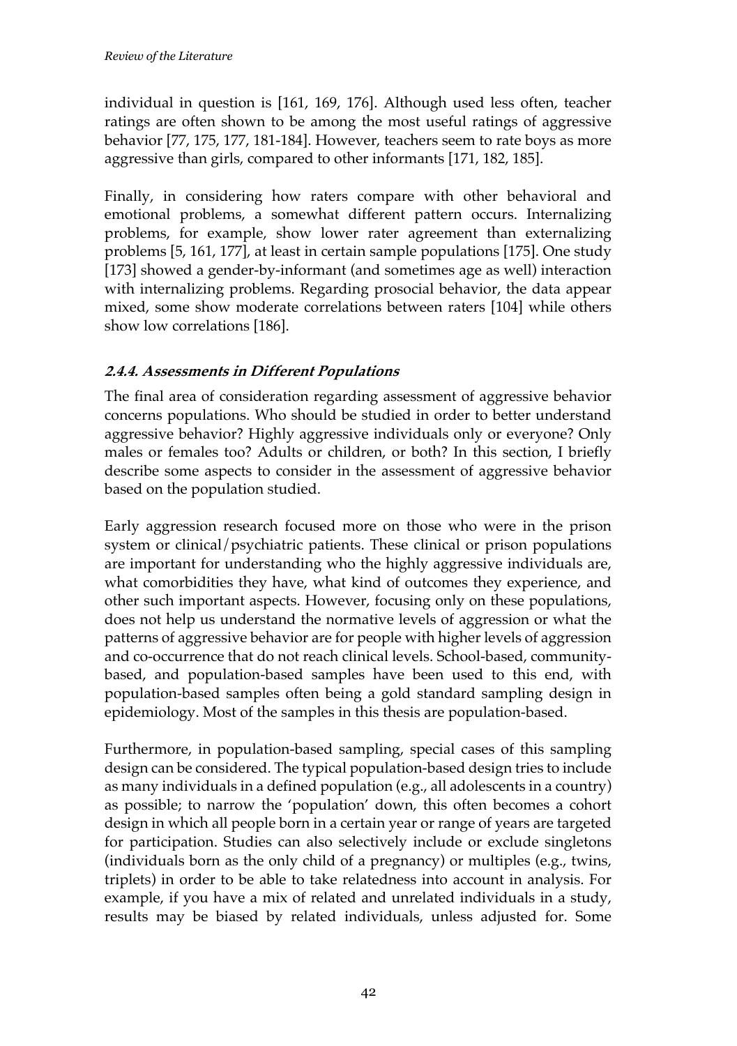individual in question is [161, 169, 176]. Although used less often, teacher ratings are often shown to be among the most useful ratings of aggressive behavior [77, 175, 177, 181-184]. However, teachers seem to rate boys as more aggressive than girls, compared to other informants [171, 182, 185].

Finally, in considering how raters compare with other behavioral and emotional problems, a somewhat different pattern occurs. Internalizing problems, for example, show lower rater agreement than externalizing problems [5, 161, 177], at least in certain sample populations [175]. One study [173] showed a gender-by-informant (and sometimes age as well) interaction with internalizing problems. Regarding prosocial behavior, the data appear mixed, some show moderate correlations between raters [104] while others show low correlations [186].

### 2.4.4. Assessments in Different Populations

The final area of consideration regarding assessment of aggressive behavior concerns populations. Who should be studied in order to better understand aggressive behavior? Highly aggressive individuals only or everyone? Only males or females too? Adults or children, or both? In this section, I briefly describe some aspects to consider in the assessment of aggressive behavior based on the population studied.

Early aggression research focused more on those who were in the prison system or clinical/psychiatric patients. These clinical or prison populations are important for understanding who the highly aggressive individuals are, what comorbidities they have, what kind of outcomes they experience, and other such important aspects. However, focusing only on these populations, does not help us understand the normative levels of aggression or what the patterns of aggressive behavior are for people with higher levels of aggression and co-occurrence that do not reach clinical levels. School-based, community-based, and population-based samples have been used to this end, with population-based samples often being a gold standard sampling design in epidemiology. Most of the samples in this thesis are population-based.

Furthermore, in population-based sampling, special cases of this sampling design can be considered. The typical population-based design tries to include as many individuals in a defined population (e.g., all adolescents in a country) as possible; to narrow the 'population' down, this often becomes a cohort design in which all people born in a certain year or range of years are targeted for participation. Studies can also selectively include or exclude singletons (individuals born as the only child of a pregnancy) or multiples (e.g., twins, triplets) in order to be able to take relatedness into account in analysis. For example, if you have a mix of related and unrelated individuals in a study, results may be biased by related individuals, unless adjusted for. Some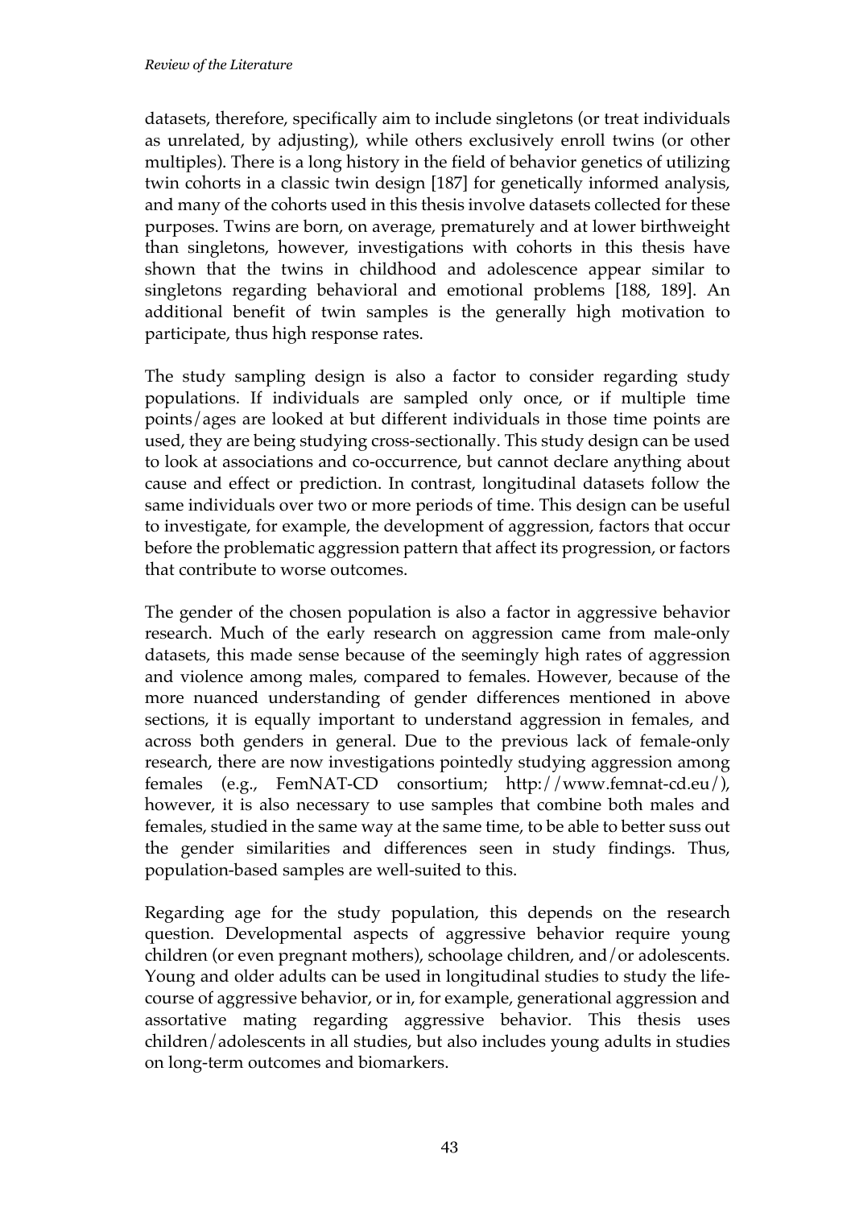datasets, therefore, specifically aim to include singletons (or treat individuals as unrelated, by adjusting), while others exclusively enroll twins (or other multiples). There is a long history in the field of behavior genetics of utilizing twin cohorts in a classic twin design [187] for genetically informed analysis, and many of the cohorts used in this thesis involve datasets collected for these purposes. Twins are born, on average, prematurely and at lower birthweight than singletons, however, investigations with cohorts in this thesis have shown that the twins in childhood and adolescence appear similar to singletons regarding behavioral and emotional problems [188, 189]. An additional benefit of twin samples is the generally high motivation to participate, thus high response rates.

The study sampling design is also a factor to consider regarding study populations. If individuals are sampled only once, or if multiple time points/ages are looked at but different individuals in those time points are used, they are being studying cross-sectionally. This study design can be used to look at associations and co-occurrence, but cannot declare anything about cause and effect or prediction. In contrast, longitudinal datasets follow the same individuals over two or more periods of time. This design can be useful to investigate, for example, the development of aggression, factors that occur before the problematic aggression pattern that affect its progression, or factors that contribute to worse outcomes.

The gender of the chosen population is also a factor in aggressive behavior research. Much of the early research on aggression came from male-only datasets, this made sense because of the seemingly high rates of aggression and violence among males, compared to females. However, because of the more nuanced understanding of gender differences mentioned in above sections, it is equally important to understand aggression in females, and across both genders in general. Due to the previous lack of female-only research, there are now investigations pointedly studying aggression among females (e.g., FemNAT-CD consortium; http://www.femnat-cd.eu/), however, it is also necessary to use samples that combine both males and females, studied in the same way at the same time, to be able to better suss out the gender similarities and differences seen in study findings. Thus, population-based samples are well-suited to this.

Regarding age for the study population, this depends on the research question. Developmental aspects of aggressive behavior require young children (or even pregnant mothers), schoolage children, and/or adolescents. Young and older adults can be used in longitudinal studies to study the life-course of aggressive behavior, or in, for example, generational aggression and assortative mating regarding aggressive behavior. This thesis uses children/adolescents in all studies, but also includes young adults in studies on long-term outcomes and biomarkers.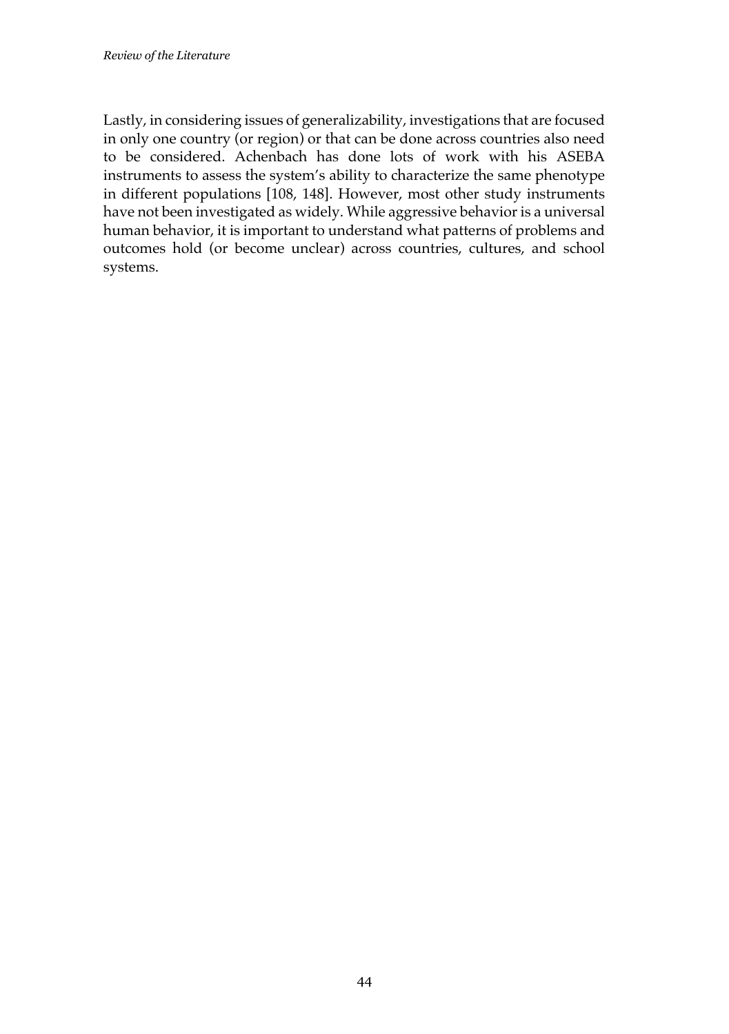Lastly, in considering issues of generalizability, investigations that are focused in only one country (or region) or that can be done across countries also need to be considered. Achenbach has done lots of work with his ASEBA instruments to assess the system's ability to characterize the same phenotype in different populations [108, 148]. However, most other study instruments have not been investigated as widely. While aggressive behavior is a universal human behavior, it is important to understand what patterns of problems and outcomes hold (or become unclear) across countries, cultures, and school systems.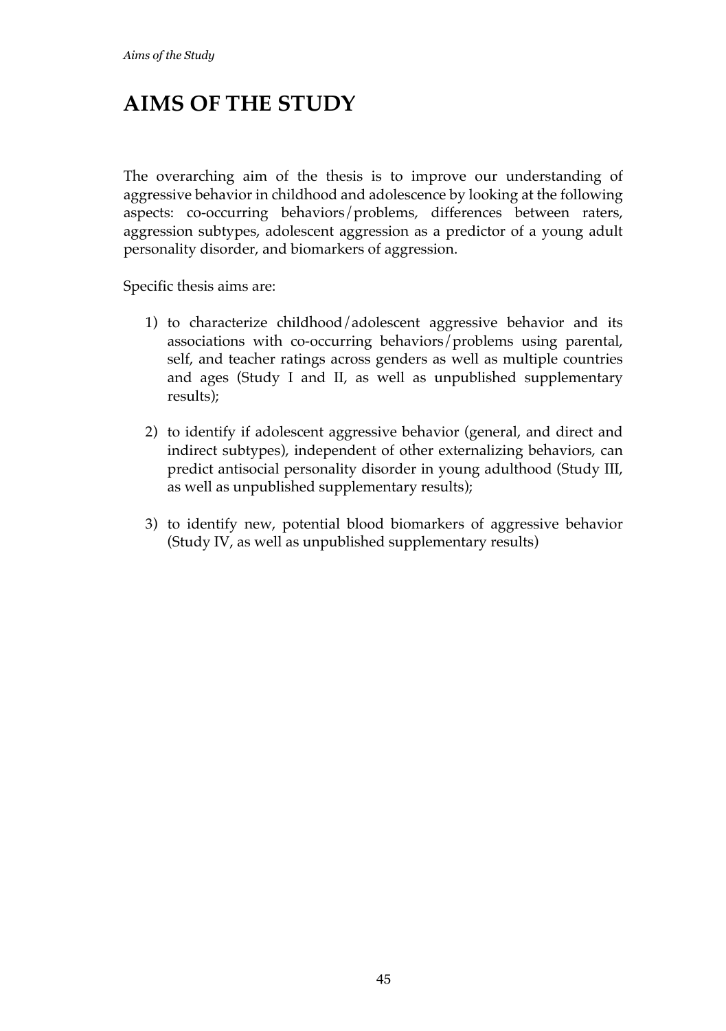# AIMS OF THE STUDY

The overarching aim of the thesis is to improve our understanding of aggressive behavior in childhood and adolescence by looking at the following aspects: co-occurring behaviors/problems, differences between raters, aggression subtypes, adolescent aggression as a predictor of a young adult personality disorder, and biomarkers of aggression.

Specific thesis aims are:

1) to characterize childhood/adolescent aggressive behavior and its associations with co-occurring behaviors/problems using parental, self, and teacher ratings across genders as well as multiple countries and ages (Study I and II, as well as unpublished supplementary results);

2) to identify if adolescent aggressive behavior (general, and direct and indirect subtypes), independent of other externalizing behaviors, can predict antisocial personality disorder in young adulthood (Study III, as well as unpublished supplementary results);

3) to identify new, potential blood biomarkers of aggressive behavior (Study IV, as well as unpublished supplementary results)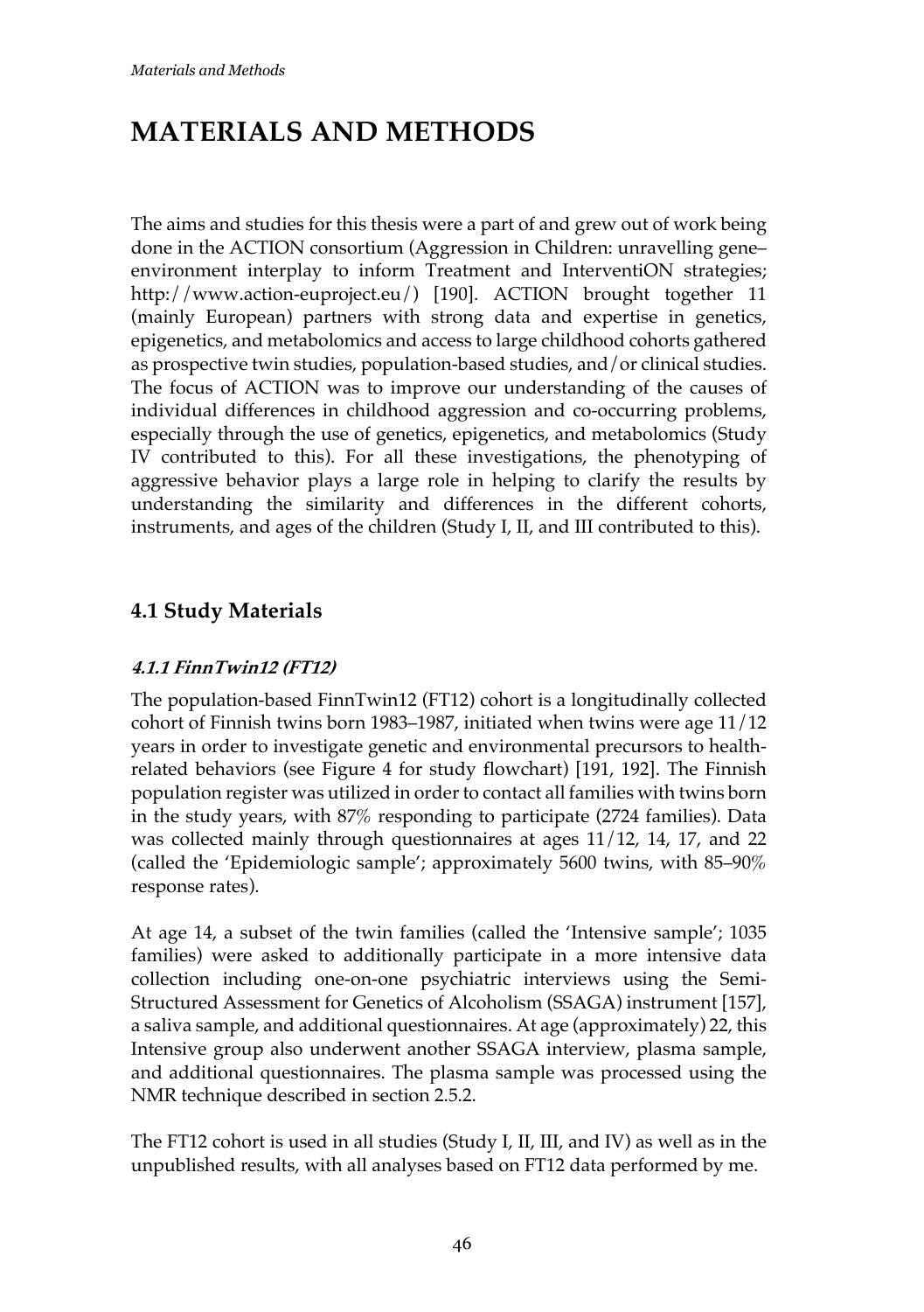# MATERIALS AND METHODS

The aims and studies for this thesis were a part of and grew out of work being done in the ACTION consortium (Aggression in Children: unravelling gene–environment interplay to inform Treatment and InterventiON strategies; http://www.action-euproject.eu/) [190]. ACTION brought together 11 (mainly European) partners with strong data and expertise in genetics, epigenetics, and metabolomics and access to large childhood cohorts gathered as prospective twin studies, population-based studies, and/or clinical studies. The focus of ACTION was to improve our understanding of the causes of individual differences in childhood aggression and co-occurring problems, especially through the use of genetics, epigenetics, and metabolomics (Study IV contributed to this). For all these investigations, the phenotyping of aggressive behavior plays a large role in helping to clarify the results by understanding the similarity and differences in the different cohorts, instruments, and ages of the children (Study I, II, and III contributed to this).

## 4.1 Study Materials

### *4.1.1 FinnTwin12 (FT12)*

The population-based FinnTwin12 (FT12) cohort is a longitudinally collected cohort of Finnish twins born 1983–1987, initiated when twins were age 11/12 years in order to investigate genetic and environmental precursors to health-related behaviors (see Figure 4 for study flowchart) [191, 192]. The Finnish population register was utilized in order to contact all families with twins born in the study years, with 87% responding to participate (2724 families). Data was collected mainly through questionnaires at ages 11/12, 14, 17, and 22 (called the 'Epidemiologic sample'; approximately 5600 twins, with 85–90% response rates).

At age 14, a subset of the twin families (called the 'Intensive sample'; 1035 families) were asked to additionally participate in a more intensive data collection including one-on-one psychiatric interviews using the Semi-Structured Assessment for Genetics of Alcoholism (SSAGA) instrument [157], a saliva sample, and additional questionnaires. At age (approximately) 22, this Intensive group also underwent another SSAGA interview, plasma sample, and additional questionnaires. The plasma sample was processed using the NMR technique described in section 2.5.2.

The FT12 cohort is used in all studies (Study I, II, III, and IV) as well as in the unpublished results, with all analyses based on FT12 data performed by me.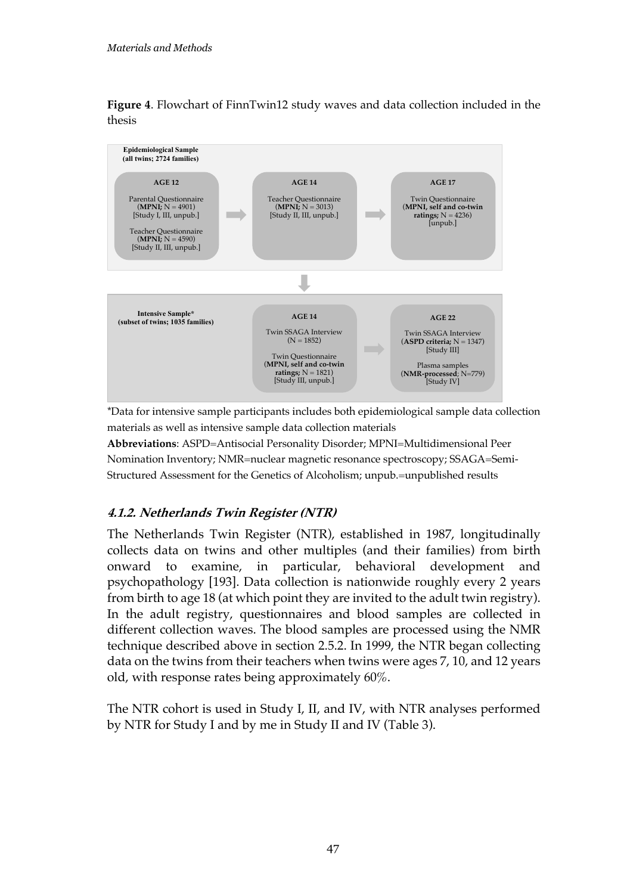**Figure 4**. Flowchart of FinnTwin12 study waves and data collection included in the thesis

**Epidemiological Sample**
**(all twins; 2724 families)**

**AGE 12**
Parental Questionnaire
(**MPNI;** N = 4901)
[Study I, III, unpub.]

Teacher Questionnaire
(**MPNI;** N = 4590)
[Study II, III, unpub.]

**AGE 14**
Teacher Questionnaire
(**MPNI;** N = 3013)
[Study II, III, unpub.]

**AGE 17**
Twin Questionnaire
(**MPNI, self and co-twin ratings;** N = 4236)
[unpub.]

**Intensive Sample***
**(subset of twins; 1035 families)**

**AGE 14**
Twin SSAGA Interview
(N = 1852)

Twin Questionnaire
(**MPNI, self and co-twin ratings;** N = 1821)
[Study III, unpub.]

**AGE 22**
Twin SSAGA Interview
(**ASPD criteria;** N = 1347)
[Study III]

Plasma samples
(**NMR-processed**; N=779)
[Study IV]

*Data for intensive sample participants includes both epidemiological sample data collection materials as well as intensive sample data collection materials

**Abbreviations**: ASPD=Antisocial Personality Disorder; MPNI=Multidimensional Peer Nomination Inventory; NMR=nuclear magnetic resonance spectroscopy; SSAGA=Semi-Structured Assessment for the Genetics of Alcoholism; unpub.=unpublished results

### *4.1.2. Netherlands Twin Register (NTR)*

The Netherlands Twin Register (NTR), established in 1987, longitudinally collects data on twins and other multiples (and their families) from birth onward to examine, in particular, behavioral development and psychopathology [193]. Data collection is nationwide roughly every 2 years from birth to age 18 (at which point they are invited to the adult twin registry). In the adult registry, questionnaires and blood samples are collected in different collection waves. The blood samples are processed using the NMR technique described above in section 2.5.2. In 1999, the NTR began collecting data on the twins from their teachers when twins were ages 7, 10, and 12 years old, with response rates being approximately 60%.

The NTR cohort is used in Study I, II, and IV, with NTR analyses performed by NTR for Study I and by me in Study II and IV (Table 3).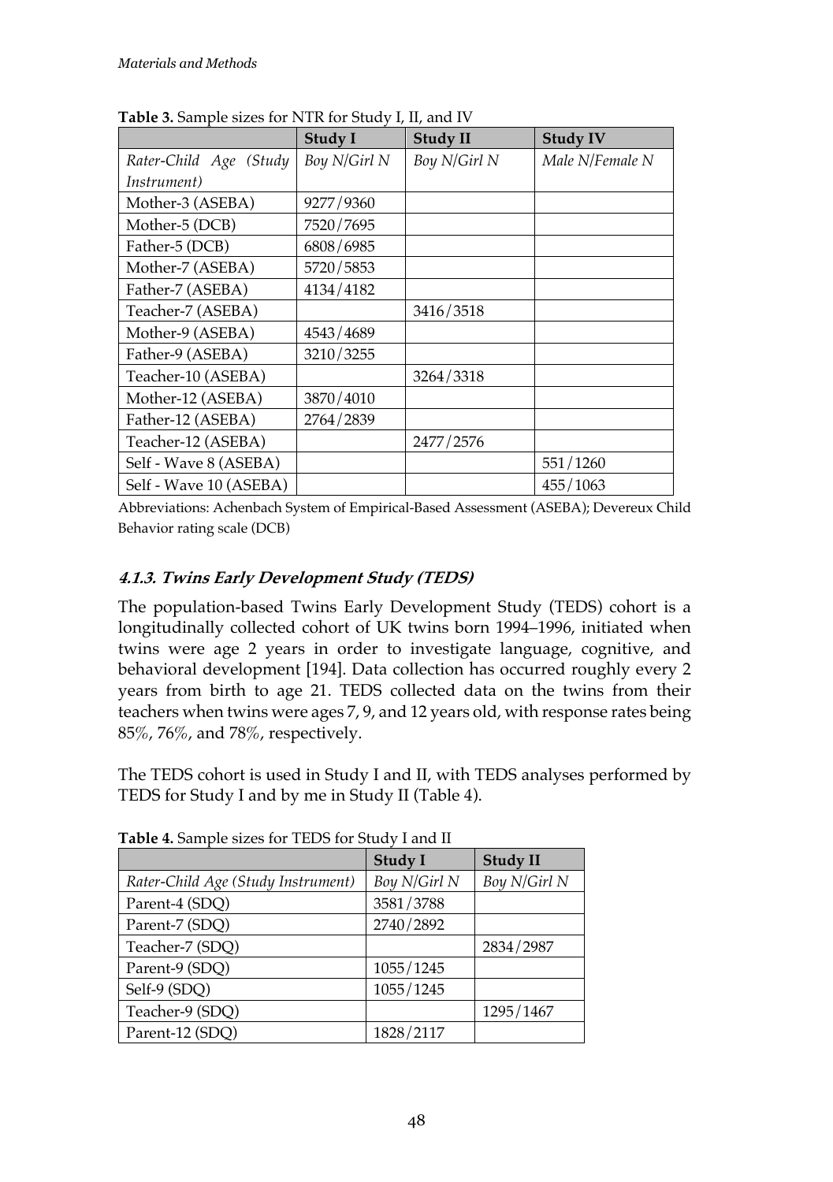**Table 3.** Sample sizes for NTR for Study I, II, and IV

| | Study I | Study II | Study IV |
|---|---|---|---|
| *Rater-Child Age (Study Instrument)* | *Boy N/Girl N* | *Boy N/Girl N* | *Male N/Female N* |
| Mother-3 (ASEBA) | 9277/9360 | | |
| Mother-5 (DCB) | 7520/7695 | | |
| Father-5 (DCB) | 6808/6985 | | |
| Mother-7 (ASEBA) | 5720/5853 | | |
| Father-7 (ASEBA) | 4134/4182 | | |
| Teacher-7 (ASEBA) | | 3416/3518 | |
| Mother-9 (ASEBA) | 4543/4689 | | |
| Father-9 (ASEBA) | 3210/3255 | | |
| Teacher-10 (ASEBA) | | 3264/3318 | |
| Mother-12 (ASEBA) | 3870/4010 | | |
| Father-12 (ASEBA) | 2764/2839 | | |
| Teacher-12 (ASEBA) | | 2477/2576 | |
| Self - Wave 8 (ASEBA) | | | 551/1260 |
| Self - Wave 10 (ASEBA) | | | 455/1063 |

Abbreviations: Achenbach System of Empirical-Based Assessment (ASEBA); Devereux Child Behavior rating scale (DCB)

### *4.1.3. Twins Early Development Study (TEDS)*

The population-based Twins Early Development Study (TEDS) cohort is a longitudinally collected cohort of UK twins born 1994–1996, initiated when twins were age 2 years in order to investigate language, cognitive, and behavioral development [194]. Data collection has occurred roughly every 2 years from birth to age 21. TEDS collected data on the twins from their teachers when twins were ages 7, 9, and 12 years old, with response rates being 85%, 76%, and 78%, respectively.

The TEDS cohort is used in Study I and II, with TEDS analyses performed by TEDS for Study I and by me in Study II (Table 4).

**Table 4.** Sample sizes for TEDS for Study I and II

| | Study I | Study II |
|---|---|---|
| *Rater-Child Age (Study Instrument)* | *Boy N/Girl N* | *Boy N/Girl N* |
| Parent-4 (SDQ) | 3581/3788 | |
| Parent-7 (SDQ) | 2740/2892 | |
| Teacher-7 (SDQ) | | 2834/2987 |
| Parent-9 (SDQ) | 1055/1245 | |
| Self-9 (SDQ) | 1055/1245 | |
| Teacher-9 (SDQ) | | 1295/1467 |
| Parent-12 (SDQ) | 1828/2117 | |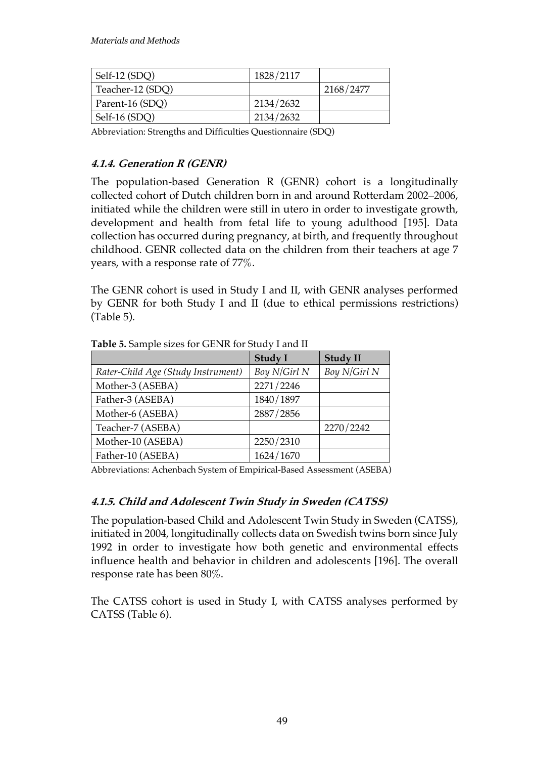| Self-12 (SDQ) | 1828/2117 | |
|---|---|---|
| Teacher-12 (SDQ) | | 2168/2477 |
| Parent-16 (SDQ) | 2134/2632 | |
| Self-16 (SDQ) | 2134/2632 | |

Abbreviation: Strengths and Difficulties Questionnaire (SDQ)

### 4.1.4. Generation R (GENR)

The population-based Generation R (GENR) cohort is a longitudinally collected cohort of Dutch children born in and around Rotterdam 2002–2006, initiated while the children were still in utero in order to investigate growth, development and health from fetal life to young adulthood [195]. Data collection has occurred during pregnancy, at birth, and frequently throughout childhood. GENR collected data on the children from their teachers at age 7 years, with a response rate of 77%.

The GENR cohort is used in Study I and II, with GENR analyses performed by GENR for both Study I and II (due to ethical permissions restrictions) (Table 5).

**Table 5.** Sample sizes for GENR for Study I and II

| | **Study I** | **Study II** |
|---|---|---|
| *Rater-Child Age (Study Instrument)* | *Boy N/Girl N* | *Boy N/Girl N* |
| Mother-3 (ASEBA) | 2271/2246 | |
| Father-3 (ASEBA) | 1840/1897 | |
| Mother-6 (ASEBA) | 2887/2856 | |
| Teacher-7 (ASEBA) | | 2270/2242 |
| Mother-10 (ASEBA) | 2250/2310 | |
| Father-10 (ASEBA) | 1624/1670 | |

Abbreviations: Achenbach System of Empirical-Based Assessment (ASEBA)

### 4.1.5. Child and Adolescent Twin Study in Sweden (CATSS)

The population-based Child and Adolescent Twin Study in Sweden (CATSS), initiated in 2004, longitudinally collects data on Swedish twins born since July 1992 in order to investigate how both genetic and environmental effects influence health and behavior in children and adolescents [196]. The overall response rate has been 80%.

The CATSS cohort is used in Study I, with CATSS analyses performed by CATSS (Table 6).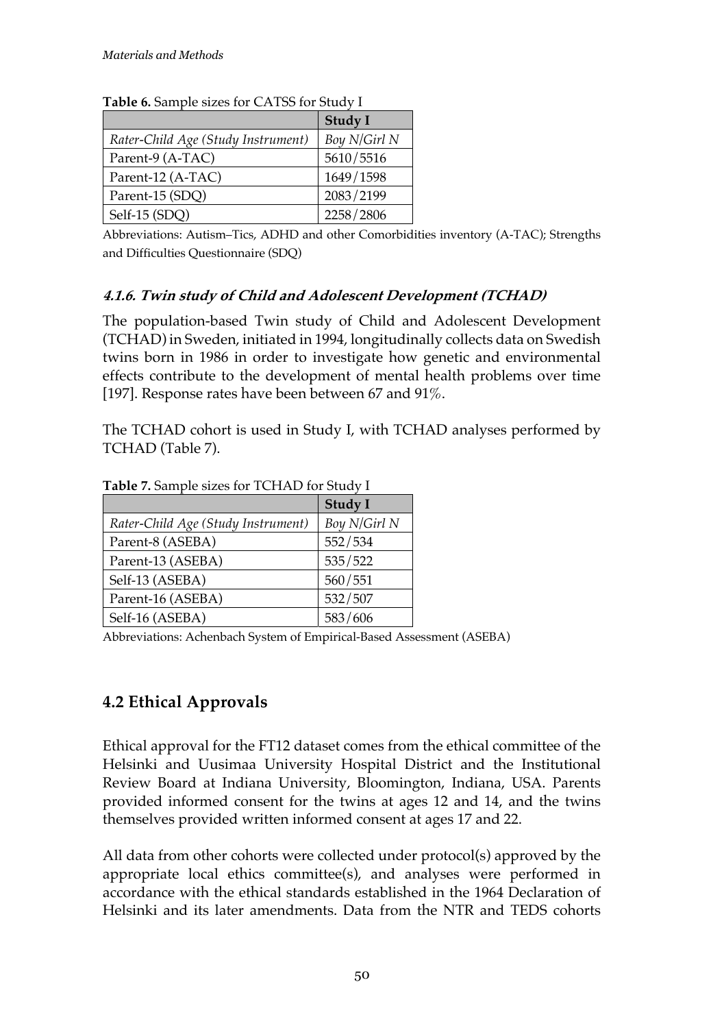**Table 6.** Sample sizes for CATSS for Study I

| | **Study I** |
|---|---|
| *Rater-Child Age (Study Instrument)* | *Boy N/Girl N* |
| Parent-9 (A-TAC) | 5610/5516 |
| Parent-12 (A-TAC) | 1649/1598 |
| Parent-15 (SDQ) | 2083/2199 |
| Self-15 (SDQ) | 2258/2806 |

Abbreviations: Autism–Tics, ADHD and other Comorbidities inventory (A-TAC); Strengths and Difficulties Questionnaire (SDQ)

#### *4.1.6. Twin study of Child and Adolescent Development (TCHAD)*

The population-based Twin study of Child and Adolescent Development (TCHAD) in Sweden, initiated in 1994, longitudinally collects data on Swedish twins born in 1986 in order to investigate how genetic and environmental effects contribute to the development of mental health problems over time [197]. Response rates have been between 67 and 91%.

The TCHAD cohort is used in Study I, with TCHAD analyses performed by TCHAD (Table 7).

**Table 7.** Sample sizes for TCHAD for Study I

| | **Study I** |
|---|---|
| *Rater-Child Age (Study Instrument)* | *Boy N/Girl N* |
| Parent-8 (ASEBA) | 552/534 |
| Parent-13 (ASEBA) | 535/522 |
| Self-13 (ASEBA) | 560/551 |
| Parent-16 (ASEBA) | 532/507 |
| Self-16 (ASEBA) | 583/606 |

Abbreviations: Achenbach System of Empirical-Based Assessment (ASEBA)

## 4.2 Ethical Approvals

Ethical approval for the FT12 dataset comes from the ethical committee of the Helsinki and Uusimaa University Hospital District and the Institutional Review Board at Indiana University, Bloomington, Indiana, USA. Parents provided informed consent for the twins at ages 12 and 14, and the twins themselves provided written informed consent at ages 17 and 22.

All data from other cohorts were collected under protocol(s) approved by the appropriate local ethics committee(s), and analyses were performed in accordance with the ethical standards established in the 1964 Declaration of Helsinki and its later amendments. Data from the NTR and TEDS cohorts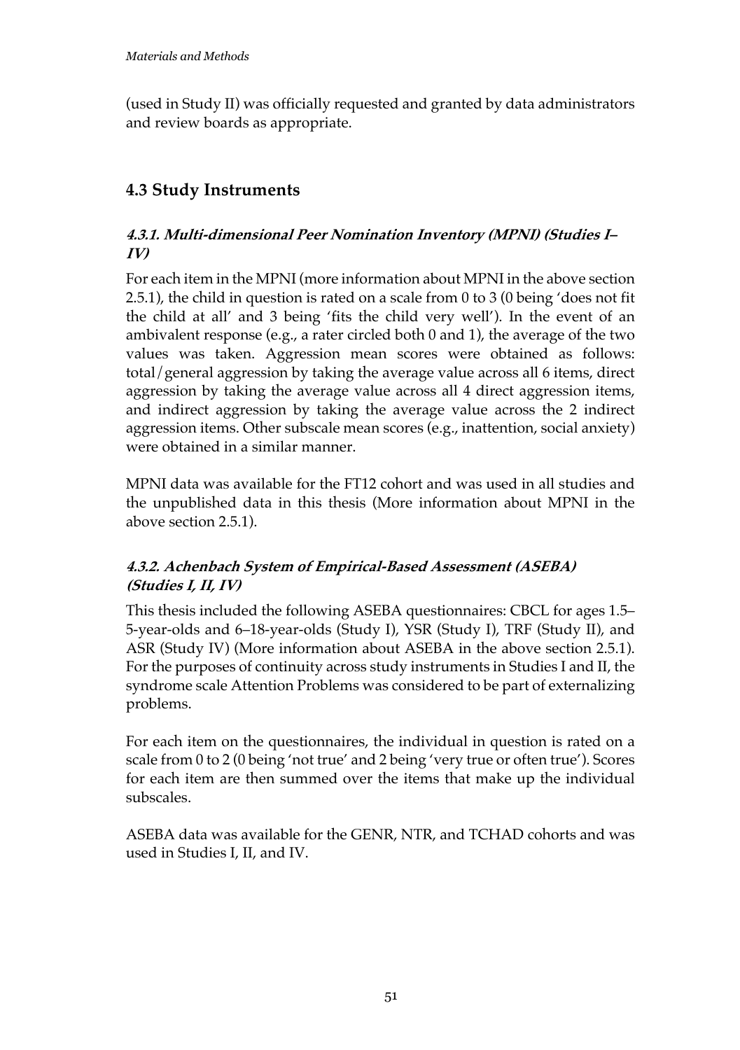(used in Study II) was officially requested and granted by data administrators and review boards as appropriate.

## 4.3 Study Instruments

### *4.3.1. Multi-dimensional Peer Nomination Inventory (MPNI) (Studies I–IV)*

For each item in the MPNI (more information about MPNI in the above section 2.5.1), the child in question is rated on a scale from 0 to 3 (0 being 'does not fit the child at all' and 3 being 'fits the child very well'). In the event of an ambivalent response (e.g., a rater circled both 0 and 1), the average of the two values was taken. Aggression mean scores were obtained as follows: total/general aggression by taking the average value across all 6 items, direct aggression by taking the average value across all 4 direct aggression items, and indirect aggression by taking the average value across the 2 indirect aggression items. Other subscale mean scores (e.g., inattention, social anxiety) were obtained in a similar manner.

MPNI data was available for the FT12 cohort and was used in all studies and the unpublished data in this thesis (More information about MPNI in the above section 2.5.1).

### *4.3.2. Achenbach System of Empirical-Based Assessment (ASEBA) (Studies I, II, IV)*

This thesis included the following ASEBA questionnaires: CBCL for ages 1.5–5-year-olds and 6–18-year-olds (Study I), YSR (Study I), TRF (Study II), and ASR (Study IV) (More information about ASEBA in the above section 2.5.1). For the purposes of continuity across study instruments in Studies I and II, the syndrome scale Attention Problems was considered to be part of externalizing problems.

For each item on the questionnaires, the individual in question is rated on a scale from 0 to 2 (0 being 'not true' and 2 being 'very true or often true'). Scores for each item are then summed over the items that make up the individual subscales.

ASEBA data was available for the GENR, NTR, and TCHAD cohorts and was used in Studies I, II, and IV.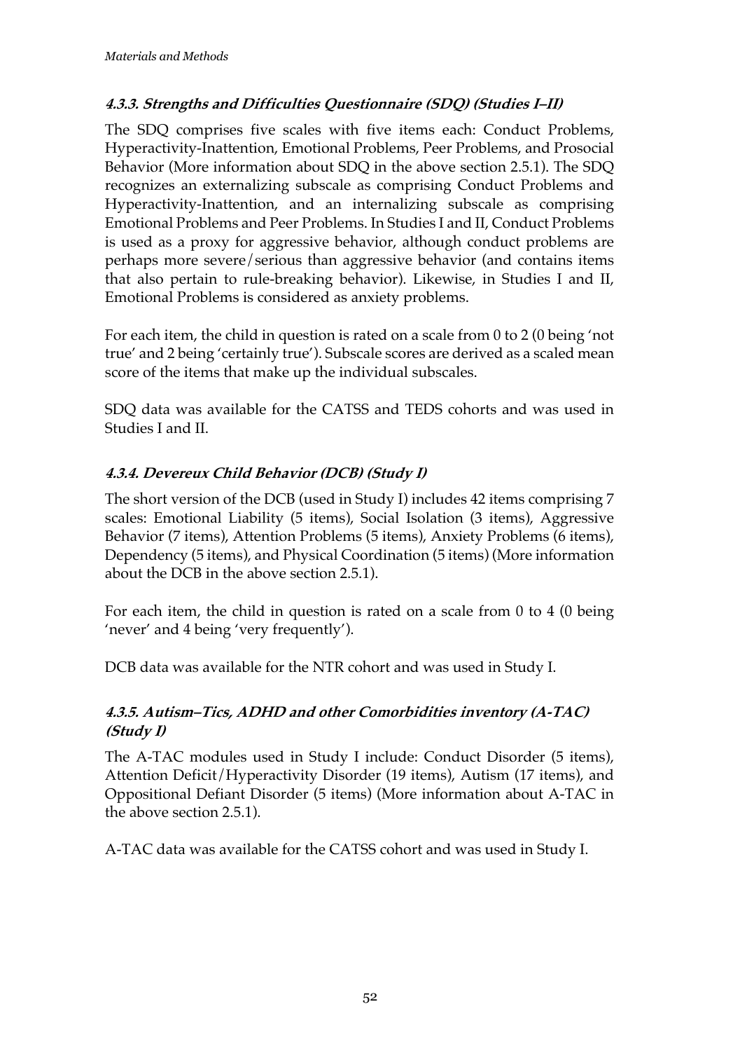#### *4.3.3. Strengths and Difficulties Questionnaire (SDQ) (Studies I–II)*

The SDQ comprises five scales with five items each: Conduct Problems, Hyperactivity-Inattention, Emotional Problems, Peer Problems, and Prosocial Behavior (More information about SDQ in the above section 2.5.1). The SDQ recognizes an externalizing subscale as comprising Conduct Problems and Hyperactivity-Inattention, and an internalizing subscale as comprising Emotional Problems and Peer Problems. In Studies I and II, Conduct Problems is used as a proxy for aggressive behavior, although conduct problems are perhaps more severe/serious than aggressive behavior (and contains items that also pertain to rule-breaking behavior). Likewise, in Studies I and II, Emotional Problems is considered as anxiety problems.

For each item, the child in question is rated on a scale from 0 to 2 (0 being 'not true' and 2 being 'certainly true'). Subscale scores are derived as a scaled mean score of the items that make up the individual subscales.

SDQ data was available for the CATSS and TEDS cohorts and was used in Studies I and II.

#### *4.3.4. Devereux Child Behavior (DCB) (Study I)*

The short version of the DCB (used in Study I) includes 42 items comprising 7 scales: Emotional Liability (5 items), Social Isolation (3 items), Aggressive Behavior (7 items), Attention Problems (5 items), Anxiety Problems (6 items), Dependency (5 items), and Physical Coordination (5 items) (More information about the DCB in the above section 2.5.1).

For each item, the child in question is rated on a scale from 0 to 4 (0 being 'never' and 4 being 'very frequently').

DCB data was available for the NTR cohort and was used in Study I.

#### *4.3.5. Autism–Tics, ADHD and other Comorbidities inventory (A-TAC) (Study I)*

The A-TAC modules used in Study I include: Conduct Disorder (5 items), Attention Deficit/Hyperactivity Disorder (19 items), Autism (17 items), and Oppositional Defiant Disorder (5 items) (More information about A-TAC in the above section 2.5.1).

A-TAC data was available for the CATSS cohort and was used in Study I.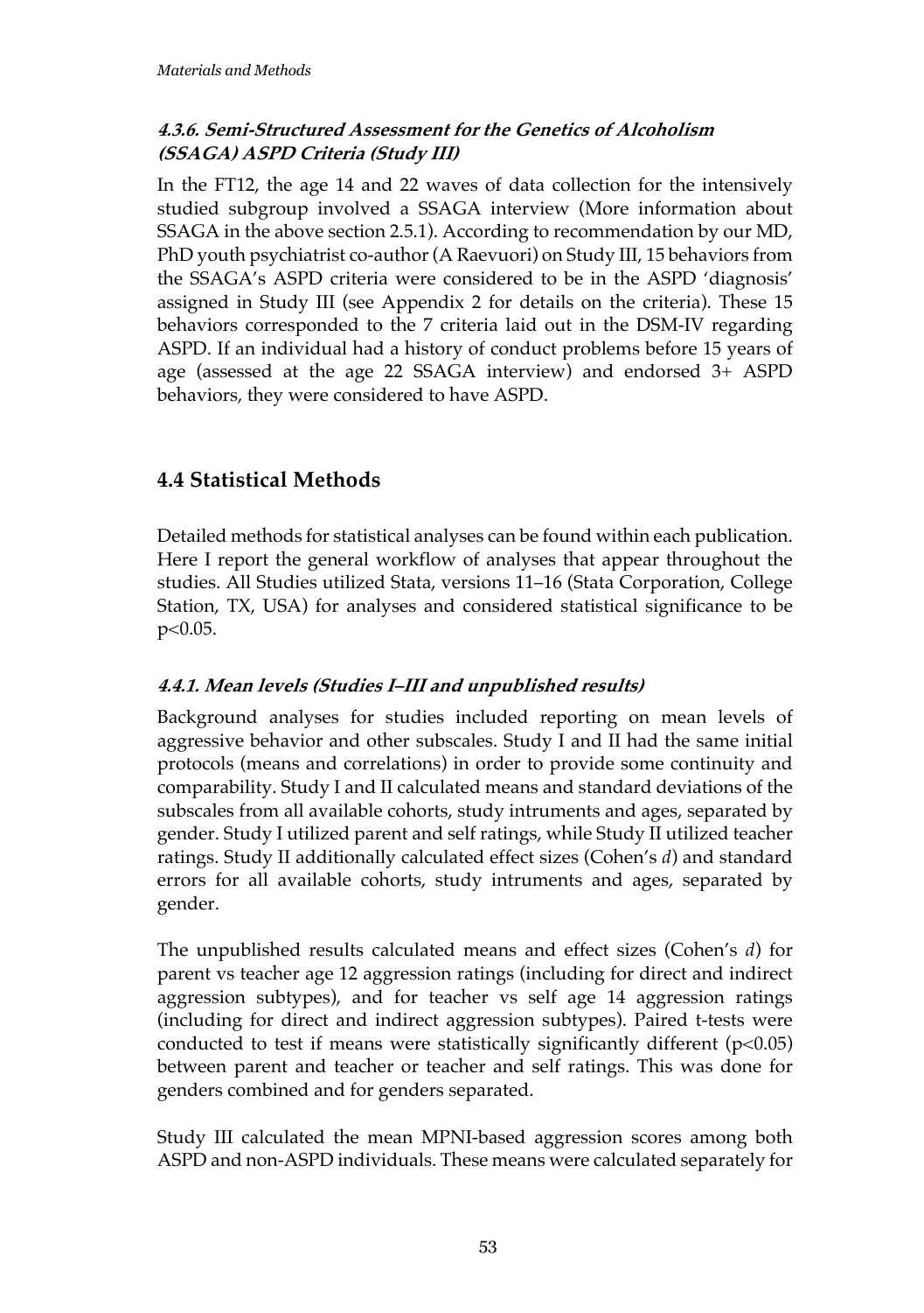#### 4.3.6. Semi-Structured Assessment for the Genetics of Alcoholism (SSAGA) ASPD Criteria (Study III)

In the FT12, the age 14 and 22 waves of data collection for the intensively studied subgroup involved a SSAGA interview (More information about SSAGA in the above section 2.5.1). According to recommendation by our MD, PhD youth psychiatrist co-author (A Raevuori) on Study III, 15 behaviors from the SSAGA's ASPD criteria were considered to be in the ASPD 'diagnosis' assigned in Study III (see Appendix 2 for details on the criteria). These 15 behaviors corresponded to the 7 criteria laid out in the DSM-IV regarding ASPD. If an individual had a history of conduct problems before 15 years of age (assessed at the age 22 SSAGA interview) and endorsed 3+ ASPD behaviors, they were considered to have ASPD.

## 4.4 Statistical Methods

Detailed methods for statistical analyses can be found within each publication. Here I report the general workflow of analyses that appear throughout the studies. All Studies utilized Stata, versions 11–16 (Stata Corporation, College Station, TX, USA) for analyses and considered statistical significance to be $p<0.05$.

### 4.4.1. Mean levels (Studies I–III and unpublished results)

Background analyses for studies included reporting on mean levels of aggressive behavior and other subscales. Study I and II had the same initial protocols (means and correlations) in order to provide some continuity and comparability. Study I and II calculated means and standard deviations of the subscales from all available cohorts, study intruments and ages, separated by gender. Study I utilized parent and self ratings, while Study II utilized teacher ratings. Study II additionally calculated effect sizes (Cohen's *d*) and standard errors for all available cohorts, study intruments and ages, separated by gender.

The unpublished results calculated means and effect sizes (Cohen's *d*) for parent vs teacher age 12 aggression ratings (including for direct and indirect aggression subtypes), and for teacher vs self age 14 aggression ratings (including for direct and indirect aggression subtypes). Paired t-tests were conducted to test if means were statistically significantly different ($p<0.05$) between parent and teacher or teacher and self ratings. This was done for genders combined and for genders separated.

Study III calculated the mean MPNI-based aggression scores among both ASPD and non-ASPD individuals. These means were calculated separately for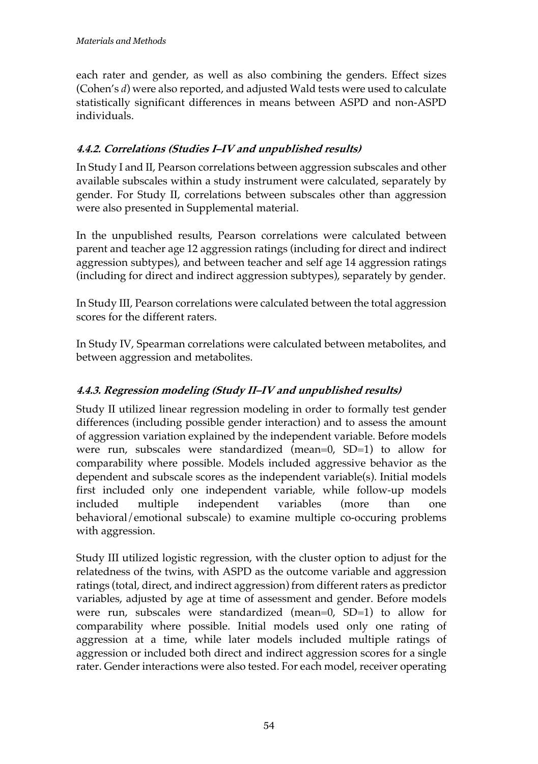each rater and gender, as well as also combining the genders. Effect sizes (Cohen's *d*) were also reported, and adjusted Wald tests were used to calculate statistically significant differences in means between ASPD and non-ASPD individuals.

### *4.4.2. Correlations (Studies I–IV and unpublished results)*

In Study I and II, Pearson correlations between aggression subscales and other available subscales within a study instrument were calculated, separately by gender. For Study II, correlations between subscales other than aggression were also presented in Supplemental material.

In the unpublished results, Pearson correlations were calculated between parent and teacher age 12 aggression ratings (including for direct and indirect aggression subtypes), and between teacher and self age 14 aggression ratings (including for direct and indirect aggression subtypes), separately by gender.

In Study III, Pearson correlations were calculated between the total aggression scores for the different raters.

In Study IV, Spearman correlations were calculated between metabolites, and between aggression and metabolites.

### *4.4.3. Regression modeling (Study II–IV and unpublished results)*

Study II utilized linear regression modeling in order to formally test gender differences (including possible gender interaction) and to assess the amount of aggression variation explained by the independent variable. Before models were run, subscales were standardized (mean=0, SD=1) to allow for comparability where possible. Models included aggressive behavior as the dependent and subscale scores as the independent variable(s). Initial models first included only one independent variable, while follow-up models included multiple independent variables (more than one behavioral/emotional subscale) to examine multiple co-occuring problems with aggression.

Study III utilized logistic regression, with the cluster option to adjust for the relatedness of the twins, with ASPD as the outcome variable and aggression ratings (total, direct, and indirect aggression) from different raters as predictor variables, adjusted by age at time of assessment and gender. Before models were run, subscales were standardized (mean=0, SD=1) to allow for comparability where possible. Initial models used only one rating of aggression at a time, while later models included multiple ratings of aggression or included both direct and indirect aggression scores for a single rater. Gender interactions were also tested. For each model, receiver operating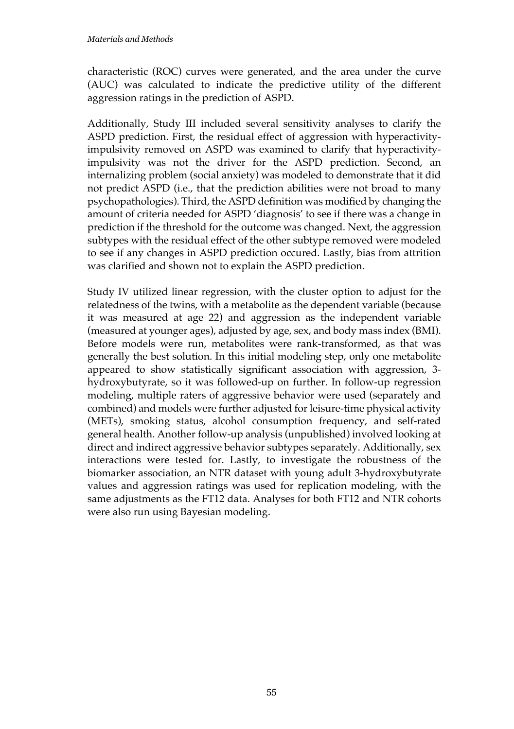characteristic (ROC) curves were generated, and the area under the curve (AUC) was calculated to indicate the predictive utility of the different aggression ratings in the prediction of ASPD.

Additionally, Study III included several sensitivity analyses to clarify the ASPD prediction. First, the residual effect of aggression with hyperactivity-impulsivity removed on ASPD was examined to clarify that hyperactivity-impulsivity was not the driver for the ASPD prediction. Second, an internalizing problem (social anxiety) was modeled to demonstrate that it did not predict ASPD (i.e., that the prediction abilities were not broad to many psychopathologies). Third, the ASPD definition was modified by changing the amount of criteria needed for ASPD 'diagnosis' to see if there was a change in prediction if the threshold for the outcome was changed. Next, the aggression subtypes with the residual effect of the other subtype removed were modeled to see if any changes in ASPD prediction occured. Lastly, bias from attrition was clarified and shown not to explain the ASPD prediction.

Study IV utilized linear regression, with the cluster option to adjust for the relatedness of the twins, with a metabolite as the dependent variable (because it was measured at age 22) and aggression as the independent variable (measured at younger ages), adjusted by age, sex, and body mass index (BMI). Before models were run, metabolites were rank-transformed, as that was generally the best solution. In this initial modeling step, only one metabolite appeared to show statistically significant association with aggression, 3-hydroxybutyrate, so it was followed-up on further. In follow-up regression modeling, multiple raters of aggressive behavior were used (separately and combined) and models were further adjusted for leisure-time physical activity (METs), smoking status, alcohol consumption frequency, and self-rated general health. Another follow-up analysis (unpublished) involved looking at direct and indirect aggressive behavior subtypes separately. Additionally, sex interactions were tested for. Lastly, to investigate the robustness of the biomarker association, an NTR dataset with young adult 3-hydroxybutyrate values and aggression ratings was used for replication modeling, with the same adjustments as the FT12 data. Analyses for both FT12 and NTR cohorts were also run using Bayesian modeling.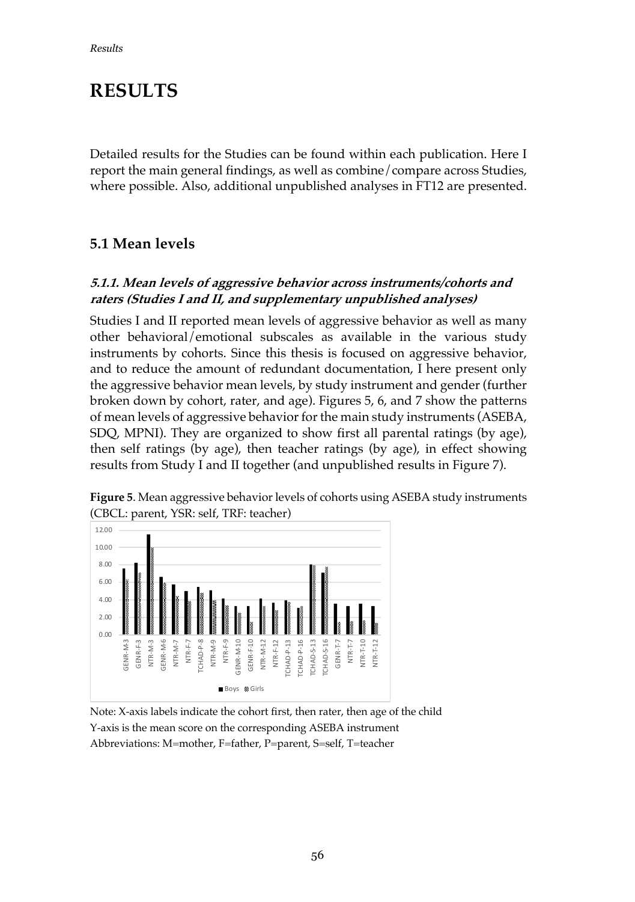# RESULTS

Detailed results for the Studies can be found within each publication. Here I report the main general findings, as well as combine/compare across Studies, where possible. Also, additional unpublished analyses in FT12 are presented.

## 5.1 Mean levels

### *5.1.1. Mean levels of aggressive behavior across instruments/cohorts and raters (Studies I and II, and supplementary unpublished analyses)*

Studies I and II reported mean levels of aggressive behavior as well as many other behavioral/emotional subscales as available in the various study instruments by cohorts. Since this thesis is focused on aggressive behavior, and to reduce the amount of redundant documentation, I here present only the aggressive behavior mean levels, by study instrument and gender (further broken down by cohort, rater, and age). Figures 5, 6, and 7 show the patterns of mean levels of aggressive behavior for the main study instruments (ASEBA, SDQ, MPNI). They are organized to show first all parental ratings (by age), then self ratings (by age), then teacher ratings (by age), in effect showing results from Study I and II together (and unpublished results in Figure 7).

**Figure 5**. Mean aggressive behavior levels of cohorts using ASEBA study instruments (CBCL: parent, YSR: self, TRF: teacher)

Note: X-axis labels indicate the cohort first, then rater, then age of the child
Y-axis is the mean score on the corresponding ASEBA instrument
Abbreviations: M=mother, F=father, P=parent, S=self, T=teacher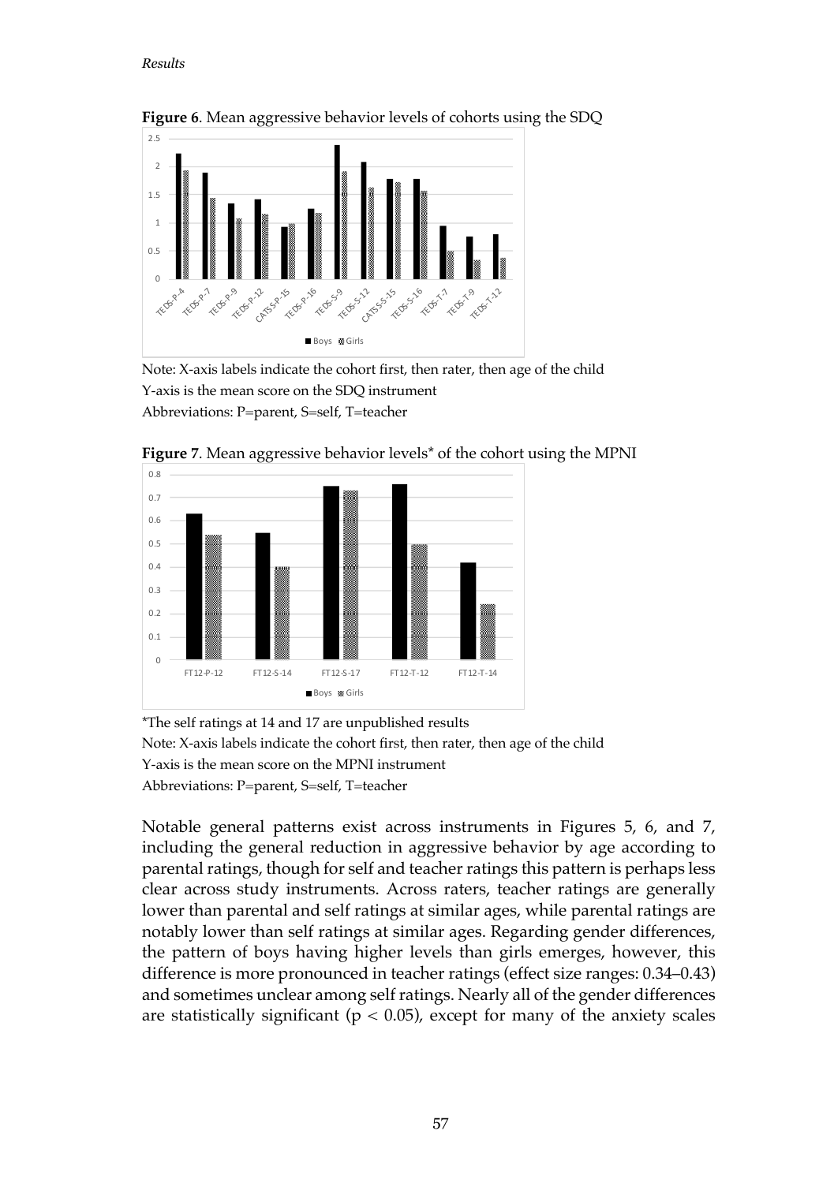*Results*

**Figure 6**. Mean aggressive behavior levels of cohorts using the SDQ

Note: X-axis labels indicate the cohort first, then rater, then age of the child
Y-axis is the mean score on the SDQ instrument
Abbreviations: P=parent, S=self, T=teacher

**Figure 7**. Mean aggressive behavior levels* of the cohort using the MPNI

*The self ratings at 14 and 17 are unpublished results
Note: X-axis labels indicate the cohort first, then rater, then age of the child
Y-axis is the mean score on the MPNI instrument
Abbreviations: P=parent, S=self, T=teacher

Notable general patterns exist across instruments in Figures 5, 6, and 7, including the general reduction in aggressive behavior by age according to parental ratings, though for self and teacher ratings this pattern is perhaps less clear across study instruments. Across raters, teacher ratings are generally lower than parental and self ratings at similar ages, while parental ratings are notably lower than self ratings at similar ages. Regarding gender differences, the pattern of boys having higher levels than girls emerges, however, this difference is more pronounced in teacher ratings (effect size ranges: 0.34–0.43) and sometimes unclear among self ratings. Nearly all of the gender differences are statistically significant ($p < 0.05$), except for many of the anxiety scales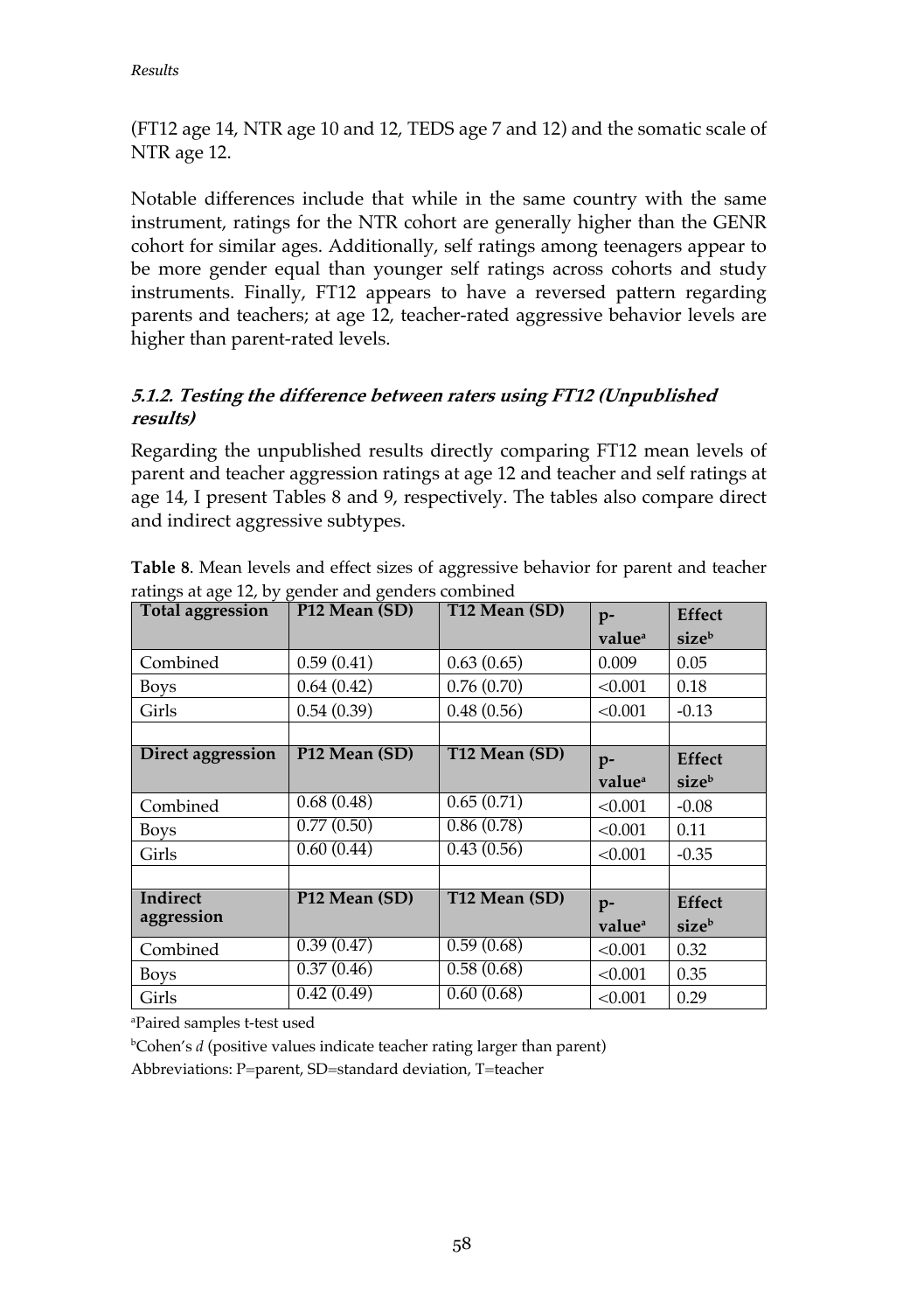(FT12 age 14, NTR age 10 and 12, TEDS age 7 and 12) and the somatic scale of NTR age 12.

Notable differences include that while in the same country with the same instrument, ratings for the NTR cohort are generally higher than the GENR cohort for similar ages. Additionally, self ratings among teenagers appear to be more gender equal than younger self ratings across cohorts and study instruments. Finally, FT12 appears to have a reversed pattern regarding parents and teachers; at age 12, teacher-rated aggressive behavior levels are higher than parent-rated levels.

### *5.1.2. Testing the difference between raters using FT12 (Unpublished results)*

Regarding the unpublished results directly comparing FT12 mean levels of parent and teacher aggression ratings at age 12 and teacher and self ratings at age 14, I present Tables 8 and 9, respectively. The tables also compare direct and indirect aggressive subtypes.

**Table 8**. Mean levels and effect sizes of aggressive behavior for parent and teacher ratings at age 12, by gender and genders combined

| Total aggression | P12 Mean (SD) | T12 Mean (SD) | p-value[a] | Effect size[b] |
|---|---|---|---|---|
| Combined | 0.59 (0.41) | 0.63 (0.65) | 0.009 | 0.05 |
| Boys | 0.64 (0.42) | 0.76 (0.70) | <0.001 | 0.18 |
| Girls | 0.54 (0.39) | 0.48 (0.56) | <0.001 | -0.13 |
| | | | | |
| **Direct aggression** | **P12 Mean (SD)** | **T12 Mean (SD)** | **p-value[a]** | **Effect size[b]** |
| Combined | 0.68 (0.48) | 0.65 (0.71) | <0.001 | -0.08 |
| Boys | 0.77 (0.50) | 0.86 (0.78) | <0.001 | 0.11 |
| Girls | 0.60 (0.44) | 0.43 (0.56) | <0.001 | -0.35 |
| | | | | |
| **Indirect aggression** | **P12 Mean (SD)** | **T12 Mean (SD)** | **p-value[a]** | **Effect size[b]** |
| Combined | 0.39 (0.47) | 0.59 (0.68) | <0.001 | 0.32 |
| Boys | 0.37 (0.46) | 0.58 (0.68) | <0.001 | 0.35 |
| Girls | 0.42 (0.49) | 0.60 (0.68) | <0.001 | 0.29 |

[a]Paired samples t-test used

[b]Cohen's *d* (positive values indicate teacher rating larger than parent)

Abbreviations: P=parent, SD=standard deviation, T=teacher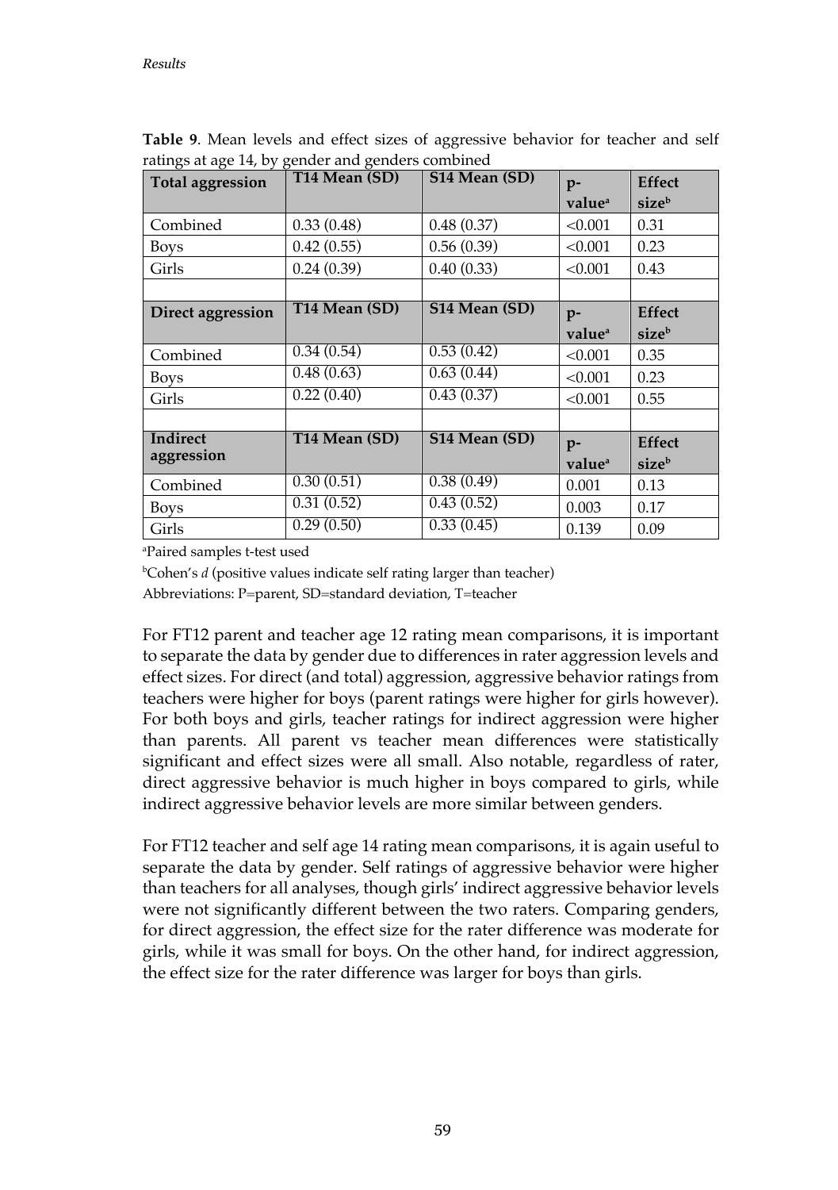**Table 9**. Mean levels and effect sizes of aggressive behavior for teacher and self ratings at age 14, by gender and genders combined

| Total aggression | T14 Mean (SD) | S14 Mean (SD) | p-value[a] | Effect size[b] |
|---|---|---|---|---|
| Combined | 0.33 (0.48) | 0.48 (0.37) | <0.001 | 0.31 |
| Boys | 0.42 (0.55) | 0.56 (0.39) | <0.001 | 0.23 |
| Girls | 0.24 (0.39) | 0.40 (0.33) | <0.001 | 0.43 |
| | | | | |
| **Direct aggression** | **T14 Mean (SD)** | **S14 Mean (SD)** | **p-value[a]** | **Effect size[b]** |
| Combined | 0.34 (0.54) | 0.53 (0.42) | <0.001 | 0.35 |
| Boys | 0.48 (0.63) | 0.63 (0.44) | <0.001 | 0.23 |
| Girls | 0.22 (0.40) | 0.43 (0.37) | <0.001 | 0.55 |
| | | | | |
| **Indirect aggression** | **T14 Mean (SD)** | **S14 Mean (SD)** | **p-value[a]** | **Effect size[b]** |
| Combined | 0.30 (0.51) | 0.38 (0.49) | 0.001 | 0.13 |
| Boys | 0.31 (0.52) | 0.43 (0.52) | 0.003 | 0.17 |
| Girls | 0.29 (0.50) | 0.33 (0.45) | 0.139 | 0.09 |

[a]Paired samples t-test used

[b]Cohen's *d* (positive values indicate self rating larger than teacher)

Abbreviations: P=parent, SD=standard deviation, T=teacher

For FT12 parent and teacher age 12 rating mean comparisons, it is important to separate the data by gender due to differences in rater aggression levels and effect sizes. For direct (and total) aggression, aggressive behavior ratings from teachers were higher for boys (parent ratings were higher for girls however). For both boys and girls, teacher ratings for indirect aggression were higher than parents. All parent vs teacher mean differences were statistically significant and effect sizes were all small. Also notable, regardless of rater, direct aggressive behavior is much higher in boys compared to girls, while indirect aggressive behavior levels are more similar between genders.

For FT12 teacher and self age 14 rating mean comparisons, it is again useful to separate the data by gender. Self ratings of aggressive behavior were higher than teachers for all analyses, though girls' indirect aggressive behavior levels were not significantly different between the two raters. Comparing genders, for direct aggression, the effect size for the rater difference was moderate for girls, while it was small for boys. On the other hand, for indirect aggression, the effect size for the rater difference was larger for boys than girls.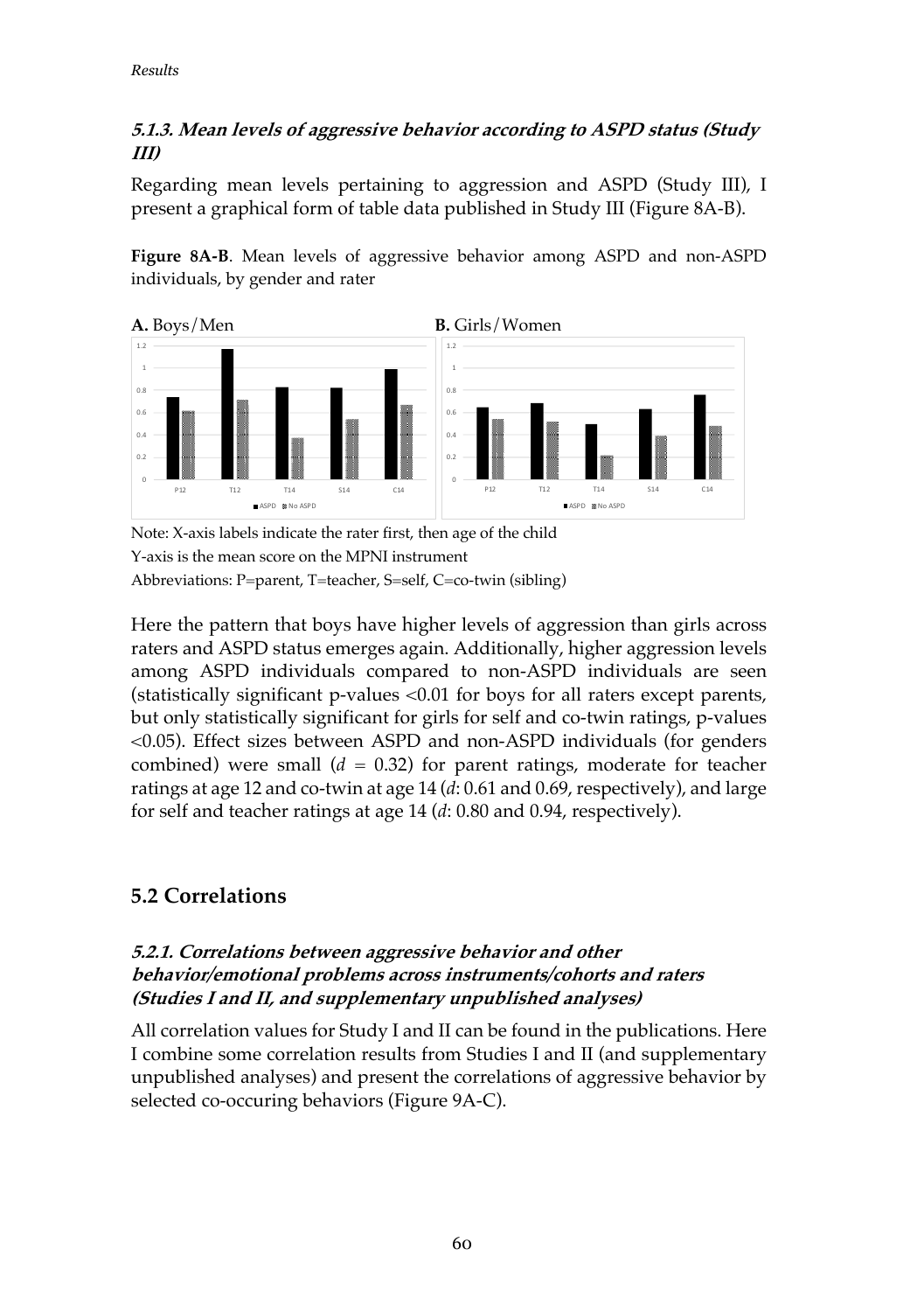### *5.1.3. Mean levels of aggressive behavior according to ASPD status (Study III)*

Regarding mean levels pertaining to aggression and ASPD (Study III), I present a graphical form of table data published in Study III (Figure 8A-B).

**Figure 8A-B**. Mean levels of aggressive behavior among ASPD and non-ASPD individuals, by gender and rater

Note: X-axis labels indicate the rater first, then age of the child

Y-axis is the mean score on the MPNI instrument

Abbreviations: P=parent, T=teacher, S=self, C=co-twin (sibling)

Here the pattern that boys have higher levels of aggression than girls across raters and ASPD status emerges again. Additionally, higher aggression levels among ASPD individuals compared to non-ASPD individuals are seen (statistically significant p-values $<0.01$ for boys for all raters except parents, but only statistically significant for girls for self and co-twin ratings, p-values $<0.05$). Effect sizes between ASPD and non-ASPD individuals (for genders combined) were small ($d$ = 0.32) for parent ratings, moderate for teacher ratings at age 12 and co-twin at age 14 ($d$: 0.61 and 0.69, respectively), and large for self and teacher ratings at age 14 ($d$: 0.80 and 0.94, respectively).

## 5.2 Correlations

### *5.2.1. Correlations between aggressive behavior and other behavior/emotional problems across instruments/cohorts and raters (Studies I and II, and supplementary unpublished analyses)*

All correlation values for Study I and II can be found in the publications. Here I combine some correlation results from Studies I and II (and supplementary unpublished analyses) and present the correlations of aggressive behavior by selected co-occuring behaviors (Figure 9A-C).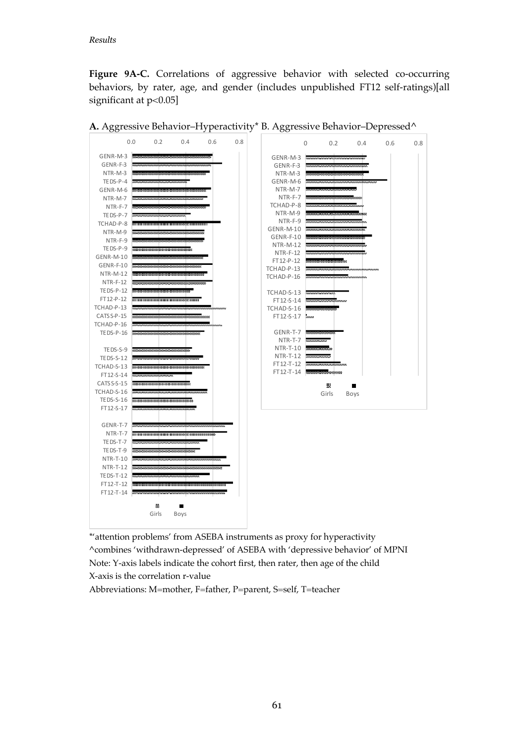*Results*

**Figure 9A-C.** Correlations of aggressive behavior with selected co-occurring behaviors, by rater, age, and gender (includes unpublished FT12 self-ratings)[all significant at $p<0.05$]

**A.** Aggressive Behavior–Hyperactivity* B. Aggressive Behavior–Depressed^

*'attention problems' from ASEBA instruments as proxy for hyperactivity

^combines 'withdrawn-depressed' of ASEBA with 'depressive behavior' of MPNI

Note: Y-axis labels indicate the cohort first, then rater, then age of the child

X-axis is the correlation r-value

Abbreviations: M=mother, F=father, P=parent, S=self, T=teacher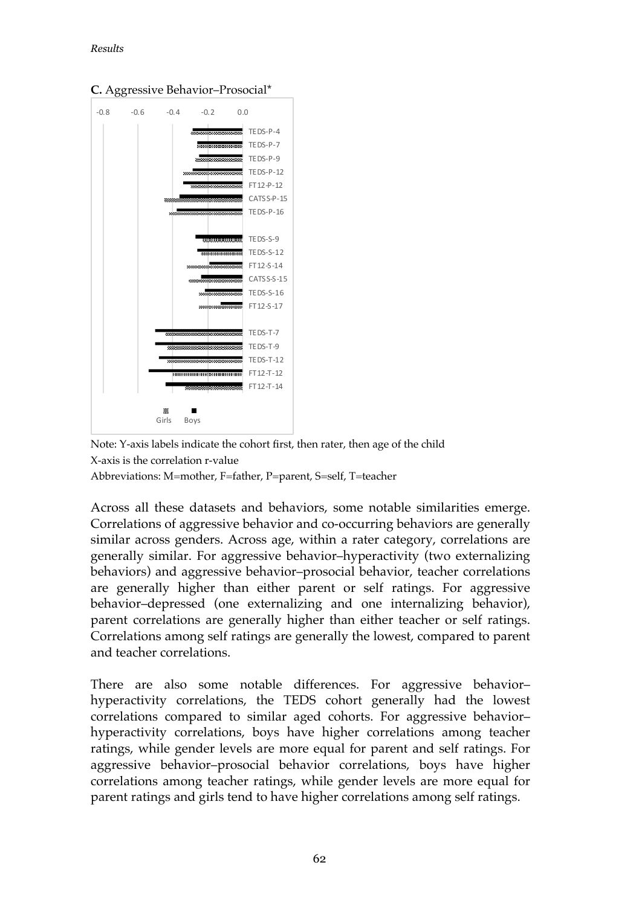**C.** Aggressive Behavior–Prosocial*

Note: Y-axis labels indicate the cohort first, then rater, then age of the child
X-axis is the correlation r-value
Abbreviations: M=mother, F=father, P=parent, S=self, T=teacher

Across all these datasets and behaviors, some notable similarities emerge. Correlations of aggressive behavior and co-occurring behaviors are generally similar across genders. Across age, within a rater category, correlations are generally similar. For aggressive behavior–hyperactivity (two externalizing behaviors) and aggressive behavior–prosocial behavior, teacher correlations are generally higher than either parent or self ratings. For aggressive behavior–depressed (one externalizing and one internalizing behavior), parent correlations are generally higher than either teacher or self ratings. Correlations among self ratings are generally the lowest, compared to parent and teacher correlations.

There are also some notable differences. For aggressive behavior–hyperactivity correlations, the TEDS cohort generally had the lowest correlations compared to similar aged cohorts. For aggressive behavior–hyperactivity correlations, boys have higher correlations among teacher ratings, while gender levels are more equal for parent and self ratings. For aggressive behavior–prosocial behavior correlations, boys have higher correlations among teacher ratings, while gender levels are more equal for parent ratings and girls tend to have higher correlations among self ratings.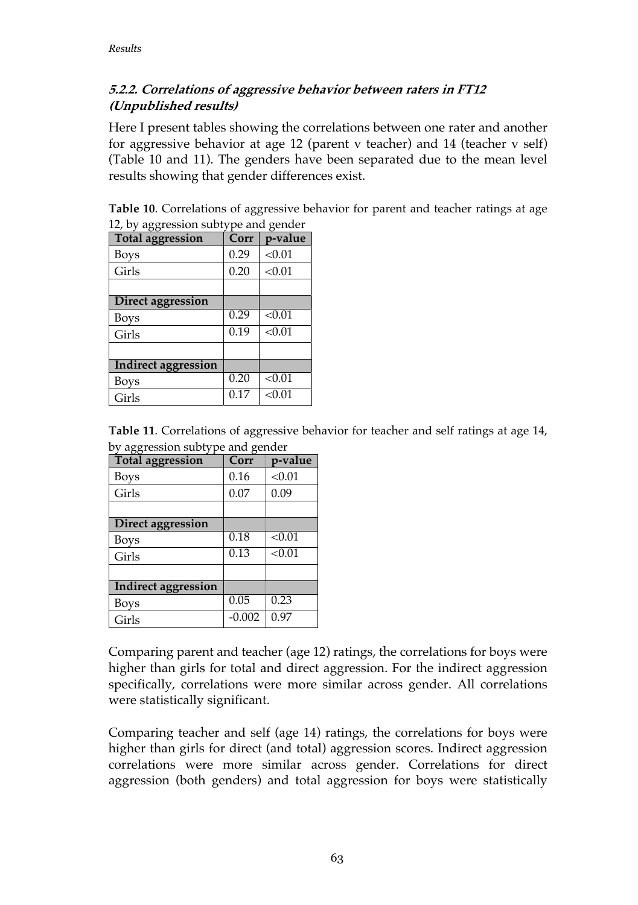### *5.2.2. Correlations of aggressive behavior between raters in FT12 (Unpublished results)*

Here I present tables showing the correlations between one rater and another for aggressive behavior at age 12 (parent v teacher) and 14 (teacher v self) (Table 10 and 11). The genders have been separated due to the mean level results showing that gender differences exist.

**Table 10**. Correlations of aggressive behavior for parent and teacher ratings at age 12, by aggression subtype and gender

| Total aggression | Corr | p-value |
|---|---|---|
| Boys | 0.29 | <0.01 |
| Girls | 0.20 | <0.01 |
| | | |
| **Direct aggression** | | |
| Boys | 0.29 | <0.01 |
| Girls | 0.19 | <0.01 |
| | | |
| **Indirect aggression** | | |
| Boys | 0.20 | <0.01 |
| Girls | 0.17 | <0.01 |

**Table 11**. Correlations of aggressive behavior for teacher and self ratings at age 14, by aggression subtype and gender

| Total aggression | Corr | p-value |
|---|---|---|
| Boys | 0.16 | <0.01 |
| Girls | 0.07 | 0.09 |
| | | |
| **Direct aggression** | | |
| Boys | 0.18 | <0.01 |
| Girls | 0.13 | <0.01 |
| | | |
| **Indirect aggression** | | |
| Boys | 0.05 | 0.23 |
| Girls | -0.002 | 0.97 |

Comparing parent and teacher (age 12) ratings, the correlations for boys were higher than girls for total and direct aggression. For the indirect aggression specifically, correlations were more similar across gender. All correlations were statistically significant.

Comparing teacher and self (age 14) ratings, the correlations for boys were higher than girls for direct (and total) aggression scores. Indirect aggression correlations were more similar across gender. Correlations for direct aggression (both genders) and total aggression for boys were statistically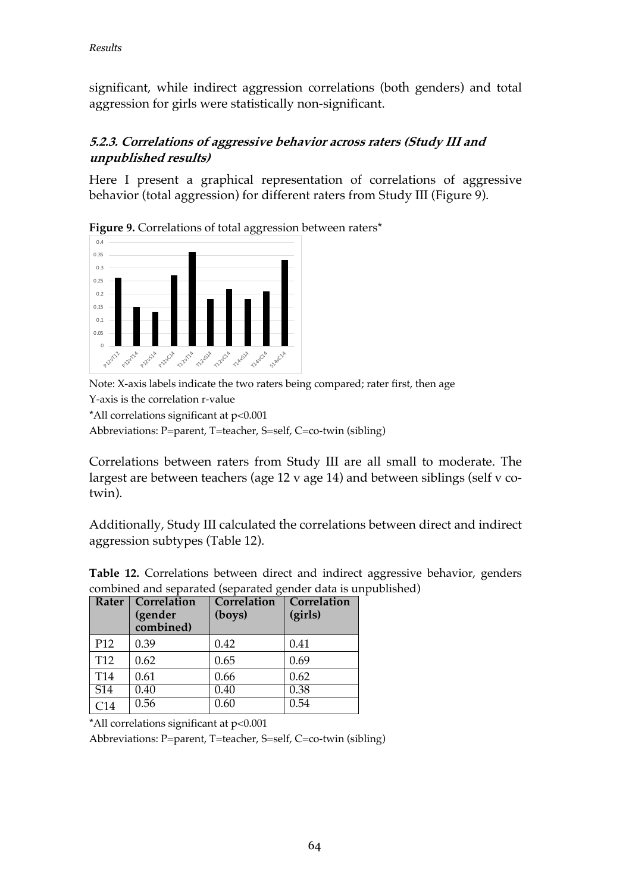significant, while indirect aggression correlations (both genders) and total aggression for girls were statistically non-significant.

### *5.2.3. Correlations of aggressive behavior across raters (Study III and unpublished results)*

Here I present a graphical representation of correlations of aggressive behavior (total aggression) for different raters from Study III (Figure 9).

**Figure 9.** Correlations of total aggression between raters*

Note: X-axis labels indicate the two raters being compared; rater first, then age

Y-axis is the correlation r-value

*All correlations significant at $p<0.001$

Abbreviations: P=parent, T=teacher, S=self, C=co-twin (sibling)

Correlations between raters from Study III are all small to moderate. The largest are between teachers (age 12 v age 14) and between siblings (self v co-twin).

Additionally, Study III calculated the correlations between direct and indirect aggression subtypes (Table 12).

**Table 12.** Correlations between direct and indirect aggressive behavior, genders combined and separated (separated gender data is unpublished)

| Rater | Correlation (gender combined) | Correlation (boys) | Correlation (girls) |
|---|---|---|---|
| P12 | 0.39 | 0.42 | 0.41 |
| T12 | 0.62 | 0.65 | 0.69 |
| T14 | 0.61 | 0.66 | 0.62 |
| S14 | 0.40 | 0.40 | 0.38 |
| C14 | 0.56 | 0.60 | 0.54 |

*All correlations significant at $p<0.001$

Abbreviations: P=parent, T=teacher, S=self, C=co-twin (sibling)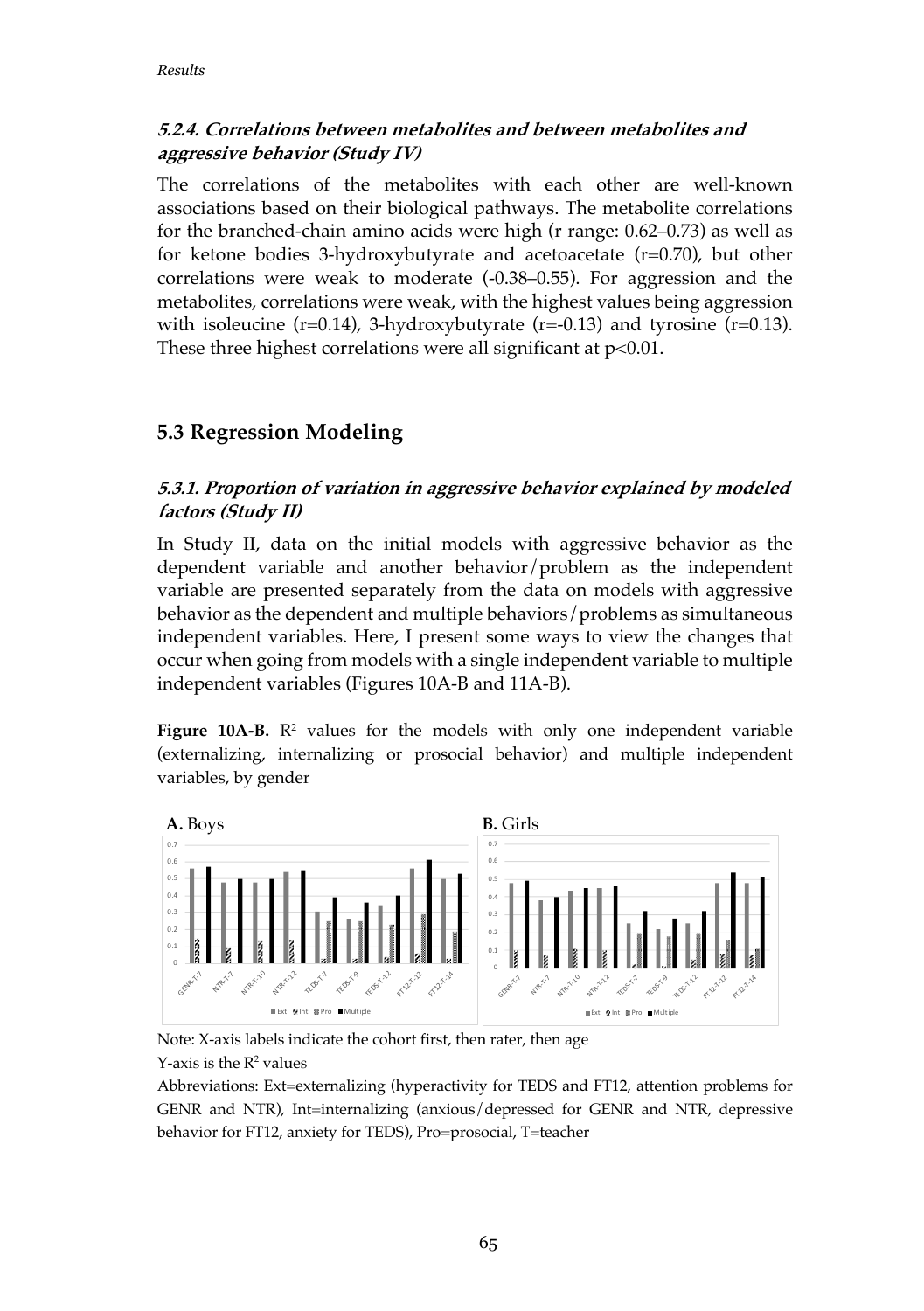#### 5.2.4. Correlations between metabolites and between metabolites and aggressive behavior (Study IV)

The correlations of the metabolites with each other are well-known associations based on their biological pathways. The metabolite correlations for the branched-chain amino acids were high (r range: 0.62–0.73) as well as for ketone bodies 3-hydroxybutyrate and acetoacetate (r=0.70), but other correlations were weak to moderate (-0.38–0.55). For aggression and the metabolites, correlations were weak, with the highest values being aggression with isoleucine (r=0.14), 3-hydroxybutyrate (r=-0.13) and tyrosine (r=0.13). These three highest correlations were all significant at $p<0.01$.

## 5.3 Regression Modeling

#### 5.3.1. Proportion of variation in aggressive behavior explained by modeled factors (Study II)

In Study II, data on the initial models with aggressive behavior as the dependent variable and another behavior/problem as the independent variable are presented separately from the data on models with aggressive behavior as the dependent and multiple behaviors/problems as simultaneous independent variables. Here, I present some ways to view the changes that occur when going from models with a single independent variable to multiple independent variables (Figures 10A-B and 11A-B).

**Figure 10A-B.** $R^2$ values for the models with only one independent variable (externalizing, internalizing or prosocial behavior) and multiple independent variables, by gender

Note: X-axis labels indicate the cohort first, then rater, then age

Y-axis is the $R^2$ values

Abbreviations: Ext=externalizing (hyperactivity for TEDS and FT12, attention problems for GENR and NTR), Int=internalizing (anxious/depressed for GENR and NTR, depressive behavior for FT12, anxiety for TEDS), Pro=prosocial, T=teacher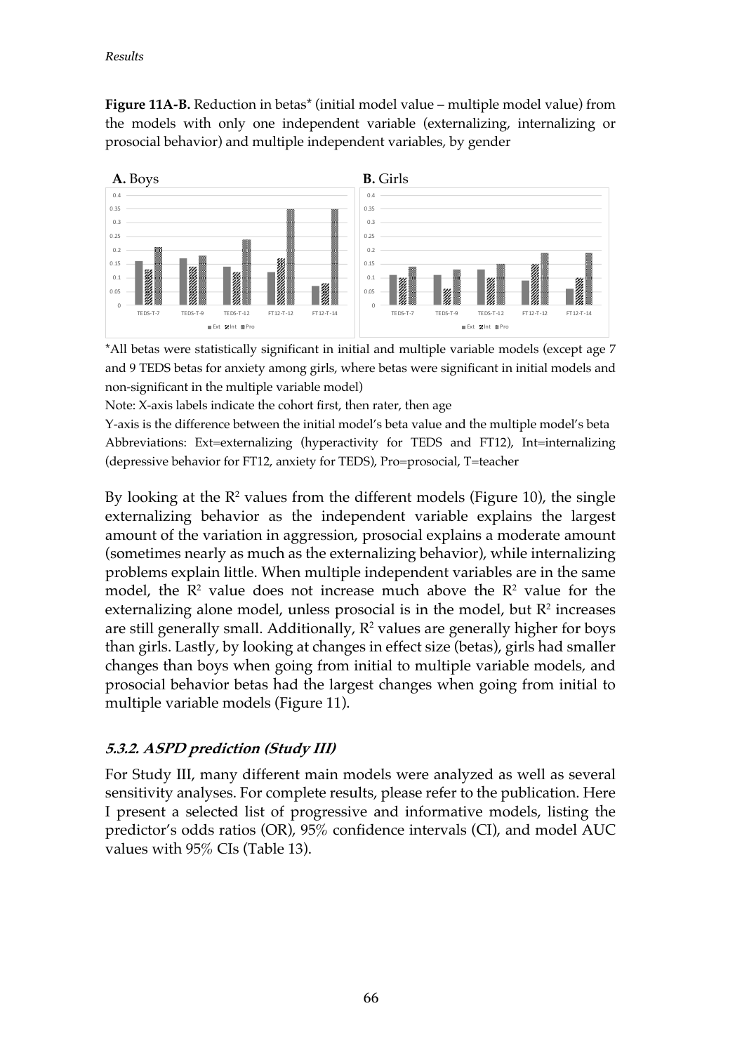**Figure 11A-B.** Reduction in betas* (initial model value – multiple model value) from the models with only one independent variable (externalizing, internalizing or prosocial behavior) and multiple independent variables, by gender

*All betas were statistically significant in initial and multiple variable models (except age 7 and 9 TEDS betas for anxiety among girls, where betas were significant in initial models and non-significant in the multiple variable model)

Note: X-axis labels indicate the cohort first, then rater, then age

Y-axis is the difference between the initial model's beta value and the multiple model's beta

Abbreviations: Ext=externalizing (hyperactivity for TEDS and FT12), Int=internalizing (depressive behavior for FT12, anxiety for TEDS), Pro=prosocial, T=teacher

By looking at the $R^2$ values from the different models (Figure 10), the single externalizing behavior as the independent variable explains the largest amount of the variation in aggression, prosocial explains a moderate amount (sometimes nearly as much as the externalizing behavior), while internalizing problems explain little. When multiple independent variables are in the same model, the $R^2$ value does not increase much above the $R^2$ value for the externalizing alone model, unless prosocial is in the model, but $R^2$ increases are still generally small. Additionally, $R^2$ values are generally higher for boys than girls. Lastly, by looking at changes in effect size (betas), girls had smaller changes than boys when going from initial to multiple variable models, and prosocial behavior betas had the largest changes when going from initial to multiple variable models (Figure 11).

### *5.3.2. ASPD prediction (Study III)*

For Study III, many different main models were analyzed as well as several sensitivity analyses. For complete results, please refer to the publication. Here I present a selected list of progressive and informative models, listing the predictor's odds ratios (OR), 95% confidence intervals (CI), and model AUC values with 95% CIs (Table 13).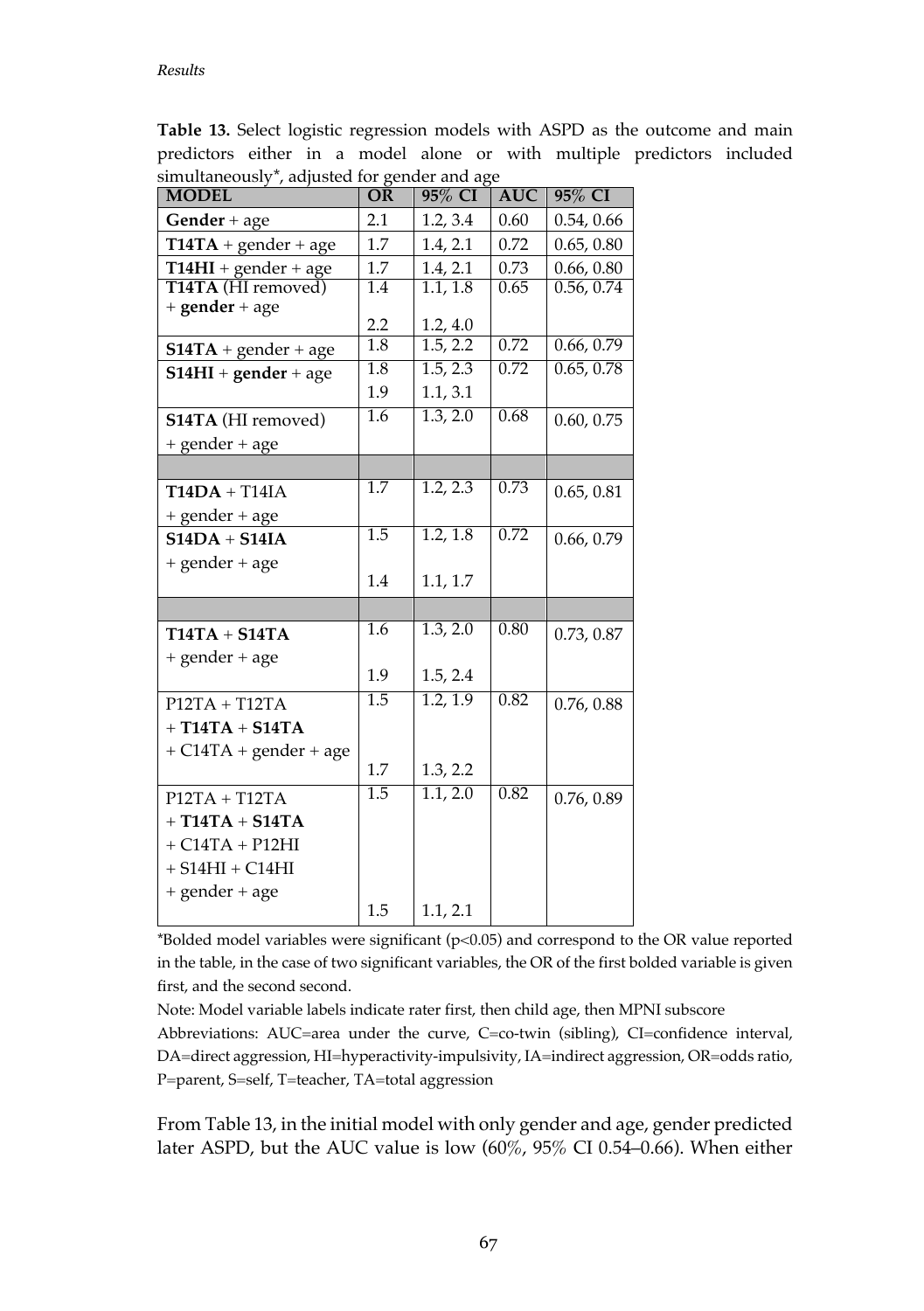*Results*

**Table 13.** Select logistic regression models with ASPD as the outcome and main predictors either in a model alone or with multiple predictors included simultaneously*, adjusted for gender and age

| MODEL | OR | 95% CI | AUC | 95% CI |
|---|---|---|---|---|
| **Gender** + age | 2.1 | 1.2, 3.4 | 0.60 | 0.54, 0.66 |
| **T14TA** + gender + age | 1.7 | 1.4, 2.1 | 0.72 | 0.65, 0.80 |
| **T14HI** + gender + age | 1.7 | 1.4, 2.1 | 0.73 | 0.66, 0.80 |
| **T14TA** (HI removed) + **gender** + age | 1.4<br>2.2 | 1.1, 1.8<br>1.2, 4.0 | 0.65 | 0.56, 0.74 |
| **S14TA** + gender + age | 1.8 | 1.5, 2.2 | 0.72 | 0.66, 0.79 |
| **S14HI** + **gender** + age | 1.8<br>1.9 | 1.5, 2.3<br>1.1, 3.1 | 0.72 | 0.65, 0.78 |
| **S14TA** (HI removed) + gender + age | 1.6 | 1.3, 2.0 | 0.68 | 0.60, 0.75 |
| | | | | |
| **T14DA** + T14IA + gender + age | 1.7 | 1.2, 2.3 | 0.73 | 0.65, 0.81 |
| **S14DA** + **S14IA** + gender + age | 1.5<br>1.4 | 1.2, 1.8<br>1.1, 1.7 | 0.72 | 0.66, 0.79 |
| | | | | |
| **T14TA** + **S14TA** + gender + age | 1.6<br>1.9 | 1.3, 2.0<br>1.5, 2.4 | 0.80 | 0.73, 0.87 |
| P12TA + T12TA + **T14TA** + **S14TA** + C14TA + gender + age | 1.5<br>1.7 | 1.2, 1.9<br>1.3, 2.2 | 0.82 | 0.76, 0.88 |
| P12TA + T12TA + **T14TA** + **S14TA** + C14TA + P12HI + S14HI + C14HI + gender + age | 1.5<br>1.5 | 1.1, 2.0<br>1.1, 2.1 | 0.82 | 0.76, 0.89 |

*Bolded model variables were significant ($p<0.05$) and correspond to the OR value reported in the table, in the case of two significant variables, the OR of the first bolded variable is given first, and the second second.

Note: Model variable labels indicate rater first, then child age, then MPNI subscore

Abbreviations: AUC=area under the curve, C=co-twin (sibling), CI=confidence interval, DA=direct aggression, HI=hyperactivity-impulsivity, IA=indirect aggression, OR=odds ratio, P=parent, S=self, T=teacher, TA=total aggression

From Table 13, in the initial model with only gender and age, gender predicted later ASPD, but the AUC value is low (60%, 95% CI 0.54–0.66). When either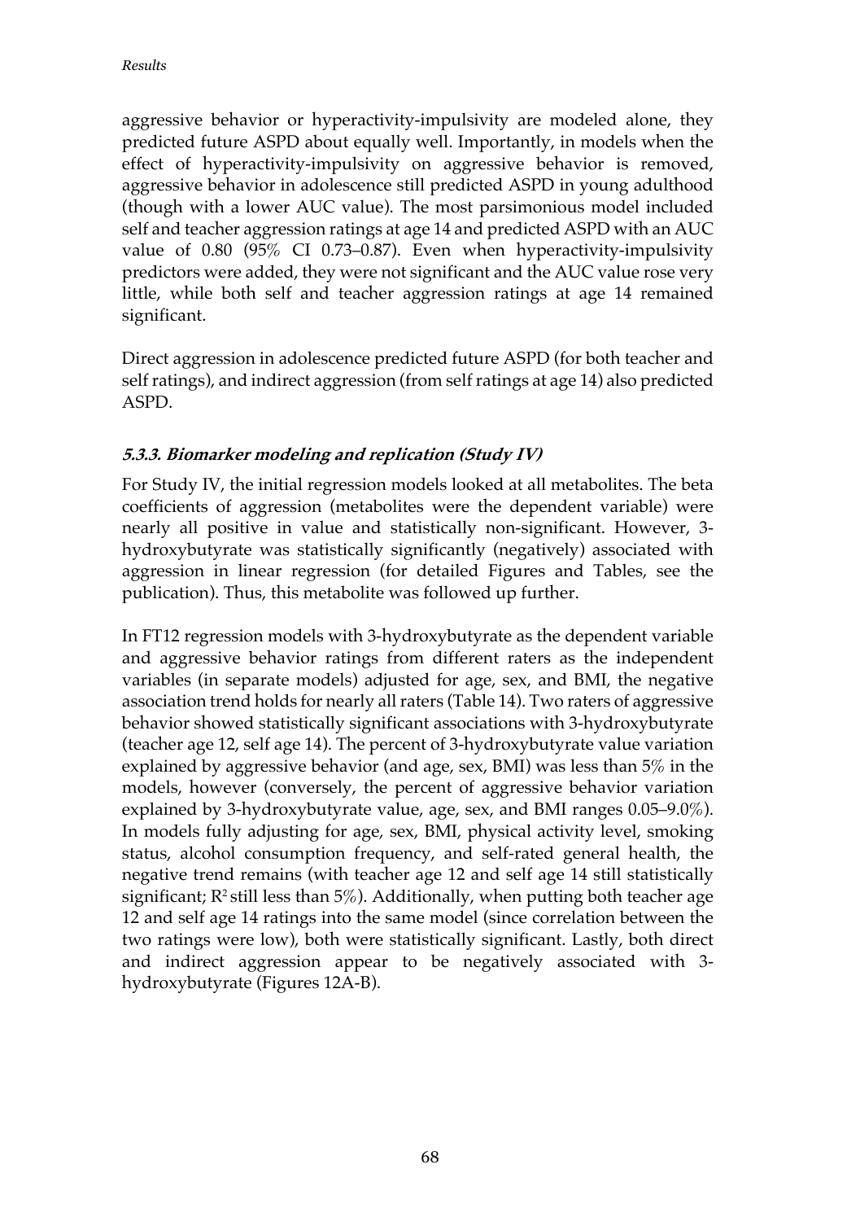aggressive behavior or hyperactivity-impulsivity are modeled alone, they predicted future ASPD about equally well. Importantly, in models when the effect of hyperactivity-impulsivity on aggressive behavior is removed, aggressive behavior in adolescence still predicted ASPD in young adulthood (though with a lower AUC value). The most parsimonious model included self and teacher aggression ratings at age 14 and predicted ASPD with an AUC value of 0.80 (95% CI 0.73–0.87). Even when hyperactivity-impulsivity predictors were added, they were not significant and the AUC value rose very little, while both self and teacher aggression ratings at age 14 remained significant.

Direct aggression in adolescence predicted future ASPD (for both teacher and self ratings), and indirect aggression (from self ratings at age 14) also predicted ASPD.

### *5.3.3. Biomarker modeling and replication (Study IV)*

For Study IV, the initial regression models looked at all metabolites. The beta coefficients of aggression (metabolites were the dependent variable) were nearly all positive in value and statistically non-significant. However, 3-hydroxybutyrate was statistically significantly (negatively) associated with aggression in linear regression (for detailed Figures and Tables, see the publication). Thus, this metabolite was followed up further.

In FT12 regression models with 3-hydroxybutyrate as the dependent variable and aggressive behavior ratings from different raters as the independent variables (in separate models) adjusted for age, sex, and BMI, the negative association trend holds for nearly all raters (Table 14). Two raters of aggressive behavior showed statistically significant associations with 3-hydroxybutyrate (teacher age 12, self age 14). The percent of 3-hydroxybutyrate value variation explained by aggressive behavior (and age, sex, BMI) was less than 5% in the models, however (conversely, the percent of aggressive behavior variation explained by 3-hydroxybutyrate value, age, sex, and BMI ranges 0.05–9.0%). In models fully adjusting for age, sex, BMI, physical activity level, smoking status, alcohol consumption frequency, and self-rated general health, the negative trend remains (with teacher age 12 and self age 14 still statistically significant; $R^2$ still less than 5%). Additionally, when putting both teacher age 12 and self age 14 ratings into the same model (since correlation between the two ratings were low), both were statistically significant. Lastly, both direct and indirect aggression appear to be negatively associated with 3-hydroxybutyrate (Figures 12A-B).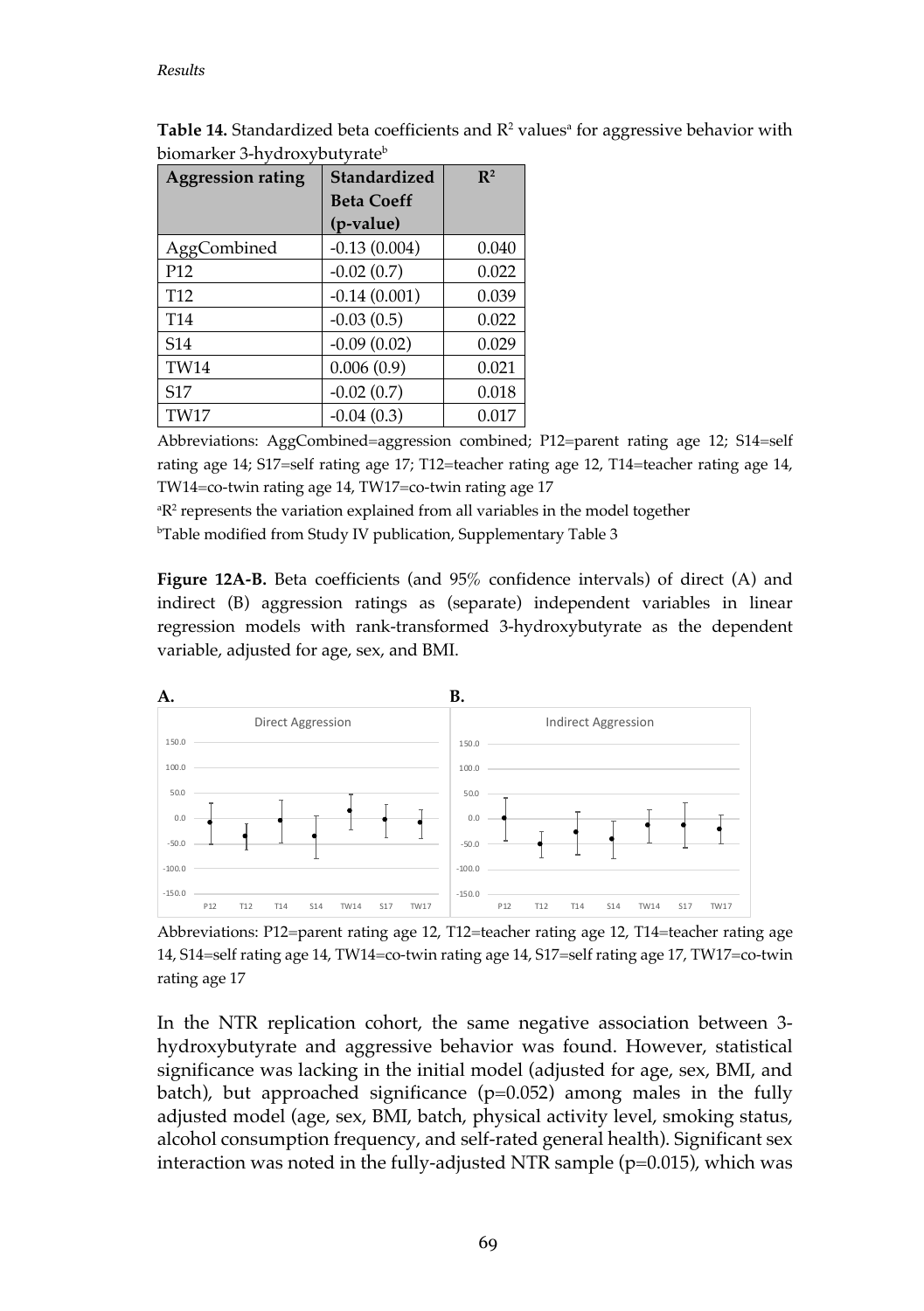**Table 14.** Standardized beta coefficients and $R^2$ values[a] for aggressive behavior with biomarker 3-hydroxybutyrate[b]

| Aggression rating | Standardized Beta Coeff (p-value) | $R^2$ |
|---|---|---|
| AggCombined | -0.13 (0.004) | 0.040 |
| P12 | -0.02 (0.7) | 0.022 |
| T12 | -0.14 (0.001) | 0.039 |
| T14 | -0.03 (0.5) | 0.022 |
| S14 | -0.09 (0.02) | 0.029 |
| TW14 | 0.006 (0.9) | 0.021 |
| S17 | -0.02 (0.7) | 0.018 |
| TW17 | -0.04 (0.3) | 0.017 |

Abbreviations: AggCombined=aggression combined; P12=parent rating age 12; S14=self rating age 14; S17=self rating age 17; T12=teacher rating age 12, T14=teacher rating age 14, TW14=co-twin rating age 14, TW17=co-twin rating age 17

[a]$R^2$ represents the variation explained from all variables in the model together

[b]Table modified from Study IV publication, Supplementary Table 3

**Figure 12A-B.** Beta coefficients (and 95% confidence intervals) of direct (A) and indirect (B) aggression ratings as (separate) independent variables in linear regression models with rank-transformed 3-hydroxybutyrate as the dependent variable, adjusted for age, sex, and BMI.

Abbreviations: P12=parent rating age 12, T12=teacher rating age 12, T14=teacher rating age 14, S14=self rating age 14, TW14=co-twin rating age 14, S17=self rating age 17, TW17=co-twin rating age 17

In the NTR replication cohort, the same negative association between 3-hydroxybutyrate and aggressive behavior was found. However, statistical significance was lacking in the initial model (adjusted for age, sex, BMI, and batch), but approached significance ($p=0.052$) among males in the fully adjusted model (age, sex, BMI, batch, physical activity level, smoking status, alcohol consumption frequency, and self-rated general health). Significant sex interaction was noted in the fully-adjusted NTR sample ($p=0.015$), which was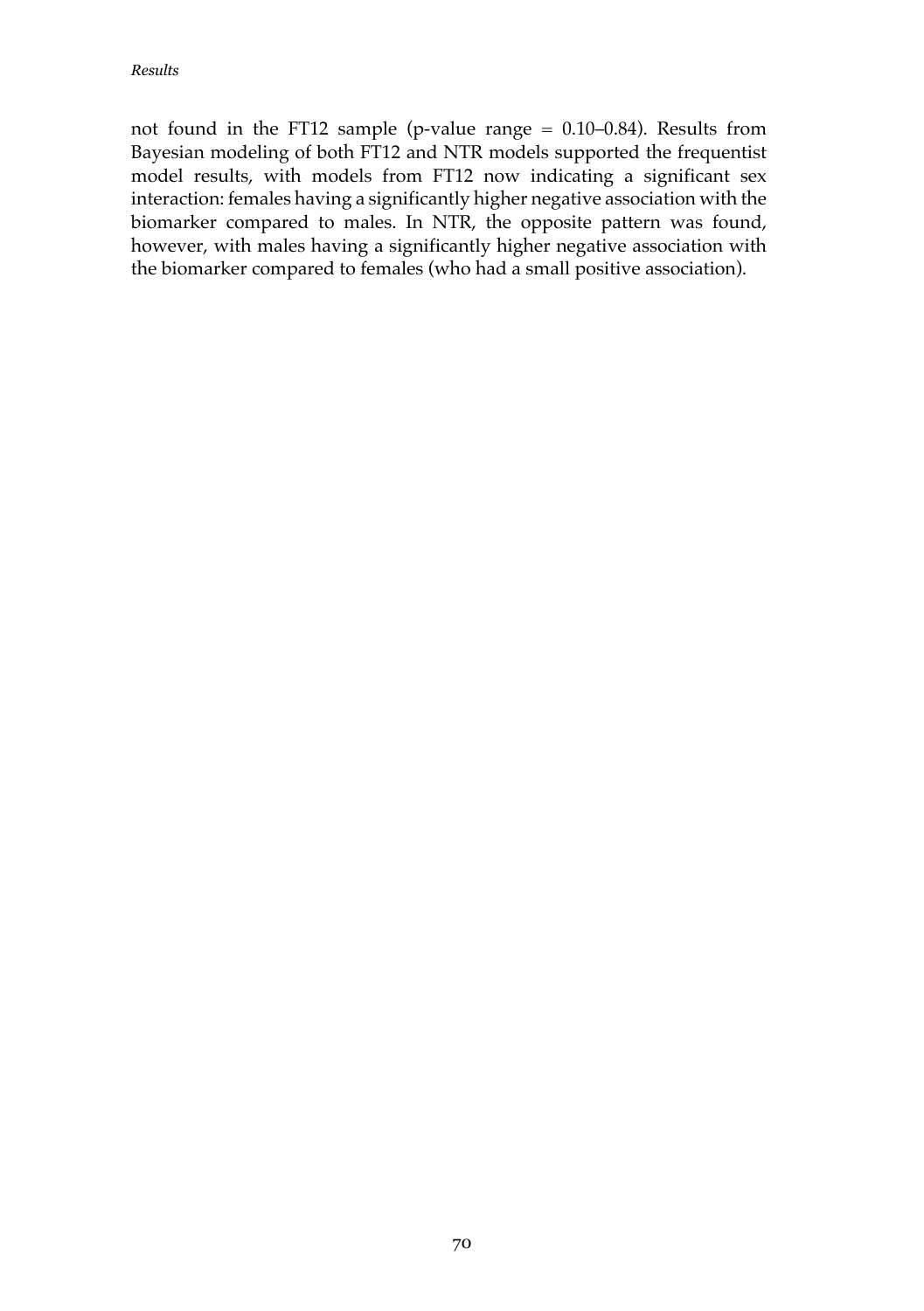not found in the FT12 sample (p-value range = 0.10–0.84). Results from Bayesian modeling of both FT12 and NTR models supported the frequentist model results, with models from FT12 now indicating a significant sex interaction: females having a significantly higher negative association with the biomarker compared to males. In NTR, the opposite pattern was found, however, with males having a significantly higher negative association with the biomarker compared to females (who had a small positive association).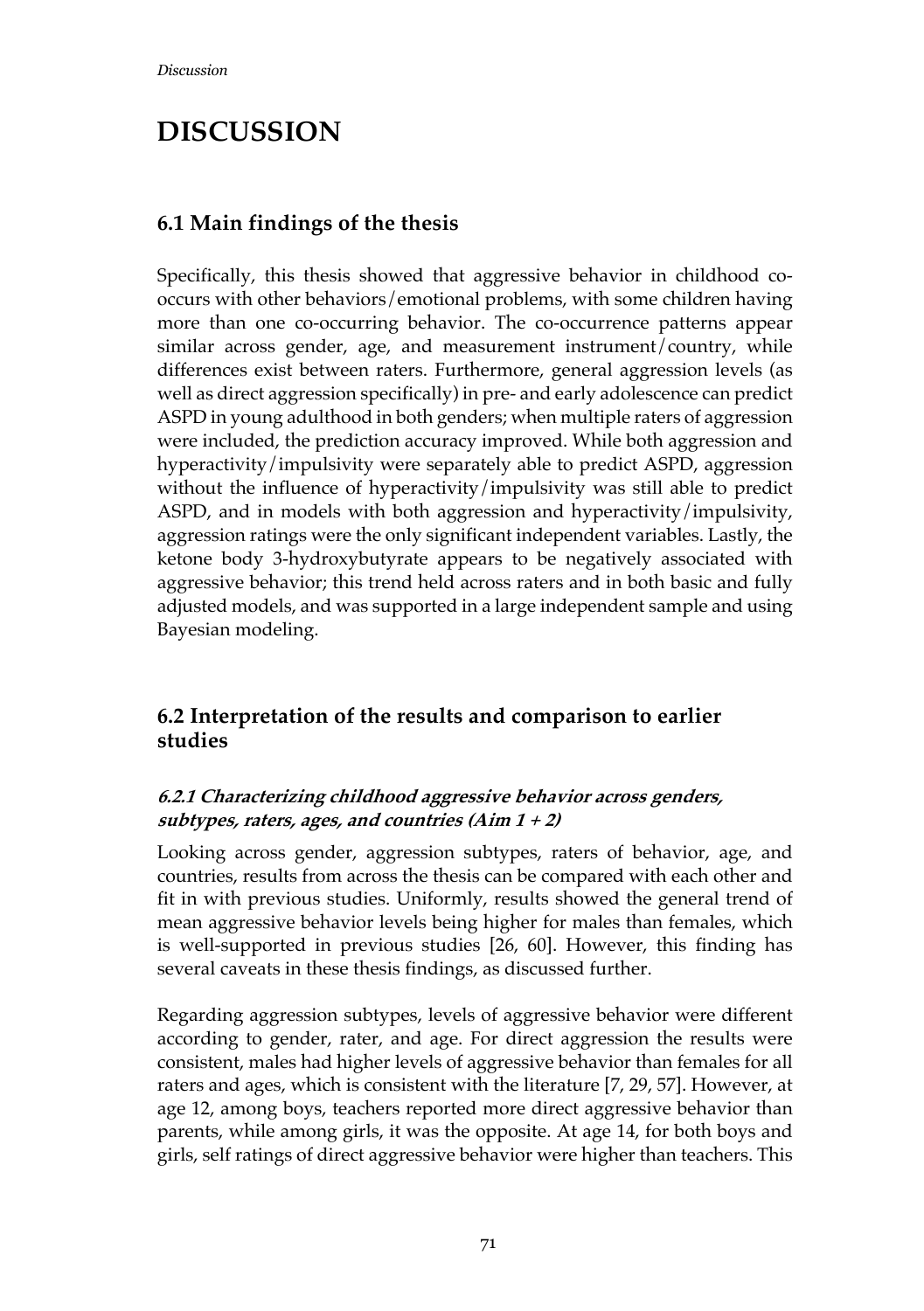# DISCUSSION

## 6.1 Main findings of the thesis

Specifically, this thesis showed that aggressive behavior in childhood co-occurs with other behaviors/emotional problems, with some children having more than one co-occurring behavior. The co-occurrence patterns appear similar across gender, age, and measurement instrument/country, while differences exist between raters. Furthermore, general aggression levels (as well as direct aggression specifically) in pre- and early adolescence can predict ASPD in young adulthood in both genders; when multiple raters of aggression were included, the prediction accuracy improved. While both aggression and hyperactivity/impulsivity were separately able to predict ASPD, aggression without the influence of hyperactivity/impulsivity was still able to predict ASPD, and in models with both aggression and hyperactivity/impulsivity, aggression ratings were the only significant independent variables. Lastly, the ketone body 3-hydroxybutyrate appears to be negatively associated with aggressive behavior; this trend held across raters and in both basic and fully adjusted models, and was supported in a large independent sample and using Bayesian modeling.

## 6.2 Interpretation of the results and comparison to earlier studies

### *6.2.1 Characterizing childhood aggressive behavior across genders, subtypes, raters, ages, and countries (Aim 1 + 2)*

Looking across gender, aggression subtypes, raters of behavior, age, and countries, results from across the thesis can be compared with each other and fit in with previous studies. Uniformly, results showed the general trend of mean aggressive behavior levels being higher for males than females, which is well-supported in previous studies [26, 60]. However, this finding has several caveats in these thesis findings, as discussed further.

Regarding aggression subtypes, levels of aggressive behavior were different according to gender, rater, and age. For direct aggression the results were consistent, males had higher levels of aggressive behavior than females for all raters and ages, which is consistent with the literature [7, 29, 57]. However, at age 12, among boys, teachers reported more direct aggressive behavior than parents, while among girls, it was the opposite. At age 14, for both boys and girls, self ratings of direct aggressive behavior were higher than teachers. This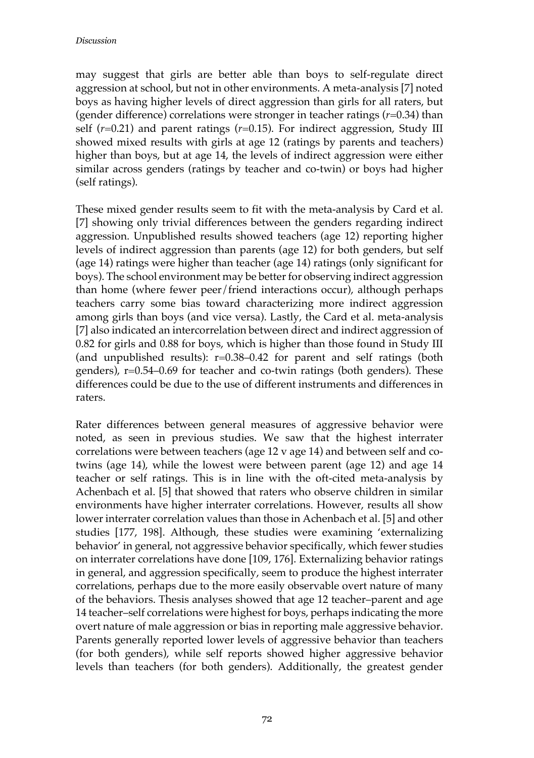may suggest that girls are better able than boys to self-regulate direct aggression at school, but not in other environments. A meta-analysis [7] noted boys as having higher levels of direct aggression than girls for all raters, but (gender difference) correlations were stronger in teacher ratings ($r$=0.34) than self ($r$=0.21) and parent ratings ($r$=0.15). For indirect aggression, Study III showed mixed results with girls at age 12 (ratings by parents and teachers) higher than boys, but at age 14, the levels of indirect aggression were either similar across genders (ratings by teacher and co-twin) or boys had higher (self ratings).

These mixed gender results seem to fit with the meta-analysis by Card et al. [7] showing only trivial differences between the genders regarding indirect aggression. Unpublished results showed teachers (age 12) reporting higher levels of indirect aggression than parents (age 12) for both genders, but self (age 14) ratings were higher than teacher (age 14) ratings (only significant for boys). The school environment may be better for observing indirect aggression than home (where fewer peer/friend interactions occur), although perhaps teachers carry some bias toward characterizing more indirect aggression among girls than boys (and vice versa). Lastly, the Card et al. meta-analysis [7] also indicated an intercorrelation between direct and indirect aggression of 0.82 for girls and 0.88 for boys, which is higher than those found in Study III (and unpublished results): r=0.38–0.42 for parent and self ratings (both genders), r=0.54–0.69 for teacher and co-twin ratings (both genders). These differences could be due to the use of different instruments and differences in raters.

Rater differences between general measures of aggressive behavior were noted, as seen in previous studies. We saw that the highest interrater correlations were between teachers (age 12 v age 14) and between self and co-twins (age 14), while the lowest were between parent (age 12) and age 14 teacher or self ratings. This is in line with the oft-cited meta-analysis by Achenbach et al. [5] that showed that raters who observe children in similar environments have higher interrater correlations. However, results all show lower interrater correlation values than those in Achenbach et al. [5] and other studies [177, 198]. Although, these studies were examining 'externalizing behavior' in general, not aggressive behavior specifically, which fewer studies on interrater correlations have done [109, 176]. Externalizing behavior ratings in general, and aggression specifically, seem to produce the highest interrater correlations, perhaps due to the more easily observable overt nature of many of the behaviors. Thesis analyses showed that age 12 teacher–parent and age 14 teacher–self correlations were highest for boys, perhaps indicating the more overt nature of male aggression or bias in reporting male aggressive behavior. Parents generally reported lower levels of aggressive behavior than teachers (for both genders), while self reports showed higher aggressive behavior levels than teachers (for both genders). Additionally, the greatest gender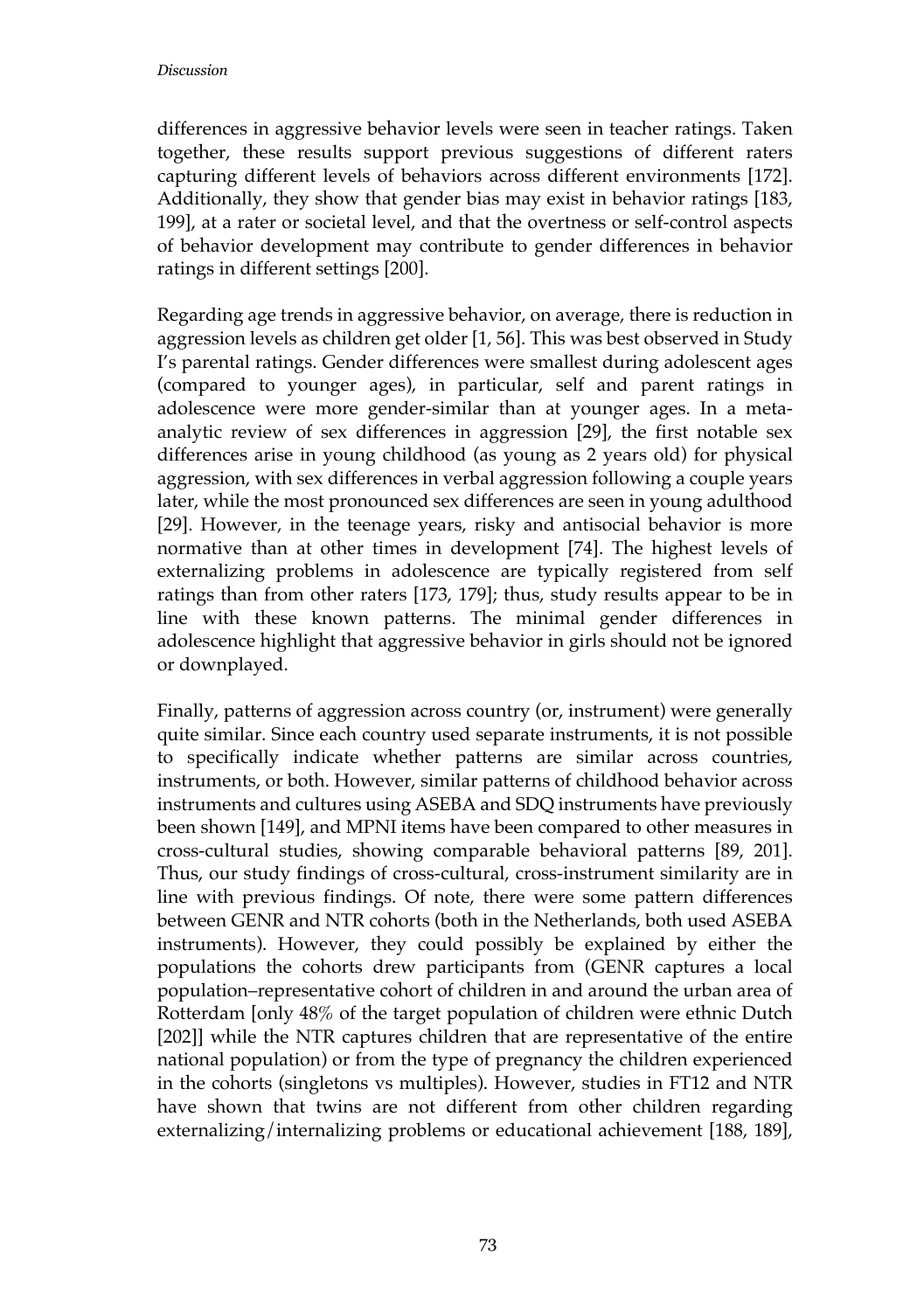differences in aggressive behavior levels were seen in teacher ratings. Taken together, these results support previous suggestions of different raters capturing different levels of behaviors across different environments [172]. Additionally, they show that gender bias may exist in behavior ratings [183, 199], at a rater or societal level, and that the overtness or self-control aspects of behavior development may contribute to gender differences in behavior ratings in different settings [200].

Regarding age trends in aggressive behavior, on average, there is reduction in aggression levels as children get older [1, 56]. This was best observed in Study I's parental ratings. Gender differences were smallest during adolescent ages (compared to younger ages), in particular, self and parent ratings in adolescence were more gender-similar than at younger ages. In a meta-analytic review of sex differences in aggression [29], the first notable sex differences arise in young childhood (as young as 2 years old) for physical aggression, with sex differences in verbal aggression following a couple years later, while the most pronounced sex differences are seen in young adulthood [29]. However, in the teenage years, risky and antisocial behavior is more normative than at other times in development [74]. The highest levels of externalizing problems in adolescence are typically registered from self ratings than from other raters [173, 179]; thus, study results appear to be in line with these known patterns. The minimal gender differences in adolescence highlight that aggressive behavior in girls should not be ignored or downplayed.

Finally, patterns of aggression across country (or, instrument) were generally quite similar. Since each country used separate instruments, it is not possible to specifically indicate whether patterns are similar across countries, instruments, or both. However, similar patterns of childhood behavior across instruments and cultures using ASEBA and SDQ instruments have previously been shown [149], and MPNI items have been compared to other measures in cross-cultural studies, showing comparable behavioral patterns [89, 201]. Thus, our study findings of cross-cultural, cross-instrument similarity are in line with previous findings. Of note, there were some pattern differences between GENR and NTR cohorts (both in the Netherlands, both used ASEBA instruments). However, they could possibly be explained by either the populations the cohorts drew participants from (GENR captures a local population–representative cohort of children in and around the urban area of Rotterdam [only 48% of the target population of children were ethnic Dutch [202]] while the NTR captures children that are representative of the entire national population) or from the type of pregnancy the children experienced in the cohorts (singletons vs multiples). However, studies in FT12 and NTR have shown that twins are not different from other children regarding externalizing/internalizing problems or educational achievement [188, 189],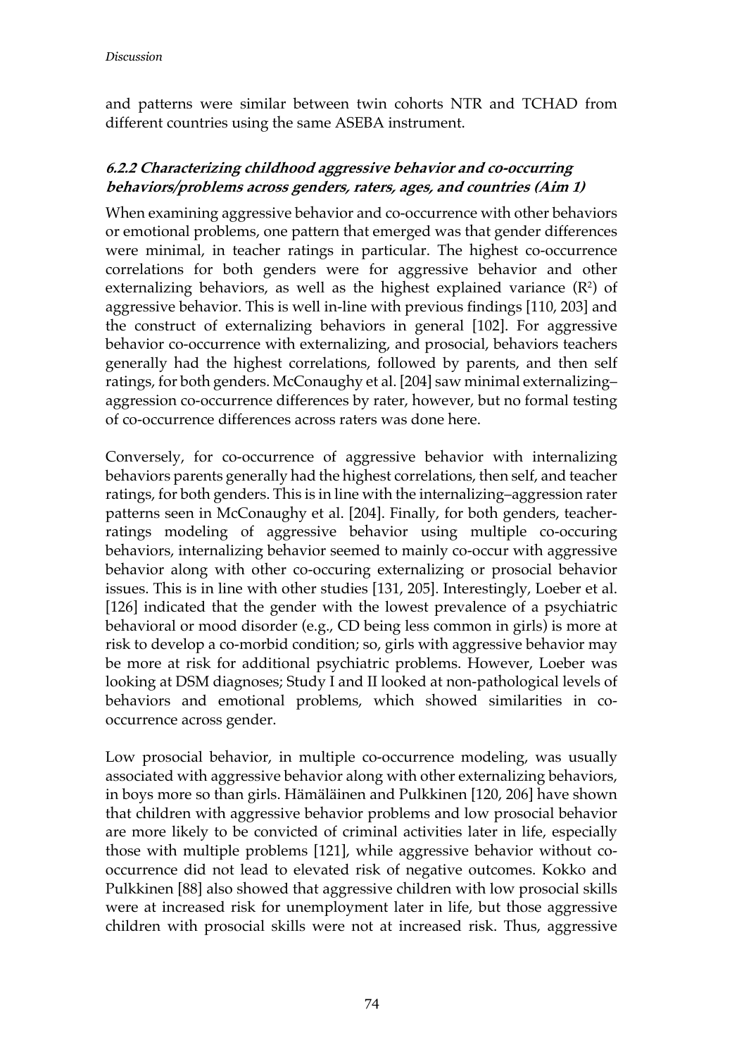and patterns were similar between twin cohorts NTR and TCHAD from different countries using the same ASEBA instrument.

### *6.2.2 Characterizing childhood aggressive behavior and co-occurring behaviors/problems across genders, raters, ages, and countries (Aim 1)*

When examining aggressive behavior and co-occurrence with other behaviors or emotional problems, one pattern that emerged was that gender differences were minimal, in teacher ratings in particular. The highest co-occurrence correlations for both genders were for aggressive behavior and other externalizing behaviors, as well as the highest explained variance ($R^2$) of aggressive behavior. This is well in-line with previous findings [110, 203] and the construct of externalizing behaviors in general [102]. For aggressive behavior co-occurrence with externalizing, and prosocial, behaviors teachers generally had the highest correlations, followed by parents, and then self ratings, for both genders. McConaughy et al. [204] saw minimal externalizing–aggression co-occurrence differences by rater, however, but no formal testing of co-occurrence differences across raters was done here.

Conversely, for co-occurrence of aggressive behavior with internalizing behaviors parents generally had the highest correlations, then self, and teacher ratings, for both genders. This is in line with the internalizing–aggression rater patterns seen in McConaughy et al. [204]. Finally, for both genders, teacher-ratings modeling of aggressive behavior using multiple co-occuring behaviors, internalizing behavior seemed to mainly co-occur with aggressive behavior along with other co-occuring externalizing or prosocial behavior issues. This is in line with other studies [131, 205]. Interestingly, Loeber et al. [126] indicated that the gender with the lowest prevalence of a psychiatric behavioral or mood disorder (e.g., CD being less common in girls) is more at risk to develop a co-morbid condition; so, girls with aggressive behavior may be more at risk for additional psychiatric problems. However, Loeber was looking at DSM diagnoses; Study I and II looked at non-pathological levels of behaviors and emotional problems, which showed similarities in co-occurrence across gender.

Low prosocial behavior, in multiple co-occurrence modeling, was usually associated with aggressive behavior along with other externalizing behaviors, in boys more so than girls. Hämäläinen and Pulkkinen [120, 206] have shown that children with aggressive behavior problems and low prosocial behavior are more likely to be convicted of criminal activities later in life, especially those with multiple problems [121], while aggressive behavior without co-occurrence did not lead to elevated risk of negative outcomes. Kokko and Pulkkinen [88] also showed that aggressive children with low prosocial skills were at increased risk for unemployment later in life, but those aggressive children with prosocial skills were not at increased risk. Thus, aggressive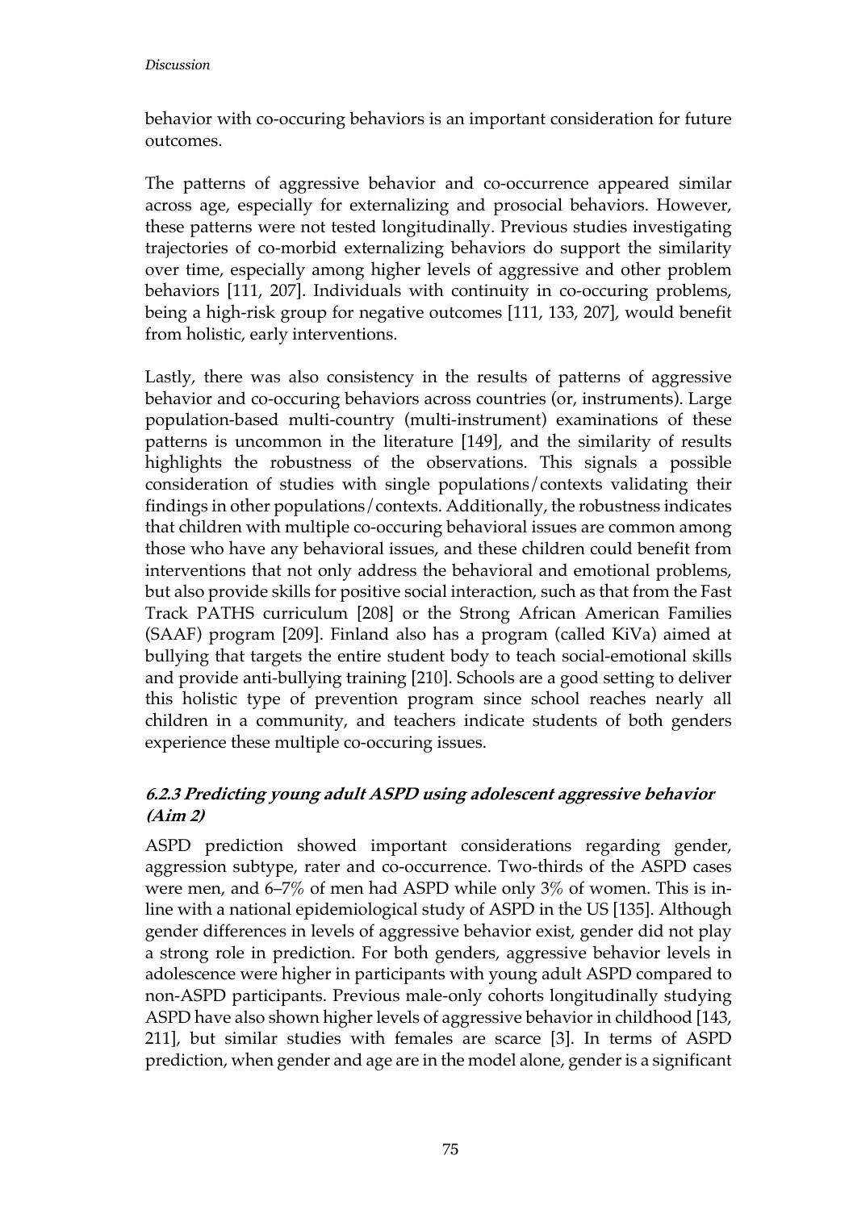behavior with co-occuring behaviors is an important consideration for future outcomes.

The patterns of aggressive behavior and co-occurrence appeared similar across age, especially for externalizing and prosocial behaviors. However, these patterns were not tested longitudinally. Previous studies investigating trajectories of co-morbid externalizing behaviors do support the similarity over time, especially among higher levels of aggressive and other problem behaviors [111, 207]. Individuals with continuity in co-occuring problems, being a high-risk group for negative outcomes [111, 133, 207], would benefit from holistic, early interventions.

Lastly, there was also consistency in the results of patterns of aggressive behavior and co-occuring behaviors across countries (or, instruments). Large population-based multi-country (multi-instrument) examinations of these patterns is uncommon in the literature [149], and the similarity of results highlights the robustness of the observations. This signals a possible consideration of studies with single populations/contexts validating their findings in other populations/contexts. Additionally, the robustness indicates that children with multiple co-occuring behavioral issues are common among those who have any behavioral issues, and these children could benefit from interventions that not only address the behavioral and emotional problems, but also provide skills for positive social interaction, such as that from the Fast Track PATHS curriculum [208] or the Strong African American Families (SAAF) program [209]. Finland also has a program (called KiVa) aimed at bullying that targets the entire student body to teach social-emotional skills and provide anti-bullying training [210]. Schools are a good setting to deliver this holistic type of prevention program since school reaches nearly all children in a community, and teachers indicate students of both genders experience these multiple co-occuring issues.

### 6.2.3 Predicting young adult ASPD using adolescent aggressive behavior (Aim 2)

ASPD prediction showed important considerations regarding gender, aggression subtype, rater and co-occurrence. Two-thirds of the ASPD cases were men, and 6–7% of men had ASPD while only 3% of women. This is in-line with a national epidemiological study of ASPD in the US [135]. Although gender differences in levels of aggressive behavior exist, gender did not play a strong role in prediction. For both genders, aggressive behavior levels in adolescence were higher in participants with young adult ASPD compared to non-ASPD participants. Previous male-only cohorts longitudinally studying ASPD have also shown higher levels of aggressive behavior in childhood [143, 211], but similar studies with females are scarce [3]. In terms of ASPD prediction, when gender and age are in the model alone, gender is a significant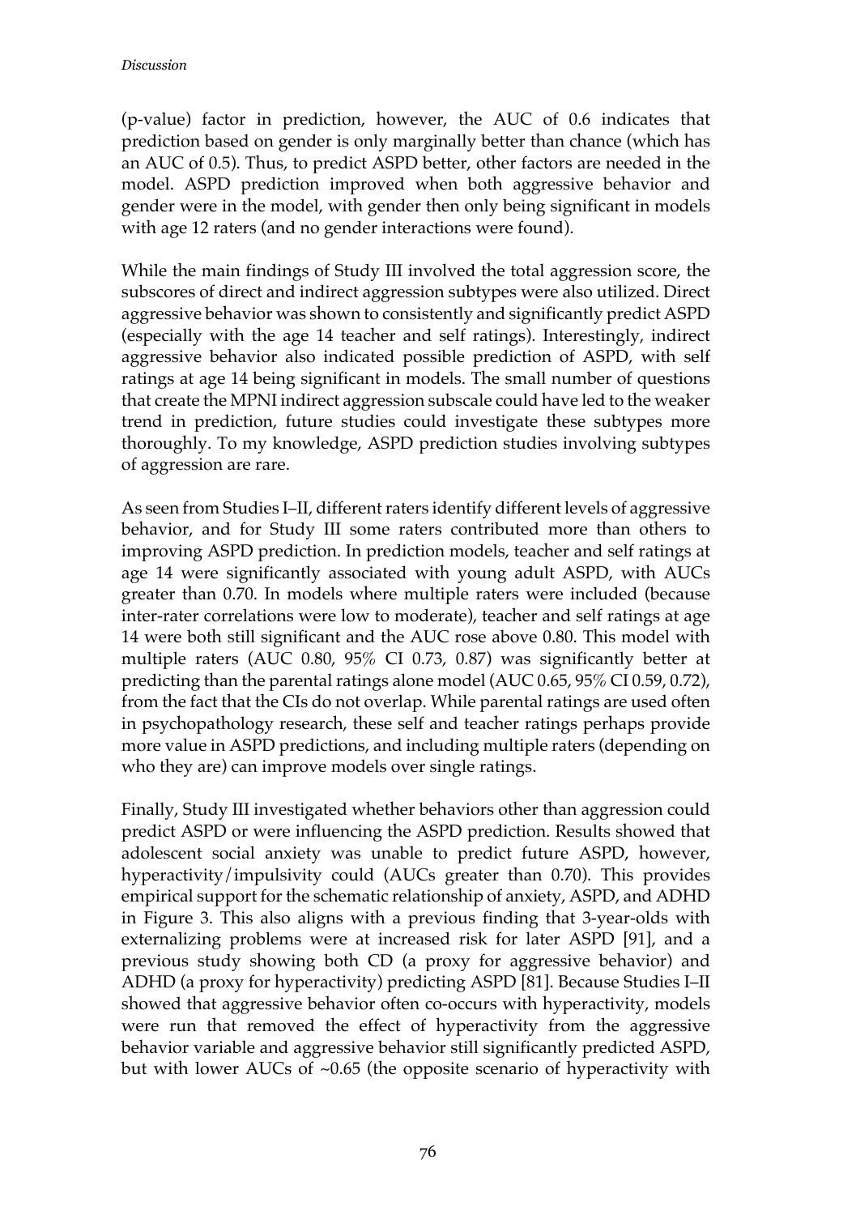(p-value) factor in prediction, however, the AUC of 0.6 indicates that prediction based on gender is only marginally better than chance (which has an AUC of 0.5). Thus, to predict ASPD better, other factors are needed in the model. ASPD prediction improved when both aggressive behavior and gender were in the model, with gender then only being significant in models with age 12 raters (and no gender interactions were found).

While the main findings of Study III involved the total aggression score, the subscores of direct and indirect aggression subtypes were also utilized. Direct aggressive behavior was shown to consistently and significantly predict ASPD (especially with the age 14 teacher and self ratings). Interestingly, indirect aggressive behavior also indicated possible prediction of ASPD, with self ratings at age 14 being significant in models. The small number of questions that create the MPNI indirect aggression subscale could have led to the weaker trend in prediction, future studies could investigate these subtypes more thoroughly. To my knowledge, ASPD prediction studies involving subtypes of aggression are rare.

As seen from Studies I–II, different raters identify different levels of aggressive behavior, and for Study III some raters contributed more than others to improving ASPD prediction. In prediction models, teacher and self ratings at age 14 were significantly associated with young adult ASPD, with AUCs greater than 0.70. In models where multiple raters were included (because inter-rater correlations were low to moderate), teacher and self ratings at age 14 were both still significant and the AUC rose above 0.80. This model with multiple raters (AUC 0.80, 95% CI 0.73, 0.87) was significantly better at predicting than the parental ratings alone model (AUC 0.65, 95% CI 0.59, 0.72), from the fact that the CIs do not overlap. While parental ratings are used often in psychopathology research, these self and teacher ratings perhaps provide more value in ASPD predictions, and including multiple raters (depending on who they are) can improve models over single ratings.

Finally, Study III investigated whether behaviors other than aggression could predict ASPD or were influencing the ASPD prediction. Results showed that adolescent social anxiety was unable to predict future ASPD, however, hyperactivity/impulsivity could (AUCs greater than 0.70). This provides empirical support for the schematic relationship of anxiety, ASPD, and ADHD in Figure 3. This also aligns with a previous finding that 3-year-olds with externalizing problems were at increased risk for later ASPD [91], and a previous study showing both CD (a proxy for aggressive behavior) and ADHD (a proxy for hyperactivity) predicting ASPD [81]. Because Studies I–II showed that aggressive behavior often co-occurs with hyperactivity, models were run that removed the effect of hyperactivity from the aggressive behavior variable and aggressive behavior still significantly predicted ASPD, but with lower AUCs of ~0.65 (the opposite scenario of hyperactivity with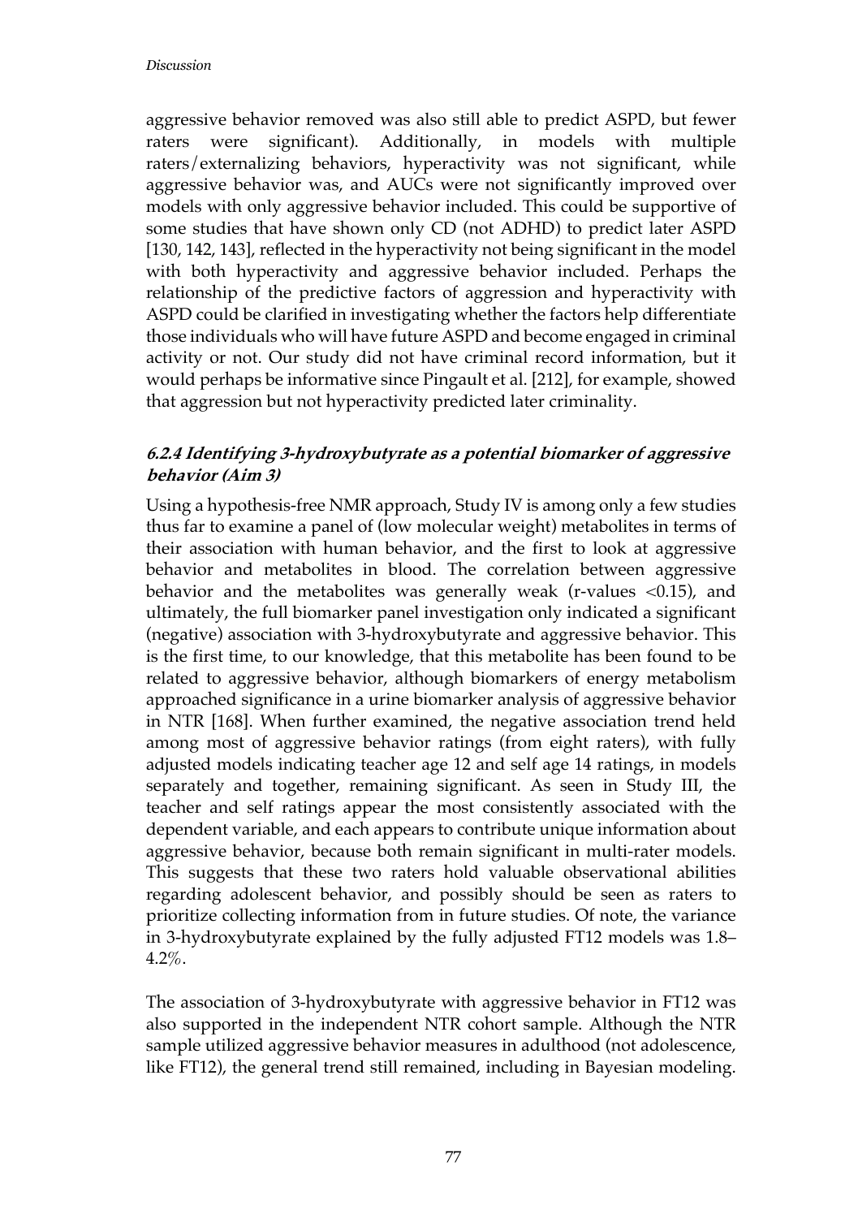aggressive behavior removed was also still able to predict ASPD, but fewer raters were significant). Additionally, in models with multiple raters/externalizing behaviors, hyperactivity was not significant, while aggressive behavior was, and AUCs were not significantly improved over models with only aggressive behavior included. This could be supportive of some studies that have shown only CD (not ADHD) to predict later ASPD [130, 142, 143], reflected in the hyperactivity not being significant in the model with both hyperactivity and aggressive behavior included. Perhaps the relationship of the predictive factors of aggression and hyperactivity with ASPD could be clarified in investigating whether the factors help differentiate those individuals who will have future ASPD and become engaged in criminal activity or not. Our study did not have criminal record information, but it would perhaps be informative since Pingault et al. [212], for example, showed that aggression but not hyperactivity predicted later criminality.

### *6.2.4 Identifying 3-hydroxybutyrate as a potential biomarker of aggressive behavior (Aim 3)*

Using a hypothesis-free NMR approach, Study IV is among only a few studies thus far to examine a panel of (low molecular weight) metabolites in terms of their association with human behavior, and the first to look at aggressive behavior and metabolites in blood. The correlation between aggressive behavior and the metabolites was generally weak (r-values <0.15), and ultimately, the full biomarker panel investigation only indicated a significant (negative) association with 3-hydroxybutyrate and aggressive behavior. This is the first time, to our knowledge, that this metabolite has been found to be related to aggressive behavior, although biomarkers of energy metabolism approached significance in a urine biomarker analysis of aggressive behavior in NTR [168]. When further examined, the negative association trend held among most of aggressive behavior ratings (from eight raters), with fully adjusted models indicating teacher age 12 and self age 14 ratings, in models separately and together, remaining significant. As seen in Study III, the teacher and self ratings appear the most consistently associated with the dependent variable, and each appears to contribute unique information about aggressive behavior, because both remain significant in multi-rater models. This suggests that these two raters hold valuable observational abilities regarding adolescent behavior, and possibly should be seen as raters to prioritize collecting information from in future studies. Of note, the variance in 3-hydroxybutyrate explained by the fully adjusted FT12 models was 1.8–4.2%.

The association of 3-hydroxybutyrate with aggressive behavior in FT12 was also supported in the independent NTR cohort sample. Although the NTR sample utilized aggressive behavior measures in adulthood (not adolescence, like FT12), the general trend still remained, including in Bayesian modeling.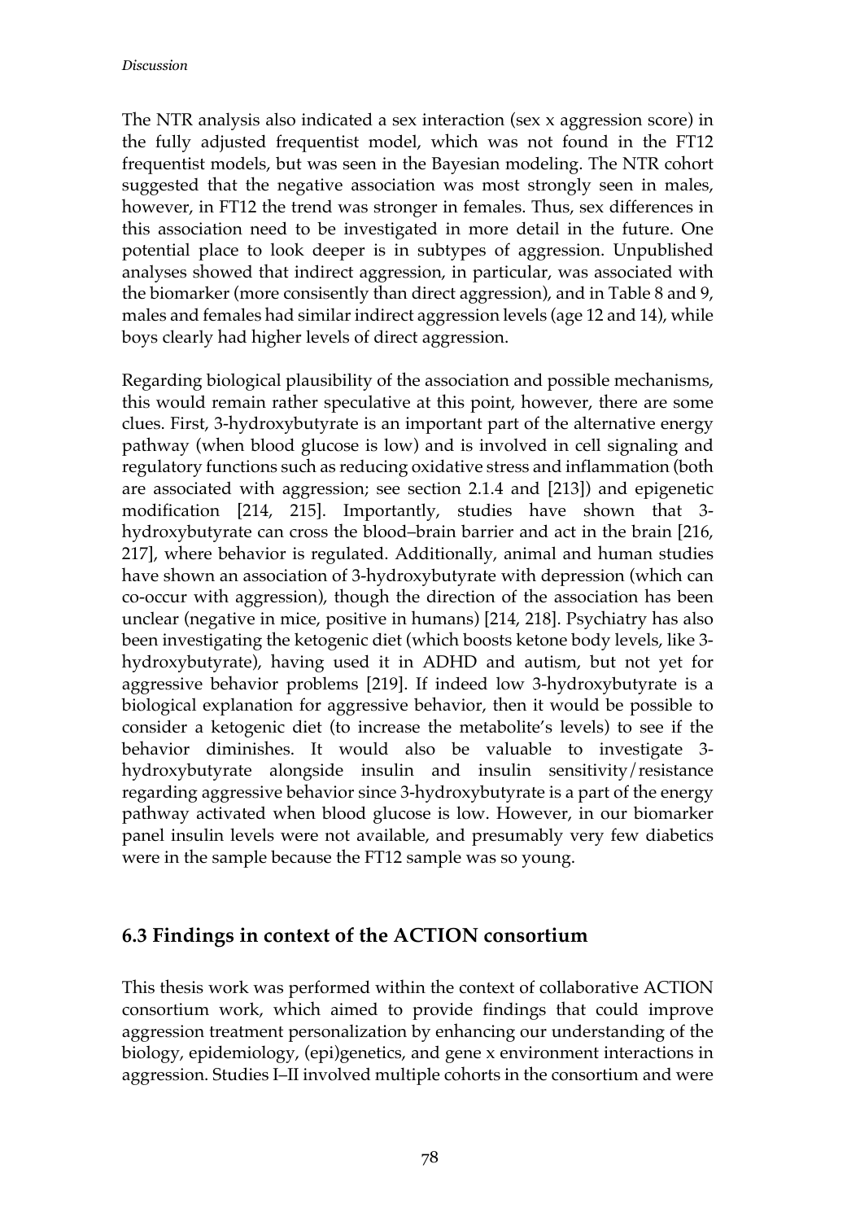The NTR analysis also indicated a sex interaction (sex x aggression score) in the fully adjusted frequentist model, which was not found in the FT12 frequentist models, but was seen in the Bayesian modeling. The NTR cohort suggested that the negative association was most strongly seen in males, however, in FT12 the trend was stronger in females. Thus, sex differences in this association need to be investigated in more detail in the future. One potential place to look deeper is in subtypes of aggression. Unpublished analyses showed that indirect aggression, in particular, was associated with the biomarker (more consisently than direct aggression), and in Table 8 and 9, males and females had similar indirect aggression levels (age 12 and 14), while boys clearly had higher levels of direct aggression.

Regarding biological plausibility of the association and possible mechanisms, this would remain rather speculative at this point, however, there are some clues. First, 3-hydroxybutyrate is an important part of the alternative energy pathway (when blood glucose is low) and is involved in cell signaling and regulatory functions such as reducing oxidative stress and inflammation (both are associated with aggression; see section 2.1.4 and [213]) and epigenetic modification [214, 215]. Importantly, studies have shown that 3-hydroxybutyrate can cross the blood–brain barrier and act in the brain [216, 217], where behavior is regulated. Additionally, animal and human studies have shown an association of 3-hydroxybutyrate with depression (which can co-occur with aggression), though the direction of the association has been unclear (negative in mice, positive in humans) [214, 218]. Psychiatry has also been investigating the ketogenic diet (which boosts ketone body levels, like 3-hydroxybutyrate), having used it in ADHD and autism, but not yet for aggressive behavior problems [219]. If indeed low 3-hydroxybutyrate is a biological explanation for aggressive behavior, then it would be possible to consider a ketogenic diet (to increase the metabolite's levels) to see if the behavior diminishes. It would also be valuable to investigate 3-hydroxybutyrate alongside insulin and insulin sensitivity/resistance regarding aggressive behavior since 3-hydroxybutyrate is a part of the energy pathway activated when blood glucose is low. However, in our biomarker panel insulin levels were not available, and presumably very few diabetics were in the sample because the FT12 sample was so young.

## 6.3 Findings in context of the ACTION consortium

This thesis work was performed within the context of collaborative ACTION consortium work, which aimed to provide findings that could improve aggression treatment personalization by enhancing our understanding of the biology, epidemiology, (epi)genetics, and gene x environment interactions in aggression. Studies I–II involved multiple cohorts in the consortium and were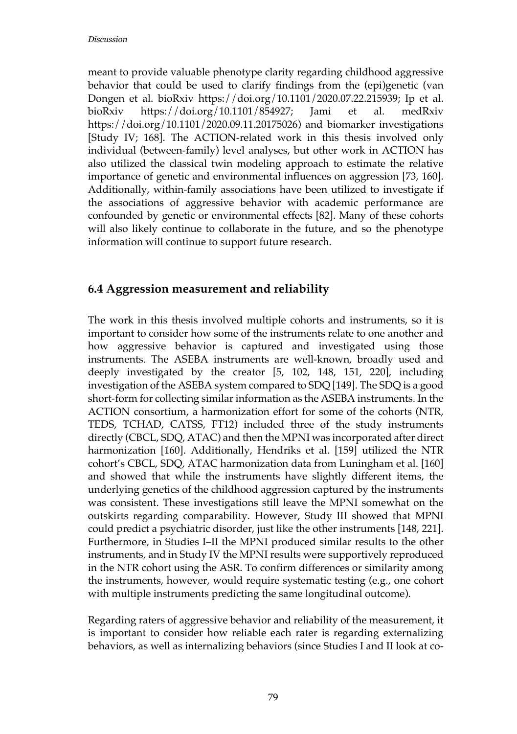meant to provide valuable phenotype clarity regarding childhood aggressive behavior that could be used to clarify findings from the (epi)genetic (van Dongen et al. bioRxiv https://doi.org/10.1101/2020.07.22.215939; Ip et al. bioRxiv https://doi.org/10.1101/854927; Jami et al. medRxiv https://doi.org/10.1101/2020.09.11.20175026) and biomarker investigations [Study IV; 168]. The ACTION-related work in this thesis involved only individual (between-family) level analyses, but other work in ACTION has also utilized the classical twin modeling approach to estimate the relative importance of genetic and environmental influences on aggression [73, 160]. Additionally, within-family associations have been utilized to investigate if the associations of aggressive behavior with academic performance are confounded by genetic or environmental effects [82]. Many of these cohorts will also likely continue to collaborate in the future, and so the phenotype information will continue to support future research.

## 6.4 Aggression measurement and reliability

The work in this thesis involved multiple cohorts and instruments, so it is important to consider how some of the instruments relate to one another and how aggressive behavior is captured and investigated using those instruments. The ASEBA instruments are well-known, broadly used and deeply investigated by the creator [5, 102, 148, 151, 220], including investigation of the ASEBA system compared to SDQ [149]. The SDQ is a good short-form for collecting similar information as the ASEBA instruments. In the ACTION consortium, a harmonization effort for some of the cohorts (NTR, TEDS, TCHAD, CATSS, FT12) included three of the study instruments directly (CBCL, SDQ, ATAC) and then the MPNI was incorporated after direct harmonization [160]. Additionally, Hendriks et al. [159] utilized the NTR cohort's CBCL, SDQ, ATAC harmonization data from Luningham et al. [160] and showed that while the instruments have slightly different items, the underlying genetics of the childhood aggression captured by the instruments was consistent. These investigations still leave the MPNI somewhat on the outskirts regarding comparability. However, Study III showed that MPNI could predict a psychiatric disorder, just like the other instruments [148, 221]. Furthermore, in Studies I–II the MPNI produced similar results to the other instruments, and in Study IV the MPNI results were supportively reproduced in the NTR cohort using the ASR. To confirm differences or similarity among the instruments, however, would require systematic testing (e.g., one cohort with multiple instruments predicting the same longitudinal outcome).

Regarding raters of aggressive behavior and reliability of the measurement, it is important to consider how reliable each rater is regarding externalizing behaviors, as well as internalizing behaviors (since Studies I and II look at co-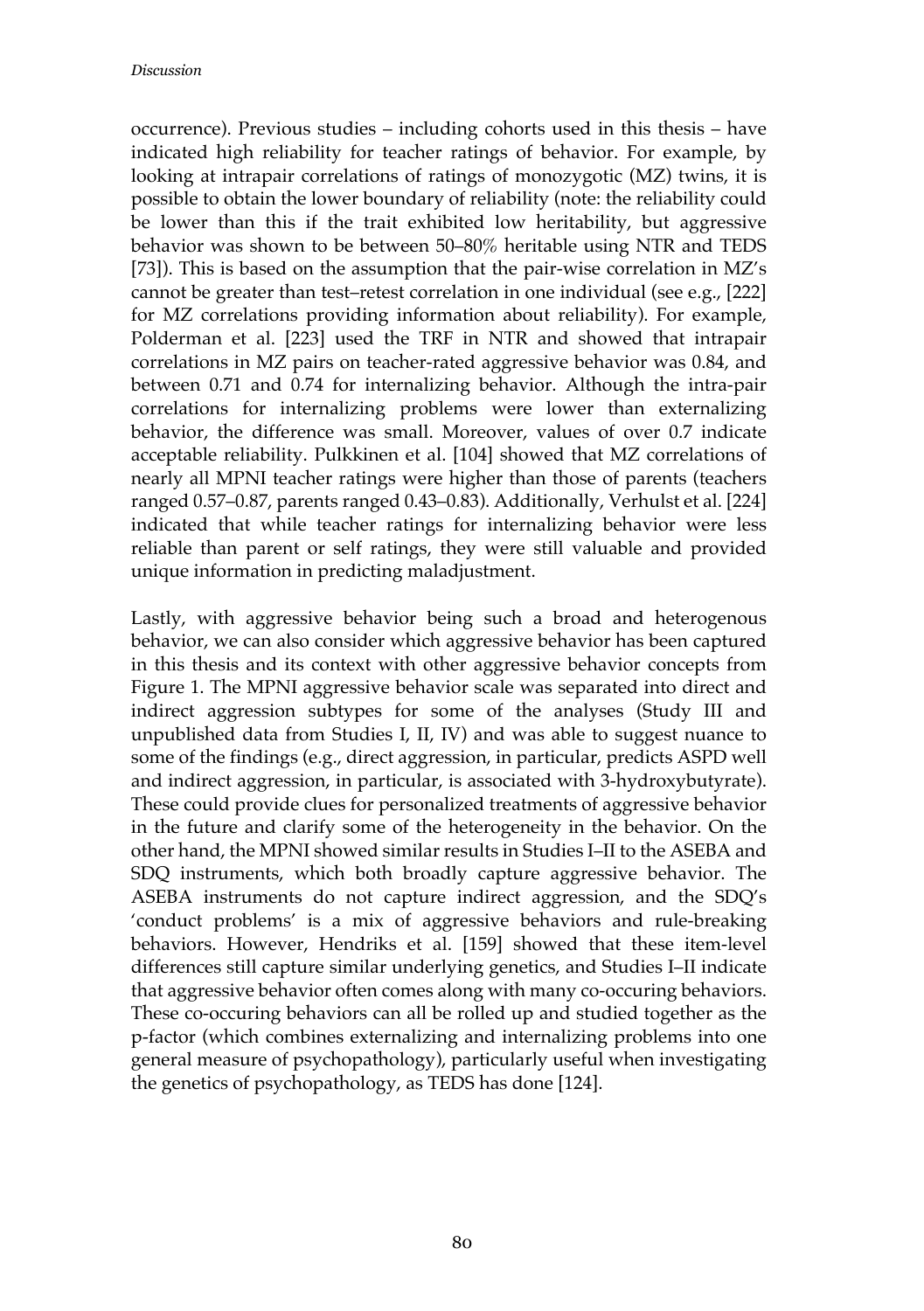occurrence). Previous studies – including cohorts used in this thesis – have indicated high reliability for teacher ratings of behavior. For example, by looking at intrapair correlations of ratings of monozygotic (MZ) twins, it is possible to obtain the lower boundary of reliability (note: the reliability could be lower than this if the trait exhibited low heritability, but aggressive behavior was shown to be between 50–80% heritable using NTR and TEDS [73]). This is based on the assumption that the pair-wise correlation in MZ's cannot be greater than test–retest correlation in one individual (see e.g., [222] for MZ correlations providing information about reliability). For example, Polderman et al. [223] used the TRF in NTR and showed that intrapair correlations in MZ pairs on teacher-rated aggressive behavior was 0.84, and between 0.71 and 0.74 for internalizing behavior. Although the intra-pair correlations for internalizing problems were lower than externalizing behavior, the difference was small. Moreover, values of over 0.7 indicate acceptable reliability. Pulkkinen et al. [104] showed that MZ correlations of nearly all MPNI teacher ratings were higher than those of parents (teachers ranged 0.57–0.87, parents ranged 0.43–0.83). Additionally, Verhulst et al. [224] indicated that while teacher ratings for internalizing behavior were less reliable than parent or self ratings, they were still valuable and provided unique information in predicting maladjustment.

Lastly, with aggressive behavior being such a broad and heterogenous behavior, we can also consider which aggressive behavior has been captured in this thesis and its context with other aggressive behavior concepts from Figure 1. The MPNI aggressive behavior scale was separated into direct and indirect aggression subtypes for some of the analyses (Study III and unpublished data from Studies I, II, IV) and was able to suggest nuance to some of the findings (e.g., direct aggression, in particular, predicts ASPD well and indirect aggression, in particular, is associated with 3-hydroxybutyrate). These could provide clues for personalized treatments of aggressive behavior in the future and clarify some of the heterogeneity in the behavior. On the other hand, the MPNI showed similar results in Studies I–II to the ASEBA and SDQ instruments, which both broadly capture aggressive behavior. The ASEBA instruments do not capture indirect aggression, and the SDQ's 'conduct problems' is a mix of aggressive behaviors and rule-breaking behaviors. However, Hendriks et al. [159] showed that these item-level differences still capture similar underlying genetics, and Studies I–II indicate that aggressive behavior often comes along with many co-occuring behaviors. These co-occuring behaviors can all be rolled up and studied together as the p-factor (which combines externalizing and internalizing problems into one general measure of psychopathology), particularly useful when investigating the genetics of psychopathology, as TEDS has done [124].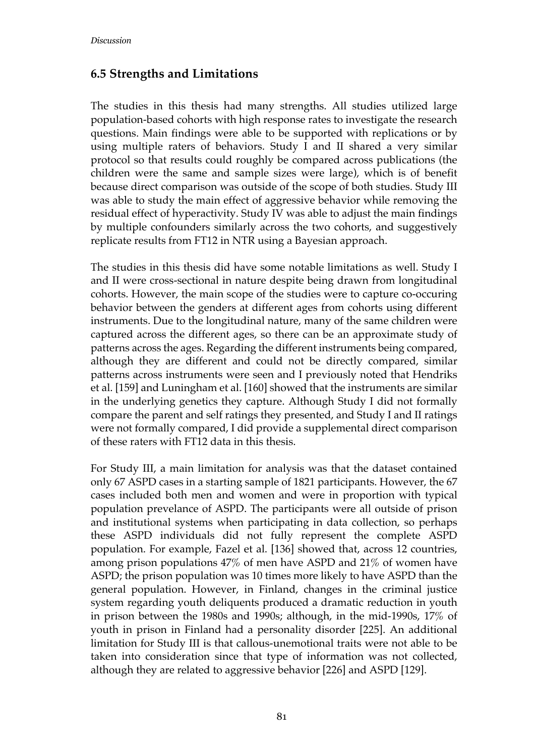## 6.5 Strengths and Limitations

The studies in this thesis had many strengths. All studies utilized large population-based cohorts with high response rates to investigate the research questions. Main findings were able to be supported with replications or by using multiple raters of behaviors. Study I and II shared a very similar protocol so that results could roughly be compared across publications (the children were the same and sample sizes were large), which is of benefit because direct comparison was outside of the scope of both studies. Study III was able to study the main effect of aggressive behavior while removing the residual effect of hyperactivity. Study IV was able to adjust the main findings by multiple confounders similarly across the two cohorts, and suggestively replicate results from FT12 in NTR using a Bayesian approach.

The studies in this thesis did have some notable limitations as well. Study I and II were cross-sectional in nature despite being drawn from longitudinal cohorts. However, the main scope of the studies were to capture co-occuring behavior between the genders at different ages from cohorts using different instruments. Due to the longitudinal nature, many of the same children were captured across the different ages, so there can be an approximate study of patterns across the ages. Regarding the different instruments being compared, although they are different and could not be directly compared, similar patterns across instruments were seen and I previously noted that Hendriks et al. [159] and Luningham et al. [160] showed that the instruments are similar in the underlying genetics they capture. Although Study I did not formally compare the parent and self ratings they presented, and Study I and II ratings were not formally compared, I did provide a supplemental direct comparison of these raters with FT12 data in this thesis.

For Study III, a main limitation for analysis was that the dataset contained only 67 ASPD cases in a starting sample of 1821 participants. However, the 67 cases included both men and women and were in proportion with typical population prevelance of ASPD. The participants were all outside of prison and institutional systems when participating in data collection, so perhaps these ASPD individuals did not fully represent the complete ASPD population. For example, Fazel et al. [136] showed that, across 12 countries, among prison populations 47% of men have ASPD and 21% of women have ASPD; the prison population was 10 times more likely to have ASPD than the general population. However, in Finland, changes in the criminal justice system regarding youth deliquents produced a dramatic reduction in youth in prison between the 1980s and 1990s; although, in the mid-1990s, 17% of youth in prison in Finland had a personality disorder [225]. An additional limitation for Study III is that callous-unemotional traits were not able to be taken into consideration since that type of information was not collected, although they are related to aggressive behavior [226] and ASPD [129].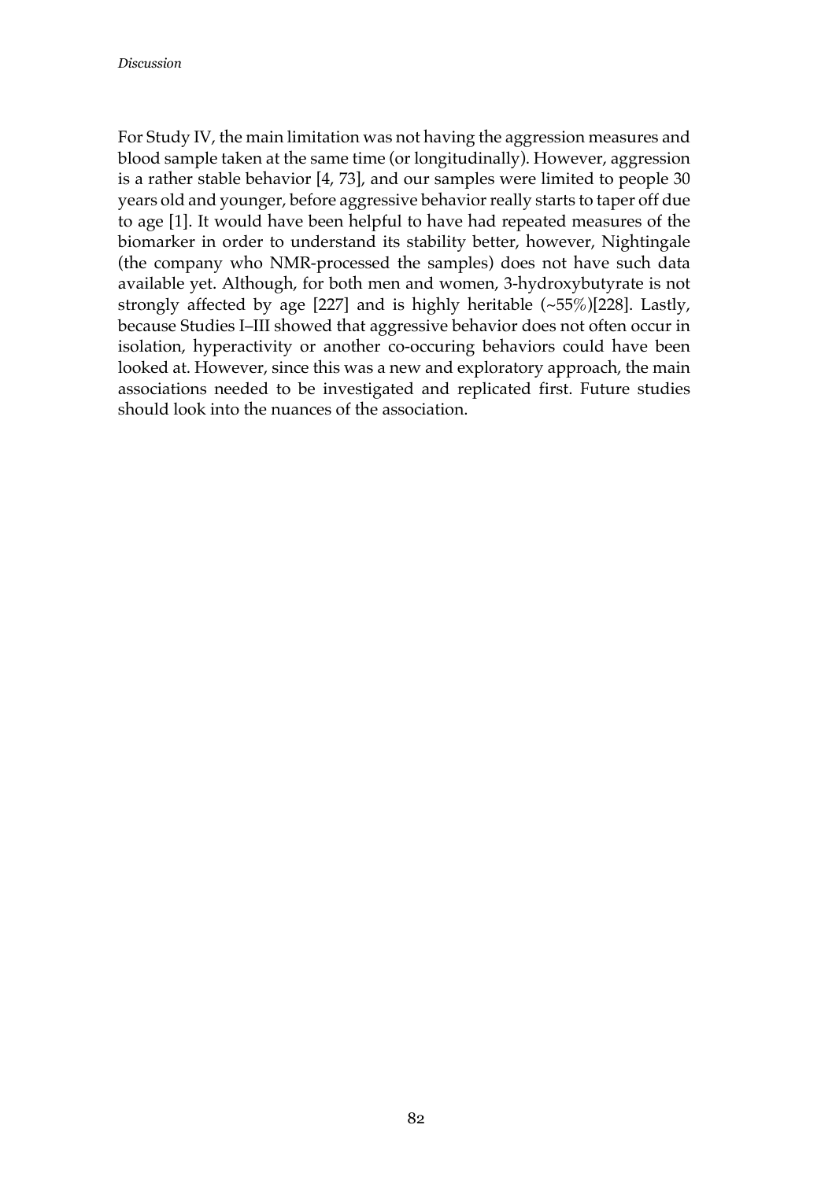For Study IV, the main limitation was not having the aggression measures and blood sample taken at the same time (or longitudinally). However, aggression is a rather stable behavior [4, 73], and our samples were limited to people 30 years old and younger, before aggressive behavior really starts to taper off due to age [1]. It would have been helpful to have had repeated measures of the biomarker in order to understand its stability better, however, Nightingale (the company who NMR-processed the samples) does not have such data available yet. Although, for both men and women, 3-hydroxybutyrate is not strongly affected by age [227] and is highly heritable (~55%)[228]. Lastly, because Studies I–III showed that aggressive behavior does not often occur in isolation, hyperactivity or another co-occuring behaviors could have been looked at. However, since this was a new and exploratory approach, the main associations needed to be investigated and replicated first. Future studies should look into the nuances of the association.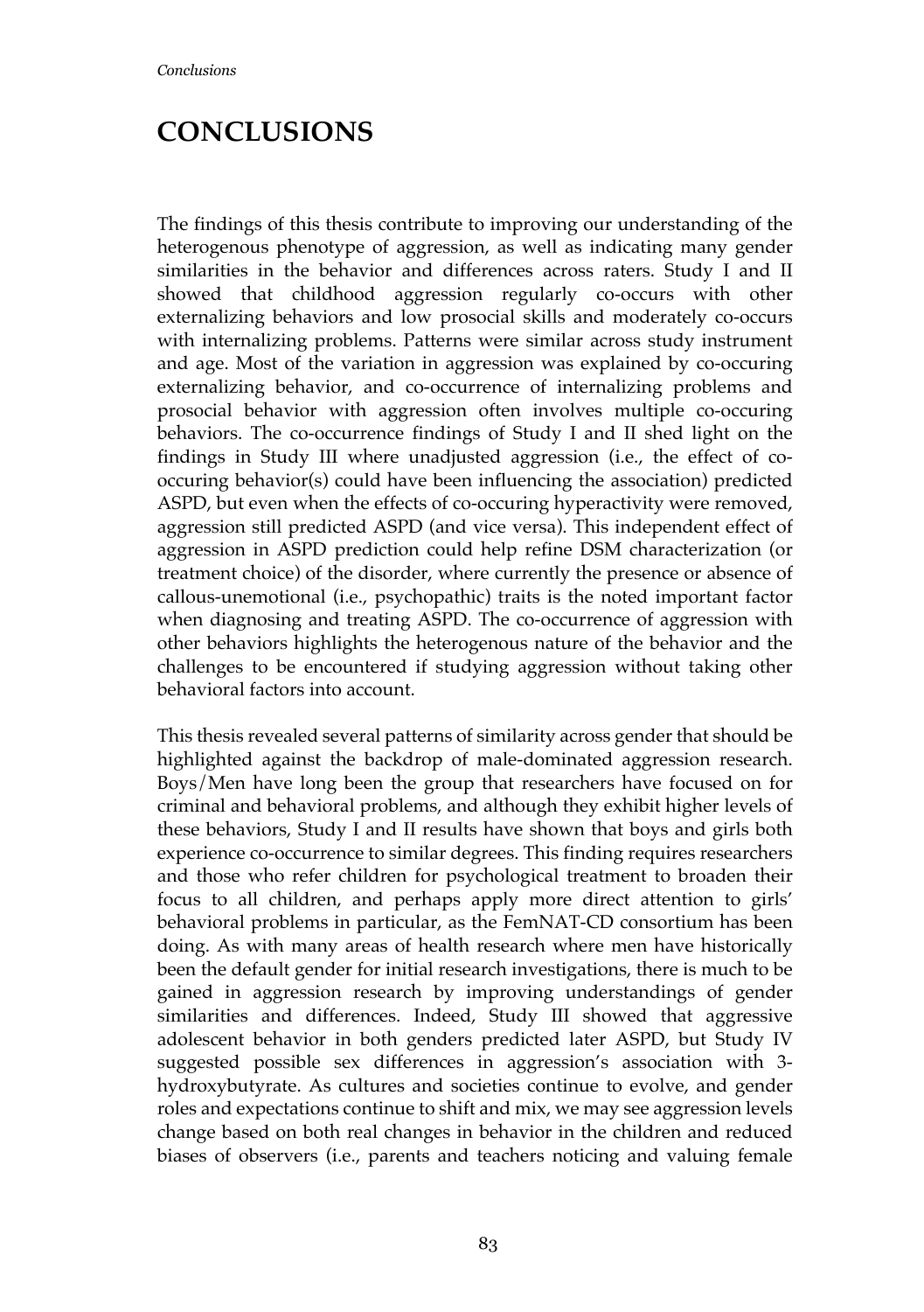# CONCLUSIONS

The findings of this thesis contribute to improving our understanding of the heterogenous phenotype of aggression, as well as indicating many gender similarities in the behavior and differences across raters. Study I and II showed that childhood aggression regularly co-occurs with other externalizing behaviors and low prosocial skills and moderately co-occurs with internalizing problems. Patterns were similar across study instrument and age. Most of the variation in aggression was explained by co-occuring externalizing behavior, and co-occurrence of internalizing problems and prosocial behavior with aggression often involves multiple co-occuring behaviors. The co-occurrence findings of Study I and II shed light on the findings in Study III where unadjusted aggression (i.e., the effect of co-occuring behavior(s) could have been influencing the association) predicted ASPD, but even when the effects of co-occuring hyperactivity were removed, aggression still predicted ASPD (and vice versa). This independent effect of aggression in ASPD prediction could help refine DSM characterization (or treatment choice) of the disorder, where currently the presence or absence of callous-unemotional (i.e., psychopathic) traits is the noted important factor when diagnosing and treating ASPD. The co-occurrence of aggression with other behaviors highlights the heterogenous nature of the behavior and the challenges to be encountered if studying aggression without taking other behavioral factors into account.

This thesis revealed several patterns of similarity across gender that should be highlighted against the backdrop of male-dominated aggression research. Boys/Men have long been the group that researchers have focused on for criminal and behavioral problems, and although they exhibit higher levels of these behaviors, Study I and II results have shown that boys and girls both experience co-occurrence to similar degrees. This finding requires researchers and those who refer children for psychological treatment to broaden their focus to all children, and perhaps apply more direct attention to girls' behavioral problems in particular, as the FemNAT-CD consortium has been doing. As with many areas of health research where men have historically been the default gender for initial research investigations, there is much to be gained in aggression research by improving understandings of gender similarities and differences. Indeed, Study III showed that aggressive adolescent behavior in both genders predicted later ASPD, but Study IV suggested possible sex differences in aggression's association with 3-hydroxybutyrate. As cultures and societies continue to evolve, and gender roles and expectations continue to shift and mix, we may see aggression levels change based on both real changes in behavior in the children and reduced biases of observers (i.e., parents and teachers noticing and valuing female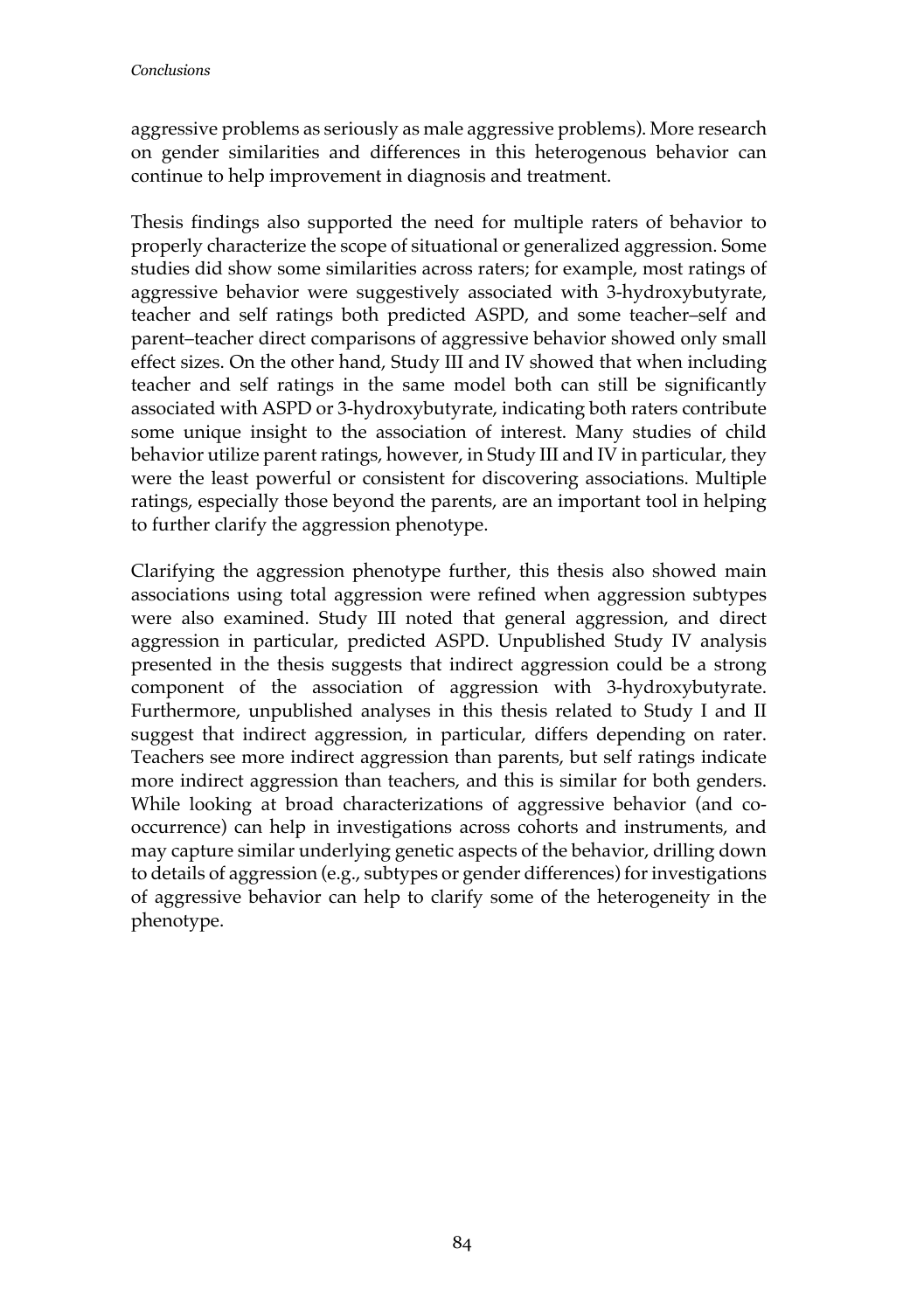aggressive problems as seriously as male aggressive problems). More research on gender similarities and differences in this heterogenous behavior can continue to help improvement in diagnosis and treatment.

Thesis findings also supported the need for multiple raters of behavior to properly characterize the scope of situational or generalized aggression. Some studies did show some similarities across raters; for example, most ratings of aggressive behavior were suggestively associated with 3-hydroxybutyrate, teacher and self ratings both predicted ASPD, and some teacher–self and parent–teacher direct comparisons of aggressive behavior showed only small effect sizes. On the other hand, Study III and IV showed that when including teacher and self ratings in the same model both can still be significantly associated with ASPD or 3-hydroxybutyrate, indicating both raters contribute some unique insight to the association of interest. Many studies of child behavior utilize parent ratings, however, in Study III and IV in particular, they were the least powerful or consistent for discovering associations. Multiple ratings, especially those beyond the parents, are an important tool in helping to further clarify the aggression phenotype.

Clarifying the aggression phenotype further, this thesis also showed main associations using total aggression were refined when aggression subtypes were also examined. Study III noted that general aggression, and direct aggression in particular, predicted ASPD. Unpublished Study IV analysis presented in the thesis suggests that indirect aggression could be a strong component of the association of aggression with 3-hydroxybutyrate. Furthermore, unpublished analyses in this thesis related to Study I and II suggest that indirect aggression, in particular, differs depending on rater. Teachers see more indirect aggression than parents, but self ratings indicate more indirect aggression than teachers, and this is similar for both genders. While looking at broad characterizations of aggressive behavior (and co-occurrence) can help in investigations across cohorts and instruments, and may capture similar underlying genetic aspects of the behavior, drilling down to details of aggression (e.g., subtypes or gender differences) for investigations of aggressive behavior can help to clarify some of the heterogeneity in the phenotype.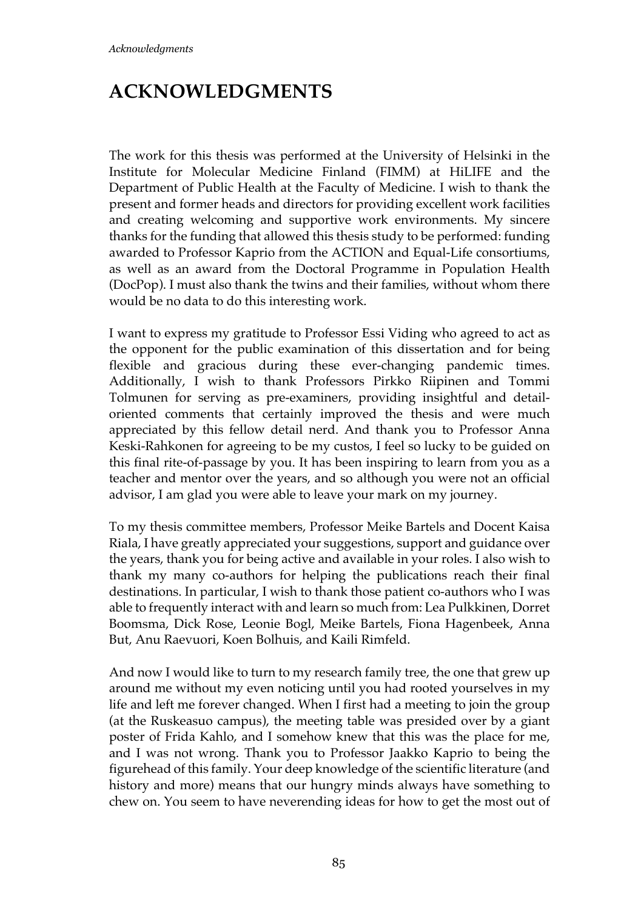# ACKNOWLEDGMENTS

The work for this thesis was performed at the University of Helsinki in the Institute for Molecular Medicine Finland (FIMM) at HiLIFE and the Department of Public Health at the Faculty of Medicine. I wish to thank the present and former heads and directors for providing excellent work facilities and creating welcoming and supportive work environments. My sincere thanks for the funding that allowed this thesis study to be performed: funding awarded to Professor Kaprio from the ACTION and Equal-Life consortiums, as well as an award from the Doctoral Programme in Population Health (DocPop). I must also thank the twins and their families, without whom there would be no data to do this interesting work.

I want to express my gratitude to Professor Essi Viding who agreed to act as the opponent for the public examination of this dissertation and for being flexible and gracious during these ever-changing pandemic times. Additionally, I wish to thank Professors Pirkko Riipinen and Tommi Tolmunen for serving as pre-examiners, providing insightful and detail-oriented comments that certainly improved the thesis and were much appreciated by this fellow detail nerd. And thank you to Professor Anna Keski-Rahkonen for agreeing to be my custos, I feel so lucky to be guided on this final rite-of-passage by you. It has been inspiring to learn from you as a teacher and mentor over the years, and so although you were not an official advisor, I am glad you were able to leave your mark on my journey.

To my thesis committee members, Professor Meike Bartels and Docent Kaisa Riala, I have greatly appreciated your suggestions, support and guidance over the years, thank you for being active and available in your roles. I also wish to thank my many co-authors for helping the publications reach their final destinations. In particular, I wish to thank those patient co-authors who I was able to frequently interact with and learn so much from: Lea Pulkkinen, Dorret Boomsma, Dick Rose, Leonie Bogl, Meike Bartels, Fiona Hagenbeek, Anna But, Anu Raevuori, Koen Bolhuis, and Kaili Rimfeld.

And now I would like to turn to my research family tree, the one that grew up around me without my even noticing until you had rooted yourselves in my life and left me forever changed. When I first had a meeting to join the group (at the Ruskeasuo campus), the meeting table was presided over by a giant poster of Frida Kahlo, and I somehow knew that this was the place for me, and I was not wrong. Thank you to Professor Jaakko Kaprio to being the figurehead of this family. Your deep knowledge of the scientific literature (and history and more) means that our hungry minds always have something to chew on. You seem to have neverending ideas for how to get the most out of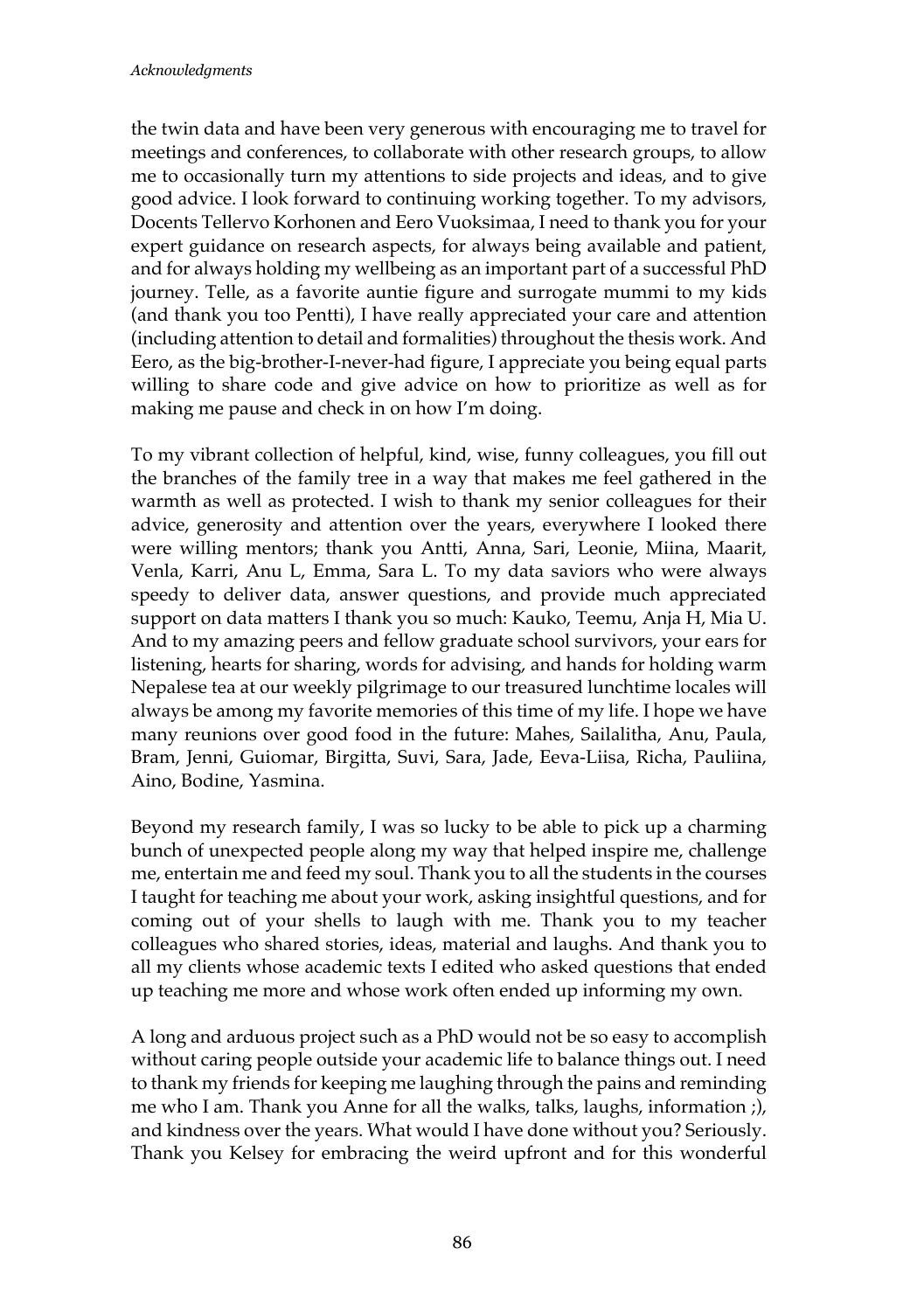the twin data and have been very generous with encouraging me to travel for meetings and conferences, to collaborate with other research groups, to allow me to occasionally turn my attentions to side projects and ideas, and to give good advice. I look forward to continuing working together. To my advisors, Docents Tellervo Korhonen and Eero Vuoksimaa, I need to thank you for your expert guidance on research aspects, for always being available and patient, and for always holding my wellbeing as an important part of a successful PhD journey. Telle, as a favorite auntie figure and surrogate mummi to my kids (and thank you too Pentti), I have really appreciated your care and attention (including attention to detail and formalities) throughout the thesis work. And Eero, as the big-brother-I-never-had figure, I appreciate you being equal parts willing to share code and give advice on how to prioritize as well as for making me pause and check in on how I'm doing.

To my vibrant collection of helpful, kind, wise, funny colleagues, you fill out the branches of the family tree in a way that makes me feel gathered in the warmth as well as protected. I wish to thank my senior colleagues for their advice, generosity and attention over the years, everywhere I looked there were willing mentors; thank you Antti, Anna, Sari, Leonie, Miina, Maarit, Venla, Karri, Anu L, Emma, Sara L. To my data saviors who were always speedy to deliver data, answer questions, and provide much appreciated support on data matters I thank you so much: Kauko, Teemu, Anja H, Mia U. And to my amazing peers and fellow graduate school survivors, your ears for listening, hearts for sharing, words for advising, and hands for holding warm Nepalese tea at our weekly pilgrimage to our treasured lunchtime locales will always be among my favorite memories of this time of my life. I hope we have many reunions over good food in the future: Mahes, Sailalitha, Anu, Paula, Bram, Jenni, Guiomar, Birgitta, Suvi, Sara, Jade, Eeva-Liisa, Richa, Pauliina, Aino, Bodine, Yasmina.

Beyond my research family, I was so lucky to be able to pick up a charming bunch of unexpected people along my way that helped inspire me, challenge me, entertain me and feed my soul. Thank you to all the students in the courses I taught for teaching me about your work, asking insightful questions, and for coming out of your shells to laugh with me. Thank you to my teacher colleagues who shared stories, ideas, material and laughs. And thank you to all my clients whose academic texts I edited who asked questions that ended up teaching me more and whose work often ended up informing my own.

A long and arduous project such as a PhD would not be so easy to accomplish without caring people outside your academic life to balance things out. I need to thank my friends for keeping me laughing through the pains and reminding me who I am. Thank you Anne for all the walks, talks, laughs, information ;), and kindness over the years. What would I have done without you? Seriously. Thank you Kelsey for embracing the weird upfront and for this wonderful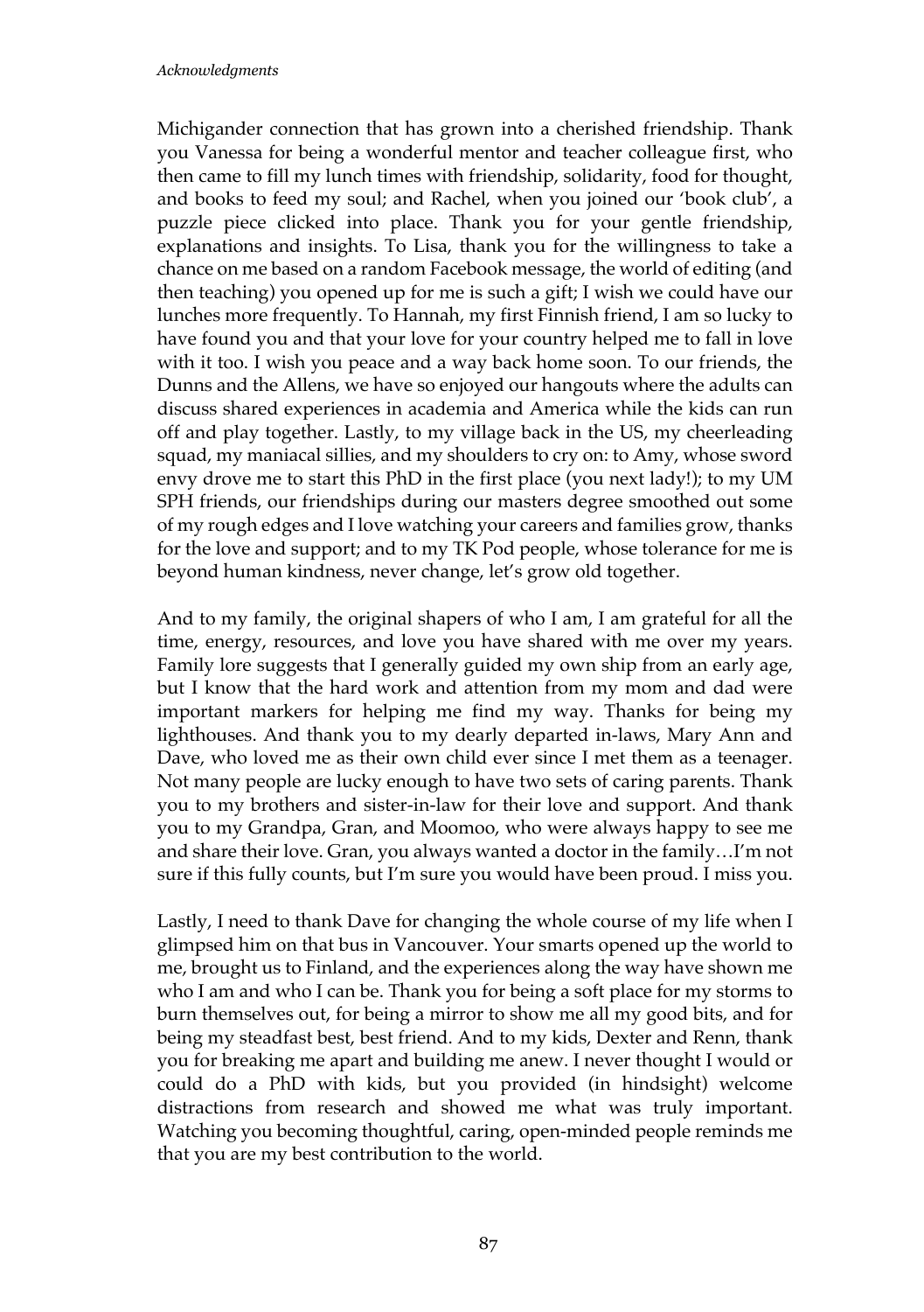Michigander connection that has grown into a cherished friendship. Thank you Vanessa for being a wonderful mentor and teacher colleague first, who then came to fill my lunch times with friendship, solidarity, food for thought, and books to feed my soul; and Rachel, when you joined our 'book club', a puzzle piece clicked into place. Thank you for your gentle friendship, explanations and insights. To Lisa, thank you for the willingness to take a chance on me based on a random Facebook message, the world of editing (and then teaching) you opened up for me is such a gift; I wish we could have our lunches more frequently. To Hannah, my first Finnish friend, I am so lucky to have found you and that your love for your country helped me to fall in love with it too. I wish you peace and a way back home soon. To our friends, the Dunns and the Allens, we have so enjoyed our hangouts where the adults can discuss shared experiences in academia and America while the kids can run off and play together. Lastly, to my village back in the US, my cheerleading squad, my maniacal sillies, and my shoulders to cry on: to Amy, whose sword envy drove me to start this PhD in the first place (you next lady!); to my UM SPH friends, our friendships during our masters degree smoothed out some of my rough edges and I love watching your careers and families grow, thanks for the love and support; and to my TK Pod people, whose tolerance for me is beyond human kindness, never change, let's grow old together.

And to my family, the original shapers of who I am, I am grateful for all the time, energy, resources, and love you have shared with me over my years. Family lore suggests that I generally guided my own ship from an early age, but I know that the hard work and attention from my mom and dad were important markers for helping me find my way. Thanks for being my lighthouses. And thank you to my dearly departed in-laws, Mary Ann and Dave, who loved me as their own child ever since I met them as a teenager. Not many people are lucky enough to have two sets of caring parents. Thank you to my brothers and sister-in-law for their love and support. And thank you to my Grandpa, Gran, and Moomoo, who were always happy to see me and share their love. Gran, you always wanted a doctor in the family…I'm not sure if this fully counts, but I'm sure you would have been proud. I miss you.

Lastly, I need to thank Dave for changing the whole course of my life when I glimpsed him on that bus in Vancouver. Your smarts opened up the world to me, brought us to Finland, and the experiences along the way have shown me who I am and who I can be. Thank you for being a soft place for my storms to burn themselves out, for being a mirror to show me all my good bits, and for being my steadfast best, best friend. And to my kids, Dexter and Renn, thank you for breaking me apart and building me anew. I never thought I would or could do a PhD with kids, but you provided (in hindsight) welcome distractions from research and showed me what was truly important. Watching you becoming thoughtful, caring, open-minded people reminds me that you are my best contribution to the world.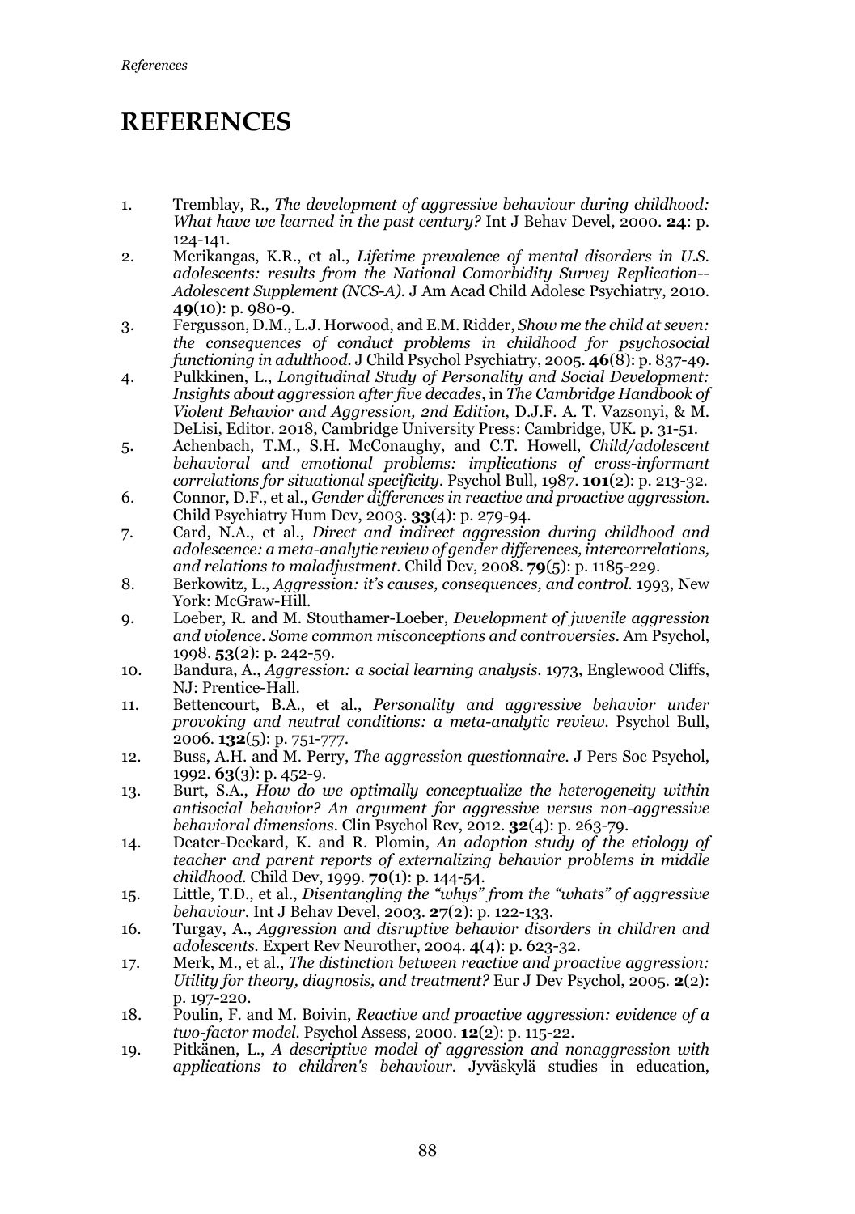# REFERENCES

1. Tremblay, R., *The development of aggressive behaviour during childhood: What have we learned in the past century?* Int J Behav Devel, 2000. **24**: p. 124-141.
2. Merikangas, K.R., et al., *Lifetime prevalence of mental disorders in U.S. adolescents: results from the National Comorbidity Survey Replication--Adolescent Supplement (NCS-A).* J Am Acad Child Adolesc Psychiatry, 2010. **49**(10): p. 980-9.
3. Fergusson, D.M., L.J. Horwood, and E.M. Ridder, *Show me the child at seven: the consequences of conduct problems in childhood for psychosocial functioning in adulthood.* J Child Psychol Psychiatry, 2005. **46**(8): p. 837-49.
4. Pulkkinen, L., *Longitudinal Study of Personality and Social Development: Insights about aggression after five decades*, in *The Cambridge Handbook of Violent Behavior and Aggression, 2nd Edition*, D.J.F. A. T. Vazsonyi, & M. DeLisi, Editor. 2018, Cambridge University Press: Cambridge, UK. p. 31-51.
5. Achenbach, T.M., S.H. McConaughy, and C.T. Howell, *Child/adolescent behavioral and emotional problems: implications of cross-informant correlations for situational specificity.* Psychol Bull, 1987. **101**(2): p. 213-32.
6. Connor, D.F., et al., *Gender differences in reactive and proactive aggression.* Child Psychiatry Hum Dev, 2003. **33**(4): p. 279-94.
7. Card, N.A., et al., *Direct and indirect aggression during childhood and adolescence: a meta-analytic review of gender differences, intercorrelations, and relations to maladjustment.* Child Dev, 2008. **79**(5): p. 1185-229.
8. Berkowitz, L., *Aggression: it's causes, consequences, and control.* 1993, New York: McGraw-Hill.
9. Loeber, R. and M. Stouthamer-Loeber, *Development of juvenile aggression and violence. Some common misconceptions and controversies.* Am Psychol, 1998. **53**(2): p. 242-59.
10. Bandura, A., *Aggression: a social learning analysis.* 1973, Englewood Cliffs, NJ: Prentice-Hall.
11. Bettencourt, B.A., et al., *Personality and aggressive behavior under provoking and neutral conditions: a meta-analytic review.* Psychol Bull, 2006. **132**(5): p. 751-777.
12. Buss, A.H. and M. Perry, *The aggression questionnaire.* J Pers Soc Psychol, 1992. **63**(3): p. 452-9.
13. Burt, S.A., *How do we optimally conceptualize the heterogeneity within antisocial behavior? An argument for aggressive versus non-aggressive behavioral dimensions.* Clin Psychol Rev, 2012. **32**(4): p. 263-79.
14. Deater-Deckard, K. and R. Plomin, *An adoption study of the etiology of teacher and parent reports of externalizing behavior problems in middle childhood.* Child Dev, 1999. **70**(1): p. 144-54.
15. Little, T.D., et al., *Disentangling the "whys" from the "whats" of aggressive behaviour.* Int J Behav Devel, 2003. **27**(2): p. 122-133.
16. Turgay, A., *Aggression and disruptive behavior disorders in children and adolescents.* Expert Rev Neurother, 2004. **4**(4): p. 623-32.
17. Merk, M., et al., *The distinction between reactive and proactive aggression: Utility for theory, diagnosis, and treatment?* Eur J Dev Psychol, 2005. **2**(2): p. 197-220.
18. Poulin, F. and M. Boivin, *Reactive and proactive aggression: evidence of a two-factor model.* Psychol Assess, 2000. **12**(2): p. 115-22.
19. Pitkänen, L., *A descriptive model of aggression and nonaggression with applications to children's behaviour.* Jyväskylä studies in education,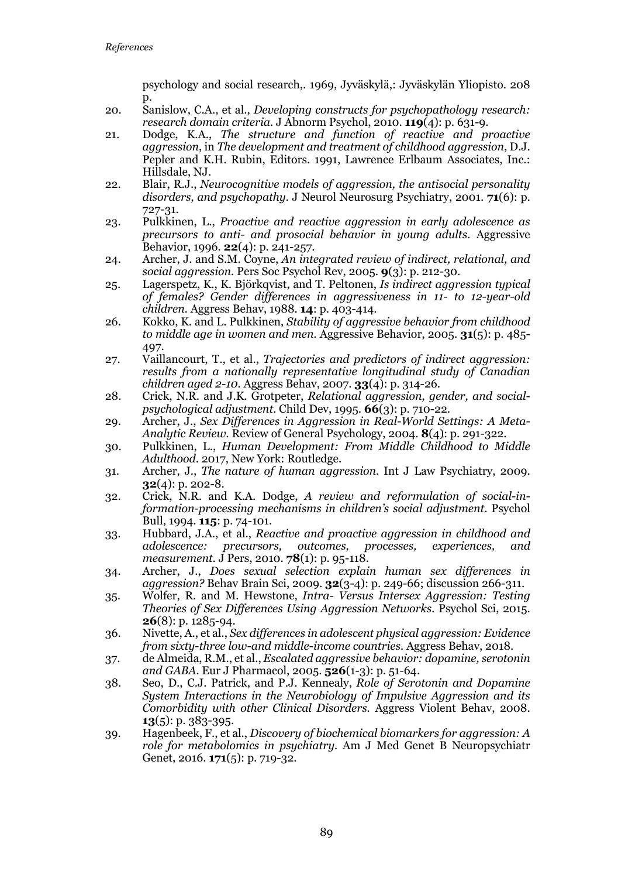psychology and social research,. 1969, Jyväskylä,: Jyväskylän Yliopisto. 208 p.

20. Sanislow, C.A., et al., *Developing constructs for psychopathology research: research domain criteria*. J Abnorm Psychol, 2010. **119**(4): p. 631-9.
21. Dodge, K.A., *The structure and function of reactive and proactive aggression*, in *The development and treatment of childhood aggression*, D.J. Pepler and K.H. Rubin, Editors. 1991, Lawrence Erlbaum Associates, Inc.: Hillsdale, NJ.
22. Blair, R.J., *Neurocognitive models of aggression, the antisocial personality disorders, and psychopathy*. J Neurol Neurosurg Psychiatry, 2001. **71**(6): p. 727-31.
23. Pulkkinen, L., *Proactive and reactive aggression in early adolescence as precursors to anti- and prosocial behavior in young adults*. Aggressive Behavior, 1996. **22**(4): p. 241-257.
24. Archer, J. and S.M. Coyne, *An integrated review of indirect, relational, and social aggression*. Pers Soc Psychol Rev, 2005. **9**(3): p. 212-30.
25. Lagerspetz, K., K. Björkqvist, and T. Peltonen, *Is indirect aggression typical of females? Gender differences in aggressiveness in 11- to 12-year-old children*. Aggress Behav, 1988. **14**: p. 403-414.
26. Kokko, K. and L. Pulkkinen, *Stability of aggressive behavior from childhood to middle age in women and men*. Aggressive Behavior, 2005. **31**(5): p. 485-497.
27. Vaillancourt, T., et al., *Trajectories and predictors of indirect aggression: results from a nationally representative longitudinal study of Canadian children aged 2-10*. Aggress Behav, 2007. **33**(4): p. 314-26.
28. Crick, N.R. and J.K. Grotpeter, *Relational aggression, gender, and social-psychological adjustment*. Child Dev, 1995. **66**(3): p. 710-22.
29. Archer, J., *Sex Differences in Aggression in Real-World Settings: A Meta-Analytic Review*. Review of General Psychology, 2004. **8**(4): p. 291-322.
30. Pulkkinen, L., *Human Development: From Middle Childhood to Middle Adulthood*. 2017, New York: Routledge.
31. Archer, J., *The nature of human aggression*. Int J Law Psychiatry, 2009. **32**(4): p. 202-8.
32. Crick, N.R. and K.A. Dodge, *A review and reformulation of social-information-processing mechanisms in children's social adjustment*. Psychol Bull, 1994. **115**: p. 74-101.
33. Hubbard, J.A., et al., *Reactive and proactive aggression in childhood and adolescence: precursors, outcomes, processes, experiences, and measurement*. J Pers, 2010. **78**(1): p. 95-118.
34. Archer, J., *Does sexual selection explain human sex differences in aggression?* Behav Brain Sci, 2009. **32**(3-4): p. 249-66; discussion 266-311.
35. Wolfer, R. and M. Hewstone, *Intra- Versus Intersex Aggression: Testing Theories of Sex Differences Using Aggression Networks*. Psychol Sci, 2015. **26**(8): p. 1285-94.
36. Nivette, A., et al., *Sex differences in adolescent physical aggression: Evidence from sixty-three low-and middle-income countries*. Aggress Behav, 2018.
37. de Almeida, R.M., et al., *Escalated aggressive behavior: dopamine, serotonin and GABA*. Eur J Pharmacol, 2005. **526**(1-3): p. 51-64.
38. Seo, D., C.J. Patrick, and P.J. Kennealy, *Role of Serotonin and Dopamine System Interactions in the Neurobiology of Impulsive Aggression and its Comorbidity with other Clinical Disorders*. Aggress Violent Behav, 2008. **13**(5): p. 383-395.
39. Hagenbeek, F., et al., *Discovery of biochemical biomarkers for aggression: A role for metabolomics in psychiatry*. Am J Med Genet B Neuropsychiatr Genet, 2016. **171**(5): p. 719-32.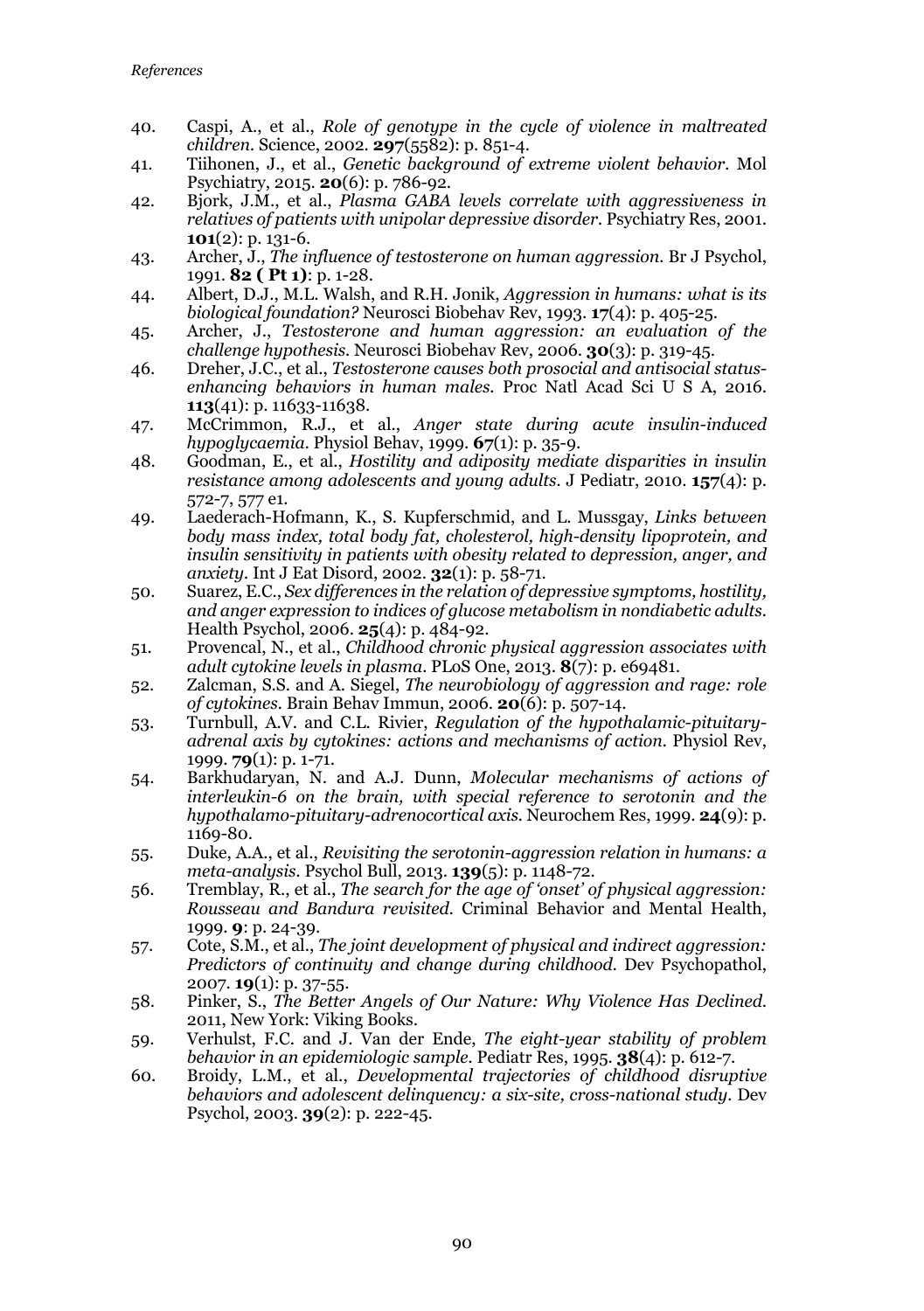40. Caspi, A., et al., *Role of genotype in the cycle of violence in maltreated children.* Science, 2002. **297**(5582): p. 851-4.
41. Tiihonen, J., et al., *Genetic background of extreme violent behavior.* Mol Psychiatry, 2015. **20**(6): p. 786-92.
42. Bjork, J.M., et al., *Plasma GABA levels correlate with aggressiveness in relatives of patients with unipolar depressive disorder.* Psychiatry Res, 2001. **101**(2): p. 131-6.
43. Archer, J., *The influence of testosterone on human aggression.* Br J Psychol, 1991. **82 ( Pt 1)**: p. 1-28.
44. Albert, D.J., M.L. Walsh, and R.H. Jonik, *Aggression in humans: what is its biological foundation?* Neurosci Biobehav Rev, 1993. **17**(4): p. 405-25.
45. Archer, J., *Testosterone and human aggression: an evaluation of the challenge hypothesis.* Neurosci Biobehav Rev, 2006. **30**(3): p. 319-45.
46. Dreher, J.C., et al., *Testosterone causes both prosocial and antisocial status-enhancing behaviors in human males.* Proc Natl Acad Sci U S A, 2016. **113**(41): p. 11633-11638.
47. McCrimmon, R.J., et al., *Anger state during acute insulin-induced hypoglycaemia.* Physiol Behav, 1999. **67**(1): p. 35-9.
48. Goodman, E., et al., *Hostility and adiposity mediate disparities in insulin resistance among adolescents and young adults.* J Pediatr, 2010. **157**(4): p. 572-7, 577 e1.
49. Laederach-Hofmann, K., S. Kupferschmid, and L. Mussgay, *Links between body mass index, total body fat, cholesterol, high-density lipoprotein, and insulin sensitivity in patients with obesity related to depression, anger, and anxiety.* Int J Eat Disord, 2002. **32**(1): p. 58-71.
50. Suarez, E.C., *Sex differences in the relation of depressive symptoms, hostility, and anger expression to indices of glucose metabolism in nondiabetic adults.* Health Psychol, 2006. **25**(4): p. 484-92.
51. Provencal, N., et al., *Childhood chronic physical aggression associates with adult cytokine levels in plasma.* PLoS One, 2013. **8**(7): p. e69481.
52. Zalcman, S.S. and A. Siegel, *The neurobiology of aggression and rage: role of cytokines.* Brain Behav Immun, 2006. **20**(6): p. 507-14.
53. Turnbull, A.V. and C.L. Rivier, *Regulation of the hypothalamic-pituitary-adrenal axis by cytokines: actions and mechanisms of action.* Physiol Rev, 1999. **79**(1): p. 1-71.
54. Barkhudaryan, N. and A.J. Dunn, *Molecular mechanisms of actions of interleukin-6 on the brain, with special reference to serotonin and the hypothalamo-pituitary-adrenocortical axis.* Neurochem Res, 1999. **24**(9): p. 1169-80.
55. Duke, A.A., et al., *Revisiting the serotonin-aggression relation in humans: a meta-analysis.* Psychol Bull, 2013. **139**(5): p. 1148-72.
56. Tremblay, R., et al., *The search for the age of 'onset' of physical aggression: Rousseau and Bandura revisited.* Criminal Behavior and Mental Health, 1999. **9**: p. 24-39.
57. Cote, S.M., et al., *The joint development of physical and indirect aggression: Predictors of continuity and change during childhood.* Dev Psychopathol, 2007. **19**(1): p. 37-55.
58. Pinker, S., *The Better Angels of Our Nature: Why Violence Has Declined.* 2011, New York: Viking Books.
59. Verhulst, F.C. and J. Van der Ende, *The eight-year stability of problem behavior in an epidemiologic sample.* Pediatr Res, 1995. **38**(4): p. 612-7.
60. Broidy, L.M., et al., *Developmental trajectories of childhood disruptive behaviors and adolescent delinquency: a six-site, cross-national study.* Dev Psychol, 2003. **39**(2): p. 222-45.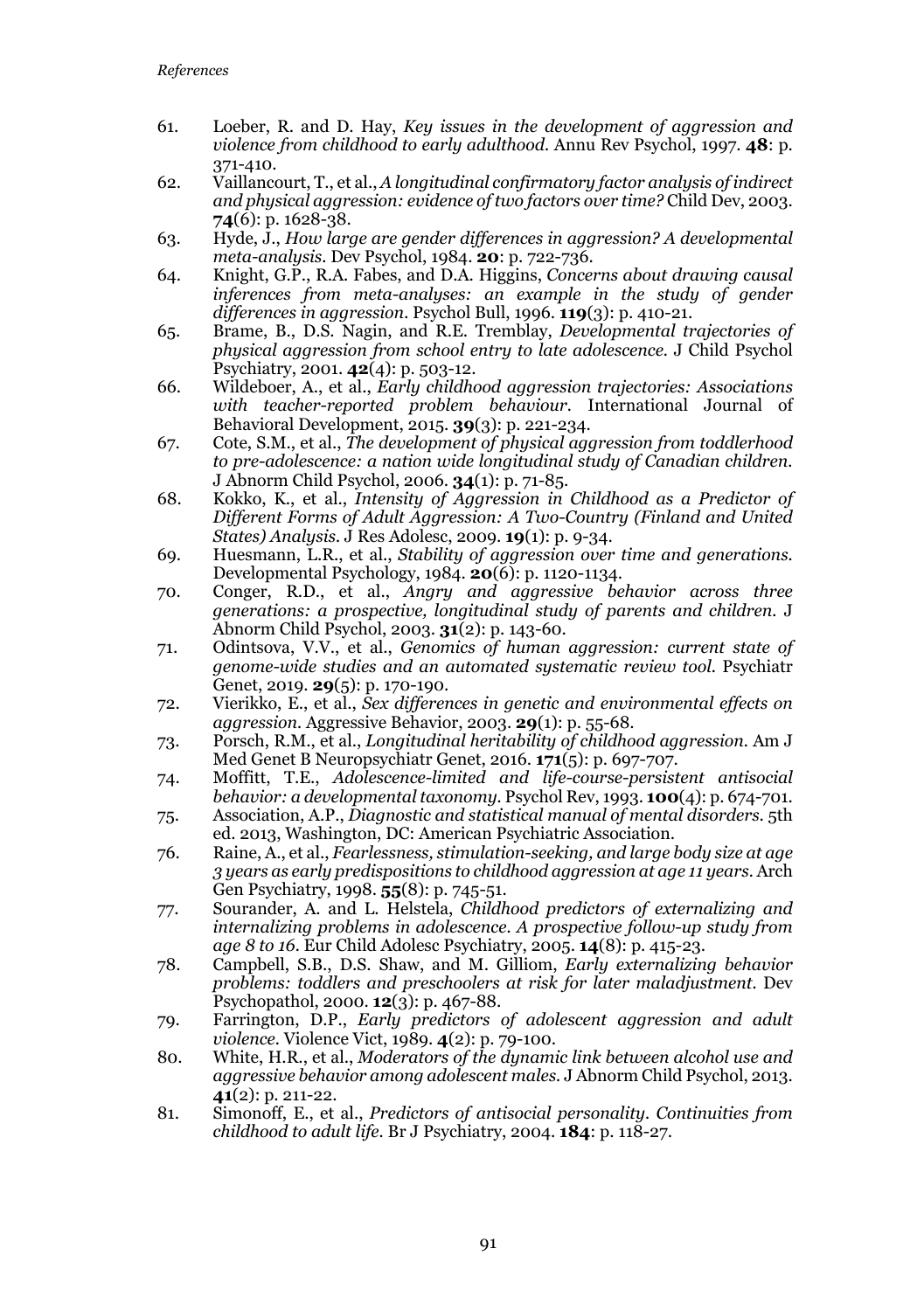61. Loeber, R. and D. Hay, *Key issues in the development of aggression and violence from childhood to early adulthood.* Annu Rev Psychol, 1997. **48**: p. 371-410.
62. Vaillancourt, T., et al., *A longitudinal confirmatory factor analysis of indirect and physical aggression: evidence of two factors over time?* Child Dev, 2003. **74**(6): p. 1628-38.
63. Hyde, J., *How large are gender differences in aggression? A developmental meta-analysis.* Dev Psychol, 1984. **20**: p. 722-736.
64. Knight, G.P., R.A. Fabes, and D.A. Higgins, *Concerns about drawing causal inferences from meta-analyses: an example in the study of gender differences in aggression.* Psychol Bull, 1996. **119**(3): p. 410-21.
65. Brame, B., D.S. Nagin, and R.E. Tremblay, *Developmental trajectories of physical aggression from school entry to late adolescence.* J Child Psychol Psychiatry, 2001. **42**(4): p. 503-12.
66. Wildeboer, A., et al., *Early childhood aggression trajectories: Associations with teacher-reported problem behaviour.* International Journal of Behavioral Development, 2015. **39**(3): p. 221-234.
67. Cote, S.M., et al., *The development of physical aggression from toddlerhood to pre-adolescence: a nation wide longitudinal study of Canadian children.* J Abnorm Child Psychol, 2006. **34**(1): p. 71-85.
68. Kokko, K., et al., *Intensity of Aggression in Childhood as a Predictor of Different Forms of Adult Aggression: A Two-Country (Finland and United States) Analysis.* J Res Adolesc, 2009. **19**(1): p. 9-34.
69. Huesmann, L.R., et al., *Stability of aggression over time and generations.* Developmental Psychology, 1984. **20**(6): p. 1120-1134.
70. Conger, R.D., et al., *Angry and aggressive behavior across three generations: a prospective, longitudinal study of parents and children.* J Abnorm Child Psychol, 2003. **31**(2): p. 143-60.
71. Odintsova, V.V., et al., *Genomics of human aggression: current state of genome-wide studies and an automated systematic review tool.* Psychiatr Genet, 2019. **29**(5): p. 170-190.
72. Vierikko, E., et al., *Sex differences in genetic and environmental effects on aggression.* Aggressive Behavior, 2003. **29**(1): p. 55-68.
73. Porsch, R.M., et al., *Longitudinal heritability of childhood aggression.* Am J Med Genet B Neuropsychiatr Genet, 2016. **171**(5): p. 697-707.
74. Moffitt, T.E., *Adolescence-limited and life-course-persistent antisocial behavior: a developmental taxonomy.* Psychol Rev, 1993. **100**(4): p. 674-701.
75. Association, A.P., *Diagnostic and statistical manual of mental disorders.* 5th ed. 2013, Washington, DC: American Psychiatric Association.
76. Raine, A., et al., *Fearlessness, stimulation-seeking, and large body size at age 3 years as early predispositions to childhood aggression at age 11 years.* Arch Gen Psychiatry, 1998. **55**(8): p. 745-51.
77. Sourander, A. and L. Helstela, *Childhood predictors of externalizing and internalizing problems in adolescence. A prospective follow-up study from age 8 to 16.* Eur Child Adolesc Psychiatry, 2005. **14**(8): p. 415-23.
78. Campbell, S.B., D.S. Shaw, and M. Gilliom, *Early externalizing behavior problems: toddlers and preschoolers at risk for later maladjustment.* Dev Psychopathol, 2000. **12**(3): p. 467-88.
79. Farrington, D.P., *Early predictors of adolescent aggression and adult violence.* Violence Vict, 1989. **4**(2): p. 79-100.
80. White, H.R., et al., *Moderators of the dynamic link between alcohol use and aggressive behavior among adolescent males.* J Abnorm Child Psychol, 2013. **41**(2): p. 211-22.
81. Simonoff, E., et al., *Predictors of antisocial personality. Continuities from childhood to adult life.* Br J Psychiatry, 2004. **184**: p. 118-27.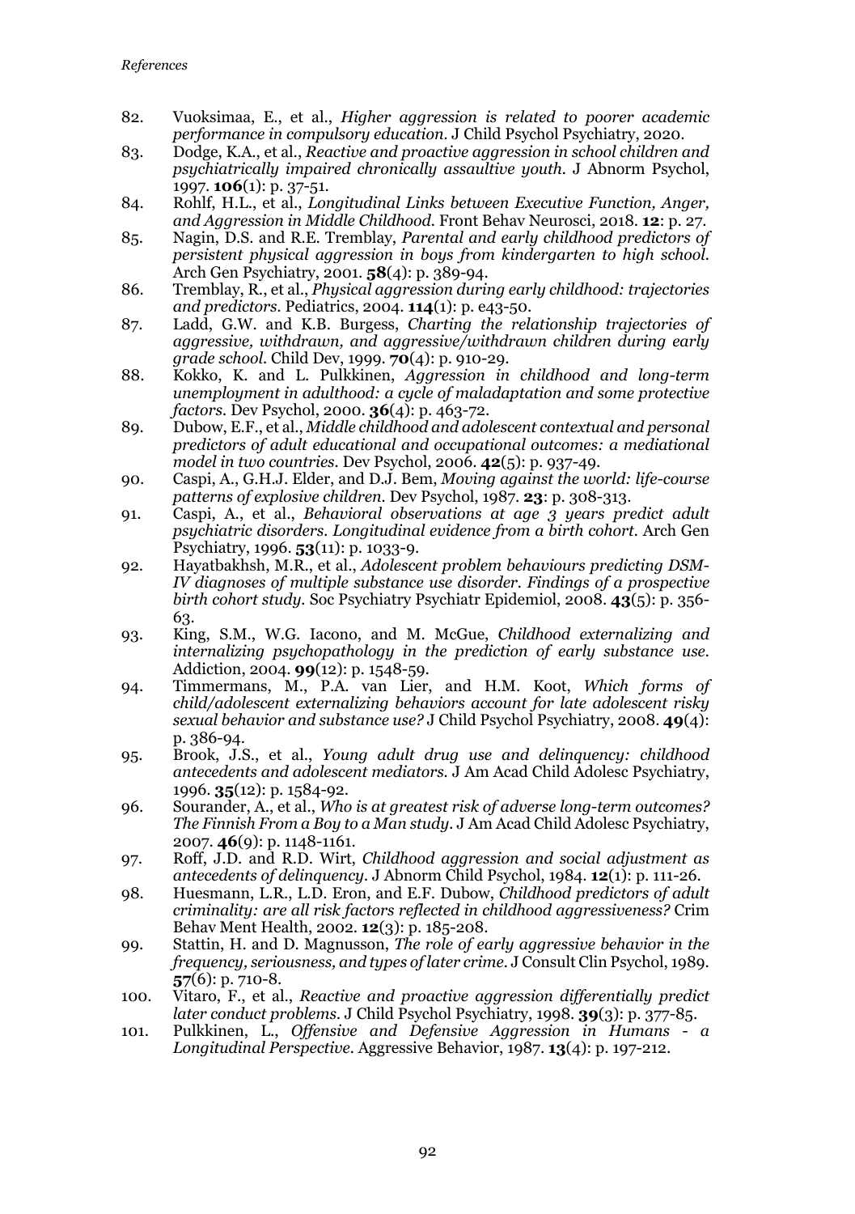82. Vuoksimaa, E., et al., *Higher aggression is related to poorer academic performance in compulsory education.* J Child Psychol Psychiatry, 2020.
83. Dodge, K.A., et al., *Reactive and proactive aggression in school children and psychiatrically impaired chronically assaultive youth.* J Abnorm Psychol, 1997. **106**(1): p. 37-51.
84. Rohlf, H.L., et al., *Longitudinal Links between Executive Function, Anger, and Aggression in Middle Childhood.* Front Behav Neurosci, 2018. **12**: p. 27.
85. Nagin, D.S. and R.E. Tremblay, *Parental and early childhood predictors of persistent physical aggression in boys from kindergarten to high school.* Arch Gen Psychiatry, 2001. **58**(4): p. 389-94.
86. Tremblay, R., et al., *Physical aggression during early childhood: trajectories and predictors.* Pediatrics, 2004. **114**(1): p. e43-50.
87. Ladd, G.W. and K.B. Burgess, *Charting the relationship trajectories of aggressive, withdrawn, and aggressive/withdrawn children during early grade school.* Child Dev, 1999. **70**(4): p. 910-29.
88. Kokko, K. and L. Pulkkinen, *Aggression in childhood and long-term unemployment in adulthood: a cycle of maladaptation and some protective factors.* Dev Psychol, 2000. **36**(4): p. 463-72.
89. Dubow, E.F., et al., *Middle childhood and adolescent contextual and personal predictors of adult educational and occupational outcomes: a mediational model in two countries.* Dev Psychol, 2006. **42**(5): p. 937-49.
90. Caspi, A., G.H.J. Elder, and D.J. Bem, *Moving against the world: life-course patterns of explosive children.* Dev Psychol, 1987. **23**: p. 308-313.
91. Caspi, A., et al., *Behavioral observations at age 3 years predict adult psychiatric disorders. Longitudinal evidence from a birth cohort.* Arch Gen Psychiatry, 1996. **53**(11): p. 1033-9.
92. Hayatbakhsh, M.R., et al., *Adolescent problem behaviours predicting DSM-IV diagnoses of multiple substance use disorder. Findings of a prospective birth cohort study.* Soc Psychiatry Psychiatr Epidemiol, 2008. **43**(5): p. 356-63.
93. King, S.M., W.G. Iacono, and M. McGue, *Childhood externalizing and internalizing psychopathology in the prediction of early substance use.* Addiction, 2004. **99**(12): p. 1548-59.
94. Timmermans, M., P.A. van Lier, and H.M. Koot, *Which forms of child/adolescent externalizing behaviors account for late adolescent risky sexual behavior and substance use?* J Child Psychol Psychiatry, 2008. **49**(4): p. 386-94.
95. Brook, J.S., et al., *Young adult drug use and delinquency: childhood antecedents and adolescent mediators.* J Am Acad Child Adolesc Psychiatry, 1996. **35**(12): p. 1584-92.
96. Sourander, A., et al., *Who is at greatest risk of adverse long-term outcomes? The Finnish From a Boy to a Man study.* J Am Acad Child Adolesc Psychiatry, 2007. **46**(9): p. 1148-1161.
97. Roff, J.D. and R.D. Wirt, *Childhood aggression and social adjustment as antecedents of delinquency.* J Abnorm Child Psychol, 1984. **12**(1): p. 111-26.
98. Huesmann, L.R., L.D. Eron, and E.F. Dubow, *Childhood predictors of adult criminality: are all risk factors reflected in childhood aggressiveness?* Crim Behav Ment Health, 2002. **12**(3): p. 185-208.
99. Stattin, H. and D. Magnusson, *The role of early aggressive behavior in the frequency, seriousness, and types of later crime.* J Consult Clin Psychol, 1989. **57**(6): p. 710-8.
100. Vitaro, F., et al., *Reactive and proactive aggression differentially predict later conduct problems.* J Child Psychol Psychiatry, 1998. **39**(3): p. 377-85.
101. Pulkkinen, L., *Offensive and Defensive Aggression in Humans - a Longitudinal Perspective.* Aggressive Behavior, 1987. **13**(4): p. 197-212.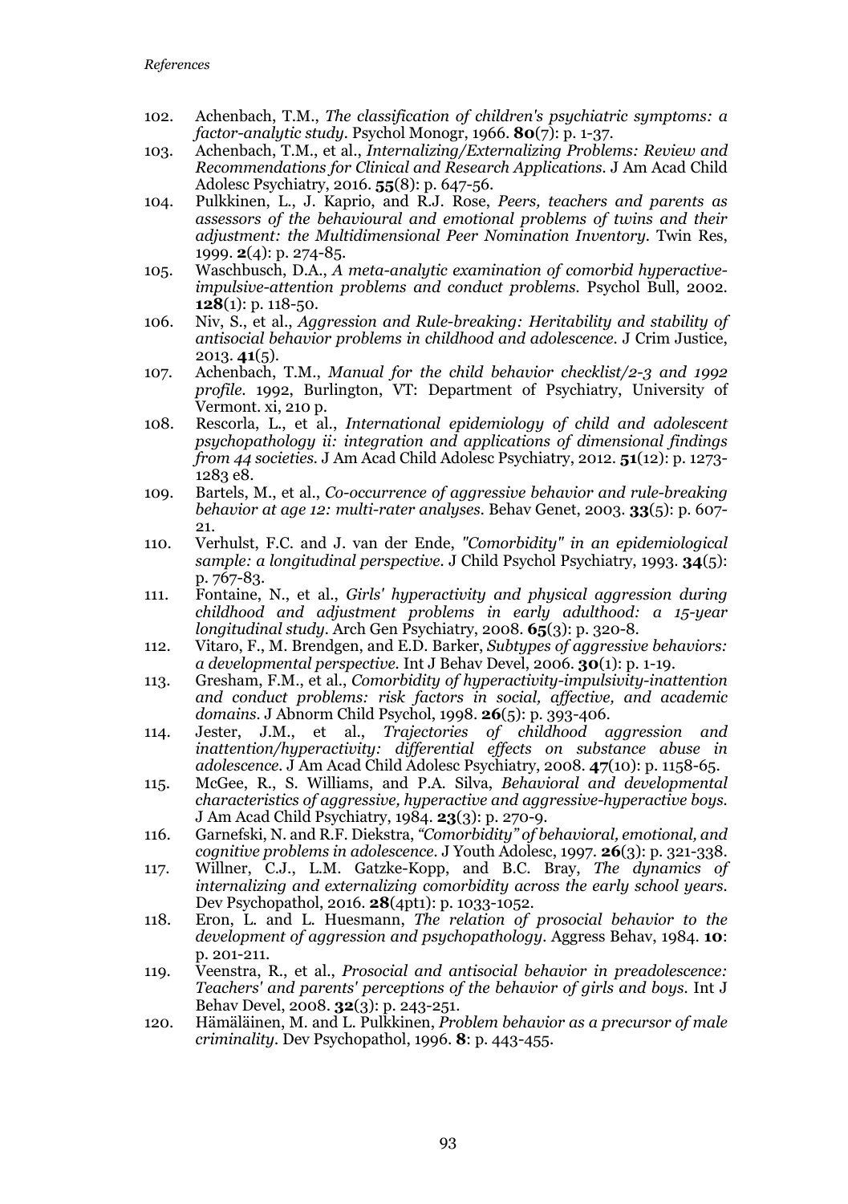102. Achenbach, T.M., *The classification of children's psychiatric symptoms: a factor-analytic study.* Psychol Monogr, 1966. **80**(7): p. 1-37.
103. Achenbach, T.M., et al., *Internalizing/Externalizing Problems: Review and Recommendations for Clinical and Research Applications.* J Am Acad Child Adolesc Psychiatry, 2016. **55**(8): p. 647-56.
104. Pulkkinen, L., J. Kaprio, and R.J. Rose, *Peers, teachers and parents as assessors of the behavioural and emotional problems of twins and their adjustment: the Multidimensional Peer Nomination Inventory.* Twin Res, 1999. **2**(4): p. 274-85.
105. Waschbusch, D.A., *A meta-analytic examination of comorbid hyperactive-impulsive-attention problems and conduct problems.* Psychol Bull, 2002. **128**(1): p. 118-50.
106. Niv, S., et al., *Aggression and Rule-breaking: Heritability and stability of antisocial behavior problems in childhood and adolescence.* J Crim Justice, 2013. **41**(5).
107. Achenbach, T.M., *Manual for the child behavior checklist/2-3 and 1992 profile.* 1992, Burlington, VT: Department of Psychiatry, University of Vermont. xi, 210 p.
108. Rescorla, L., et al., *International epidemiology of child and adolescent psychopathology ii: integration and applications of dimensional findings from 44 societies.* J Am Acad Child Adolesc Psychiatry, 2012. **51**(12): p. 1273-1283 e8.
109. Bartels, M., et al., *Co-occurrence of aggressive behavior and rule-breaking behavior at age 12: multi-rater analyses.* Behav Genet, 2003. **33**(5): p. 607-21.
110. Verhulst, F.C. and J. van der Ende, *"Comorbidity" in an epidemiological sample: a longitudinal perspective.* J Child Psychol Psychiatry, 1993. **34**(5): p. 767-83.
111. Fontaine, N., et al., *Girls' hyperactivity and physical aggression during childhood and adjustment problems in early adulthood: a 15-year longitudinal study.* Arch Gen Psychiatry, 2008. **65**(3): p. 320-8.
112. Vitaro, F., M. Brendgen, and E.D. Barker, *Subtypes of aggressive behaviors: a developmental perspective.* Int J Behav Devel, 2006. **30**(1): p. 1-19.
113. Gresham, F.M., et al., *Comorbidity of hyperactivity-impulsivity-inattention and conduct problems: risk factors in social, affective, and academic domains.* J Abnorm Child Psychol, 1998. **26**(5): p. 393-406.
114. Jester, J.M., et al., *Trajectories of childhood aggression and inattention/hyperactivity: differential effects on substance abuse in adolescence.* J Am Acad Child Adolesc Psychiatry, 2008. **47**(10): p. 1158-65.
115. McGee, R., S. Williams, and P.A. Silva, *Behavioral and developmental characteristics of aggressive, hyperactive and aggressive-hyperactive boys.* J Am Acad Child Psychiatry, 1984. **23**(3): p. 270-9.
116. Garnefski, N. and R.F. Diekstra, *"Comorbidity" of behavioral, emotional, and cognitive problems in adolescence.* J Youth Adolesc, 1997. **26**(3): p. 321-338.
117. Willner, C.J., L.M. Gatzke-Kopp, and B.C. Bray, *The dynamics of internalizing and externalizing comorbidity across the early school years.* Dev Psychopathol, 2016. **28**(4pt1): p. 1033-1052.
118. Eron, L. and L. Huesmann, *The relation of prosocial behavior to the development of aggression and psychopathology.* Aggress Behav, 1984. **10**: p. 201-211.
119. Veenstra, R., et al., *Prosocial and antisocial behavior in preadolescence: Teachers' and parents' perceptions of the behavior of girls and boys.* Int J Behav Devel, 2008. **32**(3): p. 243-251.
120. Hämäläinen, M. and L. Pulkkinen, *Problem behavior as a precursor of male criminality.* Dev Psychopathol, 1996. **8**: p. 443-455.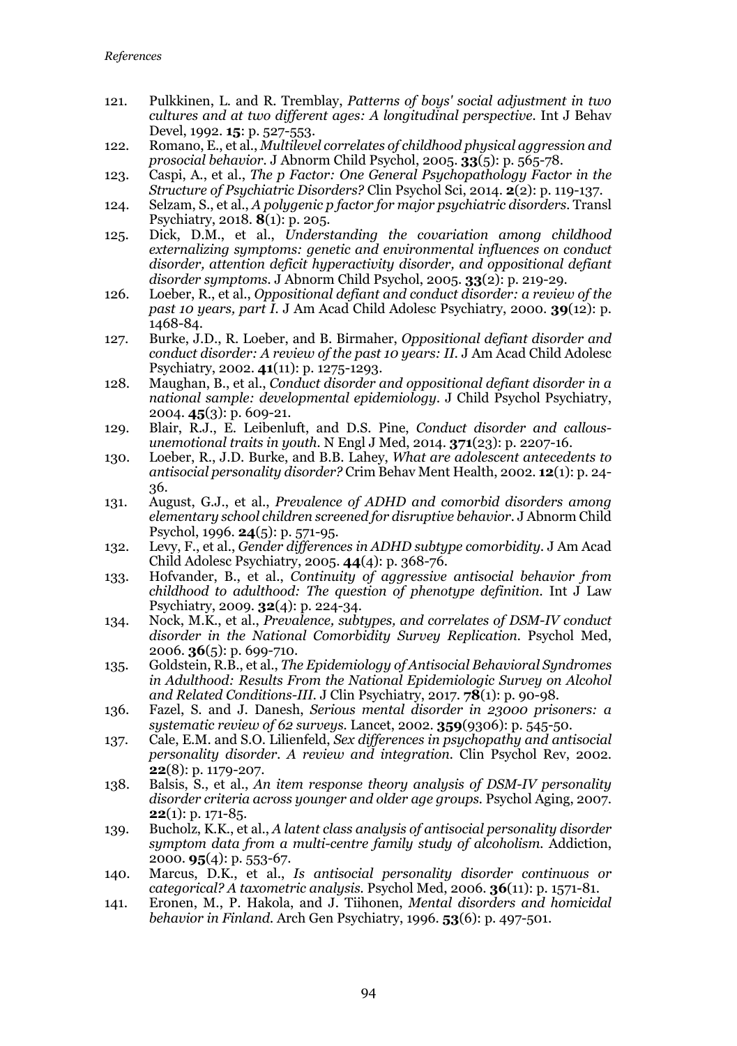121. Pulkkinen, L. and R. Tremblay, *Patterns of boys' social adjustment in two cultures and at two different ages: A longitudinal perspective.* Int J Behav Devel, 1992. **15**: p. 527-553.
122. Romano, E., et al., *Multilevel correlates of childhood physical aggression and prosocial behavior.* J Abnorm Child Psychol, 2005. **33**(5): p. 565-78.
123. Caspi, A., et al., *The p Factor: One General Psychopathology Factor in the Structure of Psychiatric Disorders?* Clin Psychol Sci, 2014. **2**(2): p. 119-137.
124. Selzam, S., et al., *A polygenic p factor for major psychiatric disorders.* Transl Psychiatry, 2018. **8**(1): p. 205.
125. Dick, D.M., et al., *Understanding the covariation among childhood externalizing symptoms: genetic and environmental influences on conduct disorder, attention deficit hyperactivity disorder, and oppositional defiant disorder symptoms.* J Abnorm Child Psychol, 2005. **33**(2): p. 219-29.
126. Loeber, R., et al., *Oppositional defiant and conduct disorder: a review of the past 10 years, part I.* J Am Acad Child Adolesc Psychiatry, 2000. **39**(12): p. 1468-84.
127. Burke, J.D., R. Loeber, and B. Birmaher, *Oppositional defiant disorder and conduct disorder: A review of the past 10 years: II.* J Am Acad Child Adolesc Psychiatry, 2002. **41**(11): p. 1275-1293.
128. Maughan, B., et al., *Conduct disorder and oppositional defiant disorder in a national sample: developmental epidemiology.* J Child Psychol Psychiatry, 2004. **45**(3): p. 609-21.
129. Blair, R.J., E. Leibenluft, and D.S. Pine, *Conduct disorder and callous-unemotional traits in youth.* N Engl J Med, 2014. **371**(23): p. 2207-16.
130. Loeber, R., J.D. Burke, and B.B. Lahey, *What are adolescent antecedents to antisocial personality disorder?* Crim Behav Ment Health, 2002. **12**(1): p. 24-36.
131. August, G.J., et al., *Prevalence of ADHD and comorbid disorders among elementary school children screened for disruptive behavior.* J Abnorm Child Psychol, 1996. **24**(5): p. 571-95.
132. Levy, F., et al., *Gender differences in ADHD subtype comorbidity.* J Am Acad Child Adolesc Psychiatry, 2005. **44**(4): p. 368-76.
133. Hofvander, B., et al., *Continuity of aggressive antisocial behavior from childhood to adulthood: The question of phenotype definition.* Int J Law Psychiatry, 2009. **32**(4): p. 224-34.
134. Nock, M.K., et al., *Prevalence, subtypes, and correlates of DSM-IV conduct disorder in the National Comorbidity Survey Replication.* Psychol Med, 2006. **36**(5): p. 699-710.
135. Goldstein, R.B., et al., *The Epidemiology of Antisocial Behavioral Syndromes in Adulthood: Results From the National Epidemiologic Survey on Alcohol and Related Conditions-III.* J Clin Psychiatry, 2017. **78**(1): p. 90-98.
136. Fazel, S. and J. Danesh, *Serious mental disorder in 23000 prisoners: a systematic review of 62 surveys.* Lancet, 2002. **359**(9306): p. 545-50.
137. Cale, E.M. and S.O. Lilienfeld, *Sex differences in psychopathy and antisocial personality disorder. A review and integration.* Clin Psychol Rev, 2002. **22**(8): p. 1179-207.
138. Balsis, S., et al., *An item response theory analysis of DSM-IV personality disorder criteria across younger and older age groups.* Psychol Aging, 2007. **22**(1): p. 171-85.
139. Bucholz, K.K., et al., *A latent class analysis of antisocial personality disorder symptom data from a multi-centre family study of alcoholism.* Addiction, 2000. **95**(4): p. 553-67.
140. Marcus, D.K., et al., *Is antisocial personality disorder continuous or categorical? A taxometric analysis.* Psychol Med, 2006. **36**(11): p. 1571-81.
141. Eronen, M., P. Hakola, and J. Tiihonen, *Mental disorders and homicidal behavior in Finland.* Arch Gen Psychiatry, 1996. **53**(6): p. 497-501.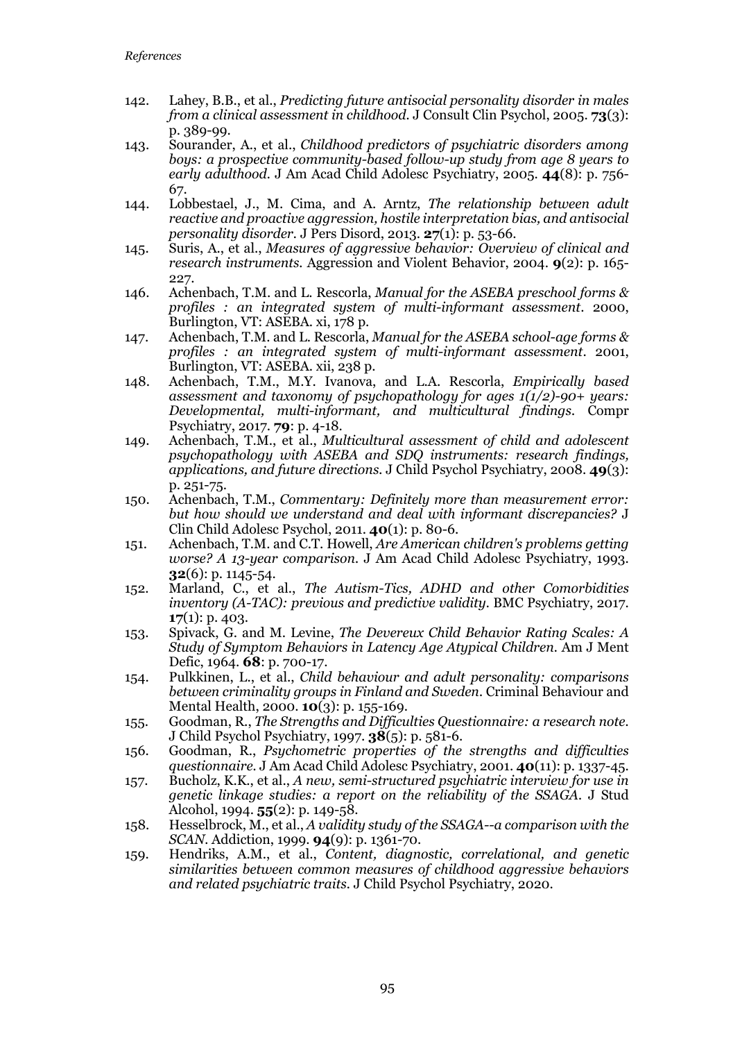142. Lahey, B.B., et al., *Predicting future antisocial personality disorder in males from a clinical assessment in childhood.* J Consult Clin Psychol, 2005. **73**(3): p. 389-99.
143. Sourander, A., et al., *Childhood predictors of psychiatric disorders among boys: a prospective community-based follow-up study from age 8 years to early adulthood.* J Am Acad Child Adolesc Psychiatry, 2005. **44**(8): p. 756-67.
144. Lobbestael, J., M. Cima, and A. Arntz, *The relationship between adult reactive and proactive aggression, hostile interpretation bias, and antisocial personality disorder.* J Pers Disord, 2013. **27**(1): p. 53-66.
145. Suris, A., et al., *Measures of aggressive behavior: Overview of clinical and research instruments.* Aggression and Violent Behavior, 2004. **9**(2): p. 165-227.
146. Achenbach, T.M. and L. Rescorla, *Manual for the ASEBA preschool forms & profiles : an integrated system of multi-informant assessment*. 2000, Burlington, VT: ASEBA. xi, 178 p.
147. Achenbach, T.M. and L. Rescorla, *Manual for the ASEBA school-age forms & profiles : an integrated system of multi-informant assessment*. 2001, Burlington, VT: ASEBA. xii, 238 p.
148. Achenbach, T.M., M.Y. Ivanova, and L.A. Rescorla, *Empirically based assessment and taxonomy of psychopathology for ages 1(1/2)-90+ years: Developmental, multi-informant, and multicultural findings.* Compr Psychiatry, 2017. **79**: p. 4-18.
149. Achenbach, T.M., et al., *Multicultural assessment of child and adolescent psychopathology with ASEBA and SDQ instruments: research findings, applications, and future directions.* J Child Psychol Psychiatry, 2008. **49**(3): p. 251-75.
150. Achenbach, T.M., *Commentary: Definitely more than measurement error: but how should we understand and deal with informant discrepancies?* J Clin Child Adolesc Psychol, 2011. **40**(1): p. 80-6.
151. Achenbach, T.M. and C.T. Howell, *Are American children's problems getting worse? A 13-year comparison.* J Am Acad Child Adolesc Psychiatry, 1993. **32**(6): p. 1145-54.
152. Marland, C., et al., *The Autism-Tics, ADHD and other Comorbidities inventory (A-TAC): previous and predictive validity.* BMC Psychiatry, 2017. **17**(1): p. 403.
153. Spivack, G. and M. Levine, *The Devereux Child Behavior Rating Scales: A Study of Symptom Behaviors in Latency Age Atypical Children.* Am J Ment Defic, 1964. **68**: p. 700-17.
154. Pulkkinen, L., et al., *Child behaviour and adult personality: comparisons between criminality groups in Finland and Sweden.* Criminal Behaviour and Mental Health, 2000. **10**(3): p. 155-169.
155. Goodman, R., *The Strengths and Difficulties Questionnaire: a research note.* J Child Psychol Psychiatry, 1997. **38**(5): p. 581-6.
156. Goodman, R., *Psychometric properties of the strengths and difficulties questionnaire.* J Am Acad Child Adolesc Psychiatry, 2001. **40**(11): p. 1337-45.
157. Bucholz, K.K., et al., *A new, semi-structured psychiatric interview for use in genetic linkage studies: a report on the reliability of the SSAGA.* J Stud Alcohol, 1994. **55**(2): p. 149-58.
158. Hesselbrock, M., et al., *A validity study of the SSAGA--a comparison with the SCAN.* Addiction, 1999. **94**(9): p. 1361-70.
159. Hendriks, A.M., et al., *Content, diagnostic, correlational, and genetic similarities between common measures of childhood aggressive behaviors and related psychiatric traits.* J Child Psychol Psychiatry, 2020.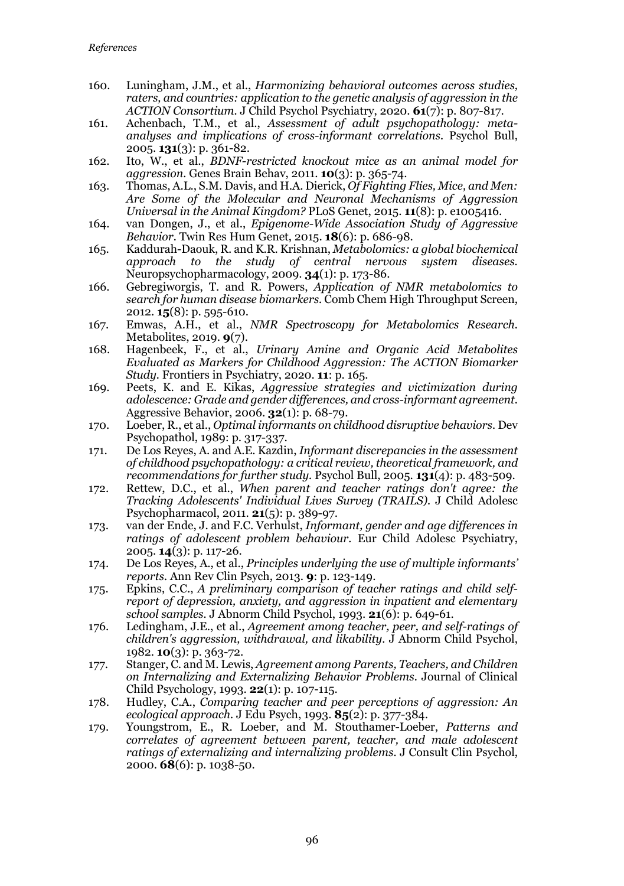160. Luningham, J.M., et al., *Harmonizing behavioral outcomes across studies, raters, and countries: application to the genetic analysis of aggression in the ACTION Consortium.* J Child Psychol Psychiatry, 2020. **61**(7): p. 807-817.
161. Achenbach, T.M., et al., *Assessment of adult psychopathology: meta-analyses and implications of cross-informant correlations.* Psychol Bull, 2005. **131**(3): p. 361-82.
162. Ito, W., et al., *BDNF-restricted knockout mice as an animal model for aggression.* Genes Brain Behav, 2011. **10**(3): p. 365-74.
163. Thomas, A.L., S.M. Davis, and H.A. Dierick, *Of Fighting Flies, Mice, and Men: Are Some of the Molecular and Neuronal Mechanisms of Aggression Universal in the Animal Kingdom?* PLoS Genet, 2015. **11**(8): p. e1005416.
164. van Dongen, J., et al., *Epigenome-Wide Association Study of Aggressive Behavior.* Twin Res Hum Genet, 2015. **18**(6): p. 686-98.
165. Kaddurah-Daouk, R. and K.R. Krishnan, *Metabolomics: a global biochemical approach to the study of central nervous system diseases.* Neuropsychopharmacology, 2009. **34**(1): p. 173-86.
166. Gebregiworgis, T. and R. Powers, *Application of NMR metabolomics to search for human disease biomarkers.* Comb Chem High Throughput Screen, 2012. **15**(8): p. 595-610.
167. Emwas, A.H., et al., *NMR Spectroscopy for Metabolomics Research.* Metabolites, 2019. **9**(7).
168. Hagenbeek, F., et al., *Urinary Amine and Organic Acid Metabolites Evaluated as Markers for Childhood Aggression: The ACTION Biomarker Study.* Frontiers in Psychiatry, 2020. **11**: p. 165.
169. Peets, K. and E. Kikas, *Aggressive strategies and victimization during adolescence: Grade and gender differences, and cross-informant agreement.* Aggressive Behavior, 2006. **32**(1): p. 68-79.
170. Loeber, R., et al., *Optimal informants on childhood disruptive behaviors.* Dev Psychopathol, 1989: p. 317-337.
171. De Los Reyes, A. and A.E. Kazdin, *Informant discrepancies in the assessment of childhood psychopathology: a critical review, theoretical framework, and recommendations for further study.* Psychol Bull, 2005. **131**(4): p. 483-509.
172. Rettew, D.C., et al., *When parent and teacher ratings don't agree: the Tracking Adolescents' Individual Lives Survey (TRAILS).* J Child Adolesc Psychopharmacol, 2011. **21**(5): p. 389-97.
173. van der Ende, J. and F.C. Verhulst, *Informant, gender and age differences in ratings of adolescent problem behaviour.* Eur Child Adolesc Psychiatry, 2005. **14**(3): p. 117-26.
174. De Los Reyes, A., et al., *Principles underlying the use of multiple informants' reports.* Ann Rev Clin Psych, 2013. **9**: p. 123-149.
175. Epkins, C.C., *A preliminary comparison of teacher ratings and child self-report of depression, anxiety, and aggression in inpatient and elementary school samples.* J Abnorm Child Psychol, 1993. **21**(6): p. 649-61.
176. Ledingham, J.E., et al., *Agreement among teacher, peer, and self-ratings of children's aggression, withdrawal, and likability.* J Abnorm Child Psychol, 1982. **10**(3): p. 363-72.
177. Stanger, C. and M. Lewis, *Agreement among Parents, Teachers, and Children on Internalizing and Externalizing Behavior Problems.* Journal of Clinical Child Psychology, 1993. **22**(1): p. 107-115.
178. Hudley, C.A., *Comparing teacher and peer perceptions of aggression: An ecological approach.* J Edu Psych, 1993. **85**(2): p. 377-384.
179. Youngstrom, E., R. Loeber, and M. Stouthamer-Loeber, *Patterns and correlates of agreement between parent, teacher, and male adolescent ratings of externalizing and internalizing problems.* J Consult Clin Psychol, 2000. **68**(6): p. 1038-50.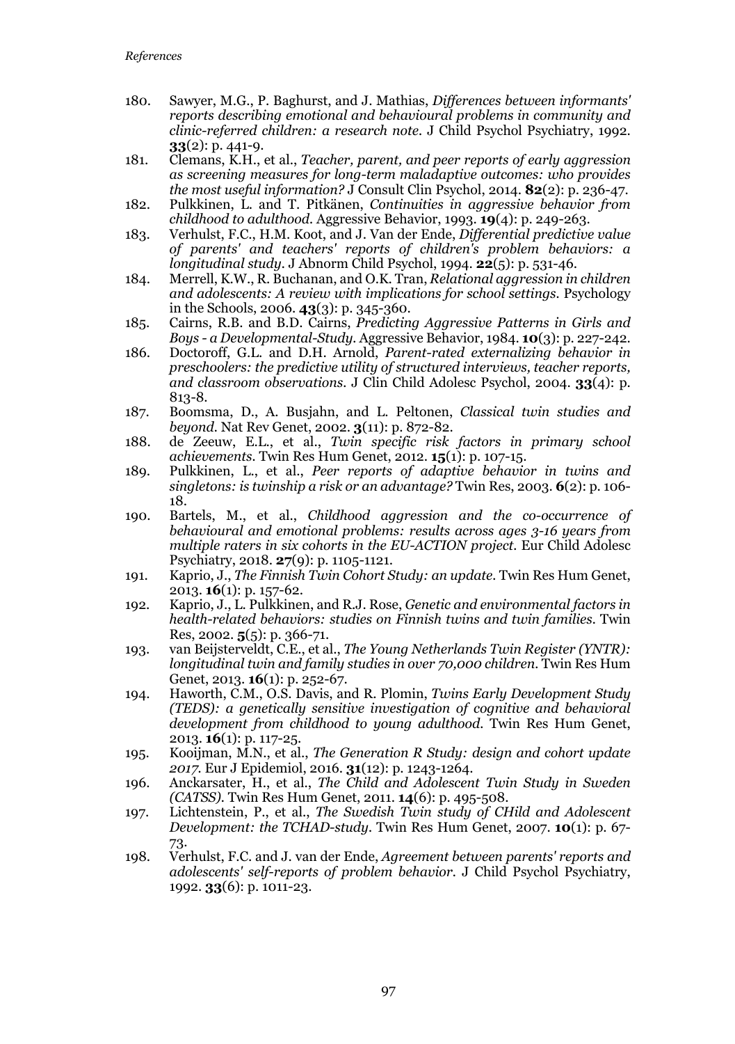180. Sawyer, M.G., P. Baghurst, and J. Mathias, *Differences between informants' reports describing emotional and behavioural problems in community and clinic-referred children: a research note.* J Child Psychol Psychiatry, 1992. **33**(2): p. 441-9.
181. Clemans, K.H., et al., *Teacher, parent, and peer reports of early aggression as screening measures for long-term maladaptive outcomes: who provides the most useful information?* J Consult Clin Psychol, 2014. **82**(2): p. 236-47.
182. Pulkkinen, L. and T. Pitkänen, *Continuities in aggressive behavior from childhood to adulthood.* Aggressive Behavior, 1993. **19**(4): p. 249-263.
183. Verhulst, F.C., H.M. Koot, and J. Van der Ende, *Differential predictive value of parents' and teachers' reports of children's problem behaviors: a longitudinal study.* J Abnorm Child Psychol, 1994. **22**(5): p. 531-46.
184. Merrell, K.W., R. Buchanan, and O.K. Tran, *Relational aggression in children and adolescents: A review with implications for school settings.* Psychology in the Schools, 2006. **43**(3): p. 345-360.
185. Cairns, R.B. and B.D. Cairns, *Predicting Aggressive Patterns in Girls and Boys - a Developmental-Study.* Aggressive Behavior, 1984. **10**(3): p. 227-242.
186. Doctoroff, G.L. and D.H. Arnold, *Parent-rated externalizing behavior in preschoolers: the predictive utility of structured interviews, teacher reports, and classroom observations.* J Clin Child Adolesc Psychol, 2004. **33**(4): p. 813-8.
187. Boomsma, D., A. Busjahn, and L. Peltonen, *Classical twin studies and beyond.* Nat Rev Genet, 2002. **3**(11): p. 872-82.
188. de Zeeuw, E.L., et al., *Twin specific risk factors in primary school achievements.* Twin Res Hum Genet, 2012. **15**(1): p. 107-15.
189. Pulkkinen, L., et al., *Peer reports of adaptive behavior in twins and singletons: is twinship a risk or an advantage?* Twin Res, 2003. **6**(2): p. 106-18.
190. Bartels, M., et al., *Childhood aggression and the co-occurrence of behavioural and emotional problems: results across ages 3-16 years from multiple raters in six cohorts in the EU-ACTION project.* Eur Child Adolesc Psychiatry, 2018. **27**(9): p. 1105-1121.
191. Kaprio, J., *The Finnish Twin Cohort Study: an update.* Twin Res Hum Genet, 2013. **16**(1): p. 157-62.
192. Kaprio, J., L. Pulkkinen, and R.J. Rose, *Genetic and environmental factors in health-related behaviors: studies on Finnish twins and twin families.* Twin Res, 2002. **5**(5): p. 366-71.
193. van Beijsterveldt, C.E., et al., *The Young Netherlands Twin Register (YNTR): longitudinal twin and family studies in over 70,000 children.* Twin Res Hum Genet, 2013. **16**(1): p. 252-67.
194. Haworth, C.M., O.S. Davis, and R. Plomin, *Twins Early Development Study (TEDS): a genetically sensitive investigation of cognitive and behavioral development from childhood to young adulthood.* Twin Res Hum Genet, 2013. **16**(1): p. 117-25.
195. Kooijman, M.N., et al., *The Generation R Study: design and cohort update 2017.* Eur J Epidemiol, 2016. **31**(12): p. 1243-1264.
196. Anckarsater, H., et al., *The Child and Adolescent Twin Study in Sweden (CATSS).* Twin Res Hum Genet, 2011. **14**(6): p. 495-508.
197. Lichtenstein, P., et al., *The Swedish Twin study of CHild and Adolescent Development: the TCHAD-study.* Twin Res Hum Genet, 2007. **10**(1): p. 67-73.
198. Verhulst, F.C. and J. van der Ende, *Agreement between parents' reports and adolescents' self-reports of problem behavior.* J Child Psychol Psychiatry, 1992. **33**(6): p. 1011-23.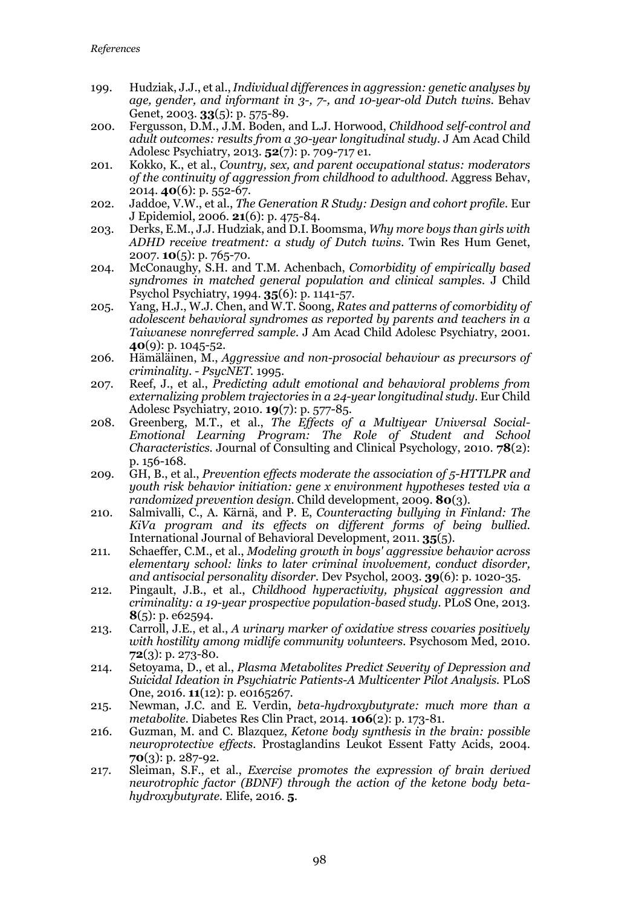199. Hudziak, J.J., et al., *Individual differences in aggression: genetic analyses by age, gender, and informant in 3-, 7-, and 10-year-old Dutch twins*. Behav Genet, 2003. **33**(5): p. 575-89.
200. Fergusson, D.M., J.M. Boden, and L.J. Horwood, *Childhood self-control and adult outcomes: results from a 30-year longitudinal study*. J Am Acad Child Adolesc Psychiatry, 2013. **52**(7): p. 709-717 e1.
201. Kokko, K., et al., *Country, sex, and parent occupational status: moderators of the continuity of aggression from childhood to adulthood*. Aggress Behav, 2014. **40**(6): p. 552-67.
202. Jaddoe, V.W., et al., *The Generation R Study: Design and cohort profile*. Eur J Epidemiol, 2006. **21**(6): p. 475-84.
203. Derks, E.M., J.J. Hudziak, and D.I. Boomsma, *Why more boys than girls with ADHD receive treatment: a study of Dutch twins*. Twin Res Hum Genet, 2007. **10**(5): p. 765-70.
204. McConaughy, S.H. and T.M. Achenbach, *Comorbidity of empirically based syndromes in matched general population and clinical samples*. J Child Psychol Psychiatry, 1994. **35**(6): p. 1141-57.
205. Yang, H.J., W.J. Chen, and W.T. Soong, *Rates and patterns of comorbidity of adolescent behavioral syndromes as reported by parents and teachers in a Taiwanese nonreferred sample*. J Am Acad Child Adolesc Psychiatry, 2001. **40**(9): p. 1045-52.
206. Hämäläinen, M., *Aggressive and non-prosocial behaviour as precursors of criminality. - PsycNET*. 1995.
207. Reef, J., et al., *Predicting adult emotional and behavioral problems from externalizing problem trajectories in a 24-year longitudinal study*. Eur Child Adolesc Psychiatry, 2010. **19**(7): p. 577-85.
208. Greenberg, M.T., et al., *The Effects of a Multiyear Universal Social-Emotional Learning Program: The Role of Student and School Characteristics*. Journal of Consulting and Clinical Psychology, 2010. **78**(2): p. 156-168.
209. GH, B., et al., *Prevention effects moderate the association of 5-HTTLPR and youth risk behavior initiation: gene x environment hypotheses tested via a randomized prevention design*. Child development, 2009. **80**(3).
210. Salmivalli, C., A. Kärnä, and P. E, *Counteracting bullying in Finland: The KiVa program and its effects on different forms of being bullied*. International Journal of Behavioral Development, 2011. **35**(5).
211. Schaeffer, C.M., et al., *Modeling growth in boys' aggressive behavior across elementary school: links to later criminal involvement, conduct disorder, and antisocial personality disorder*. Dev Psychol, 2003. **39**(6): p. 1020-35.
212. Pingault, J.B., et al., *Childhood hyperactivity, physical aggression and criminality: a 19-year prospective population-based study*. PLoS One, 2013. **8**(5): p. e62594.
213. Carroll, J.E., et al., *A urinary marker of oxidative stress covaries positively with hostility among midlife community volunteers*. Psychosom Med, 2010. **72**(3): p. 273-80.
214. Setoyama, D., et al., *Plasma Metabolites Predict Severity of Depression and Suicidal Ideation in Psychiatric Patients-A Multicenter Pilot Analysis*. PLoS One, 2016. **11**(12): p. e0165267.
215. Newman, J.C. and E. Verdin, *beta-hydroxybutyrate: much more than a metabolite*. Diabetes Res Clin Pract, 2014. **106**(2): p. 173-81.
216. Guzman, M. and C. Blazquez, *Ketone body synthesis in the brain: possible neuroprotective effects*. Prostaglandins Leukot Essent Fatty Acids, 2004. **70**(3): p. 287-92.
217. Sleiman, S.F., et al., *Exercise promotes the expression of brain derived neurotrophic factor (BDNF) through the action of the ketone body beta-hydroxybutyrate*. Elife, 2016. **5**.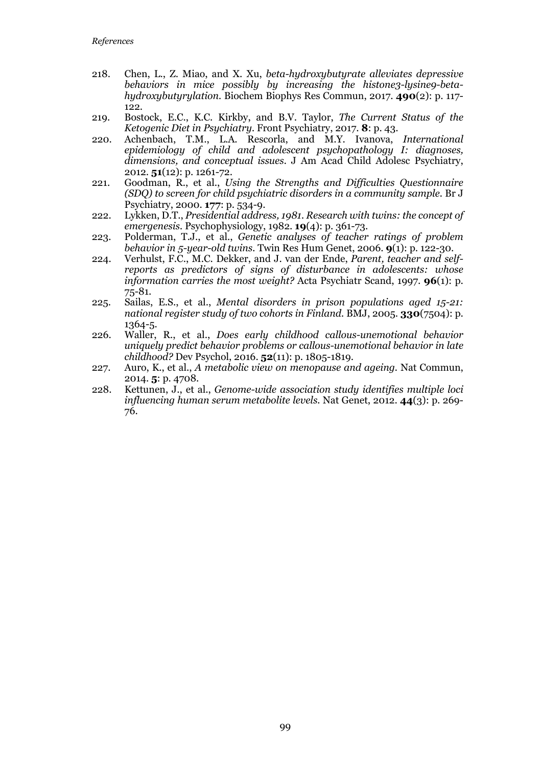218. Chen, L., Z. Miao, and X. Xu, *beta-hydroxybutyrate alleviates depressive behaviors in mice possibly by increasing the histone3-lysine9-beta-hydroxybutyrylation*. Biochem Biophys Res Commun, 2017. **490**(2): p. 117-122.
219. Bostock, E.C., K.C. Kirkby, and B.V. Taylor, *The Current Status of the Ketogenic Diet in Psychiatry*. Front Psychiatry, 2017. **8**: p. 43.
220. Achenbach, T.M., L.A. Rescorla, and M.Y. Ivanova, *International epidemiology of child and adolescent psychopathology I: diagnoses, dimensions, and conceptual issues*. J Am Acad Child Adolesc Psychiatry, 2012. **51**(12): p. 1261-72.
221. Goodman, R., et al., *Using the Strengths and Difficulties Questionnaire (SDQ) to screen for child psychiatric disorders in a community sample*. Br J Psychiatry, 2000. **177**: p. 534-9.
222. Lykken, D.T., *Presidential address, 1981. Research with twins: the concept of emergenesis*. Psychophysiology, 1982. **19**(4): p. 361-73.
223. Polderman, T.J., et al., *Genetic analyses of teacher ratings of problem behavior in 5-year-old twins*. Twin Res Hum Genet, 2006. **9**(1): p. 122-30.
224. Verhulst, F.C., M.C. Dekker, and J. van der Ende, *Parent, teacher and self-reports as predictors of signs of disturbance in adolescents: whose information carries the most weight?* Acta Psychiatr Scand, 1997. **96**(1): p. 75-81.
225. Sailas, E.S., et al., *Mental disorders in prison populations aged 15-21: national register study of two cohorts in Finland*. BMJ, 2005. **330**(7504): p. 1364-5.
226. Waller, R., et al., *Does early childhood callous-unemotional behavior uniquely predict behavior problems or callous-unemotional behavior in late childhood?* Dev Psychol, 2016. **52**(11): p. 1805-1819.
227. Auro, K., et al., *A metabolic view on menopause and ageing*. Nat Commun, 2014. **5**: p. 4708.
228. Kettunen, J., et al., *Genome-wide association study identifies multiple loci influencing human serum metabolite levels*. Nat Genet, 2012. **44**(3): p. 269-76.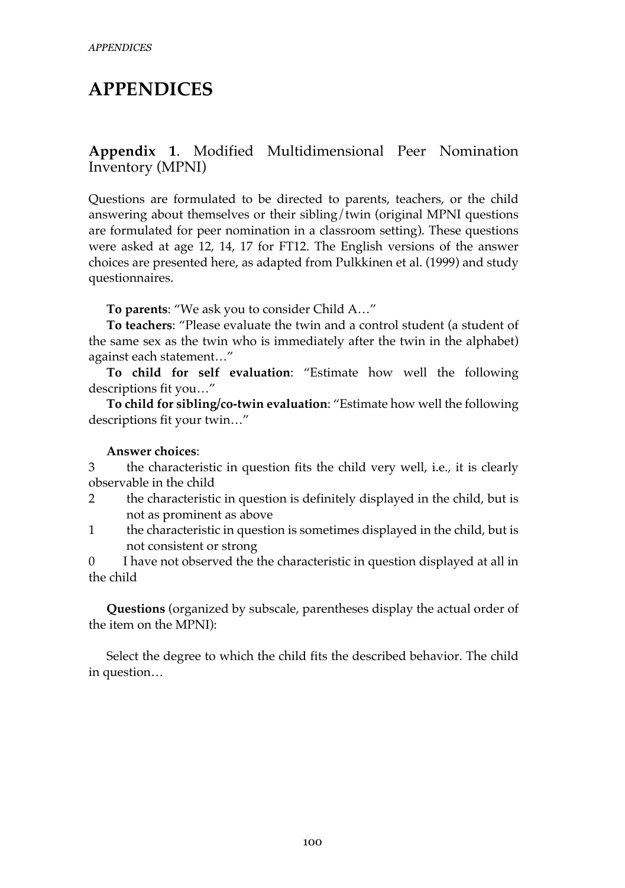# APPENDICES

## **Appendix 1**. Modified Multidimensional Peer Nomination Inventory (MPNI)

Questions are formulated to be directed to parents, teachers, or the child answering about themselves or their sibling/twin (original MPNI questions are formulated for peer nomination in a classroom setting). These questions were asked at age 12, 14, 17 for FT12. The English versions of the answer choices are presented here, as adapted from Pulkkinen et al. (1999) and study questionnaires.

**To parents**: "We ask you to consider Child A…"

**To teachers**: "Please evaluate the twin and a control student (a student of the same sex as the twin who is immediately after the twin in the alphabet) against each statement…"

**To child for self evaluation**: "Estimate how well the following descriptions fit you…"

**To child for sibling/co-twin evaluation**: "Estimate how well the following descriptions fit your twin…"

**Answer choices**:

3 the characteristic in question fits the child very well, i.e., it is clearly observable in the child

2 the characteristic in question is definitely displayed in the child, but is not as prominent as above

1 the characteristic in question is sometimes displayed in the child, but is not consistent or strong

0 I have not observed the the characteristic in question displayed at all in the child

**Questions** (organized by subscale, parentheses display the actual order of the item on the MPNI):

Select the degree to which the child fits the described behavior. The child in question…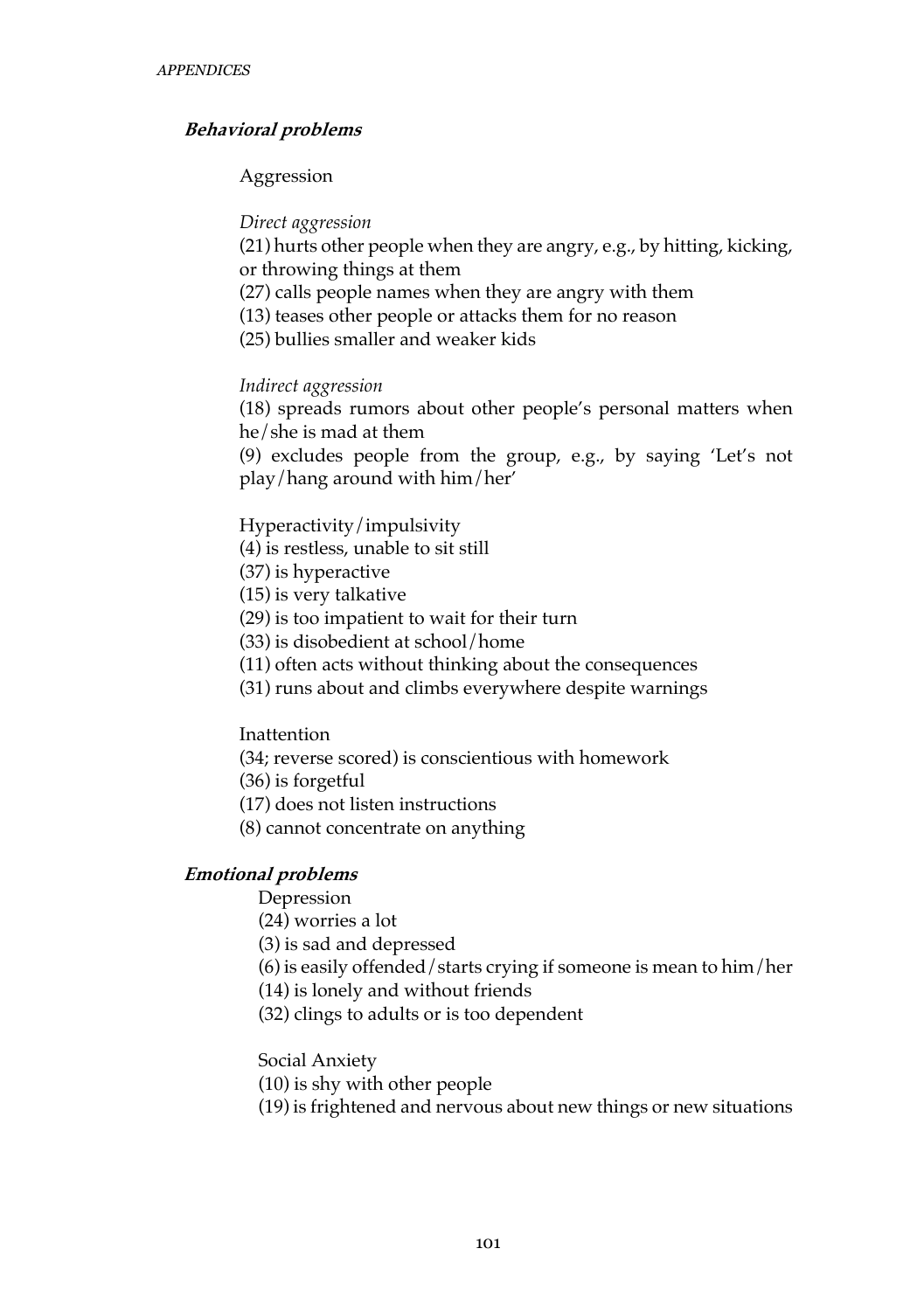***Behavioral problems***

Aggression

*Direct aggression*

(21) hurts other people when they are angry, e.g., by hitting, kicking, or throwing things at them
(27) calls people names when they are angry with them
(13) teases other people or attacks them for no reason
(25) bullies smaller and weaker kids

*Indirect aggression*

(18) spreads rumors about other people's personal matters when he/she is mad at them
(9) excludes people from the group, e.g., by saying 'Let's not play/hang around with him/her'

Hyperactivity/impulsivity
(4) is restless, unable to sit still
(37) is hyperactive
(15) is very talkative
(29) is too impatient to wait for their turn
(33) is disobedient at school/home
(11) often acts without thinking about the consequences
(31) runs about and climbs everywhere despite warnings

Inattention
(34; reverse scored) is conscientious with homework
(36) is forgetful
(17) does not listen instructions
(8) cannot concentrate on anything

***Emotional problems***

Depression
(24) worries a lot
(3) is sad and depressed
(6) is easily offended/starts crying if someone is mean to him/her
(14) is lonely and without friends
(32) clings to adults or is too dependent

Social Anxiety
(10) is shy with other people
(19) is frightened and nervous about new things or new situations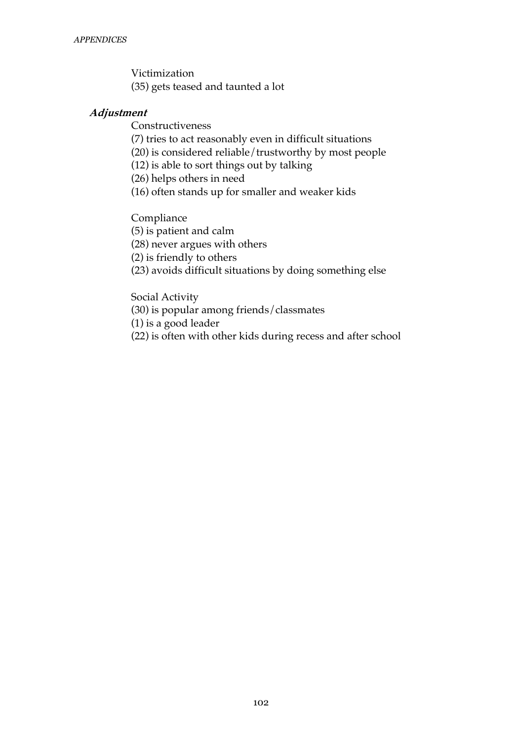Victimization

(35) gets teased and taunted a lot

***Adjustment***

Constructiveness

(7) tries to act reasonably even in difficult situations
(20) is considered reliable/trustworthy by most people
(12) is able to sort things out by talking
(26) helps others in need
(16) often stands up for smaller and weaker kids

Compliance

(5) is patient and calm
(28) never argues with others
(2) is friendly to others
(23) avoids difficult situations by doing something else

Social Activity

(30) is popular among friends/classmates
(1) is a good leader
(22) is often with other kids during recess and after school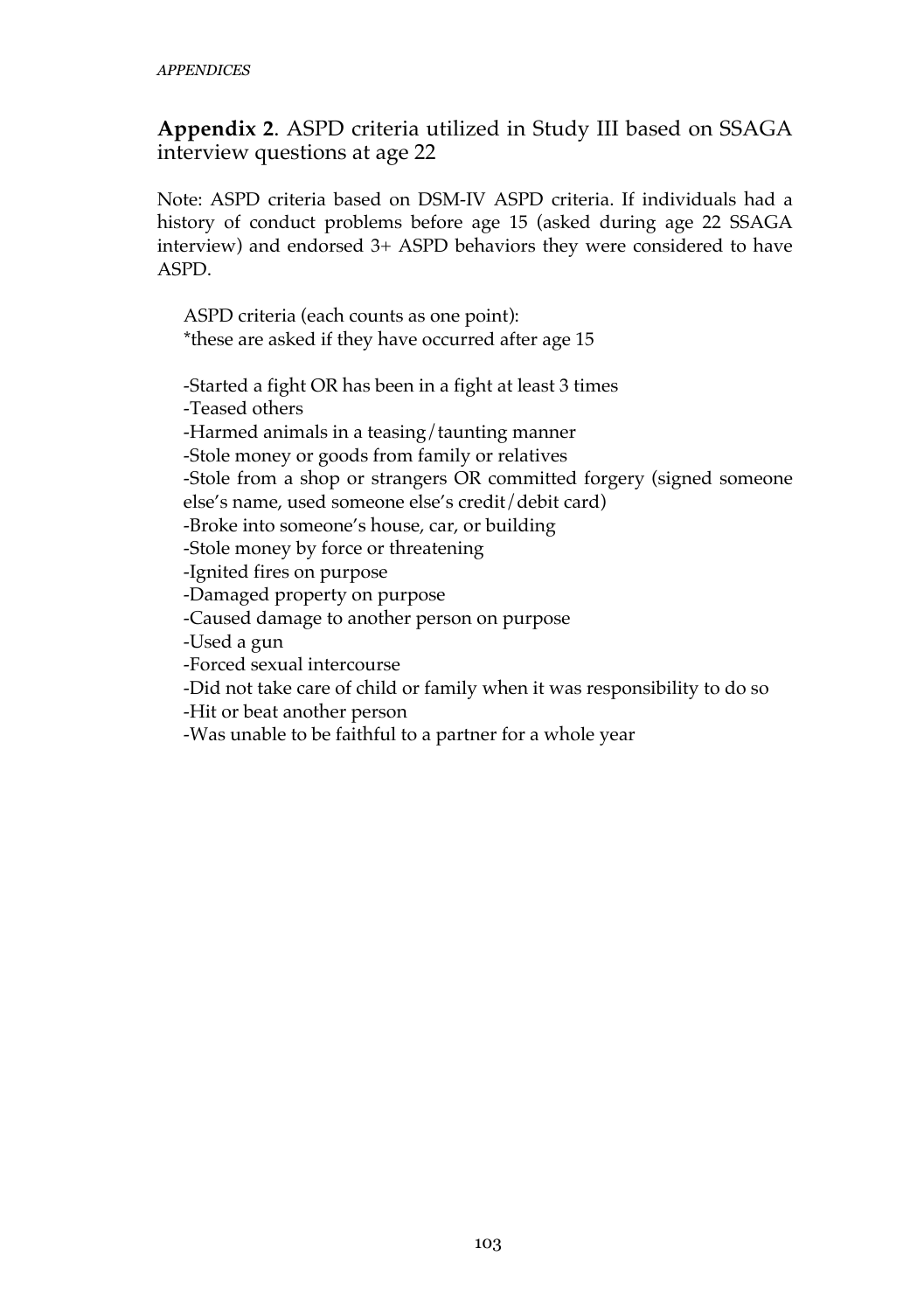**Appendix 2**. ASPD criteria utilized in Study III based on SSAGA interview questions at age 22

Note: ASPD criteria based on DSM-IV ASPD criteria. If individuals had a history of conduct problems before age 15 (asked during age 22 SSAGA interview) and endorsed 3+ ASPD behaviors they were considered to have ASPD.

ASPD criteria (each counts as one point):
*these are asked if they have occurred after age 15

- Started a fight OR has been in a fight at least 3 times
- Teased others
- Harmed animals in a teasing/taunting manner
- Stole money or goods from family or relatives
- Stole from a shop or strangers OR committed forgery (signed someone else's name, used someone else's credit/debit card)
- Broke into someone's house, car, or building
- Stole money by force or threatening
- Ignited fires on purpose
- Damaged property on purpose
- Caused damage to another person on purpose
- Used a gun
- Forced sexual intercourse
- Did not take care of child or family when it was responsibility to do so
- Hit or beat another person
- Was unable to be faithful to a partner for a whole year